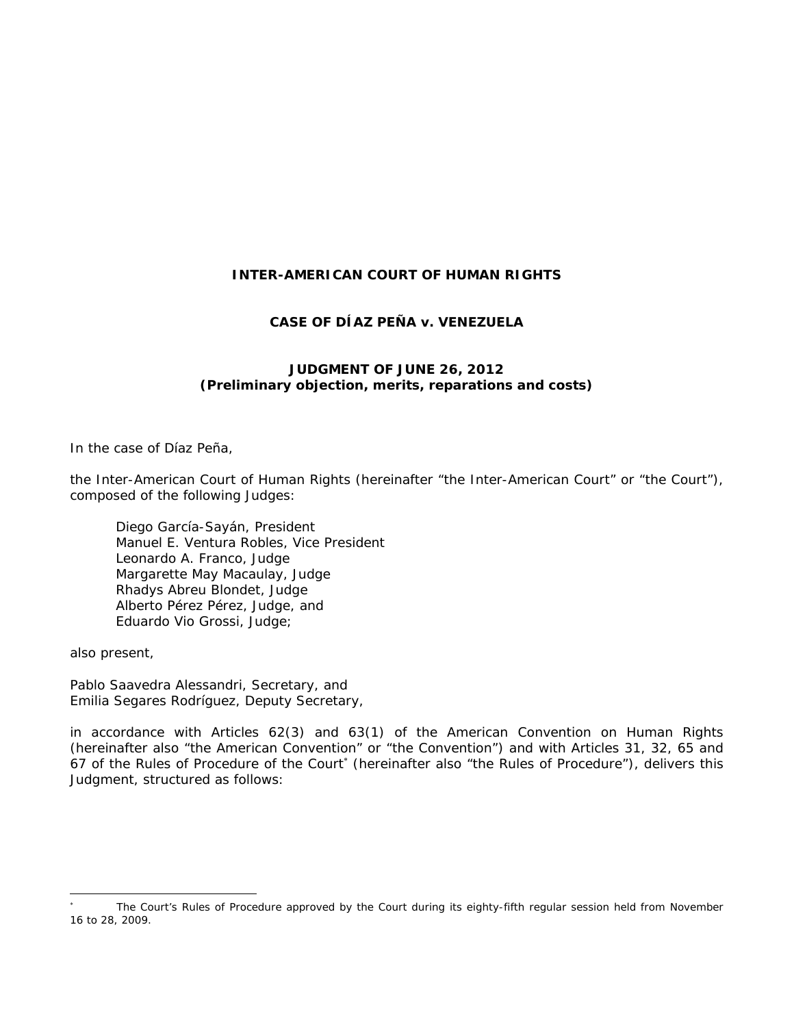**INTER-AMERICAN COURT OF HUMAN RIGHTS**

**CASE OF DÍAZ PEÑA v. VENEZUELA**

**JUDGMENT OF JUNE 26, 2012**
**(Preliminary objection, merits, reparations and costs)**

In the case of Díaz Peña,

the Inter-American Court of Human Rights (hereinafter "the Inter-American Court" or "the Court"), composed of the following Judges:

Diego García-Sayán, President
Manuel E. Ventura Robles, Vice President
Leonardo A. Franco, Judge
Margarette May Macaulay, Judge
Rhadys Abreu Blondet, Judge
Alberto Pérez Pérez, Judge, and
Eduardo Vio Grossi, Judge;

also present,

Pablo Saavedra Alessandri, Secretary, and
Emilia Segares Rodríguez, Deputy Secretary,

in accordance with Articles 62(3) and 63(1) of the American Convention on Human Rights (hereinafter also "the American Convention" or "the Convention") and with Articles 31, 32, 65 and 67 of the Rules of Procedure of the Court[*] (hereinafter also "the Rules of Procedure"), delivers this Judgment, structured as follows:

---

[*] The Court's Rules of Procedure approved by the Court during its eighty-fifth regular session held from November 16 to 28, 2009.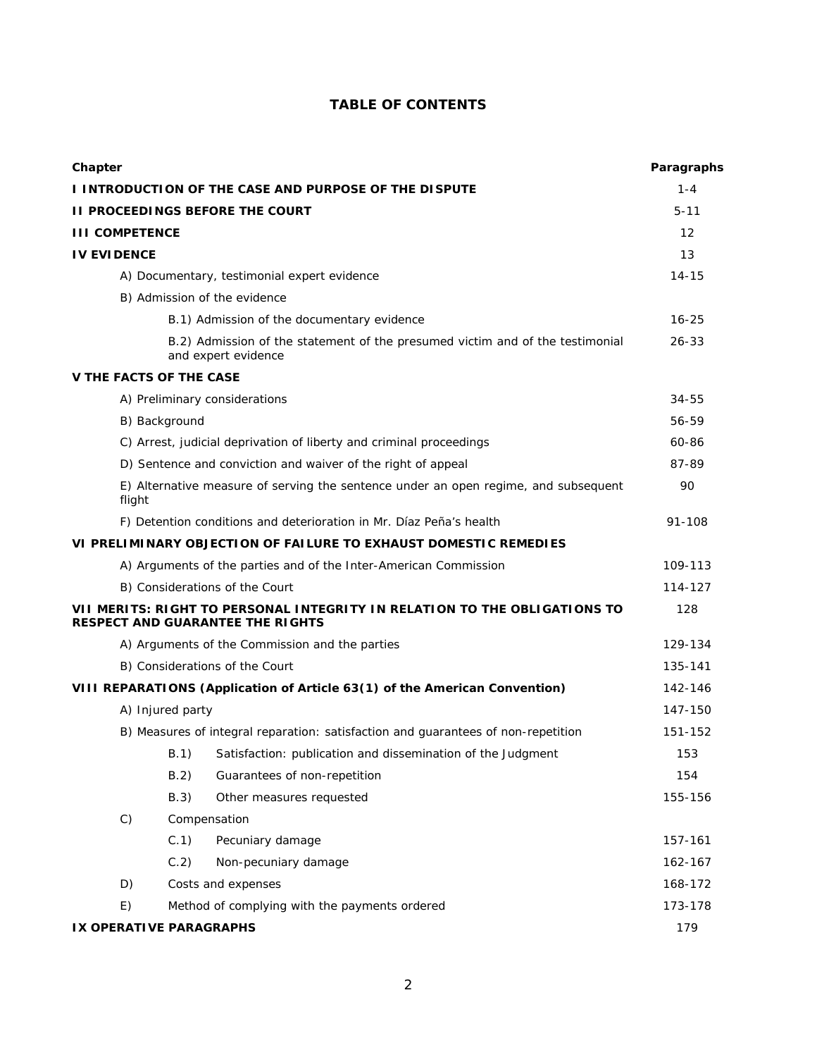## TABLE OF CONTENTS

| Chapter | Paragraphs |
|---|---|
| **I INTRODUCTION OF THE CASE AND PURPOSE OF THE DISPUTE** | 1-4 |
| **II PROCEEDINGS BEFORE THE COURT** | 5-11 |
| **III COMPETENCE** | 12 |
| **IV EVIDENCE** | 13 |
| A) Documentary, testimonial expert evidence | 14-15 |
| B) Admission of the evidence | |
| B.1) Admission of the documentary evidence | 16-25 |
| B.2) Admission of the statement of the presumed victim and of the testimonial and expert evidence | 26-33 |
| **V THE FACTS OF THE CASE** | |
| A) Preliminary considerations | 34-55 |
| B) Background | 56-59 |
| C) Arrest, judicial deprivation of liberty and criminal proceedings | 60-86 |
| D) Sentence and conviction and waiver of the right of appeal | 87-89 |
| E) Alternative measure of serving the sentence under an open regime, and subsequent flight | 90 |
| F) Detention conditions and deterioration in Mr. Díaz Peña's health | 91-108 |
| **VI PRELIMINARY OBJECTION OF FAILURE TO EXHAUST DOMESTIC REMEDIES** | |
| A) Arguments of the parties and of the Inter-American Commission | 109-113 |
| B) Considerations of the Court | 114-127 |
| **VII MERITS: RIGHT TO PERSONAL INTEGRITY IN RELATION TO THE OBLIGATIONS TO RESPECT AND GUARANTEE THE RIGHTS** | 128 |
| A) Arguments of the Commission and the parties | 129-134 |
| B) Considerations of the Court | 135-141 |
| **VIII REPARATIONS (Application of Article 63(1) of the American Convention)** | 142-146 |
| A) Injured party | 147-150 |
| B) Measures of integral reparation: satisfaction and guarantees of non-repetition | 151-152 |
| B.1) Satisfaction: publication and dissemination of the Judgment | 153 |
| B.2) Guarantees of non-repetition | 154 |
| B.3) Other measures requested | 155-156 |
| C) Compensation | |
| C.1) Pecuniary damage | 157-161 |
| C.2) Non-pecuniary damage | 162-167 |
| D) Costs and expenses | 168-172 |
| E) Method of complying with the payments ordered | 173-178 |
| **IX OPERATIVE PARAGRAPHS** | 179 |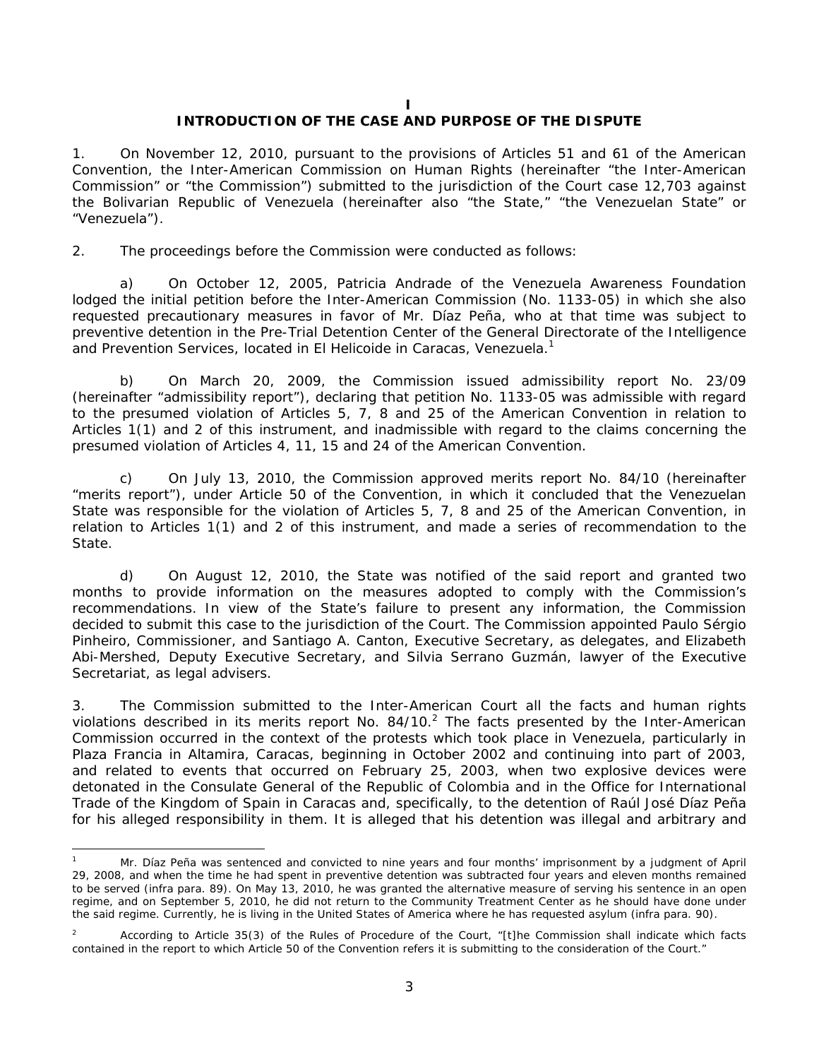# I

## INTRODUCTION OF THE CASE AND PURPOSE OF THE DISPUTE

1. On November 12, 2010, pursuant to the provisions of Articles 51 and 61 of the American Convention, the Inter-American Commission on Human Rights (hereinafter "the Inter-American Commission" or "the Commission") submitted to the jurisdiction of the Court case 12,703 against the Bolivarian Republic of Venezuela (hereinafter also "the State," "the Venezuelan State" or "Venezuela").

2. The proceedings before the Commission were conducted as follows:

a) On October 12, 2005, Patricia Andrade of the Venezuela Awareness Foundation lodged the initial petition before the Inter-American Commission (No. 1133-05) in which she also requested precautionary measures in favor of Mr. Díaz Peña, who at that time was subject to preventive detention in the Pre-Trial Detention Center of the General Directorate of the Intelligence and Prevention Services, located in El Helicoide in Caracas, Venezuela.[1]

b) On March 20, 2009, the Commission issued admissibility report No. 23/09 (hereinafter "admissibility report"), declaring that petition No. 1133-05 was admissible with regard to the presumed violation of Articles 5, 7, 8 and 25 of the American Convention in relation to Articles 1(1) and 2 of this instrument, and inadmissible with regard to the claims concerning the presumed violation of Articles 4, 11, 15 and 24 of the American Convention.

c) On July 13, 2010, the Commission approved merits report No. 84/10 (hereinafter "merits report"), under Article 50 of the Convention, in which it concluded that the Venezuelan State was responsible for the violation of Articles 5, 7, 8 and 25 of the American Convention, in relation to Articles 1(1) and 2 of this instrument, and made a series of recommendation to the State.

d) On August 12, 2010, the State was notified of the said report and granted two months to provide information on the measures adopted to comply with the Commission's recommendations. In view of the State's failure to present any information, the Commission decided to submit this case to the jurisdiction of the Court. The Commission appointed Paulo Sérgio Pinheiro, Commissioner, and Santiago A. Canton, Executive Secretary, as delegates, and Elizabeth Abi-Mershed, Deputy Executive Secretary, and Silvia Serrano Guzmán, lawyer of the Executive Secretariat, as legal advisers.

3. The Commission submitted to the Inter-American Court all the facts and human rights violations described in its merits report No. 84/10.[2] The facts presented by the Inter-American Commission occurred in the context of the protests which took place in Venezuela, particularly in Plaza Francia in Altamira, Caracas, beginning in October 2002 and continuing into part of 2003, and related to events that occurred on February 25, 2003, when two explosive devices were detonated in the Consulate General of the Republic of Colombia and in the Office for International Trade of the Kingdom of Spain in Caracas and, specifically, to the detention of Raúl José Díaz Peña for his alleged responsibility in them. It is alleged that his detention was illegal and arbitrary and

---

[1] Mr. Díaz Peña was sentenced and convicted to nine years and four months' imprisonment by a judgment of April 29, 2008, and when the time he had spent in preventive detention was subtracted four years and eleven months remained to be served (infra para. 89). On May 13, 2010, he was granted the alternative measure of serving his sentence in an open regime, and on September 5, 2010, he did not return to the Community Treatment Center as he should have done under the said regime. Currently, he is living in the United States of America where he has requested asylum (infra para. 90).

[2] According to Article 35(3) of the Rules of Procedure of the Court, "[t]he Commission shall indicate which facts contained in the report to which Article 50 of the Convention refers it is submitting to the consideration of the Court."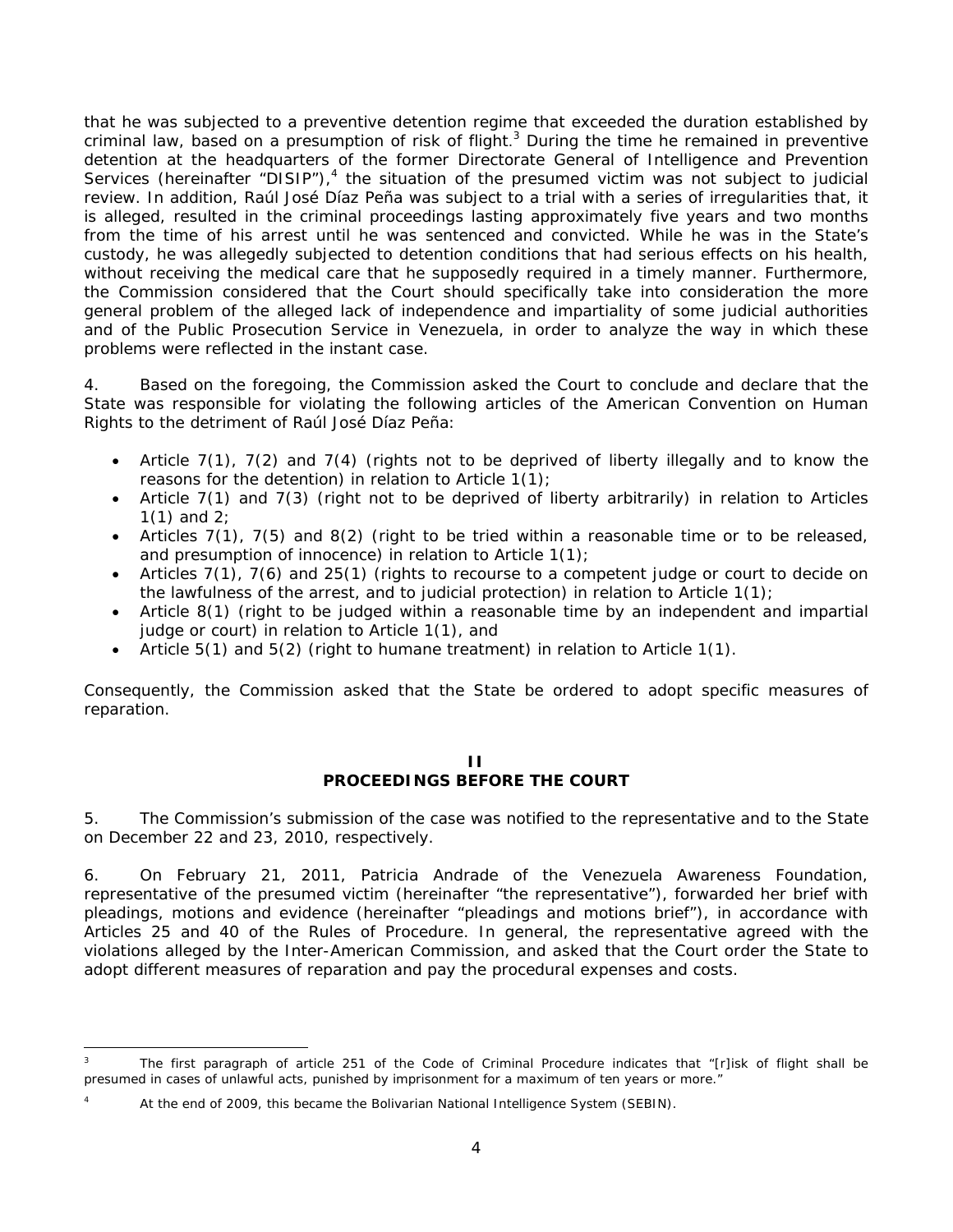that he was subjected to a preventive detention regime that exceeded the duration established by criminal law, based on a presumption of risk of flight.[3] During the time he remained in preventive detention at the headquarters of the former Directorate General of Intelligence and Prevention Services (hereinafter "DISIP"),[4] the situation of the presumed victim was not subject to judicial review. In addition, Raúl José Díaz Peña was subject to a trial with a series of irregularities that, it is alleged, resulted in the criminal proceedings lasting approximately five years and two months from the time of his arrest until he was sentenced and convicted. While he was in the State's custody, he was allegedly subjected to detention conditions that had serious effects on his health, without receiving the medical care that he supposedly required in a timely manner. Furthermore, the Commission considered that the Court should specifically take into consideration the more general problem of the alleged lack of independence and impartiality of some judicial authorities and of the Public Prosecution Service in Venezuela, in order to analyze the way in which these problems were reflected in the instant case.

4. Based on the foregoing, the Commission asked the Court to conclude and declare that the State was responsible for violating the following articles of the American Convention on Human Rights to the detriment of Raúl José Díaz Peña:

- Article 7(1), 7(2) and 7(4) (rights not to be deprived of liberty illegally and to know the reasons for the detention) in relation to Article 1(1);
- Article 7(1) and 7(3) (right not to be deprived of liberty arbitrarily) in relation to Articles 1(1) and 2;
- Articles 7(1), 7(5) and 8(2) (right to be tried within a reasonable time or to be released, and presumption of innocence) in relation to Article 1(1);
- Articles 7(1), 7(6) and 25(1) (rights to recourse to a competent judge or court to decide on the lawfulness of the arrest, and to judicial protection) in relation to Article 1(1);
- Article 8(1) (right to be judged within a reasonable time by an independent and impartial judge or court) in relation to Article 1(1), and
- Article 5(1) and 5(2) (right to humane treatment) in relation to Article 1(1).

Consequently, the Commission asked that the State be ordered to adopt specific measures of reparation.

## II
## PROCEEDINGS BEFORE THE COURT

5. The Commission's submission of the case was notified to the representative and to the State on December 22 and 23, 2010, respectively.

6. On February 21, 2011, Patricia Andrade of the Venezuela Awareness Foundation, representative of the presumed victim (hereinafter "the representative"), forwarded her brief with pleadings, motions and evidence (hereinafter "pleadings and motions brief"), in accordance with Articles 25 and 40 of the Rules of Procedure. In general, the representative agreed with the violations alleged by the Inter-American Commission, and asked that the Court order the State to adopt different measures of reparation and pay the procedural expenses and costs.

---

[3] The first paragraph of article 251 of the Code of Criminal Procedure indicates that "[r]isk of flight shall be presumed in cases of unlawful acts, punished by imprisonment for a maximum of ten years or more."

[4] At the end of 2009, this became the Bolivarian National Intelligence System (SEBIN).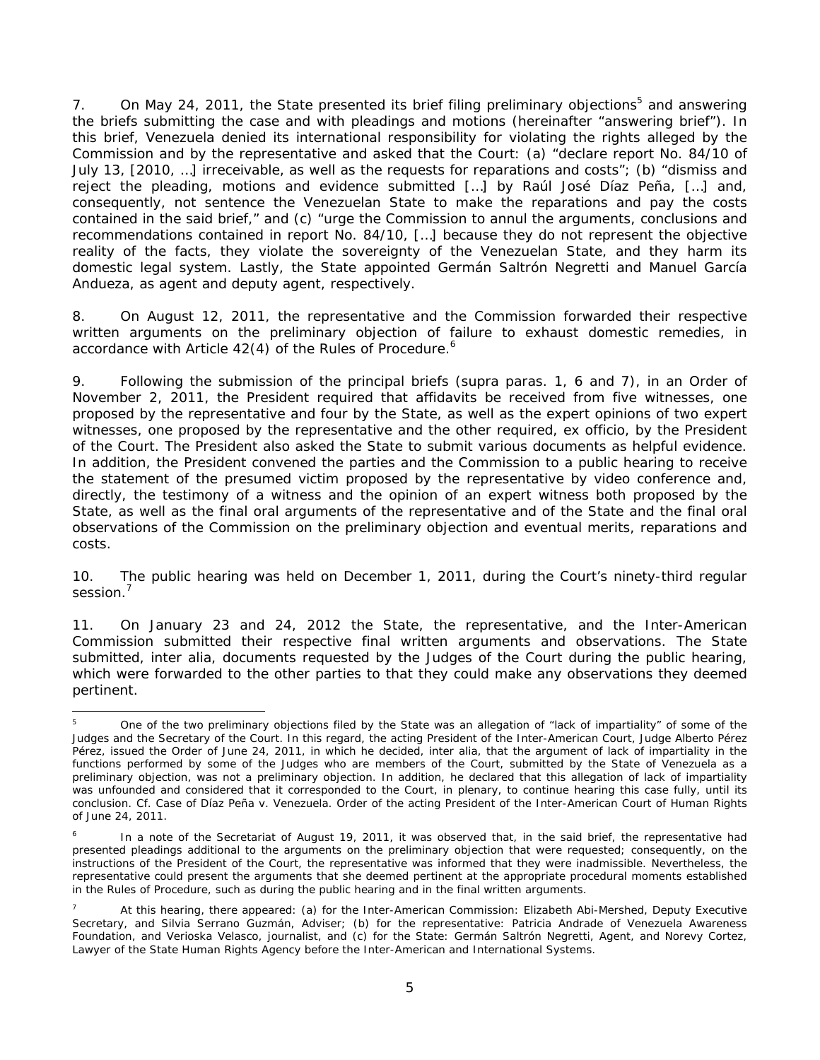7. On May 24, 2011, the State presented its brief filing preliminary objections[5] and answering the briefs submitting the case and with pleadings and motions (hereinafter "answering brief"). In this brief, Venezuela denied its international responsibility for violating the rights alleged by the Commission and by the representative and asked that the Court: (a) "declare report No. 84/10 of July 13, [2010, …] irreceivable, as well as the requests for reparations and costs"; (b) "dismiss and reject the pleading, motions and evidence submitted […] by Raúl José Díaz Peña, […] and, consequently, not sentence the Venezuelan State to make the reparations and pay the costs contained in the said brief," and (c) "urge the Commission to annul the arguments, conclusions and recommendations contained in report No. 84/10, […] because they do not represent the objective reality of the facts, they violate the sovereignty of the Venezuelan State, and they harm its domestic legal system. Lastly, the State appointed Germán Saltrón Negretti and Manuel García Andueza, as agent and deputy agent, respectively.

8. On August 12, 2011, the representative and the Commission forwarded their respective written arguments on the preliminary objection of failure to exhaust domestic remedies, in accordance with Article 42(4) of the Rules of Procedure.[6]

9. Following the submission of the principal briefs (supra paras. 1, 6 and 7), in an Order of November 2, 2011, the President required that affidavits be received from five witnesses, one proposed by the representative and four by the State, as well as the expert opinions of two expert witnesses, one proposed by the representative and the other required, ex officio, by the President of the Court. The President also asked the State to submit various documents as helpful evidence. In addition, the President convened the parties and the Commission to a public hearing to receive the statement of the presumed victim proposed by the representative by video conference and, directly, the testimony of a witness and the opinion of an expert witness both proposed by the State, as well as the final oral arguments of the representative and of the State and the final oral observations of the Commission on the preliminary objection and eventual merits, reparations and costs.

10. The public hearing was held on December 1, 2011, during the Court's ninety-third regular session.[7]

11. On January 23 and 24, 2012 the State, the representative, and the Inter-American Commission submitted their respective final written arguments and observations. The State submitted, inter alia, documents requested by the Judges of the Court during the public hearing, which were forwarded to the other parties to that they could make any observations they deemed pertinent.

---

[5] One of the two preliminary objections filed by the State was an allegation of "lack of impartiality" of some of the Judges and the Secretary of the Court. In this regard, the acting President of the Inter-American Court, Judge Alberto Pérez Pérez, issued the Order of June 24, 2011, in which he decided, inter alia, that the argument of lack of impartiality in the functions performed by some of the Judges who are members of the Court, submitted by the State of Venezuela as a preliminary objection, was not a preliminary objection. In addition, he declared that this allegation of lack of impartiality was unfounded and considered that it corresponded to the Court, in plenary, to continue hearing this case fully, until its conclusion. Cf. Case of Díaz Peña v. Venezuela. Order of the acting President of the Inter-American Court of Human Rights of June 24, 2011.

[6] In a note of the Secretariat of August 19, 2011, it was observed that, in the said brief, the representative had presented pleadings additional to the arguments on the preliminary objection that were requested; consequently, on the instructions of the President of the Court, the representative was informed that they were inadmissible. Nevertheless, the representative could present the arguments that she deemed pertinent at the appropriate procedural moments established in the Rules of Procedure, such as during the public hearing and in the final written arguments.

[7] At this hearing, there appeared: (a) for the Inter-American Commission: Elizabeth Abi-Mershed, Deputy Executive Secretary, and Silvia Serrano Guzmán, Adviser; (b) for the representative: Patricia Andrade of Venezuela Awareness Foundation, and Verioska Velasco, journalist, and (c) for the State: Germán Saltrón Negretti, Agent, and Norevy Cortez, Lawyer of the State Human Rights Agency before the Inter-American and International Systems.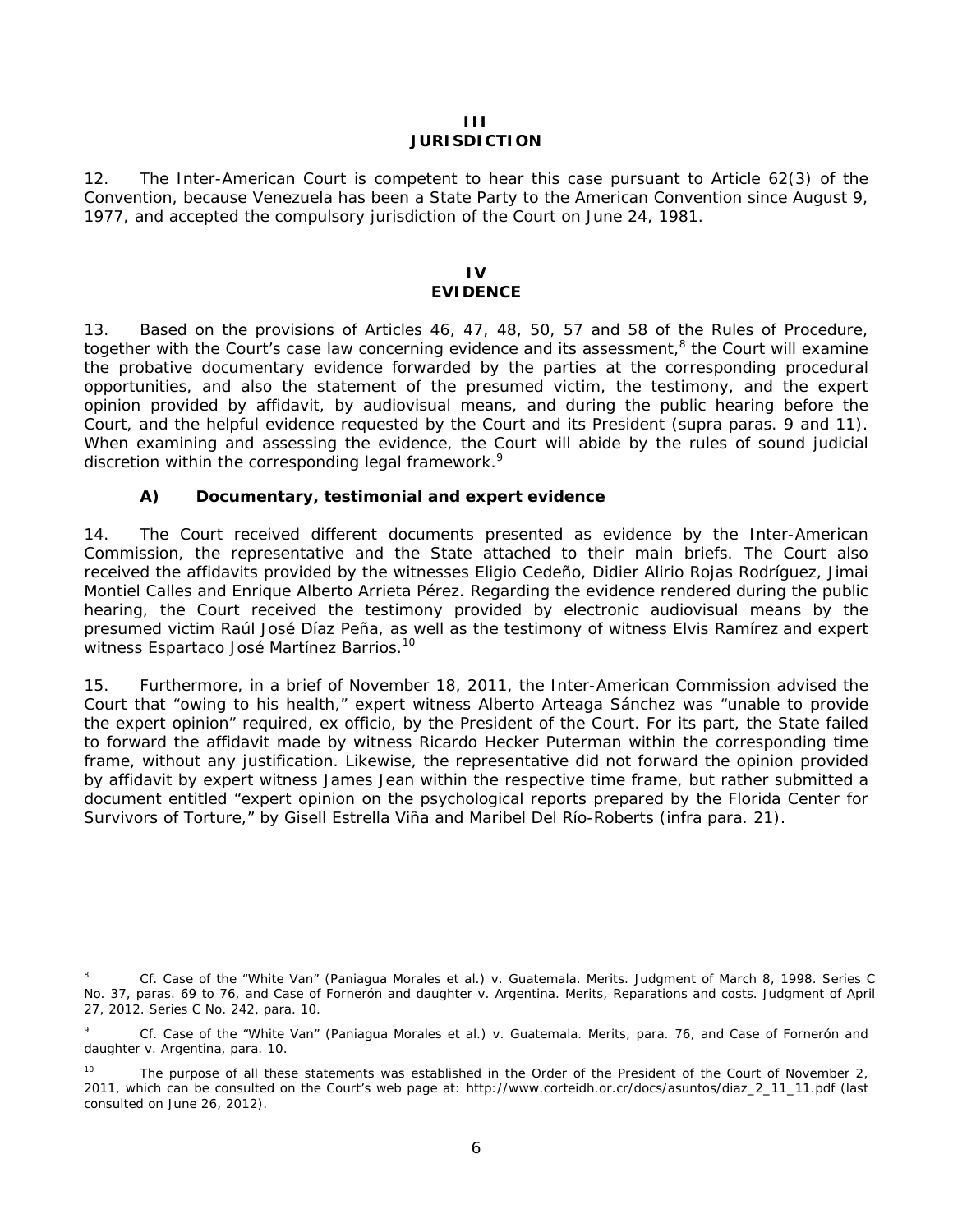# III
# JURISDICTION

12. The Inter-American Court is competent to hear this case pursuant to Article 62(3) of the Convention, because Venezuela has been a State Party to the American Convention since August 9, 1977, and accepted the compulsory jurisdiction of the Court on June 24, 1981.

# IV
# EVIDENCE

13. Based on the provisions of Articles 46, 47, 48, 50, 57 and 58 of the Rules of Procedure, together with the Court's case law concerning evidence and its assessment,[8] the Court will examine the probative documentary evidence forwarded by the parties at the corresponding procedural opportunities, and also the statement of the presumed victim, the testimony, and the expert opinion provided by affidavit, by audiovisual means, and during the public hearing before the Court, and the helpful evidence requested by the Court and its President (supra paras. 9 and 11). When examining and assessing the evidence, the Court will abide by the rules of sound judicial discretion within the corresponding legal framework.[9]

## A) Documentary, testimonial and expert evidence

14. The Court received different documents presented as evidence by the Inter-American Commission, the representative and the State attached to their main briefs. The Court also received the affidavits provided by the witnesses Eligio Cedeño, Didier Alirio Rojas Rodríguez, Jimai Montiel Calles and Enrique Alberto Arrieta Pérez. Regarding the evidence rendered during the public hearing, the Court received the testimony provided by electronic audiovisual means by the presumed victim Raúl José Díaz Peña, as well as the testimony of witness Elvis Ramírez and expert witness Espartaco José Martínez Barrios.[10]

15. Furthermore, in a brief of November 18, 2011, the Inter-American Commission advised the Court that "owing to his health," expert witness Alberto Arteaga Sánchez was "unable to provide the expert opinion" required, ex officio, by the President of the Court. For its part, the State failed to forward the affidavit made by witness Ricardo Hecker Puterman within the corresponding time frame, without any justification. Likewise, the representative did not forward the opinion provided by affidavit by expert witness James Jean within the respective time frame, but rather submitted a document entitled "expert opinion on the psychological reports prepared by the Florida Center for Survivors of Torture," by Gisell Estrella Viña and Maribel Del Río-Roberts (infra para. 21).

---

[8] *Cf. Case of the "White Van" (Paniagua Morales et al.) v. Guatemala. Merits.* Judgment of March 8, 1998. Series C No. 37, paras. 69 to 76, and *Case of Fornerón and daughter v. Argentina. Merits, Reparations and costs.* Judgment of April 27, 2012. Series C No. 242, para. 10.

[9] *Cf. Case of the "White Van" (Paniagua Morales et al.) v. Guatemala. Merits,* para. 76, and *Case of Fornerón and daughter v. Argentina,* para. 10.

[10] The purpose of all these statements was established in the Order of the President of the Court of November 2, 2011, which can be consulted on the Court's web page at: http://www.corteidh.or.cr/docs/asuntos/diaz_2_11_11.pdf (last consulted on June 26, 2012).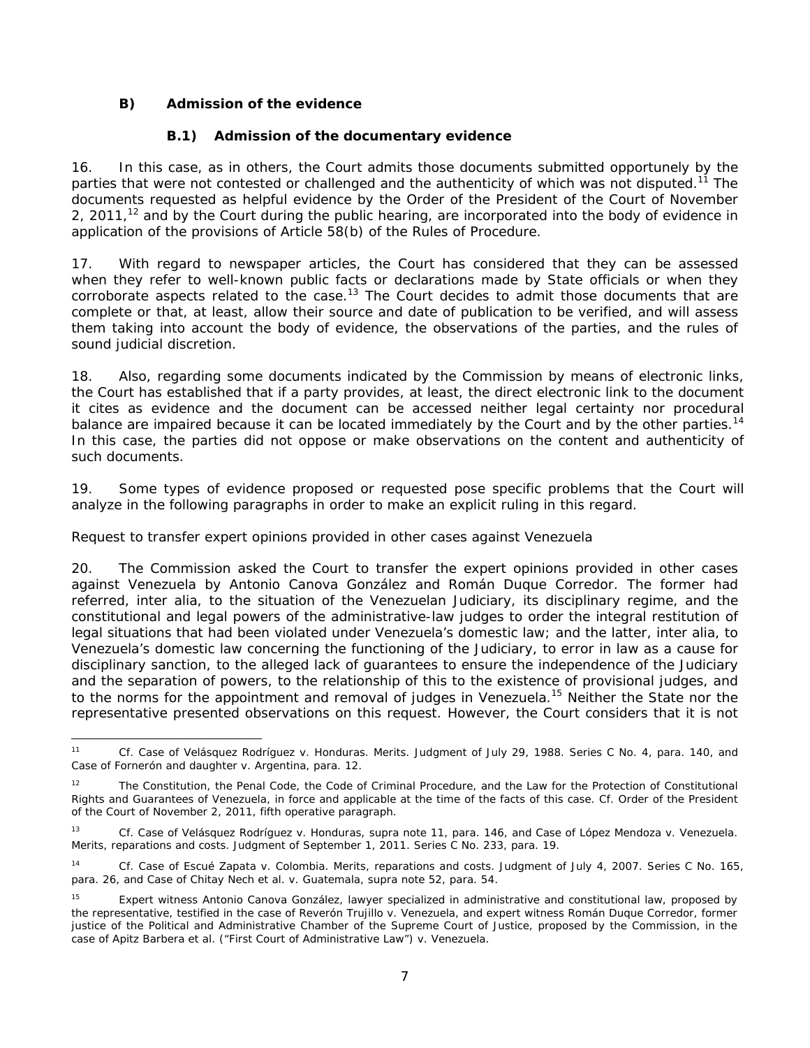### B) Admission of the evidence

#### B.1) Admission of the documentary evidence

16. In this case, as in others, the Court admits those documents submitted opportunely by the parties that were not contested or challenged and the authenticity of which was not disputed.[11] The documents requested as helpful evidence by the Order of the President of the Court of November 2, 2011,[12] and by the Court during the public hearing, are incorporated into the body of evidence in application of the provisions of Article 58(b) of the Rules of Procedure.

17. With regard to newspaper articles, the Court has considered that they can be assessed when they refer to well-known public facts or declarations made by State officials or when they corroborate aspects related to the case.[13] The Court decides to admit those documents that are complete or that, at least, allow their source and date of publication to be verified, and will assess them taking into account the body of evidence, the observations of the parties, and the rules of sound judicial discretion.

18. Also, regarding some documents indicated by the Commission by means of electronic links, the Court has established that if a party provides, at least, the direct electronic link to the document it cites as evidence and the document can be accessed neither legal certainty nor procedural balance are impaired because it can be located immediately by the Court and by the other parties.[14] In this case, the parties did not oppose or make observations on the content and authenticity of such documents.

19. Some types of evidence proposed or requested pose specific problems that the Court will analyze in the following paragraphs in order to make an explicit ruling in this regard.

*Request to transfer expert opinions provided in other cases against Venezuela*

20. The Commission asked the Court to transfer the expert opinions provided in other cases against Venezuela by Antonio Canova González and Román Duque Corredor. The former had referred, inter alia, to the situation of the Venezuelan Judiciary, its disciplinary regime, and the constitutional and legal powers of the administrative-law judges to order the integral restitution of legal situations that had been violated under Venezuela's domestic law; and the latter, inter alia, to Venezuela's domestic law concerning the functioning of the Judiciary, to error in law as a cause for disciplinary sanction, to the alleged lack of guarantees to ensure the independence of the Judiciary and the separation of powers, to the relationship of this to the existence of provisional judges, and to the norms for the appointment and removal of judges in Venezuela.[15] Neither the State nor the representative presented observations on this request. However, the Court considers that it is not

---

[11] *Cf. Case of Velásquez Rodríguez v. Honduras. Merits.* Judgment of July 29, 1988. Series C No. 4, para. 140, and *Case of Fornerón and daughter v. Argentina*, para. 12.

[12] The Constitution, the Penal Code, the Code of Criminal Procedure, and the Law for the Protection of Constitutional Rights and Guarantees of Venezuela, in force and applicable at the time of the facts of this case. *Cf.* Order of the President of the Court of November 2, 2011, fifth operative paragraph.

[13] *Cf. Case of Velásquez Rodríguez v. Honduras, supra* note 11, para. 146, and *Case of López Mendoza v. Venezuela. Merits, reparations and costs.* Judgment of September 1, 2011. Series C No. 233, para. 19.

[14] *Cf. Case of Escué Zapata v. Colombia. Merits, reparations and costs.* Judgment of July 4, 2007. Series C No. 165, para. 26, and *Case of Chitay Nech et al. v. Guatemala, supra* note 52, para. 54.

[15] Expert witness Antonio Canova González, lawyer specialized in administrative and constitutional law, proposed by the representative, testified in the case of Reverón Trujillo v. Venezuela, and expert witness Román Duque Corredor, former justice of the Political and Administrative Chamber of the Supreme Court of Justice, proposed by the Commission, in the case of Apitz Barbera et al. ("First Court of Administrative Law") v. Venezuela.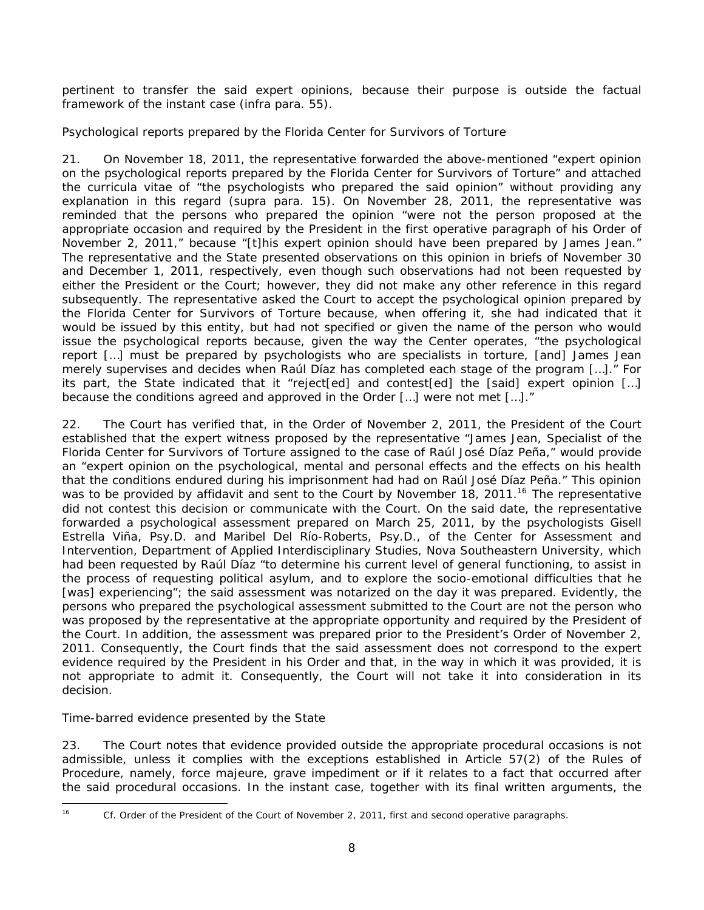pertinent to transfer the said expert opinions, because their purpose is outside the factual framework of the instant case (infra para. 55).

*Psychological reports prepared by the Florida Center for Survivors of Torture*

21. On November 18, 2011, the representative forwarded the above-mentioned "expert opinion on the psychological reports prepared by the Florida Center for Survivors of Torture" and attached the curricula vitae of "the psychologists who prepared the said opinion" without providing any explanation in this regard (*supra* para. 15). On November 28, 2011, the representative was reminded that the persons who prepared the opinion "were not the person proposed at the appropriate occasion and required by the President in the first operative paragraph of his Order of November 2, 2011," because "[t]his expert opinion should have been prepared by James Jean." The representative and the State presented observations on this opinion in briefs of November 30 and December 1, 2011, respectively, even though such observations had not been requested by either the President or the Court; however, they did not make any other reference in this regard subsequently. The representative asked the Court to accept the psychological opinion prepared by the Florida Center for Survivors of Torture because, when offering it, she had indicated that it would be issued by this entity, but had not specified or given the name of the person who would issue the psychological reports because, given the way the Center operates, "the psychological report […] must be prepared by psychologists who are specialists in torture, [and] James Jean merely supervises and decides when Raúl Díaz has completed each stage of the program […]." For its part, the State indicated that it "reject[ed] and contest[ed] the [said] expert opinion […] because the conditions agreed and approved in the Order […] were not met […]."

22. The Court has verified that, in the Order of November 2, 2011, the President of the Court established that the expert witness proposed by the representative "James Jean, Specialist of the Florida Center for Survivors of Torture assigned to the case of Raúl José Díaz Peña," would provide an "expert opinion on the psychological, mental and personal effects and the effects on his health that the conditions endured during his imprisonment had had on Raúl José Díaz Peña." This opinion was to be provided by affidavit and sent to the Court by November 18, 2011.[16] The representative did not contest this decision or communicate with the Court. On the said date, the representative forwarded a psychological assessment prepared on March 25, 2011, by the psychologists Gisell Estrella Viña, Psy.D. and Maribel Del Río-Roberts, Psy.D., of the Center for Assessment and Intervention, Department of Applied Interdisciplinary Studies, Nova Southeastern University, which had been requested by Raúl Díaz "to determine his current level of general functioning, to assist in the process of requesting political asylum, and to explore the socio-emotional difficulties that he [was] experiencing"; the said assessment was notarized on the day it was prepared. Evidently, the persons who prepared the psychological assessment submitted to the Court are not the person who was proposed by the representative at the appropriate opportunity and required by the President of the Court. In addition, the assessment was prepared prior to the President's Order of November 2, 2011. Consequently, the Court finds that the said assessment does not correspond to the expert evidence required by the President in his Order and that, in the way in which it was provided, it is not appropriate to admit it. Consequently, the Court will not take it into consideration in its decision.

*Time-barred evidence presented by the State*

23. The Court notes that evidence provided outside the appropriate procedural occasions is not admissible, unless it complies with the exceptions established in Article 57(2) of the Rules of Procedure, namely, force majeure, grave impediment or if it relates to a fact that occurred after the said procedural occasions. In the instant case, together with its final written arguments, the

[16] *Cf.* Order of the President of the Court of November 2, 2011, first and second operative paragraphs.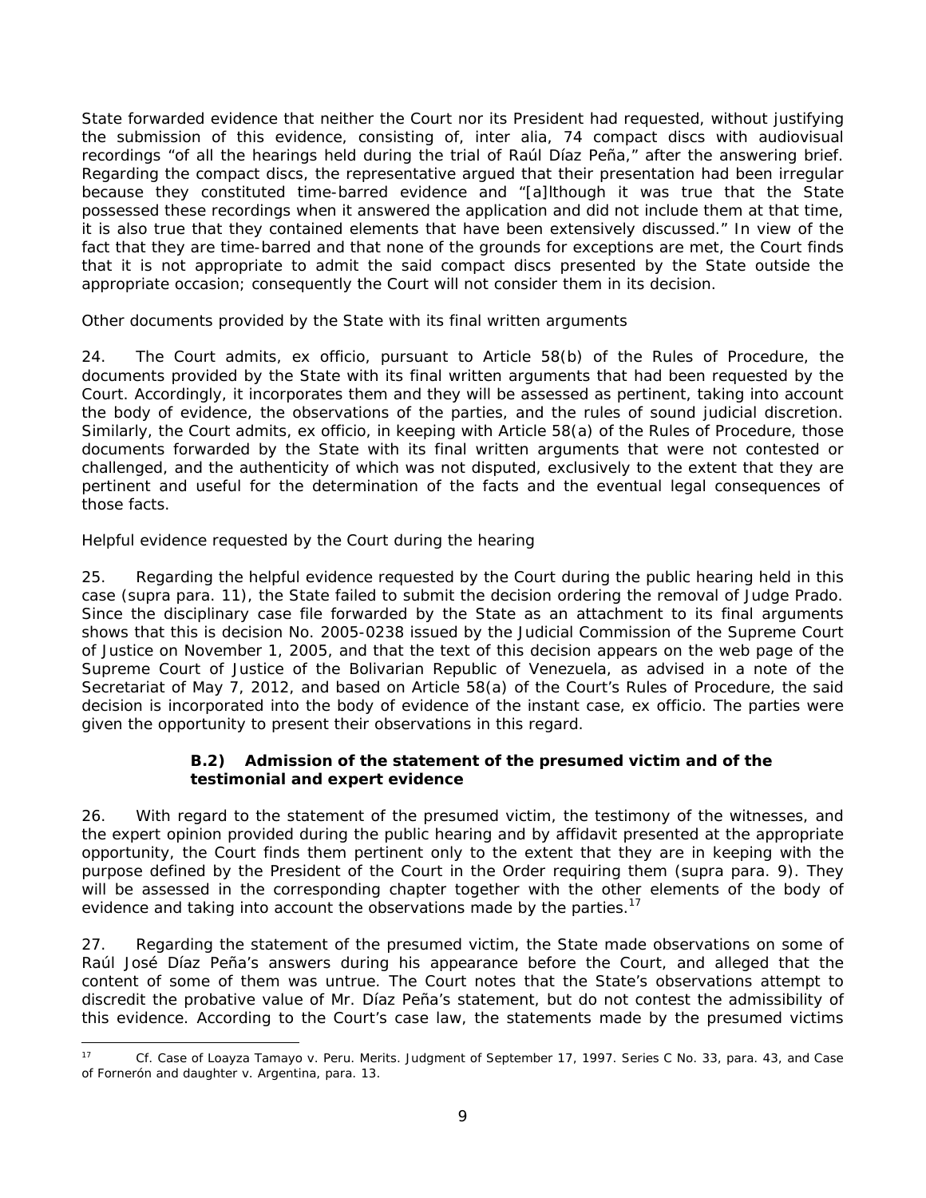State forwarded evidence that neither the Court nor its President had requested, without justifying the submission of this evidence, consisting of, inter alia, 74 compact discs with audiovisual recordings "of all the hearings held during the trial of Raúl Díaz Peña," after the answering brief. Regarding the compact discs, the representative argued that their presentation had been irregular because they constituted time-barred evidence and "[a]lthough it was true that the State possessed these recordings when it answered the application and did not include them at that time, it is also true that they contained elements that have been extensively discussed." In view of the fact that they are time-barred and that none of the grounds for exceptions are met, the Court finds that it is not appropriate to admit the said compact discs presented by the State outside the appropriate occasion; consequently the Court will not consider them in its decision.

*Other documents provided by the State with its final written arguments*

24. The Court admits, ex officio, pursuant to Article 58(b) of the Rules of Procedure, the documents provided by the State with its final written arguments that had been requested by the Court. Accordingly, it incorporates them and they will be assessed as pertinent, taking into account the body of evidence, the observations of the parties, and the rules of sound judicial discretion. Similarly, the Court admits, ex officio, in keeping with Article 58(a) of the Rules of Procedure, those documents forwarded by the State with its final written arguments that were not contested or challenged, and the authenticity of which was not disputed, exclusively to the extent that they are pertinent and useful for the determination of the facts and the eventual legal consequences of those facts.

*Helpful evidence requested by the Court during the hearing*

25. Regarding the helpful evidence requested by the Court during the public hearing held in this case (*supra* para. 11), the State failed to submit the decision ordering the removal of Judge Prado. Since the disciplinary case file forwarded by the State as an attachment to its final arguments shows that this is decision No. 2005-0238 issued by the Judicial Commission of the Supreme Court of Justice on November 1, 2005, and that the text of this decision appears on the web page of the Supreme Court of Justice of the Bolivarian Republic of Venezuela, as advised in a note of the Secretariat of May 7, 2012, and based on Article 58(a) of the Court's Rules of Procedure, the said decision is incorporated into the body of evidence of the instant case, ex officio. The parties were given the opportunity to present their observations in this regard.

### B.2) Admission of the statement of the presumed victim and of the testimonial and expert evidence

26. With regard to the statement of the presumed victim, the testimony of the witnesses, and the expert opinion provided during the public hearing and by affidavit presented at the appropriate opportunity, the Court finds them pertinent only to the extent that they are in keeping with the purpose defined by the President of the Court in the Order requiring them (*supra* para. 9). They will be assessed in the corresponding chapter together with the other elements of the body of evidence and taking into account the observations made by the parties.[17]

27. Regarding the statement of the presumed victim, the State made observations on some of Raúl José Díaz Peña's answers during his appearance before the Court, and alleged that the content of some of them was untrue. The Court notes that the State's observations attempt to discredit the probative value of Mr. Díaz Peña's statement, but do not contest the admissibility of this evidence. According to the Court's case law, the statements made by the presumed victims

[17] *Cf. Case of Loayza Tamayo v. Peru. Merits.* Judgment of September 17, 1997. Series C No. 33, para. 43, and *Case of Fornerón and daughter v. Argentina*, para. 13.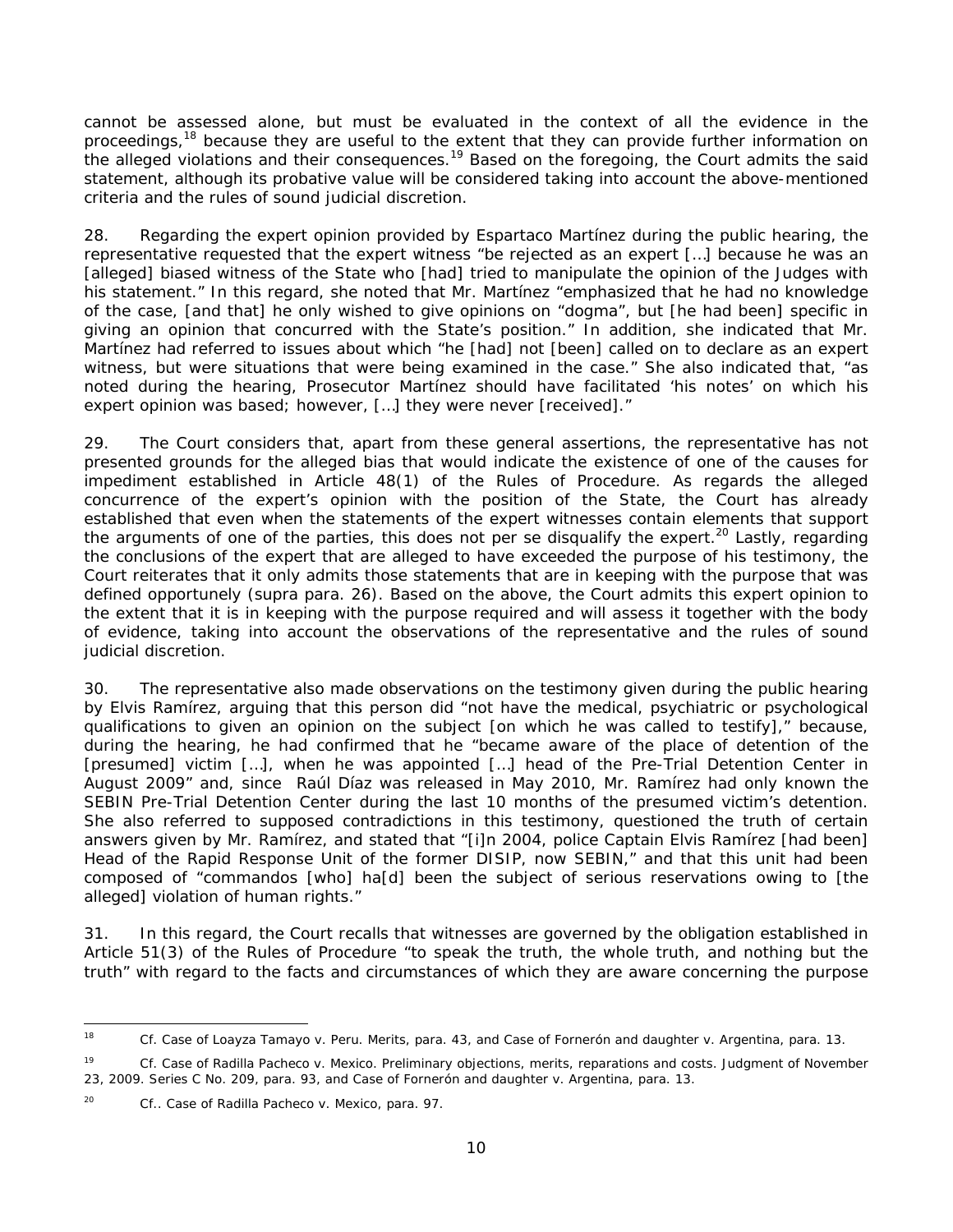cannot be assessed alone, but must be evaluated in the context of all the evidence in the proceedings,[18] because they are useful to the extent that they can provide further information on the alleged violations and their consequences.[19] Based on the foregoing, the Court admits the said statement, although its probative value will be considered taking into account the above-mentioned criteria and the rules of sound judicial discretion.

28. Regarding the expert opinion provided by Espartaco Martínez during the public hearing, the representative requested that the expert witness "be rejected as an expert […] because he was an [alleged] biased witness of the State who [had] tried to manipulate the opinion of the Judges with his statement." In this regard, she noted that Mr. Martínez "emphasized that he had no knowledge of the case, [and that] he only wished to give opinions on "dogma", but [he had been] specific in giving an opinion that concurred with the State's position." In addition, she indicated that Mr. Martínez had referred to issues about which "he [had] not [been] called on to declare as an expert witness, but were situations that were being examined in the case." She also indicated that, "as noted during the hearing, Prosecutor Martínez should have facilitated 'his notes' on which his expert opinion was based; however, […] they were never [received]."

29. The Court considers that, apart from these general assertions, the representative has not presented grounds for the alleged bias that would indicate the existence of one of the causes for impediment established in Article 48(1) of the Rules of Procedure. As regards the alleged concurrence of the expert's opinion with the position of the State, the Court has already established that even when the statements of the expert witnesses contain elements that support the arguments of one of the parties, this does not per se disqualify the expert.[20] Lastly, regarding the conclusions of the expert that are alleged to have exceeded the purpose of his testimony, the Court reiterates that it only admits those statements that are in keeping with the purpose that was defined opportunely (*supra* para. 26). Based on the above, the Court admits this expert opinion to the extent that it is in keeping with the purpose required and will assess it together with the body of evidence, taking into account the observations of the representative and the rules of sound judicial discretion.

30. The representative also made observations on the testimony given during the public hearing by Elvis Ramírez, arguing that this person did "not have the medical, psychiatric or psychological qualifications to given an opinion on the subject [on which he was called to testify]," because, during the hearing, he had confirmed that he "became aware of the place of detention of the [presumed] victim […], when he was appointed […] head of the Pre-Trial Detention Center in August 2009" and, since Raúl Díaz was released in May 2010, Mr. Ramírez had only known the SEBIN Pre-Trial Detention Center during the last 10 months of the presumed victim's detention. She also referred to supposed contradictions in this testimony, questioned the truth of certain answers given by Mr. Ramírez, and stated that "[i]n 2004, police Captain Elvis Ramírez [had been] Head of the Rapid Response Unit of the former DISIP, now SEBIN," and that this unit had been composed of "commandos [who] ha[d] been the subject of serious reservations owing to [the alleged] violation of human rights."

31. In this regard, the Court recalls that witnesses are governed by the obligation established in Article 51(3) of the Rules of Procedure "to speak the truth, the whole truth, and nothing but the truth" with regard to the facts and circumstances of which they are aware concerning the purpose

---

[18] *Cf. Case of Loayza Tamayo v. Peru. Merits*, para. 43, and *Case of Fornerón and daughter v. Argentina*, para. 13.

[19] *Cf. Case of Radilla Pacheco v. Mexico. Preliminary objections, merits, reparations and costs*. Judgment of November 23, 2009. Series C No. 209, para. 93, and *Case of Fornerón and daughter v. Argentina*, para. 13.

[20] *Cf.*. *Case of Radilla Pacheco v. Mexico*, para. 97.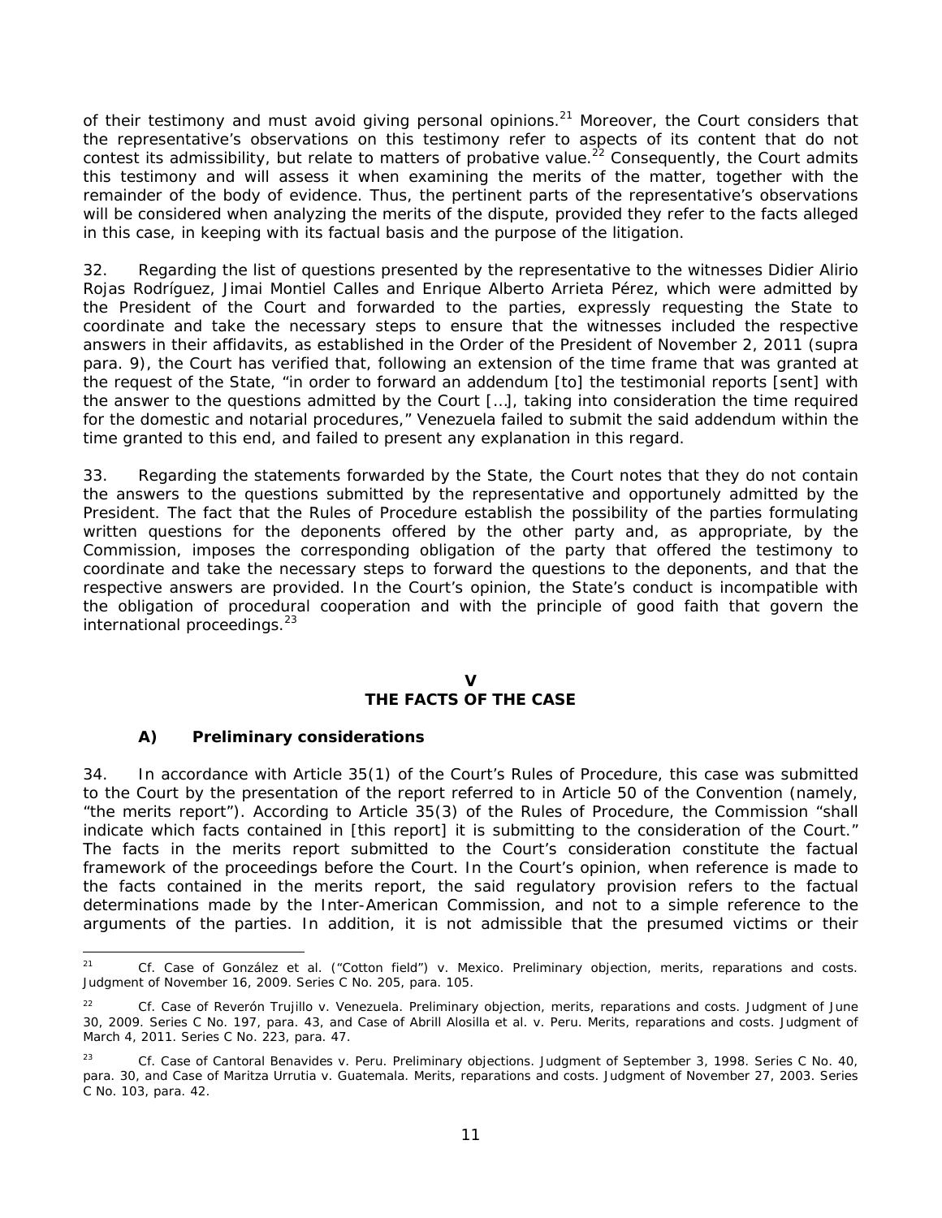of their testimony and must avoid giving personal opinions.[21] Moreover, the Court considers that the representative's observations on this testimony refer to aspects of its content that do not contest its admissibility, but relate to matters of probative value.[22] Consequently, the Court admits this testimony and will assess it when examining the merits of the matter, together with the remainder of the body of evidence. Thus, the pertinent parts of the representative's observations will be considered when analyzing the merits of the dispute, provided they refer to the facts alleged in this case, in keeping with its factual basis and the purpose of the litigation.

32. Regarding the list of questions presented by the representative to the witnesses Didier Alirio Rojas Rodríguez, Jimai Montiel Calles and Enrique Alberto Arrieta Pérez, which were admitted by the President of the Court and forwarded to the parties, expressly requesting the State to coordinate and take the necessary steps to ensure that the witnesses included the respective answers in their affidavits, as established in the Order of the President of November 2, 2011 (*supra* para. 9), the Court has verified that, following an extension of the time frame that was granted at the request of the State, "in order to forward an addendum [to] the testimonial reports [sent] with the answer to the questions admitted by the Court […], taking into consideration the time required for the domestic and notarial procedures," Venezuela failed to submit the said addendum within the time granted to this end, and failed to present any explanation in this regard.

33. Regarding the statements forwarded by the State, the Court notes that they do not contain the answers to the questions submitted by the representative and opportunely admitted by the President. The fact that the Rules of Procedure establish the possibility of the parties formulating written questions for the deponents offered by the other party and, as appropriate, by the Commission, imposes the corresponding obligation of the party that offered the testimony to coordinate and take the necessary steps to forward the questions to the deponents, and that the respective answers are provided. In the Court's opinion, the State's conduct is incompatible with the obligation of procedural cooperation and with the principle of good faith that govern the international proceedings.[23]

## V
## THE FACTS OF THE CASE

### A) Preliminary considerations

34. In accordance with Article 35(1) of the Court's Rules of Procedure, this case was submitted to the Court by the presentation of the report referred to in Article 50 of the Convention (namely, "the merits report"). According to Article 35(3) of the Rules of Procedure, the Commission "shall indicate which facts contained in [this report] it is submitting to the consideration of the Court." The facts in the merits report submitted to the Court's consideration constitute the factual framework of the proceedings before the Court. In the Court's opinion, when reference is made to the facts contained in the merits report, the said regulatory provision refers to the factual determinations made by the Inter-American Commission, and not to a simple reference to the arguments of the parties. In addition, it is not admissible that the presumed victims or their

---

[21] *Cf. Case of González et al. ("Cotton field") v. Mexico. Preliminary objection, merits, reparations and costs.* Judgment of November 16, 2009. Series C No. 205, para. 105.

[22] *Cf. Case of Reverón Trujillo v. Venezuela. Preliminary objection, merits, reparations and costs.* Judgment of June 30, 2009. Series C No. 197, para. 43, and *Case of Abrill Alosilla et al. v. Peru. Merits, reparations and costs.* Judgment of March 4, 2011. Series C No. 223, para. 47.

[23] *Cf. Case of Cantoral Benavides v. Peru. Preliminary objections.* Judgment of September 3, 1998. Series C No. 40, para. 30, and *Case of Maritza Urrutia v. Guatemala. Merits, reparations and costs.* Judgment of November 27, 2003. Series C No. 103, para. 42.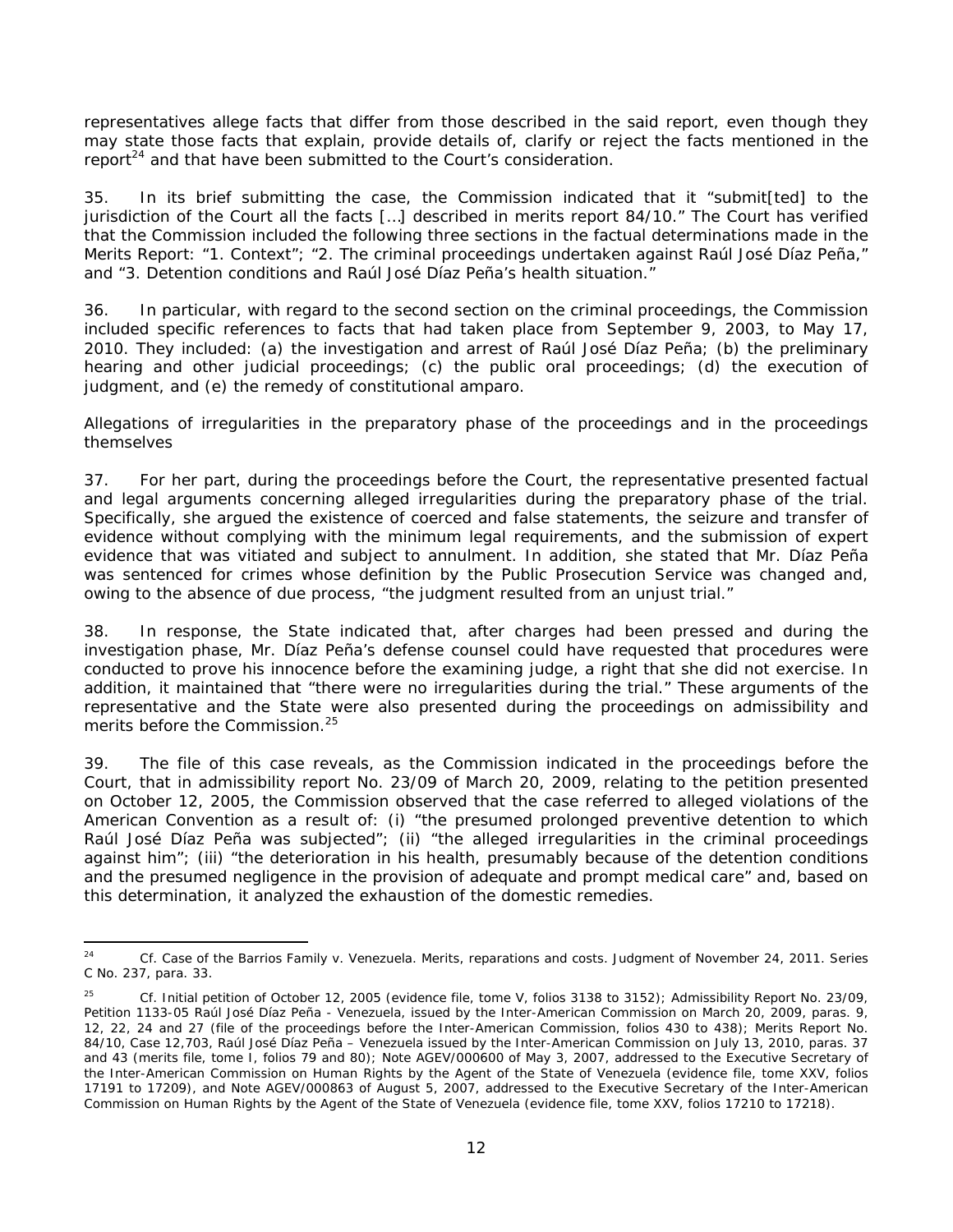representatives allege facts that differ from those described in the said report, even though they may state those facts that explain, provide details of, clarify or reject the facts mentioned in the report[24] and that have been submitted to the Court's consideration.

35. In its brief submitting the case, the Commission indicated that it "submit[ted] to the jurisdiction of the Court all the facts […] described in merits report 84/10." The Court has verified that the Commission included the following three sections in the factual determinations made in the Merits Report: "1. Context"; "2. The criminal proceedings undertaken against Raúl José Díaz Peña," and "3. Detention conditions and Raúl José Díaz Peña's health situation."

36. In particular, with regard to the second section on the criminal proceedings, the Commission included specific references to facts that had taken place from September 9, 2003, to May 17, 2010. They included: (a) the investigation and arrest of Raúl José Díaz Peña; (b) the preliminary hearing and other judicial proceedings; (c) the public oral proceedings; (d) the execution of judgment, and (e) the remedy of constitutional amparo.

*Allegations of irregularities in the preparatory phase of the proceedings and in the proceedings themselves*

37. For her part, during the proceedings before the Court, the representative presented factual and legal arguments concerning alleged irregularities during the preparatory phase of the trial. Specifically, she argued the existence of coerced and false statements, the seizure and transfer of evidence without complying with the minimum legal requirements, and the submission of expert evidence that was vitiated and subject to annulment. In addition, she stated that Mr. Díaz Peña was sentenced for crimes whose definition by the Public Prosecution Service was changed and, owing to the absence of due process, "the judgment resulted from an unjust trial."

38. In response, the State indicated that, after charges had been pressed and during the investigation phase, Mr. Díaz Peña's defense counsel could have requested that procedures were conducted to prove his innocence before the examining judge, a right that she did not exercise. In addition, it maintained that "there were no irregularities during the trial." These arguments of the representative and the State were also presented during the proceedings on admissibility and merits before the Commission.[25]

39. The file of this case reveals, as the Commission indicated in the proceedings before the Court, that in admissibility report No. 23/09 of March 20, 2009, relating to the petition presented on October 12, 2005, the Commission observed that the case referred to alleged violations of the American Convention as a result of: (i) "the presumed prolonged preventive detention to which Raúl José Díaz Peña was subjected"; (ii) "the alleged irregularities in the criminal proceedings against him"; (iii) "the deterioration in his health, presumably because of the detention conditions and the presumed negligence in the provision of adequate and prompt medical care" and, based on this determination, it analyzed the exhaustion of the domestic remedies.

---

[24] *Cf. Case of the Barrios Family v. Venezuela. Merits, reparations and costs.* Judgment of November 24, 2011. Series C No. 237, para. 33.

[25] *Cf.* Initial petition of October 12, 2005 (evidence file, tome V, folios 3138 to 3152); Admissibility Report No. 23/09, Petition 1133-05 Raúl José Díaz Peña - Venezuela, issued by the Inter-American Commission on March 20, 2009, paras. 9, 12, 22, 24 and 27 (file of the proceedings before the Inter-American Commission, folios 430 to 438); Merits Report No. 84/10, Case 12,703, Raúl José Díaz Peña – Venezuela issued by the Inter-American Commission on July 13, 2010, paras. 37 and 43 (merits file, tome I, folios 79 and 80); Note AGEV/000600 of May 3, 2007, addressed to the Executive Secretary of the Inter-American Commission on Human Rights by the Agent of the State of Venezuela (evidence file, tome XXV, folios 17191 to 17209), and Note AGEV/000863 of August 5, 2007, addressed to the Executive Secretary of the Inter-American Commission on Human Rights by the Agent of the State of Venezuela (evidence file, tome XXV, folios 17210 to 17218).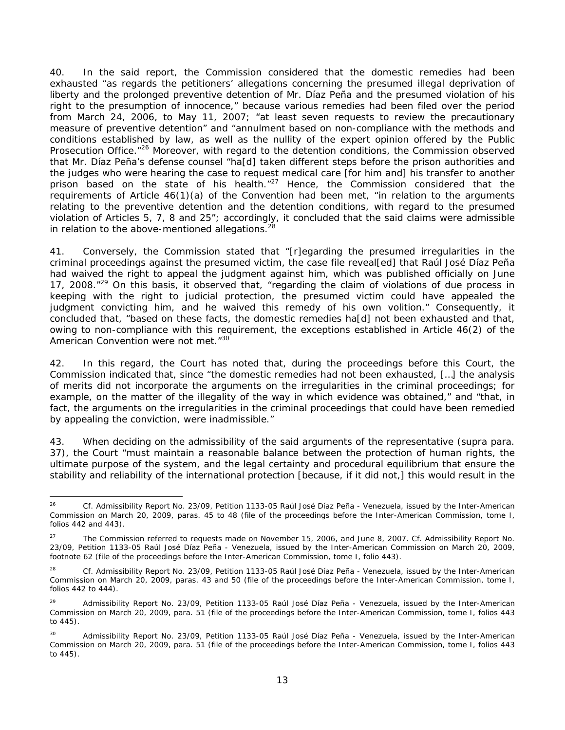40. In the said report, the Commission considered that the domestic remedies had been exhausted "as regards the petitioners' allegations concerning the presumed illegal deprivation of liberty and the prolonged preventive detention of Mr. Díaz Peña and the presumed violation of his right to the presumption of innocence," because various remedies had been filed over the period from March 24, 2006, to May 11, 2007; "at least seven requests to review the precautionary measure of preventive detention" and "annulment based on non-compliance with the methods and conditions established by law, as well as the nullity of the expert opinion offered by the Public Prosecution Office."[26] Moreover, with regard to the detention conditions, the Commission observed that Mr. Díaz Peña's defense counsel "ha[d] taken different steps before the prison authorities and the judges who were hearing the case to request medical care [for him and] his transfer to another prison based on the state of his health."[27] Hence, the Commission considered that the requirements of Article 46(1)(a) of the Convention had been met, "in relation to the arguments relating to the preventive detention and the detention conditions, with regard to the presumed violation of Articles 5, 7, 8 and 25"; accordingly, it concluded that the said claims were admissible in relation to the above-mentioned allegations.[28]

41. Conversely, the Commission stated that "[r]egarding the presumed irregularities in the criminal proceedings against the presumed victim, the case file reveal[ed] that Raúl José Díaz Peña had waived the right to appeal the judgment against him, which was published officially on June 17, 2008."[29] On this basis, it observed that, "regarding the claim of violations of due process in keeping with the right to judicial protection, the presumed victim could have appealed the judgment convicting him, and he waived this remedy of his own volition." Consequently, it concluded that, "based on these facts, the domestic remedies ha[d] not been exhausted and that, owing to non-compliance with this requirement, the exceptions established in Article 46(2) of the American Convention were not met."[30]

42. In this regard, the Court has noted that, during the proceedings before this Court, the Commission indicated that, since "the domestic remedies had not been exhausted, […] the analysis of merits did not incorporate the arguments on the irregularities in the criminal proceedings; for example, on the matter of the illegality of the way in which evidence was obtained," and "that, in fact, the arguments on the irregularities in the criminal proceedings that could have been remedied by appealing the conviction, were inadmissible."

43. When deciding on the admissibility of the said arguments of the representative (*supra* para. 37), the Court "must maintain a reasonable balance between the protection of human rights, the ultimate purpose of the system, and the legal certainty and procedural equilibrium that ensure the stability and reliability of the international protection [because, if it did not,] this would result in the

---

[26] *Cf.* Admissibility Report No. 23/09, Petition 1133-05 Raúl José Díaz Peña - Venezuela, issued by the Inter-American Commission on March 20, 2009, paras. 45 to 48 (file of the proceedings before the Inter-American Commission, tome I, folios 442 and 443).

[27] The Commission referred to requests made on November 15, 2006, and June 8, 2007. *Cf.* Admissibility Report No. 23/09, Petition 1133-05 Raúl José Díaz Peña - Venezuela, issued by the Inter-American Commission on March 20, 2009, footnote 62 (file of the proceedings before the Inter-American Commission, tome I, folio 443).

[28] *Cf.* Admissibility Report No. 23/09, Petition 1133-05 Raúl José Díaz Peña - Venezuela, issued by the Inter-American Commission on March 20, 2009, paras. 43 and 50 (file of the proceedings before the Inter-American Commission, tome I, folios 442 to 444).

[29] Admissibility Report No. 23/09, Petition 1133-05 Raúl José Díaz Peña - Venezuela, issued by the Inter-American Commission on March 20, 2009, para. 51 (file of the proceedings before the Inter-American Commission, tome I, folios 443 to 445).

[30] Admissibility Report No. 23/09, Petition 1133-05 Raúl José Díaz Peña - Venezuela, issued by the Inter-American Commission on March 20, 2009, para. 51 (file of the proceedings before the Inter-American Commission, tome I, folios 443 to 445).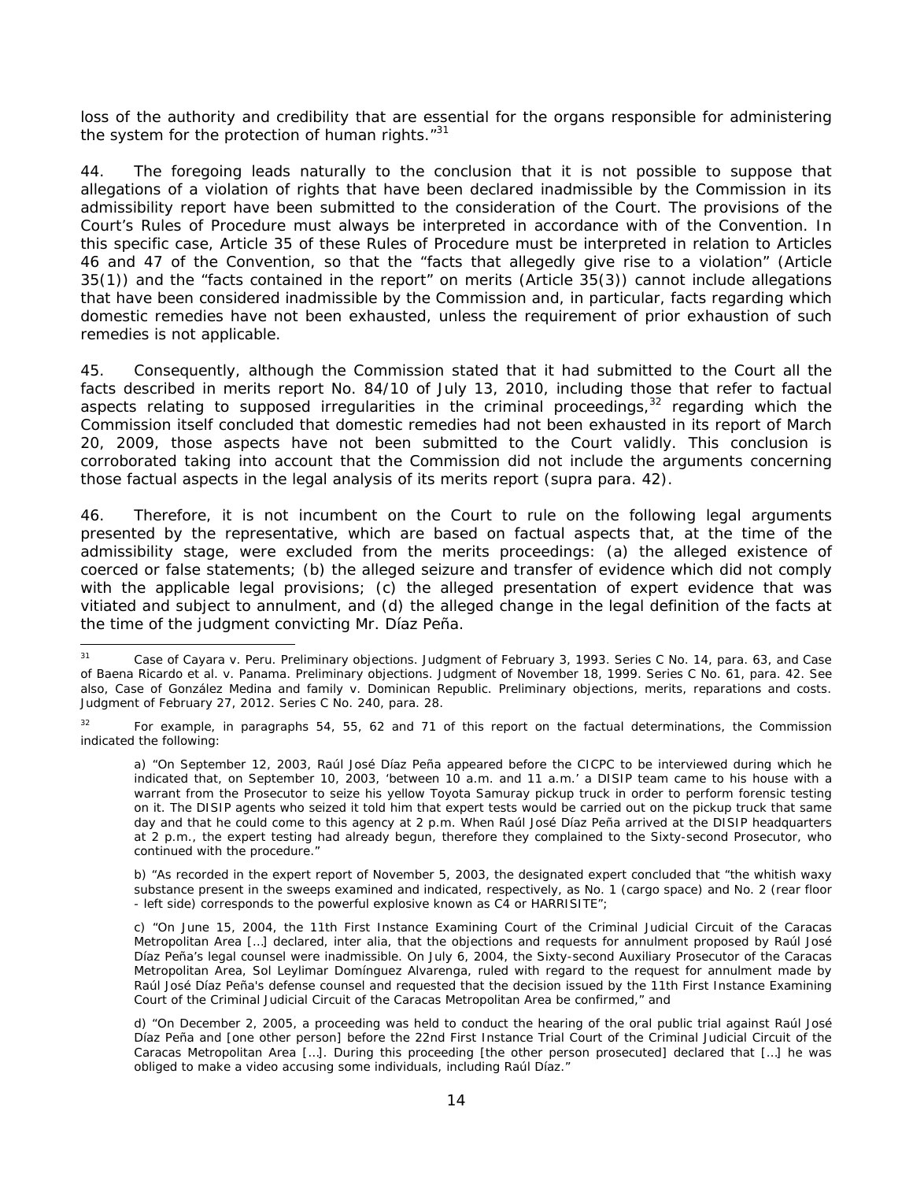loss of the authority and credibility that are essential for the organs responsible for administering the system for the protection of human rights."[31]

44. The foregoing leads naturally to the conclusion that it is not possible to suppose that allegations of a violation of rights that have been declared inadmissible by the Commission in its admissibility report have been submitted to the consideration of the Court. The provisions of the Court's Rules of Procedure must always be interpreted in accordance with of the Convention. In this specific case, Article 35 of these Rules of Procedure must be interpreted in relation to Articles 46 and 47 of the Convention, so that the "facts that allegedly give rise to a violation" (Article 35(1)) and the "facts contained in the report" on merits (Article 35(3)) cannot include allegations that have been considered inadmissible by the Commission and, in particular, facts regarding which domestic remedies have not been exhausted, unless the requirement of prior exhaustion of such remedies is not applicable.

45. Consequently, although the Commission stated that it had submitted to the Court all the facts described in merits report No. 84/10 of July 13, 2010, including those that refer to factual aspects relating to supposed irregularities in the criminal proceedings,[32] regarding which the Commission itself concluded that domestic remedies had not been exhausted in its report of March 20, 2009, those aspects have not been submitted to the Court validly. This conclusion is corroborated taking into account that the Commission did not include the arguments concerning those factual aspects in the legal analysis of its merits report (*supra* para. 42).

46. Therefore, it is not incumbent on the Court to rule on the following legal arguments presented by the representative, which are based on factual aspects that, at the time of the admissibility stage, were excluded from the merits proceedings: (a) the alleged existence of coerced or false statements; (b) the alleged seizure and transfer of evidence which did not comply with the applicable legal provisions; (c) the alleged presentation of expert evidence that was vitiated and subject to annulment, and (d) the alleged change in the legal definition of the facts at the time of the judgment convicting Mr. Díaz Peña.

---

[31] *Case of Cayara v. Peru. Preliminary objections.* Judgment of February 3, 1993. Series C No. 14, para. 63, and *Case of Baena Ricardo et al. v. Panama. Preliminary objections.* Judgment of November 18, 1999. Series C No. 61, para. 42. See also, *Case of González Medina and family v. Dominican Republic. Preliminary objections, merits, reparations and costs.* Judgment of February 27, 2012. Series C No. 240, para. 28.

[32] For example, in paragraphs 54, 55, 62 and 71 of this report on the factual determinations, the Commission indicated the following:

a) "On September 12, 2003, Raúl José Díaz Peña appeared before the CICPC to be interviewed during which he indicated that, on September 10, 2003, 'between 10 a.m. and 11 a.m.' a DISIP team came to his house with a warrant from the Prosecutor to seize his yellow Toyota Samuray pickup truck in order to perform forensic testing on it. The DISIP agents who seized it told him that expert tests would be carried out on the pickup truck that same day and that he could come to this agency at 2 p.m. When Raúl José Díaz Peña arrived at the DISIP headquarters at 2 p.m., the expert testing had already begun, therefore they complained to the Sixty-second Prosecutor, who continued with the procedure."

b) "As recorded in the expert report of November 5, 2003, the designated expert concluded that "the whitish waxy substance present in the sweeps examined and indicated, respectively, as No. 1 (cargo space) and No. 2 (rear floor - left side) corresponds to the powerful explosive known as C4 or HARRISITE";

c) "On June 15, 2004, the 11th First Instance Examining Court of the Criminal Judicial Circuit of the Caracas Metropolitan Area […] declared, *inter alia*, that the objections and requests for annulment proposed by Raúl José Díaz Peña's legal counsel were inadmissible. On July 6, 2004, the Sixty-second Auxiliary Prosecutor of the Caracas Metropolitan Area, Sol Leylimar Domínguez Alvarenga, ruled with regard to the request for annulment made by Raúl José Díaz Peña's defense counsel and requested that the decision issued by the 11th First Instance Examining Court of the Criminal Judicial Circuit of the Caracas Metropolitan Area be confirmed," and

d) "On December 2, 2005, a proceeding was held to conduct the hearing of the oral public trial against Raúl José Díaz Peña and [one other person] before the 22nd First Instance Trial Court of the Criminal Judicial Circuit of the Caracas Metropolitan Area […]. During this proceeding [the other person prosecuted] declared that […] he was obliged to make a video accusing some individuals, including Raúl Díaz."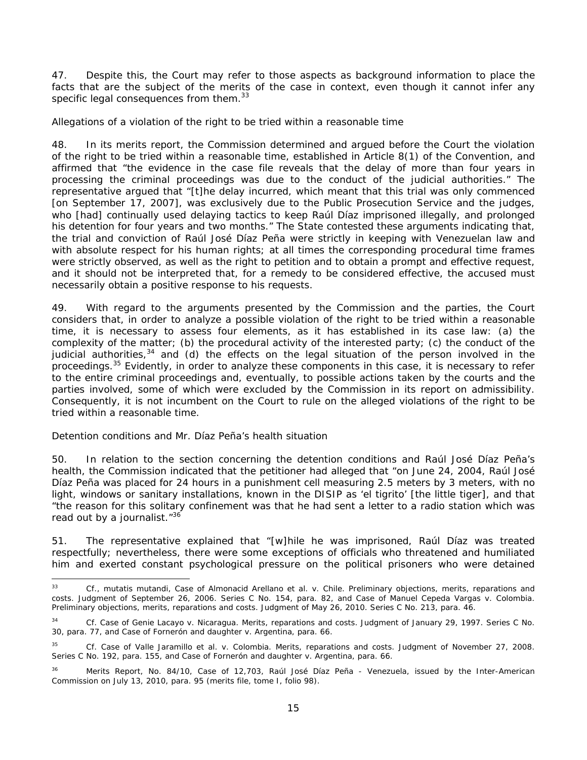47. Despite this, the Court may refer to those aspects as background information to place the facts that are the subject of the merits of the case in context, even though it cannot infer any specific legal consequences from them.[33]

*Allegations of a violation of the right to be tried within a reasonable time*

48. In its merits report, the Commission determined and argued before the Court the violation of the right to be tried within a reasonable time, established in Article 8(1) of the Convention, and affirmed that "the evidence in the case file reveals that the delay of more than four years in processing the criminal proceedings was due to the conduct of the judicial authorities." The representative argued that "[t]he delay incurred, which meant that this trial was only commenced [on September 17, 2007], was exclusively due to the Public Prosecution Service and the judges, who [had] continually used delaying tactics to keep Raúl Díaz imprisoned illegally, and prolonged his detention for four years and two months." The State contested these arguments indicating that, the trial and conviction of Raúl José Díaz Peña were strictly in keeping with Venezuelan law and with absolute respect for his human rights; at all times the corresponding procedural time frames were strictly observed, as well as the right to petition and to obtain a prompt and effective request, and it should not be interpreted that, for a remedy to be considered effective, the accused must necessarily obtain a positive response to his requests.

49. With regard to the arguments presented by the Commission and the parties, the Court considers that, in order to analyze a possible violation of the right to be tried within a reasonable time, it is necessary to assess four elements, as it has established in its case law: (a) the complexity of the matter; (b) the procedural activity of the interested party; (c) the conduct of the judicial authorities,[34] and (d) the effects on the legal situation of the person involved in the proceedings.[35] Evidently, in order to analyze these components in this case, it is necessary to refer to the entire criminal proceedings and, eventually, to possible actions taken by the courts and the parties involved, some of which were excluded by the Commission in its report on admissibility. Consequently, it is not incumbent on the Court to rule on the alleged violations of the right to be tried within a reasonable time.

*Detention conditions and Mr. Díaz Peña's health situation*

50. In relation to the section concerning the detention conditions and Raúl José Díaz Peña's health, the Commission indicated that the petitioner had alleged that "on June 24, 2004, Raúl José Díaz Peña was placed for 24 hours in a punishment cell measuring 2.5 meters by 3 meters, with no light, windows or sanitary installations, known in the DISIP as 'el tigrito' [the little tiger], and that "the reason for this solitary confinement was that he had sent a letter to a radio station which was read out by a journalist."[36]

51. The representative explained that "[w]hile he was imprisoned, Raúl Díaz was treated respectfully; nevertheless, there were some exceptions of officials who threatened and humiliated him and exerted constant psychological pressure on the political prisoners who were detained

---

[33] Cf., *mutatis mutandi*, *Case of Almonacid Arellano et al. v. Chile. Preliminary objections, merits, reparations and costs*. Judgment of September 26, 2006. Series C No. 154, para. 82, and *Case of Manuel Cepeda Vargas v. Colombia. Preliminary objections, merits, reparations and costs*. Judgment of May 26, 2010. Series C No. 213, para. 46.

[34] Cf. *Case of Genie Lacayo v. Nicaragua. Merits, reparations and costs*. Judgment of January 29, 1997. Series C No. 30, para. 77, and *Case of Fornerón and daughter v. Argentina*, para. 66.

[35] Cf. *Case of Valle Jaramillo et al. v. Colombia. Merits, reparations and costs*. Judgment of November 27, 2008. Series C No. 192, para. 155, and *Case of Fornerón and daughter v. Argentina*, para. 66.

[36] Merits Report, No. 84/10, Case of 12,703, Raúl José Díaz Peña - Venezuela, issued by the Inter-American Commission on July 13, 2010, para. 95 (merits file, tome I, folio 98).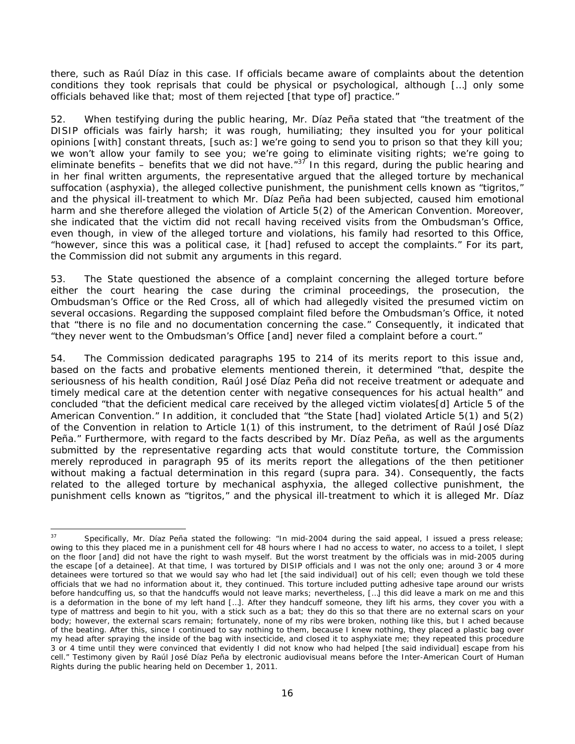there, such as Raúl Díaz in this case. If officials became aware of complaints about the detention conditions they took reprisals that could be physical or psychological, although […] only some officials behaved like that; most of them rejected [that type of] practice."

52. When testifying during the public hearing, Mr. Díaz Peña stated that "the treatment of the DISIP officials was fairly harsh; it was rough, humiliating; they insulted you for your political opinions [with] constant threats, [such as:] we're going to send you to prison so that they kill you; we won't allow your family to see you; we're going to eliminate visiting rights; we're going to eliminate benefits – benefits that we did not have."[37] In this regard, during the public hearing and in her final written arguments, the representative argued that the alleged torture by mechanical suffocation (asphyxia), the alleged collective punishment, the punishment cells known as "tigritos," and the physical ill-treatment to which Mr. Díaz Peña had been subjected, caused him emotional harm and she therefore alleged the violation of Article 5(2) of the American Convention. Moreover, she indicated that the victim did not recall having received visits from the Ombudsman's Office, even though, in view of the alleged torture and violations, his family had resorted to this Office, "however, since this was a political case, it [had] refused to accept the complaints." For its part, the Commission did not submit any arguments in this regard.

53. The State questioned the absence of a complaint concerning the alleged torture before either the court hearing the case during the criminal proceedings, the prosecution, the Ombudsman's Office or the Red Cross, all of which had allegedly visited the presumed victim on several occasions. Regarding the supposed complaint filed before the Ombudsman's Office, it noted that "there is no file and no documentation concerning the case." Consequently, it indicated that "they never went to the Ombudsman's Office [and] never filed a complaint before a court."

54. The Commission dedicated paragraphs 195 to 214 of its merits report to this issue and, based on the facts and probative elements mentioned therein, it determined "that, despite the seriousness of his health condition, Raúl José Díaz Peña did not receive treatment or adequate and timely medical care at the detention center with negative consequences for his actual health" and concluded "that the deficient medical care received by the alleged victim violates[d] Article 5 of the American Convention." In addition, it concluded that "the State [had] violated Article 5(1) and 5(2) of the Convention in relation to Article 1(1) of this instrument, to the detriment of Raúl José Díaz Peña." Furthermore, with regard to the facts described by Mr. Díaz Peña, as well as the arguments submitted by the representative regarding acts that would constitute torture, the Commission merely reproduced in paragraph 95 of its merits report the allegations of the then petitioner without making a factual determination in this regard (*supra* para. 34). Consequently, the facts related to the alleged torture by mechanical asphyxia, the alleged collective punishment, the punishment cells known as "tigritos," and the physical ill-treatment to which it is alleged Mr. Díaz

---

[37] Specifically, Mr. Díaz Peña stated the following: "In mid-2004 during the said appeal, I issued a press release; owing to this they placed me in a punishment cell for 48 hours where I had no access to water, no access to a toilet, I slept on the floor [and] did not have the right to wash myself. But the worst treatment by the officials was in mid-2005 during the escape [of a detainee]. At that time, I was tortured by DISIP officials and I was not the only one; around 3 or 4 more detainees were tortured so that we would say who had let [the said individual] out of his cell; even though we told these officials that we had no information about it, they continued. This torture included putting adhesive tape around our wrists before handcuffing us, so that the handcuffs would not leave marks; nevertheless, […] this did leave a mark on me and this is a deformation in the bone of my left hand […]. After they handcuff someone, they lift his arms, they cover you with a type of mattress and begin to hit you, with a stick such as a bat; they do this so that there are no external scars on your body; however, the external scars remain; fortunately, none of my ribs were broken, nothing like this, but I ached because of the beating. After this, since I continued to say nothing to them, because I knew nothing, they placed a plastic bag over my head after spraying the inside of the bag with insecticide, and closed it to asphyxiate me; they repeated this procedure 3 or 4 time until they were convinced that evidently I did not know who had helped [the said individual] escape from his cell." Testimony given by Raúl José Díaz Peña by electronic audiovisual means before the Inter-American Court of Human Rights during the public hearing held on December 1, 2011.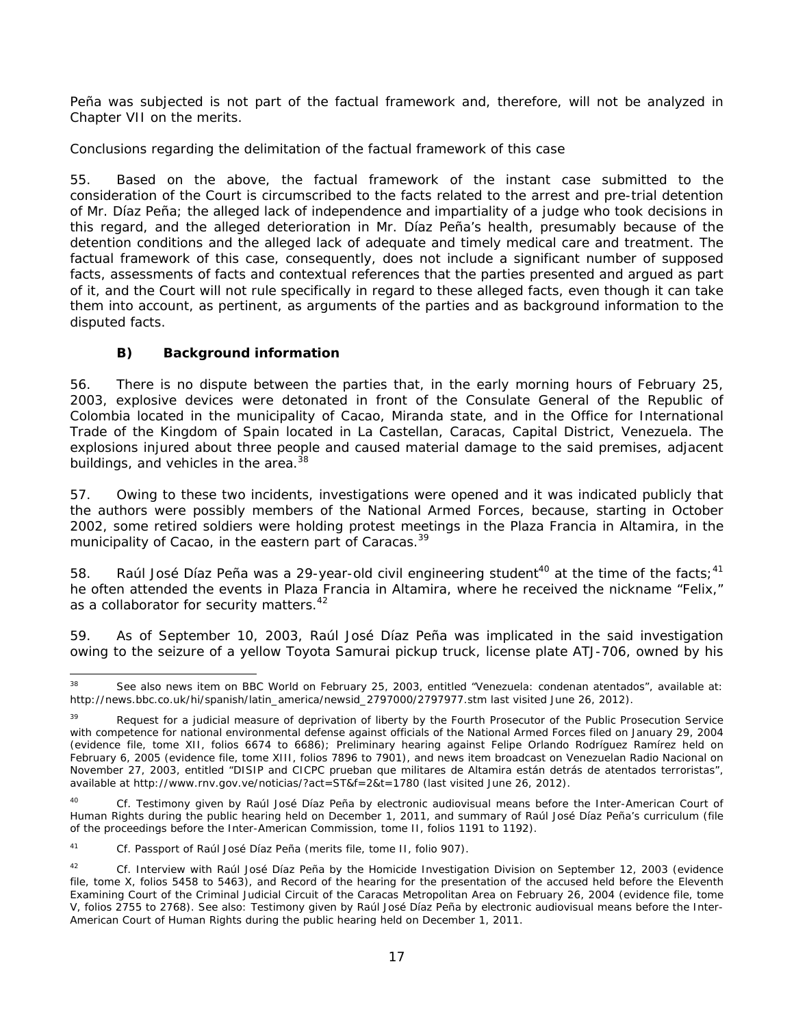Peña was subjected is not part of the factual framework and, therefore, will not be analyzed in Chapter VII on the merits.

*Conclusions regarding the delimitation of the factual framework of this case*

55. Based on the above, the factual framework of the instant case submitted to the consideration of the Court is circumscribed to the facts related to the arrest and pre-trial detention of Mr. Díaz Peña; the alleged lack of independence and impartiality of a judge who took decisions in this regard, and the alleged deterioration in Mr. Díaz Peña's health, presumably because of the detention conditions and the alleged lack of adequate and timely medical care and treatment. The factual framework of this case, consequently, does not include a significant number of supposed facts, assessments of facts and contextual references that the parties presented and argued as part of it, and the Court will not rule specifically in regard to these alleged facts, even though it can take them into account, as pertinent, as arguments of the parties and as background information to the disputed facts.

### B) Background information

56. There is no dispute between the parties that, in the early morning hours of February 25, 2003, explosive devices were detonated in front of the Consulate General of the Republic of Colombia located in the municipality of Cacao, Miranda state, and in the Office for International Trade of the Kingdom of Spain located in La Castellan, Caracas, Capital District, Venezuela. The explosions injured about three people and caused material damage to the said premises, adjacent buildings, and vehicles in the area.[38]

57. Owing to these two incidents, investigations were opened and it was indicated publicly that the authors were possibly members of the National Armed Forces, because, starting in October 2002, some retired soldiers were holding protest meetings in the Plaza Francia in Altamira, in the municipality of Cacao, in the eastern part of Caracas.[39]

58. Raúl José Díaz Peña was a 29-year-old civil engineering student[40] at the time of the facts;[41] he often attended the events in Plaza Francia in Altamira, where he received the nickname "Felix," as a collaborator for security matters.[42]

59. As of September 10, 2003, Raúl José Díaz Peña was implicated in the said investigation owing to the seizure of a yellow Toyota Samurai pickup truck, license plate ATJ-706, owned by his

---

[38] See also news item on BBC World on February 25, 2003, entitled "Venezuela: condenan atentados", available at: http://news.bbc.co.uk/hi/spanish/latin_america/newsid_2797000/2797977.stm last visited June 26, 2012).

[39] Request for a judicial measure of deprivation of liberty by the Fourth Prosecutor of the Public Prosecution Service with competence for national environmental defense against officials of the National Armed Forces filed on January 29, 2004 (evidence file, tome XII, folios 6674 to 6686); Preliminary hearing against Felipe Orlando Rodríguez Ramírez held on February 6, 2005 (evidence file, tome XIII, folios 7896 to 7901), and news item broadcast on Venezuelan Radio Nacional on November 27, 2003, entitled "DISIP and CICPC prueban que militares de Altamira están detrás de atentados terroristas", available at http://www.rnv.gov.ve/noticias/?act=ST&f=2&t=1780 (last visited June 26, 2012).

[40] *Cf.* Testimony given by Raúl José Díaz Peña by electronic audiovisual means before the Inter-American Court of Human Rights during the public hearing held on December 1, 2011, and summary of Raúl José Díaz Peña's curriculum (file of the proceedings before the Inter-American Commission, tome II, folios 1191 to 1192).

[41] *Cf.* Passport of Raúl José Díaz Peña (merits file, tome II, folio 907).

[42] *Cf.* Interview with Raúl José Díaz Peña by the Homicide Investigation Division on September 12, 2003 (evidence file, tome X, folios 5458 to 5463), and Record of the hearing for the presentation of the accused held before the Eleventh Examining Court of the Criminal Judicial Circuit of the Caracas Metropolitan Area on February 26, 2004 (evidence file, tome V, folios 2755 to 2768). See also: Testimony given by Raúl José Díaz Peña by electronic audiovisual means before the Inter-American Court of Human Rights during the public hearing held on December 1, 2011.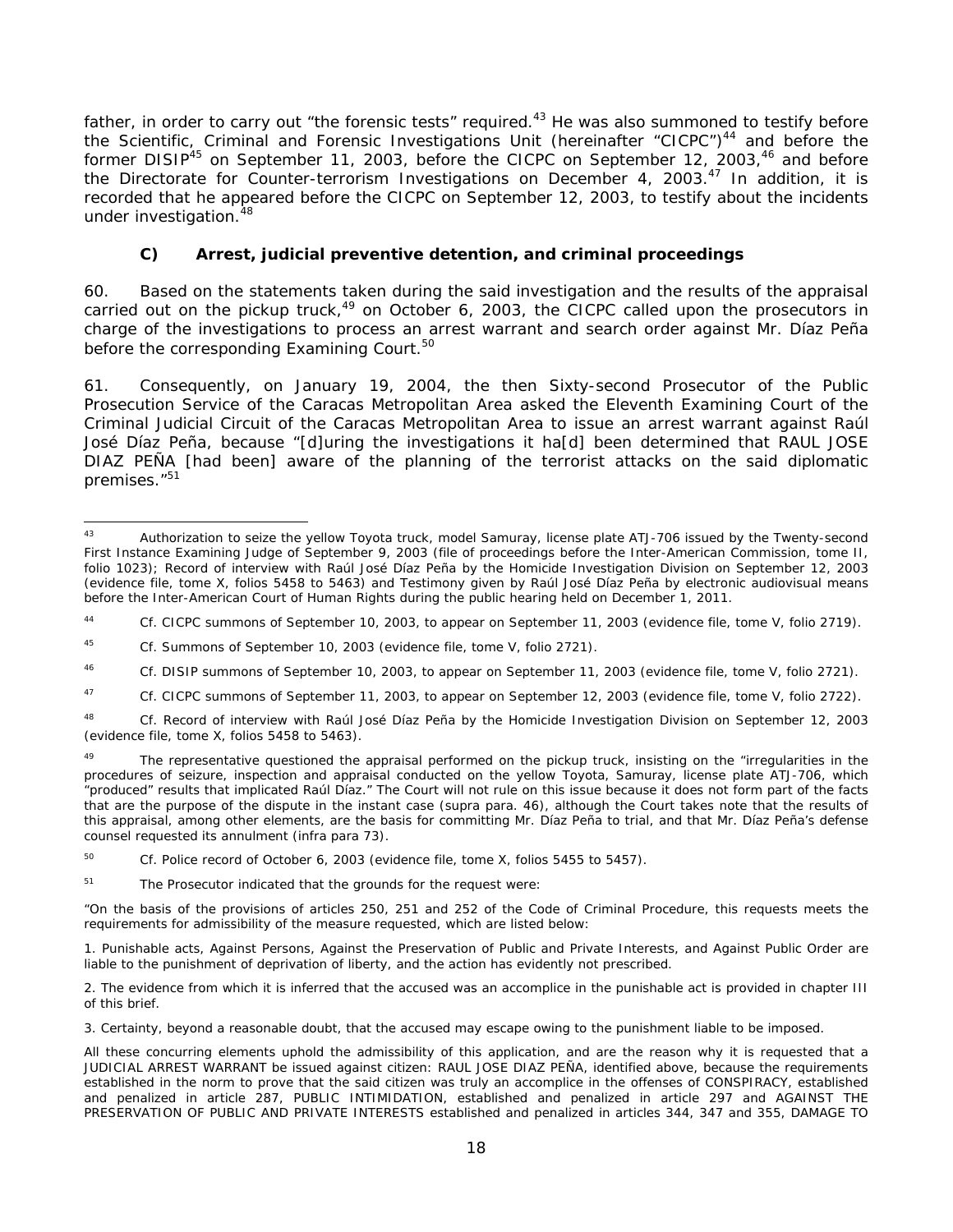father, in order to carry out "the forensic tests" required.[43] He was also summoned to testify before the Scientific, Criminal and Forensic Investigations Unit (hereinafter "CICPC")[44] and before the former DISIP[45] on September 11, 2003, before the CICPC on September 12, 2003,[46] and before the Directorate for Counter-terrorism Investigations on December 4, 2003.[47] In addition, it is recorded that he appeared before the CICPC on September 12, 2003, to testify about the incidents under investigation.[48]

### C) Arrest, judicial preventive detention, and criminal proceedings

60. Based on the statements taken during the said investigation and the results of the appraisal carried out on the pickup truck,[49] on October 6, 2003, the CICPC called upon the prosecutors in charge of the investigations to process an arrest warrant and search order against Mr. Díaz Peña before the corresponding Examining Court.[50]

61. Consequently, on January 19, 2004, the then Sixty-second Prosecutor of the Public Prosecution Service of the Caracas Metropolitan Area asked the Eleventh Examining Court of the Criminal Judicial Circuit of the Caracas Metropolitan Area to issue an arrest warrant against Raúl José Díaz Peña, because "[d]uring the investigations it ha[d] been determined that RAUL JOSE DIAZ PEÑA [had been] aware of the planning of the terrorist attacks on the said diplomatic premises."[51]

---

[43] Authorization to seize the yellow Toyota truck, model Samuray, license plate ATJ-706 issued by the Twenty-second First Instance Examining Judge of September 9, 2003 (file of proceedings before the Inter-American Commission, tome II, folio 1023); Record of interview with Raúl José Díaz Peña by the Homicide Investigation Division on September 12, 2003 (evidence file, tome X, folios 5458 to 5463) and Testimony given by Raúl José Díaz Peña by electronic audiovisual means before the Inter-American Court of Human Rights during the public hearing held on December 1, 2011.

[44] *Cf.* CICPC summons of September 10, 2003, to appear on September 11, 2003 (evidence file, tome V, folio 2719).

[45] *Cf.* Summons of September 10, 2003 (evidence file, tome V, folio 2721).

[46] *Cf.* DISIP summons of September 10, 2003, to appear on September 11, 2003 (evidence file, tome V, folio 2721).

[47] *Cf.* CICPC summons of September 11, 2003, to appear on September 12, 2003 (evidence file, tome V, folio 2722).

[48] *Cf.* Record of interview with Raúl José Díaz Peña by the Homicide Investigation Division on September 12, 2003 (evidence file, tome X, folios 5458 to 5463).

[49] The representative questioned the appraisal performed on the pickup truck, insisting on the "irregularities in the procedures of seizure, inspection and appraisal conducted on the yellow Toyota, Samuray, license plate ATJ-706, which "produced" results that implicated Raúl Díaz." The Court will not rule on this issue because it does not form part of the facts that are the purpose of the dispute in the instant case (*supra* para. 46), although the Court takes note that the results of this appraisal, among other elements, are the basis for committing Mr. Díaz Peña to trial, and that Mr. Díaz Peña's defense counsel requested its annulment (*infra* para 73).

[50] *Cf.* Police record of October 6, 2003 (evidence file, tome X, folios 5455 to 5457).

[51] The Prosecutor indicated that the grounds for the request were:

"On the basis of the provisions of articles 250, 251 and 252 of the Code of Criminal Procedure, this requests meets the requirements for admissibility of the measure requested, which are listed below:

1. Punishable acts, Against Persons, Against the Preservation of Public and Private Interests, and Against Public Order are liable to the punishment of deprivation of liberty, and the action has evidently not prescribed.

2. The evidence from which it is inferred that the accused was an accomplice in the punishable act is provided in chapter III of this brief.

3. Certainty, beyond a reasonable doubt, that the accused may escape owing to the punishment liable to be imposed.

All these concurring elements uphold the admissibility of this application, and are the reason why it is requested that a JUDICIAL ARREST WARRANT be issued against citizen: RAUL JOSE DIAZ PEÑA, identified above, because the requirements established in the norm to prove that the said citizen was truly an accomplice in the offenses of CONSPIRACY, established and penalized in article 287, PUBLIC INTIMIDATION, established and penalized in article 297 and AGAINST THE PRESERVATION OF PUBLIC AND PRIVATE INTERESTS established and penalized in articles 344, 347 and 355, DAMAGE TO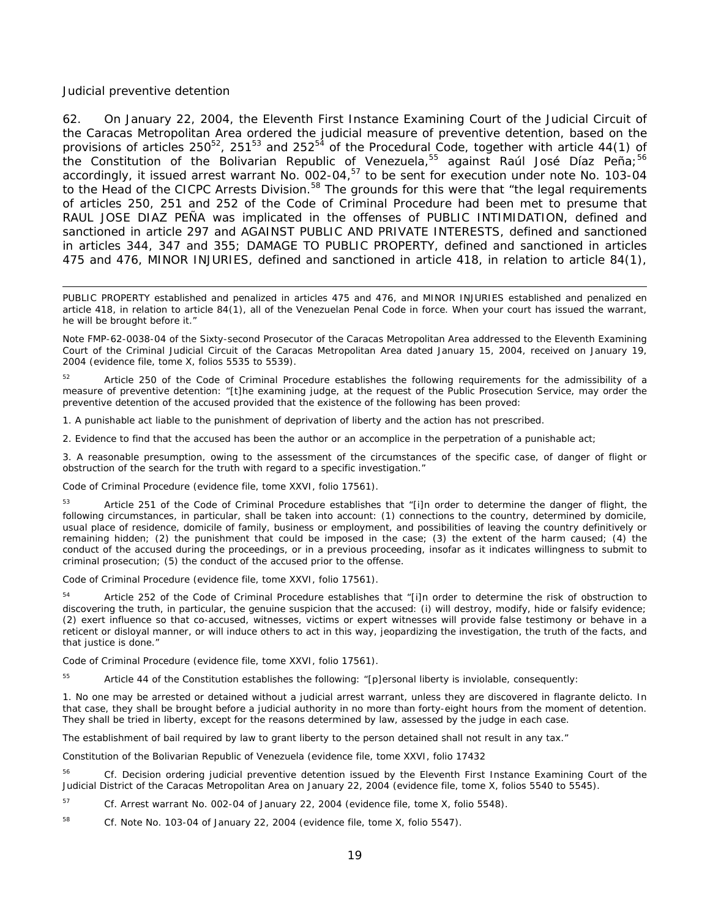*Judicial preventive detention*

62. On January 22, 2004, the Eleventh First Instance Examining Court of the Judicial Circuit of the Caracas Metropolitan Area ordered the judicial measure of preventive detention, based on the provisions of articles 250[52], 251[53] and 252[54] of the Procedural Code, together with article 44(1) of the Constitution of the Bolivarian Republic of Venezuela,[55] against Raúl José Díaz Peña;[56] accordingly, it issued arrest warrant No. 002-04,[57] to be sent for execution under note No. 103-04 to the Head of the CICPC Arrests Division.[58] The grounds for this were that "the legal requirements of articles 250, 251 and 252 of the Code of Criminal Procedure had been met to presume that RAUL JOSE DIAZ PEÑA was implicated in the offenses of PUBLIC INTIMIDATION, defined and sanctioned in article 297 and AGAINST PUBLIC AND PRIVATE INTERESTS, defined and sanctioned in articles 344, 347 and 355; DAMAGE TO PUBLIC PROPERTY, defined and sanctioned in articles 475 and 476, MINOR INJURIES, defined and sanctioned in article 418, in relation to article 84(1),

---

PUBLIC PROPERTY established and penalized in articles 475 and 476, and MINOR INJURIES established and penalized en article 418, in relation to article 84(1), all of the Venezuelan Penal Code in force. When your court has issued the warrant, he will be brought before it."

Note FMP-62-0038-04 of the Sixty-second Prosecutor of the Caracas Metropolitan Area addressed to the Eleventh Examining Court of the Criminal Judicial Circuit of the Caracas Metropolitan Area dated January 15, 2004, received on January 19, 2004 (evidence file, tome X, folios 5535 to 5539).

[52] Article 250 of the Code of Criminal Procedure establishes the following requirements for the admissibility of a measure of preventive detention: "[t]he examining judge, at the request of the Public Prosecution Service, may order the preventive detention of the accused provided that the existence of the following has been proved:

1. A punishable act liable to the punishment of deprivation of liberty and the action has not prescribed.

2. Evidence to find that the accused has been the author or an accomplice in the perpetration of a punishable act;

3. A reasonable presumption, owing to the assessment of the circumstances of the specific case, of danger of flight or obstruction of the search for the truth with regard to a specific investigation."

Code of Criminal Procedure (evidence file, tome XXVI, folio 17561).

[53] Article 251 of the Code of Criminal Procedure establishes that "[i]n order to determine the danger of flight, the following circumstances, in particular, shall be taken into account: (1) connections to the country, determined by domicile, usual place of residence, domicile of family, business or employment, and possibilities of leaving the country definitively or remaining hidden; (2) the punishment that could be imposed in the case; (3) the extent of the harm caused; (4) the conduct of the accused during the proceedings, or in a previous proceeding, insofar as it indicates willingness to submit to criminal prosecution; (5) the conduct of the accused prior to the offense.

Code of Criminal Procedure (evidence file, tome XXVI, folio 17561).

[54] Article 252 of the Code of Criminal Procedure establishes that "[i]n order to determine the risk of obstruction to discovering the truth, in particular, the genuine suspicion that the accused: (i) will destroy, modify, hide or falsify evidence; (2) exert influence so that co-accused, witnesses, victims or expert witnesses will provide false testimony or behave in a reticent or disloyal manner, or will induce others to act in this way, jeopardizing the investigation, the truth of the facts, and that justice is done."

Code of Criminal Procedure (evidence file, tome XXVI, folio 17561).

[55] Article 44 of the Constitution establishes the following: "[p]ersonal liberty is inviolable, consequently:

1. No one may be arrested or detained without a judicial arrest warrant, unless they are discovered in flagrante delicto. In that case, they shall be brought before a judicial authority in no more than forty-eight hours from the moment of detention. They shall be tried in liberty, except for the reasons determined by law, assessed by the judge in each case.

The establishment of bail required by law to grant liberty to the person detained shall not result in any tax."

Constitution of the Bolivarian Republic of Venezuela (evidence file, tome XXVI, folio 17432

[56] *Cf.* Decision ordering judicial preventive detention issued by the Eleventh First Instance Examining Court of the Judicial District of the Caracas Metropolitan Area on January 22, 2004 (evidence file, tome X, folios 5540 to 5545).

[57] *Cf.* Arrest warrant No. 002-04 of January 22, 2004 (evidence file, tome X, folio 5548).

[58] *Cf.* Note No. 103-04 of January 22, 2004 (evidence file, tome X, folio 5547).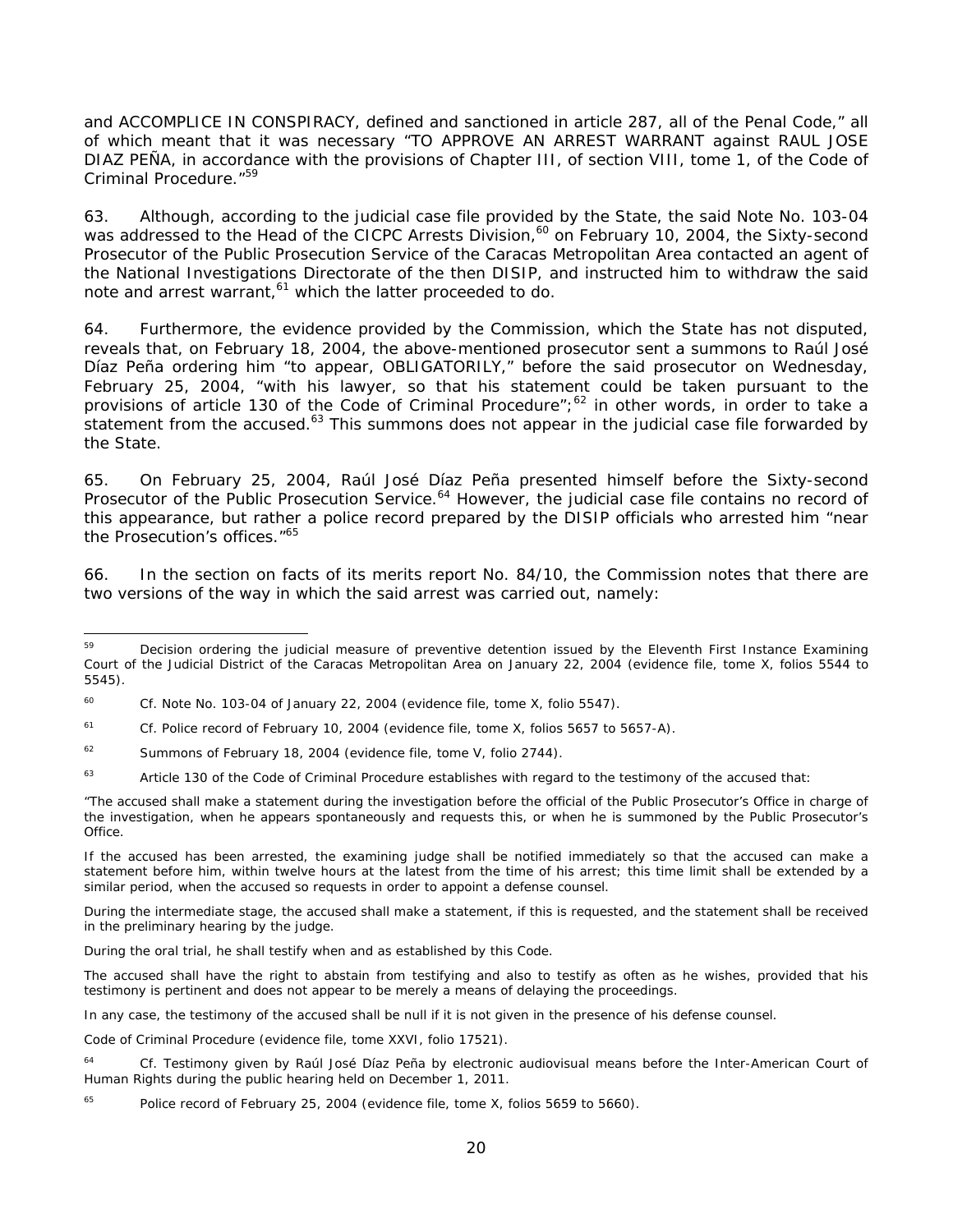and ACCOMPLICE IN CONSPIRACY, defined and sanctioned in article 287, all of the Penal Code," all of which meant that it was necessary "TO APPROVE AN ARREST WARRANT against RAUL JOSE DIAZ PEÑA, in accordance with the provisions of Chapter III, of section VIII, tome 1, of the Code of Criminal Procedure."[59]

63. Although, according to the judicial case file provided by the State, the said Note No. 103-04 was addressed to the Head of the CICPC Arrests Division,[60] on February 10, 2004, the Sixty-second Prosecutor of the Public Prosecution Service of the Caracas Metropolitan Area contacted an agent of the National Investigations Directorate of the then DISIP, and instructed him to withdraw the said note and arrest warrant,[61] which the latter proceeded to do.

64. Furthermore, the evidence provided by the Commission, which the State has not disputed, reveals that, on February 18, 2004, the above-mentioned prosecutor sent a summons to Raúl José Díaz Peña ordering him "to appear, OBLIGATORILY," before the said prosecutor on Wednesday, February 25, 2004, "with his lawyer, so that his statement could be taken pursuant to the provisions of article 130 of the Code of Criminal Procedure";[62] in other words, in order to take a statement from the accused.[63] This summons does not appear in the judicial case file forwarded by the State.

65. On February 25, 2004, Raúl José Díaz Peña presented himself before the Sixty-second Prosecutor of the Public Prosecution Service.[64] However, the judicial case file contains no record of this appearance, but rather a police record prepared by the DISIP officials who arrested him "near the Prosecution's offices."[65]

66. In the section on facts of its merits report No. 84/10, the Commission notes that there are two versions of the way in which the said arrest was carried out, namely:

---

[59] Decision ordering the judicial measure of preventive detention issued by the Eleventh First Instance Examining Court of the Judicial District of the Caracas Metropolitan Area on January 22, 2004 (evidence file, tome X, folios 5544 to 5545).

[60] *Cf.* Note No. 103-04 of January 22, 2004 (evidence file, tome X, folio 5547).

[61] *Cf.* Police record of February 10, 2004 (evidence file, tome X, folios 5657 to 5657-A).

[62] Summons of February 18, 2004 (evidence file, tome V, folio 2744).

[63] Article 130 of the Code of Criminal Procedure establishes with regard to the testimony of the accused that:

"The accused shall make a statement during the investigation before the official of the Public Prosecutor's Office in charge of the investigation, when he appears spontaneously and requests this, or when he is summoned by the Public Prosecutor's Office.

If the accused has been arrested, the examining judge shall be notified immediately so that the accused can make a statement before him, within twelve hours at the latest from the time of his arrest; this time limit shall be extended by a similar period, when the accused so requests in order to appoint a defense counsel.

During the intermediate stage, the accused shall make a statement, if this is requested, and the statement shall be received in the preliminary hearing by the judge.

During the oral trial, he shall testify when and as established by this Code.

The accused shall have the right to abstain from testifying and also to testify as often as he wishes, provided that his testimony is pertinent and does not appear to be merely a means of delaying the proceedings.

In any case, the testimony of the accused shall be null if it is not given in the presence of his defense counsel.

Code of Criminal Procedure (evidence file, tome XXVI, folio 17521).

[64] *Cf.* Testimony given by Raúl José Díaz Peña by electronic audiovisual means before the Inter-American Court of Human Rights during the public hearing held on December 1, 2011.

[65] Police record of February 25, 2004 (evidence file, tome X, folios 5659 to 5660).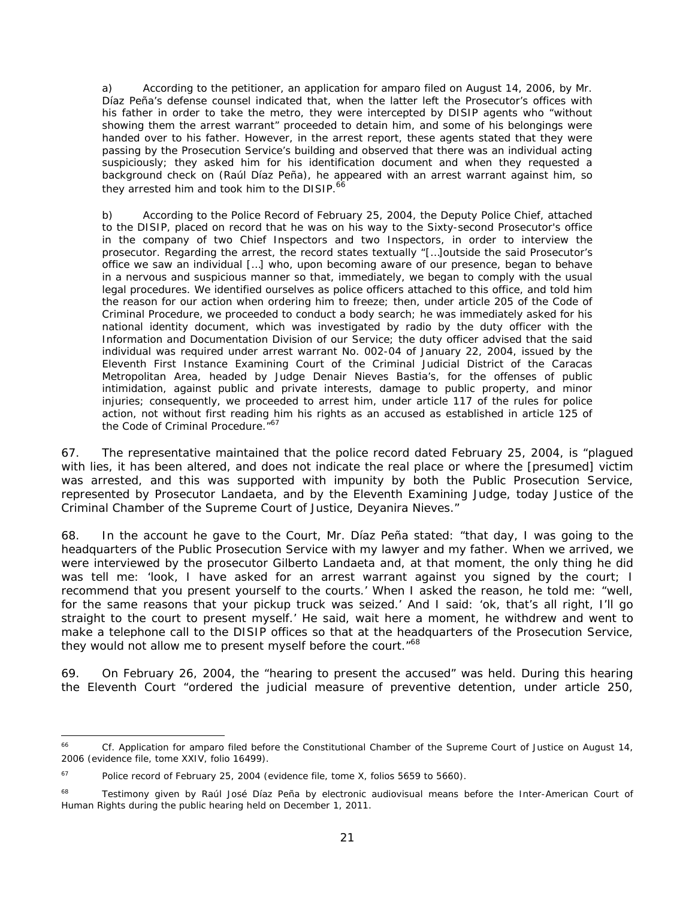a) According to the petitioner, an application for amparo filed on August 14, 2006, by Mr. Díaz Peña's defense counsel indicated that, when the latter left the Prosecutor's offices with his father in order to take the metro, they were intercepted by DISIP agents who "without showing them the arrest warrant" proceeded to detain him, and some of his belongings were handed over to his father. However, in the arrest report, these agents stated that they were passing by the Prosecution Service's building and observed that there was an individual acting suspiciously; they asked him for his identification document and when they requested a background check on (Raúl Díaz Peña), he appeared with an arrest warrant against him, so they arrested him and took him to the DISIP.[66]

b) According to the Police Record of February 25, 2004, the Deputy Police Chief, attached to the DISIP, placed on record that he was on his way to the Sixty-second Prosecutor's office in the company of two Chief Inspectors and two Inspectors, in order to interview the prosecutor. Regarding the arrest, the record states textually "[…]outside the said Prosecutor's office we saw an individual […] who, upon becoming aware of our presence, began to behave in a nervous and suspicious manner so that, immediately, we began to comply with the usual legal procedures. We identified ourselves as police officers attached to this office, and told him the reason for our action when ordering him to freeze; then, under article 205 of the Code of Criminal Procedure, we proceeded to conduct a body search; he was immediately asked for his national identity document, which was investigated by radio by the duty officer with the Information and Documentation Division of our Service; the duty officer advised that the said individual was required under arrest warrant No. 002-04 of January 22, 2004, issued by the Eleventh First Instance Examining Court of the Criminal Judicial District of the Caracas Metropolitan Area, headed by Judge Denair Nieves Bastia's, for the offenses of public intimidation, against public and private interests, damage to public property, and minor injuries; consequently, we proceeded to arrest him, under article 117 of the rules for police action, not without first reading him his rights as an accused as established in article 125 of the Code of Criminal Procedure."[67]

67. The representative maintained that the police record dated February 25, 2004, is "plagued with lies, it has been altered, and does not indicate the real place or where the [presumed] victim was arrested, and this was supported with impunity by both the Public Prosecution Service, represented by Prosecutor Landaeta, and by the Eleventh Examining Judge, today Justice of the Criminal Chamber of the Supreme Court of Justice, Deyanira Nieves."

68. In the account he gave to the Court, Mr. Díaz Peña stated: "that day, I was going to the headquarters of the Public Prosecution Service with my lawyer and my father. When we arrived, we were interviewed by the prosecutor Gilberto Landaeta and, at that moment, the only thing he did was tell me: 'look, I have asked for an arrest warrant against you signed by the court; I recommend that you present yourself to the courts.' When I asked the reason, he told me: "well, for the same reasons that your pickup truck was seized.' And I said: 'ok, that's all right, I'll go straight to the court to present myself.' He said, wait here a moment, he withdrew and went to make a telephone call to the DISIP offices so that at the headquarters of the Prosecution Service, they would not allow me to present myself before the court."[68]

69. On February 26, 2004, the "hearing to present the accused" was held. During this hearing the Eleventh Court "ordered the judicial measure of preventive detention, under article 250,

---

[66] Cf. Application for amparo filed before the Constitutional Chamber of the Supreme Court of Justice on August 14, 2006 (evidence file, tome XXIV, folio 16499).

[67] Police record of February 25, 2004 (evidence file, tome X, folios 5659 to 5660).

[68] Testimony given by Raúl José Díaz Peña by electronic audiovisual means before the Inter-American Court of Human Rights during the public hearing held on December 1, 2011.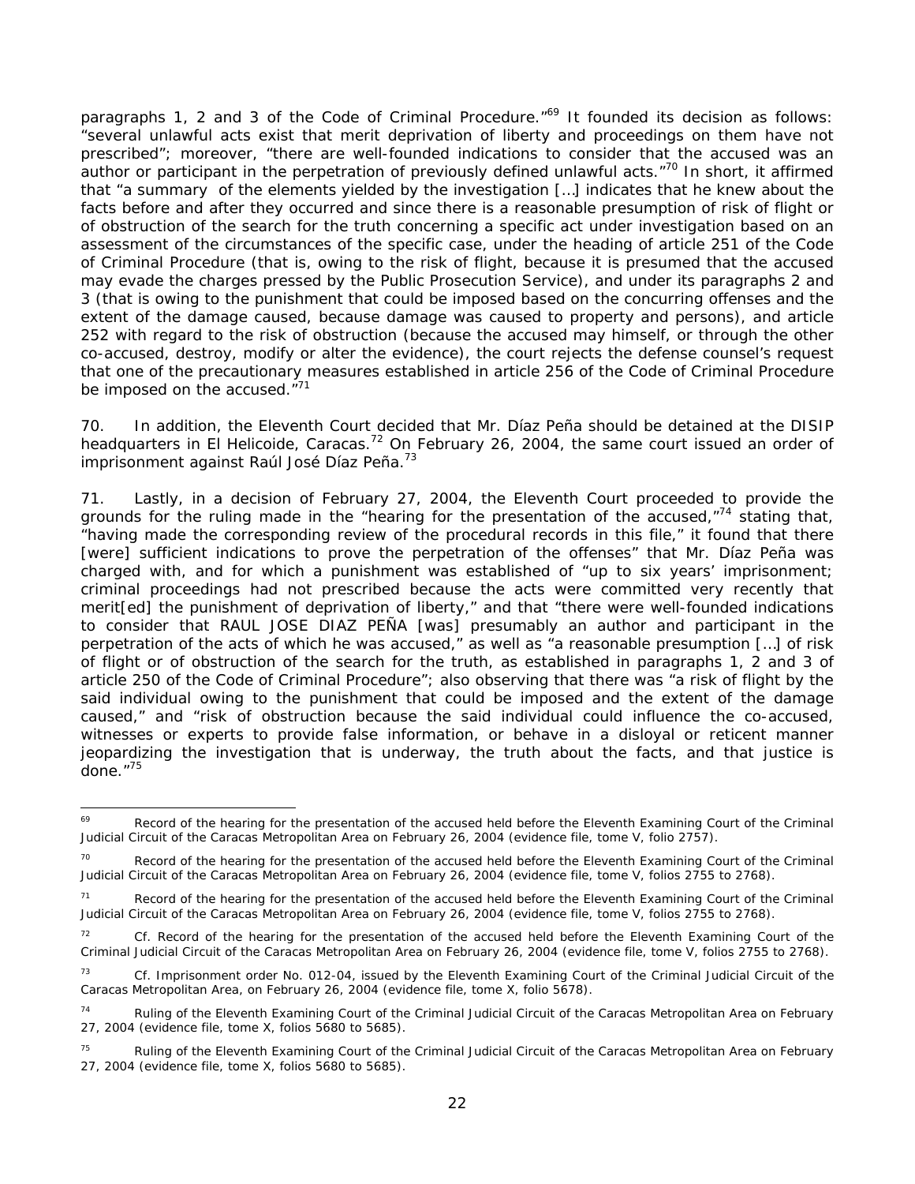paragraphs 1, 2 and 3 of the Code of Criminal Procedure."[69] It founded its decision as follows: "several unlawful acts exist that merit deprivation of liberty and proceedings on them have not prescribed"; moreover, "there are well-founded indications to consider that the accused was an author or participant in the perpetration of previously defined unlawful acts."[70] In short, it affirmed that "a summary of the elements yielded by the investigation […] indicates that he knew about the facts before and after they occurred and since there is a reasonable presumption of risk of flight or of obstruction of the search for the truth concerning a specific act under investigation based on an assessment of the circumstances of the specific case, under the heading of article 251 of the Code of Criminal Procedure (that is, owing to the risk of flight, because it is presumed that the accused may evade the charges pressed by the Public Prosecution Service), and under its paragraphs 2 and 3 (that is owing to the punishment that could be imposed based on the concurring offenses and the extent of the damage caused, because damage was caused to property and persons), and article 252 with regard to the risk of obstruction (because the accused may himself, or through the other co-accused, destroy, modify or alter the evidence), the court rejects the defense counsel's request that one of the precautionary measures established in article 256 of the Code of Criminal Procedure be imposed on the accused."[71]

70. In addition, the Eleventh Court decided that Mr. Díaz Peña should be detained at the DISIP headquarters in El Helicoide, Caracas.[72] On February 26, 2004, the same court issued an order of imprisonment against Raúl José Díaz Peña.[73]

71. Lastly, in a decision of February 27, 2004, the Eleventh Court proceeded to provide the grounds for the ruling made in the "hearing for the presentation of the accused,"[74] stating that, "having made the corresponding review of the procedural records in this file," it found that there [were] sufficient indications to prove the perpetration of the offenses" that Mr. Díaz Peña was charged with, and for which a punishment was established of "up to six years' imprisonment; criminal proceedings had not prescribed because the acts were committed very recently that merit[ed] the punishment of deprivation of liberty," and that "there were well-founded indications to consider that RAUL JOSE DIAZ PEÑA [was] presumably an author and participant in the perpetration of the acts of which he was accused," as well as "a reasonable presumption […] of risk of flight or of obstruction of the search for the truth, as established in paragraphs 1, 2 and 3 of article 250 of the Code of Criminal Procedure"; also observing that there was "a risk of flight by the said individual owing to the punishment that could be imposed and the extent of the damage caused," and "risk of obstruction because the said individual could influence the co-accused, witnesses or experts to provide false information, or behave in a disloyal or reticent manner jeopardizing the investigation that is underway, the truth about the facts, and that justice is done."[75]

---

[69] Record of the hearing for the presentation of the accused held before the Eleventh Examining Court of the Criminal Judicial Circuit of the Caracas Metropolitan Area on February 26, 2004 (evidence file, tome V, folio 2757).

[70] Record of the hearing for the presentation of the accused held before the Eleventh Examining Court of the Criminal Judicial Circuit of the Caracas Metropolitan Area on February 26, 2004 (evidence file, tome V, folios 2755 to 2768).

[71] Record of the hearing for the presentation of the accused held before the Eleventh Examining Court of the Criminal Judicial Circuit of the Caracas Metropolitan Area on February 26, 2004 (evidence file, tome V, folios 2755 to 2768).

[72] Cf. Record of the hearing for the presentation of the accused held before the Eleventh Examining Court of the Criminal Judicial Circuit of the Caracas Metropolitan Area on February 26, 2004 (evidence file, tome V, folios 2755 to 2768).

[73] Cf. Imprisonment order No. 012-04, issued by the Eleventh Examining Court of the Criminal Judicial Circuit of the Caracas Metropolitan Area, on February 26, 2004 (evidence file, tome X, folio 5678).

[74] Ruling of the Eleventh Examining Court of the Criminal Judicial Circuit of the Caracas Metropolitan Area on February 27, 2004 (evidence file, tome X, folios 5680 to 5685).

[75] Ruling of the Eleventh Examining Court of the Criminal Judicial Circuit of the Caracas Metropolitan Area on February 27, 2004 (evidence file, tome X, folios 5680 to 5685).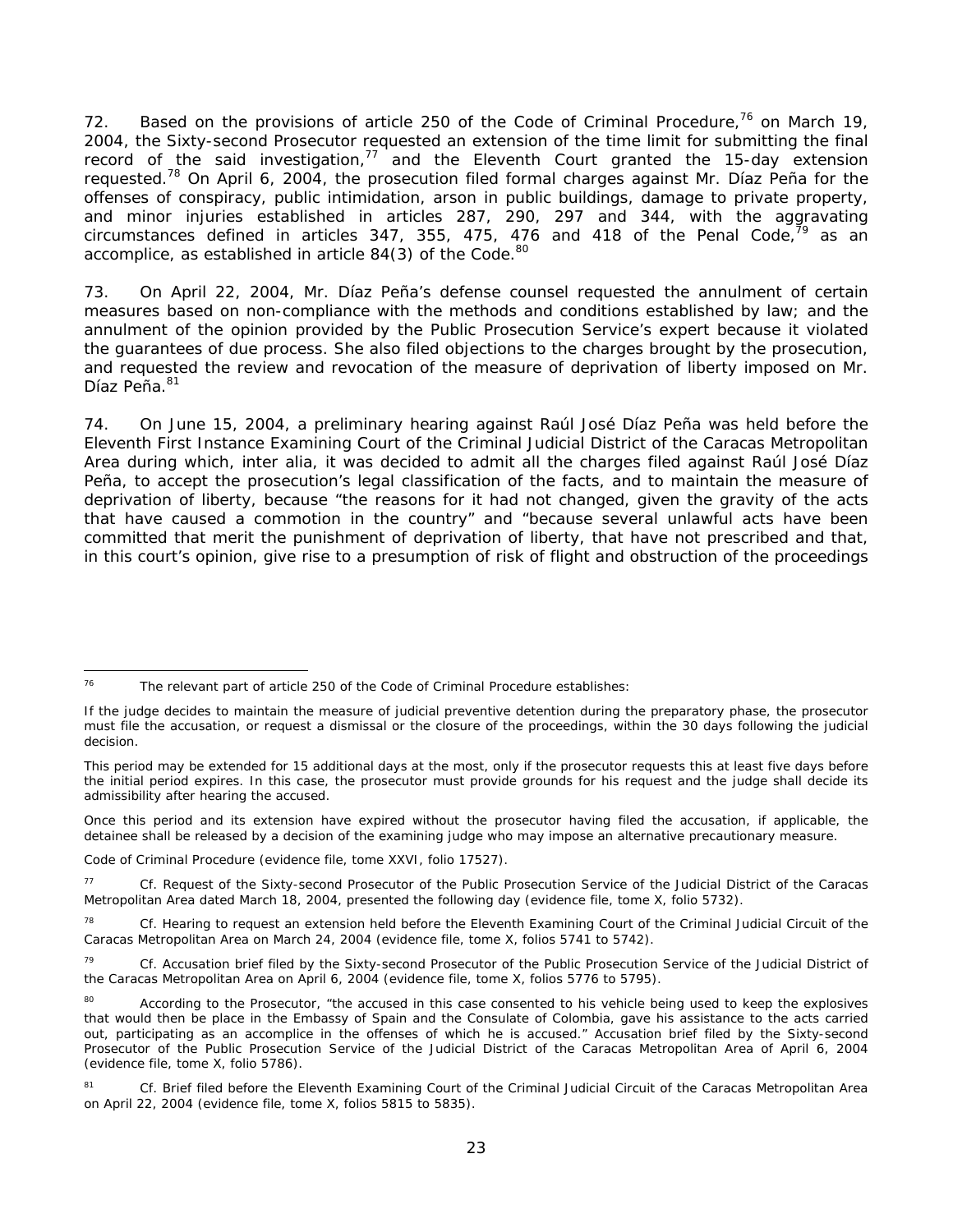72. Based on the provisions of article 250 of the Code of Criminal Procedure,[76] on March 19, 2004, the Sixty-second Prosecutor requested an extension of the time limit for submitting the final record of the said investigation,[77] and the Eleventh Court granted the 15-day extension requested.[78] On April 6, 2004, the prosecution filed formal charges against Mr. Díaz Peña for the offenses of conspiracy, public intimidation, arson in public buildings, damage to private property, and minor injuries established in articles 287, 290, 297 and 344, with the aggravating circumstances defined in articles 347, 355, 475, 476 and 418 of the Penal Code,[79] as an accomplice, as established in article 84(3) of the Code.[80]

73. On April 22, 2004, Mr. Díaz Peña's defense counsel requested the annulment of certain measures based on non-compliance with the methods and conditions established by law; and the annulment of the opinion provided by the Public Prosecution Service's expert because it violated the guarantees of due process. She also filed objections to the charges brought by the prosecution, and requested the review and revocation of the measure of deprivation of liberty imposed on Mr. Díaz Peña.[81]

74. On June 15, 2004, a preliminary hearing against Raúl José Díaz Peña was held before the Eleventh First Instance Examining Court of the Criminal Judicial District of the Caracas Metropolitan Area during which, inter alia, it was decided to admit all the charges filed against Raúl José Díaz Peña, to accept the prosecution's legal classification of the facts, and to maintain the measure of deprivation of liberty, because "the reasons for it had not changed, given the gravity of the acts that have caused a commotion in the country" and "because several unlawful acts have been committed that merit the punishment of deprivation of liberty, that have not prescribed and that, in this court's opinion, give rise to a presumption of risk of flight and obstruction of the proceedings

---

[76] The relevant part of article 250 of the Code of Criminal Procedure establishes:

If the judge decides to maintain the measure of judicial preventive detention during the preparatory phase, the prosecutor must file the accusation, or request a dismissal or the closure of the proceedings, within the 30 days following the judicial decision.

This period may be extended for 15 additional days at the most, only if the prosecutor requests this at least five days before the initial period expires. In this case, the prosecutor must provide grounds for his request and the judge shall decide its admissibility after hearing the accused.

Once this period and its extension have expired without the prosecutor having filed the accusation, if applicable, the detainee shall be released by a decision of the examining judge who may impose an alternative precautionary measure.

Code of Criminal Procedure (evidence file, tome XXVI, folio 17527).

[77] Cf. Request of the Sixty-second Prosecutor of the Public Prosecution Service of the Judicial District of the Caracas Metropolitan Area dated March 18, 2004, presented the following day (evidence file, tome X, folio 5732).

[78] Cf. Hearing to request an extension held before the Eleventh Examining Court of the Criminal Judicial Circuit of the Caracas Metropolitan Area on March 24, 2004 (evidence file, tome X, folios 5741 to 5742).

[79] Cf. Accusation brief filed by the Sixty-second Prosecutor of the Public Prosecution Service of the Judicial District of the Caracas Metropolitan Area on April 6, 2004 (evidence file, tome X, folios 5776 to 5795).

[80] According to the Prosecutor, "the accused in this case consented to his vehicle being used to keep the explosives that would then be place in the Embassy of Spain and the Consulate of Colombia, gave his assistance to the acts carried out, participating as an accomplice in the offenses of which he is accused." Accusation brief filed by the Sixty-second Prosecutor of the Public Prosecution Service of the Judicial District of the Caracas Metropolitan Area of April 6, 2004 (evidence file, tome X, folio 5786).

[81] Cf. Brief filed before the Eleventh Examining Court of the Criminal Judicial Circuit of the Caracas Metropolitan Area on April 22, 2004 (evidence file, tome X, folios 5815 to 5835).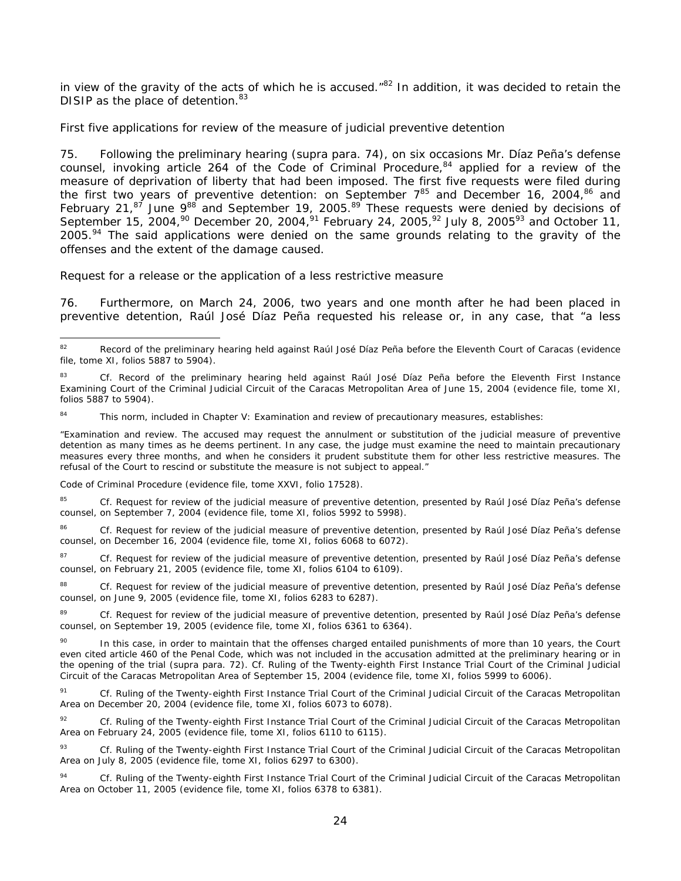in view of the gravity of the acts of which he is accused."[82] In addition, it was decided to retain the DISIP as the place of detention.[83]

*First five applications for review of the measure of judicial preventive detention*

75. Following the preliminary hearing (*supra* para. 74), on six occasions Mr. Díaz Peña's defense counsel, invoking article 264 of the Code of Criminal Procedure,[84] applied for a review of the measure of deprivation of liberty that had been imposed. The first five requests were filed during the first two years of preventive detention: on September 7[85] and December 16, 2004,[86] and February 21,[87] June 9[88] and September 19, 2005.[89] These requests were denied by decisions of September 15, 2004,[90] December 20, 2004,[91] February 24, 2005,[92] July 8, 2005[93] and October 11, 2005.[94] The said applications were denied on the same grounds relating to the gravity of the offenses and the extent of the damage caused.

*Request for a release or the application of a less restrictive measure*

76. Furthermore, on March 24, 2006, two years and one month after he had been placed in preventive detention, Raúl José Díaz Peña requested his release or, in any case, that "a less

---

[82] Record of the preliminary hearing held against Raúl José Díaz Peña before the Eleventh Court of Caracas (evidence file, tome XI, folios 5887 to 5904).

[83] *Cf.* Record of the preliminary hearing held against Raúl José Díaz Peña before the Eleventh First Instance Examining Court of the Criminal Judicial Circuit of the Caracas Metropolitan Area of June 15, 2004 (evidence file, tome XI, folios 5887 to 5904).

[84] This norm, included in Chapter V: Examination and review of precautionary measures, establishes:

"Examination and review. The accused may request the annulment or substitution of the judicial measure of preventive detention as many times as he deems pertinent. In any case, the judge must examine the need to maintain precautionary measures every three months, and when he considers it prudent substitute them for other less restrictive measures. The refusal of the Court to rescind or substitute the measure is not subject to appeal."

Code of Criminal Procedure (evidence file, tome XXVI, folio 17528).

[85] *Cf.* Request for review of the judicial measure of preventive detention, presented by Raúl José Díaz Peña's defense counsel, on September 7, 2004 (evidence file, tome XI, folios 5992 to 5998).

[86] *Cf.* Request for review of the judicial measure of preventive detention, presented by Raúl José Díaz Peña's defense counsel, on December 16, 2004 (evidence file, tome XI, folios 6068 to 6072).

[87] *Cf.* Request for review of the judicial measure of preventive detention, presented by Raúl José Díaz Peña's defense counsel, on February 21, 2005 (evidence file, tome XI, folios 6104 to 6109).

[88] *Cf.* Request for review of the judicial measure of preventive detention, presented by Raúl José Díaz Peña's defense counsel, on June 9, 2005 (evidence file, tome XI, folios 6283 to 6287).

[89] *Cf.* Request for review of the judicial measure of preventive detention, presented by Raúl José Díaz Peña's defense counsel, on September 19, 2005 (evidence file, tome XI, folios 6361 to 6364).

[90] In this case, in order to maintain that the offenses charged entailed punishments of more than 10 years, the Court even cited article 460 of the Penal Code, which was not included in the accusation admitted at the preliminary hearing or in the opening of the trial (*supra* para. 72). *Cf.* Ruling of the Twenty-eighth First Instance Trial Court of the Criminal Judicial Circuit of the Caracas Metropolitan Area of September 15, 2004 (evidence file, tome XI, folios 5999 to 6006).

[91] *Cf.* Ruling of the Twenty-eighth First Instance Trial Court of the Criminal Judicial Circuit of the Caracas Metropolitan Area on December 20, 2004 (evidence file, tome XI, folios 6073 to 6078).

[92] *Cf.* Ruling of the Twenty-eighth First Instance Trial Court of the Criminal Judicial Circuit of the Caracas Metropolitan Area on February 24, 2005 (evidence file, tome XI, folios 6110 to 6115).

[93] *Cf.* Ruling of the Twenty-eighth First Instance Trial Court of the Criminal Judicial Circuit of the Caracas Metropolitan Area on July 8, 2005 (evidence file, tome XI, folios 6297 to 6300).

[94] *Cf.* Ruling of the Twenty-eighth First Instance Trial Court of the Criminal Judicial Circuit of the Caracas Metropolitan Area on October 11, 2005 (evidence file, tome XI, folios 6378 to 6381).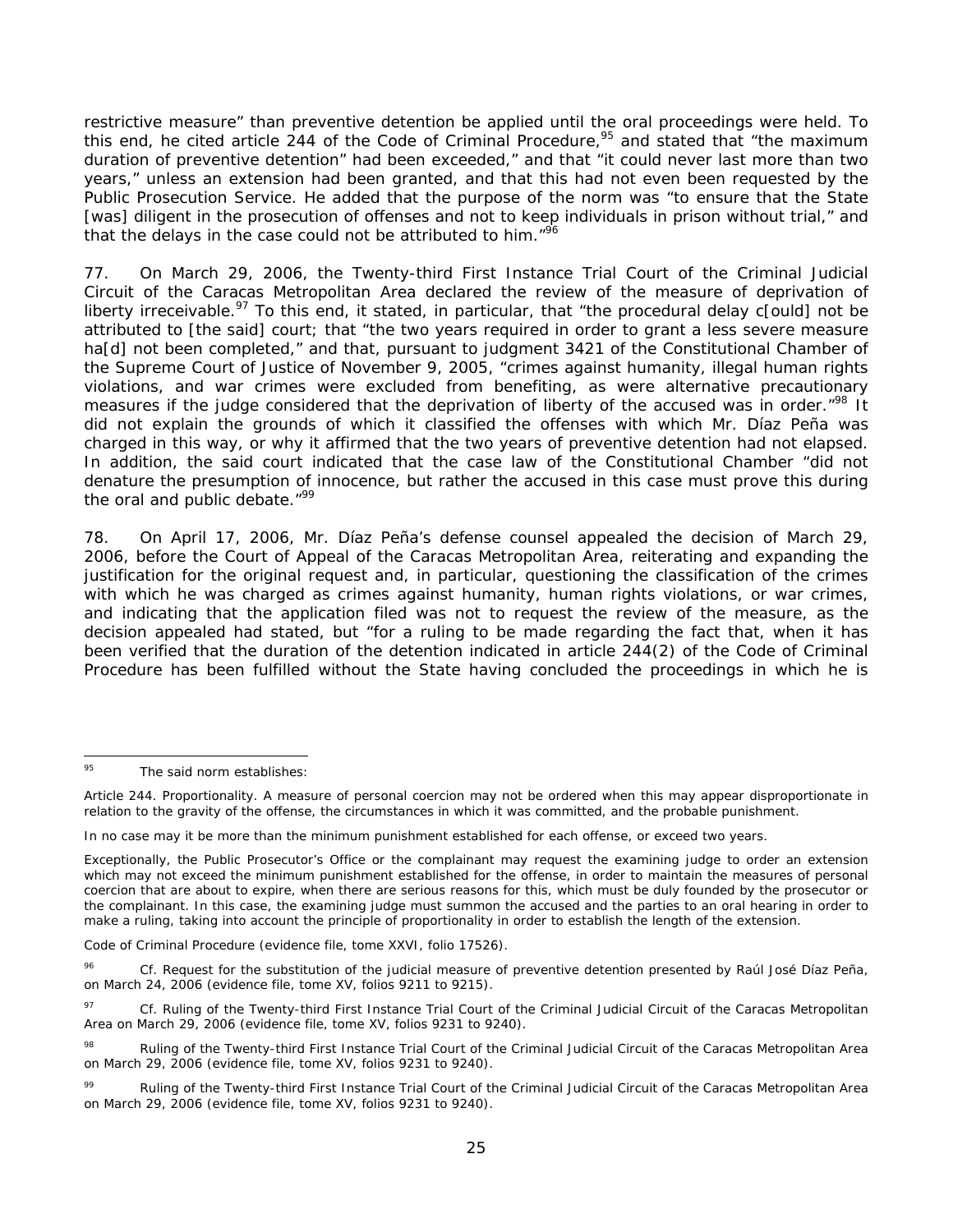restrictive measure" than preventive detention be applied until the oral proceedings were held. To this end, he cited article 244 of the Code of Criminal Procedure,[95] and stated that "the maximum duration of preventive detention" had been exceeded," and that "it could never last more than two years," unless an extension had been granted, and that this had not even been requested by the Public Prosecution Service. He added that the purpose of the norm was "to ensure that the State [was] diligent in the prosecution of offenses and not to keep individuals in prison without trial," and that the delays in the case could not be attributed to him."[96]

77. On March 29, 2006, the Twenty-third First Instance Trial Court of the Criminal Judicial Circuit of the Caracas Metropolitan Area declared the review of the measure of deprivation of liberty irreceivable.[97] To this end, it stated, in particular, that "the procedural delay c[ould] not be attributed to [the said] court; that "the two years required in order to grant a less severe measure ha[d] not been completed," and that, pursuant to judgment 3421 of the Constitutional Chamber of the Supreme Court of Justice of November 9, 2005, "crimes against humanity, illegal human rights violations, and war crimes were excluded from benefiting, as were alternative precautionary measures if the judge considered that the deprivation of liberty of the accused was in order."[98] It did not explain the grounds of which it classified the offenses with which Mr. Díaz Peña was charged in this way, or why it affirmed that the two years of preventive detention had not elapsed. In addition, the said court indicated that the case law of the Constitutional Chamber "did not denature the presumption of innocence, but rather the accused in this case must prove this during the oral and public debate."[99]

78. On April 17, 2006, Mr. Díaz Peña's defense counsel appealed the decision of March 29, 2006, before the Court of Appeal of the Caracas Metropolitan Area, reiterating and expanding the justification for the original request and, in particular, questioning the classification of the crimes with which he was charged as crimes against humanity, human rights violations, or war crimes, and indicating that the application filed was not to request the review of the measure, as the decision appealed had stated, but "for a ruling to be made regarding the fact that, when it has been verified that the duration of the detention indicated in article 244(2) of the Code of Criminal Procedure has been fulfilled without the State having concluded the proceedings in which he is

---

[95] The said norm establishes:

Article 244. Proportionality. A measure of personal coercion may not be ordered when this may appear disproportionate in relation to the gravity of the offense, the circumstances in which it was committed, and the probable punishment.

In no case may it be more than the minimum punishment established for each offense, or exceed two years.

Exceptionally, the Public Prosecutor's Office or the complainant may request the examining judge to order an extension which may not exceed the minimum punishment established for the offense, in order to maintain the measures of personal coercion that are about to expire, when there are serious reasons for this, which must be duly founded by the prosecutor or the complainant. In this case, the examining judge must summon the accused and the parties to an oral hearing in order to make a ruling, taking into account the principle of proportionality in order to establish the length of the extension.

Code of Criminal Procedure (evidence file, tome XXVI, folio 17526).

[96] Cf. Request for the substitution of the judicial measure of preventive detention presented by Raúl José Díaz Peña, on March 24, 2006 (evidence file, tome XV, folios 9211 to 9215).

[97] Cf. Ruling of the Twenty-third First Instance Trial Court of the Criminal Judicial Circuit of the Caracas Metropolitan Area on March 29, 2006 (evidence file, tome XV, folios 9231 to 9240).

[98] Ruling of the Twenty-third First Instance Trial Court of the Criminal Judicial Circuit of the Caracas Metropolitan Area on March 29, 2006 (evidence file, tome XV, folios 9231 to 9240).

[99] Ruling of the Twenty-third First Instance Trial Court of the Criminal Judicial Circuit of the Caracas Metropolitan Area on March 29, 2006 (evidence file, tome XV, folios 9231 to 9240).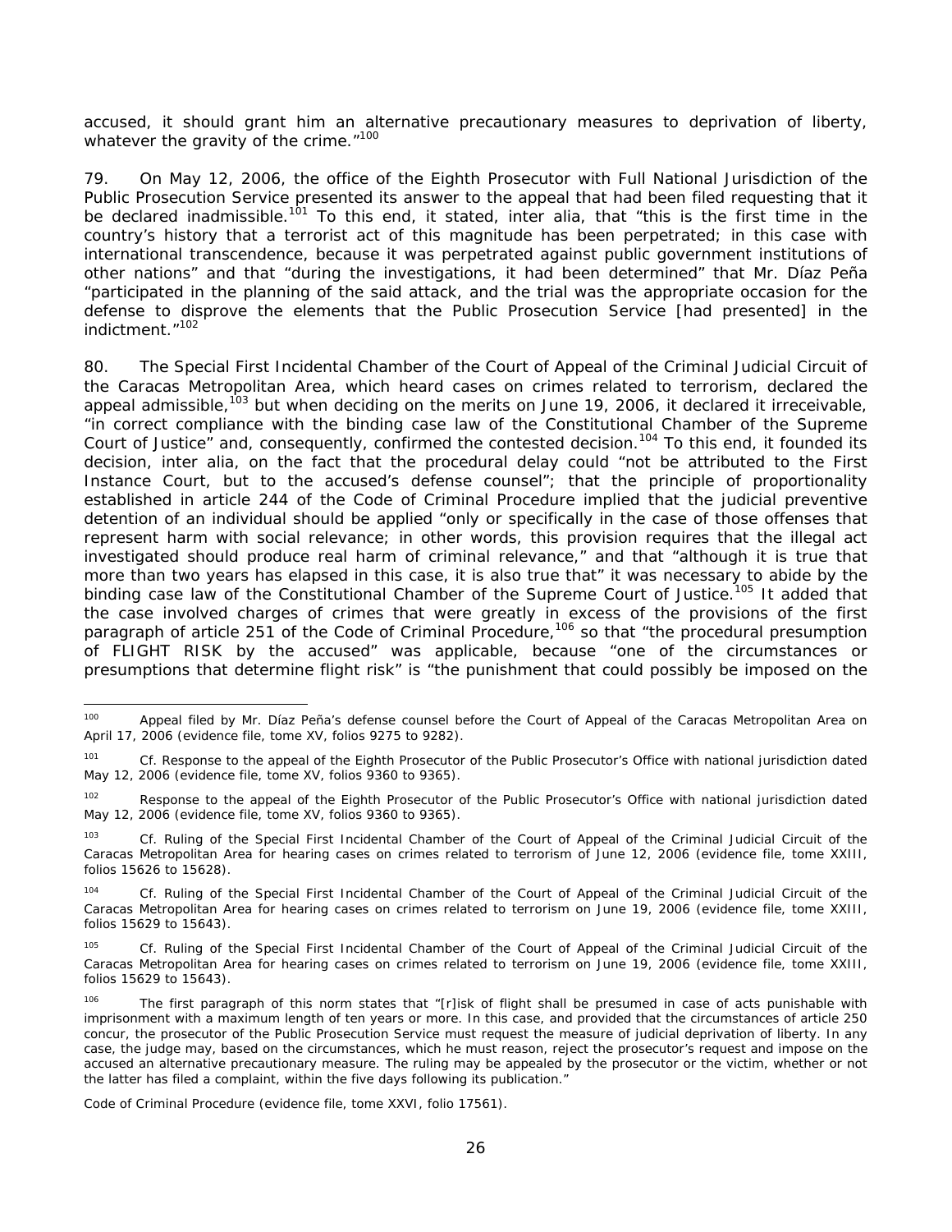accused, it should grant him an alternative precautionary measures to deprivation of liberty, whatever the gravity of the crime."[100]

79. On May 12, 2006, the office of the Eighth Prosecutor with Full National Jurisdiction of the Public Prosecution Service presented its answer to the appeal that had been filed requesting that it be declared inadmissible.[101] To this end, it stated, inter alia, that "this is the first time in the country's history that a terrorist act of this magnitude has been perpetrated; in this case with international transcendence, because it was perpetrated against public government institutions of other nations" and that "during the investigations, it had been determined" that Mr. Díaz Peña "participated in the planning of the said attack, and the trial was the appropriate occasion for the defense to disprove the elements that the Public Prosecution Service [had presented] in the indictment."[102]

80. The Special First Incidental Chamber of the Court of Appeal of the Criminal Judicial Circuit of the Caracas Metropolitan Area, which heard cases on crimes related to terrorism, declared the appeal admissible,[103] but when deciding on the merits on June 19, 2006, it declared it irreceivable, "in correct compliance with the binding case law of the Constitutional Chamber of the Supreme Court of Justice" and, consequently, confirmed the contested decision.[104] To this end, it founded its decision, inter alia, on the fact that the procedural delay could "not be attributed to the First Instance Court, but to the accused's defense counsel"; that the principle of proportionality established in article 244 of the Code of Criminal Procedure implied that the judicial preventive detention of an individual should be applied "only or specifically in the case of those offenses that represent harm with social relevance; in other words, this provision requires that the illegal act investigated should produce real harm of criminal relevance," and that "although it is true that more than two years has elapsed in this case, it is also true that" it was necessary to abide by the binding case law of the Constitutional Chamber of the Supreme Court of Justice.[105] It added that the case involved charges of crimes that were greatly in excess of the provisions of the first paragraph of article 251 of the Code of Criminal Procedure,[106] so that "the procedural presumption of FLIGHT RISK by the accused" was applicable, because "one of the circumstances or presumptions that determine flight risk" is "the punishment that could possibly be imposed on the

---

[100] Appeal filed by Mr. Díaz Peña's defense counsel before the Court of Appeal of the Caracas Metropolitan Area on April 17, 2006 (evidence file, tome XV, folios 9275 to 9282).

[101] *Cf.* Response to the appeal of the Eighth Prosecutor of the Public Prosecutor's Office with national jurisdiction dated May 12, 2006 (evidence file, tome XV, folios 9360 to 9365).

[102] Response to the appeal of the Eighth Prosecutor of the Public Prosecutor's Office with national jurisdiction dated May 12, 2006 (evidence file, tome XV, folios 9360 to 9365).

[103] *Cf.* Ruling of the Special First Incidental Chamber of the Court of Appeal of the Criminal Judicial Circuit of the Caracas Metropolitan Area for hearing cases on crimes related to terrorism of June 12, 2006 (evidence file, tome XXIII, folios 15626 to 15628).

[104] *Cf.* Ruling of the Special First Incidental Chamber of the Court of Appeal of the Criminal Judicial Circuit of the Caracas Metropolitan Area for hearing cases on crimes related to terrorism on June 19, 2006 (evidence file, tome XXIII, folios 15629 to 15643).

[105] *Cf.* Ruling of the Special First Incidental Chamber of the Court of Appeal of the Criminal Judicial Circuit of the Caracas Metropolitan Area for hearing cases on crimes related to terrorism on June 19, 2006 (evidence file, tome XXIII, folios 15629 to 15643).

[106] The first paragraph of this norm states that "[r]isk of flight shall be presumed in case of acts punishable with imprisonment with a maximum length of ten years or more. In this case, and provided that the circumstances of article 250 concur, the prosecutor of the Public Prosecution Service must request the measure of judicial deprivation of liberty. In any case, the judge may, based on the circumstances, which he must reason, reject the prosecutor's request and impose on the accused an alternative precautionary measure. The ruling may be appealed by the prosecutor or the victim, whether or not the latter has filed a complaint, within the five days following its publication."

Code of Criminal Procedure (evidence file, tome XXVI, folio 17561).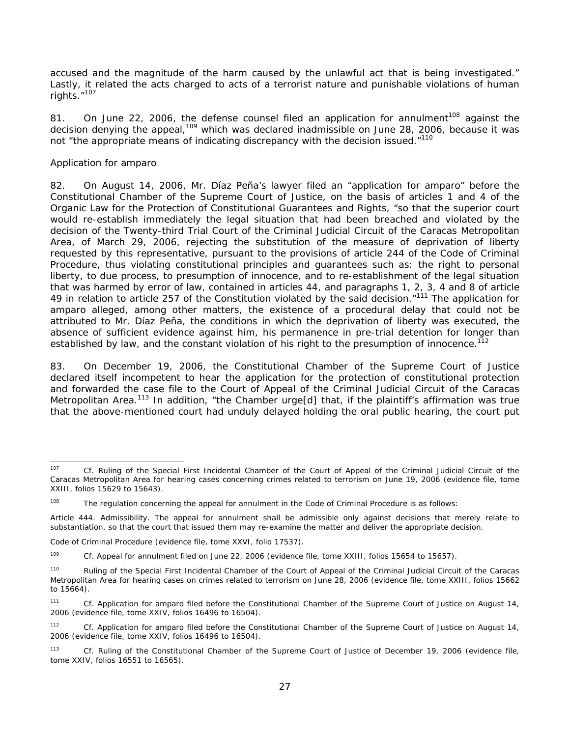accused and the magnitude of the harm caused by the unlawful act that is being investigated." Lastly, it related the acts charged to acts of a terrorist nature and punishable violations of human rights."[107]

81. On June 22, 2006, the defense counsel filed an application for annulment[108] against the decision denying the appeal,[109] which was declared inadmissible on June 28, 2006, because it was not "the appropriate means of indicating discrepancy with the decision issued."[110]

*Application for amparo*

82. On August 14, 2006, Mr. Díaz Peña's lawyer filed an "application for amparo" before the Constitutional Chamber of the Supreme Court of Justice, on the basis of articles 1 and 4 of the Organic Law for the Protection of Constitutional Guarantees and Rights, "so that the superior court would re-establish immediately the legal situation that had been breached and violated by the decision of the Twenty-third Trial Court of the Criminal Judicial Circuit of the Caracas Metropolitan Area, of March 29, 2006, rejecting the substitution of the measure of deprivation of liberty requested by this representative, pursuant to the provisions of article 244 of the Code of Criminal Procedure, thus violating constitutional principles and guarantees such as: the right to personal liberty, to due process, to presumption of innocence, and to re-establishment of the legal situation that was harmed by error of law, contained in articles 44, and paragraphs 1, 2, 3, 4 and 8 of article 49 in relation to article 257 of the Constitution violated by the said decision."[111] The application for amparo alleged, among other matters, the existence of a procedural delay that could not be attributed to Mr. Díaz Peña, the conditions in which the deprivation of liberty was executed, the absence of sufficient evidence against him, his permanence in pre-trial detention for longer than established by law, and the constant violation of his right to the presumption of innocence.[112]

83. On December 19, 2006, the Constitutional Chamber of the Supreme Court of Justice declared itself incompetent to hear the application for the protection of constitutional protection and forwarded the case file to the Court of Appeal of the Criminal Judicial Circuit of the Caracas Metropolitan Area.[113] In addition, "the Chamber urge[d] that, if the plaintiff's affirmation was true that the above-mentioned court had unduly delayed holding the oral public hearing, the court put

---

[107] Cf. Ruling of the Special First Incidental Chamber of the Court of Appeal of the Criminal Judicial Circuit of the Caracas Metropolitan Area for hearing cases concerning crimes related to terrorism on June 19, 2006 (evidence file, tome XXIII, folios 15629 to 15643).

[108] The regulation concerning the appeal for annulment in the Code of Criminal Procedure is as follows:

Article 444. Admissibility. The appeal for annulment shall be admissible only against decisions that merely relate to substantiation, so that the court that issued them may re-examine the matter and deliver the appropriate decision.

Code of Criminal Procedure (evidence file, tome XXVI, folio 17537).

[109] Cf. Appeal for annulment filed on June 22, 2006 (evidence file, tome XXIII, folios 15654 to 15657).

[110] Ruling of the Special First Incidental Chamber of the Court of Appeal of the Criminal Judicial Circuit of the Caracas Metropolitan Area for hearing cases on crimes related to terrorism on June 28, 2006 (evidence file, tome XXIII, folios 15662 to 15664).

[111] Cf. Application for amparo filed before the Constitutional Chamber of the Supreme Court of Justice on August 14, 2006 (evidence file, tome XXIV, folios 16496 to 16504).

[112] Cf. Application for amparo filed before the Constitutional Chamber of the Supreme Court of Justice on August 14, 2006 (evidence file, tome XXIV, folios 16496 to 16504).

[113] Cf. Ruling of the Constitutional Chamber of the Supreme Court of Justice of December 19, 2006 (evidence file, tome XXIV, folios 16551 to 16565).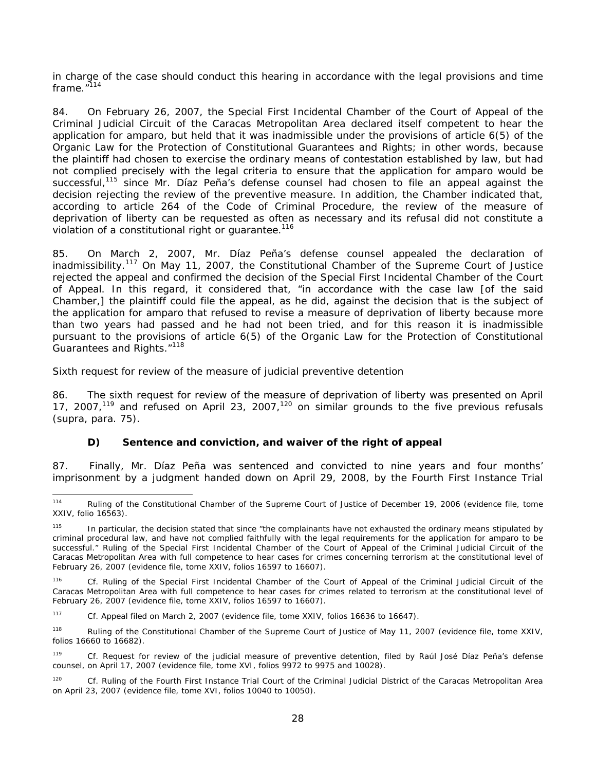in charge of the case should conduct this hearing in accordance with the legal provisions and time frame."[114]

84. On February 26, 2007, the Special First Incidental Chamber of the Court of Appeal of the Criminal Judicial Circuit of the Caracas Metropolitan Area declared itself competent to hear the application for amparo, but held that it was inadmissible under the provisions of article 6(5) of the Organic Law for the Protection of Constitutional Guarantees and Rights; in other words, because the plaintiff had chosen to exercise the ordinary means of contestation established by law, but had not complied precisely with the legal criteria to ensure that the application for amparo would be successful,[115] since Mr. Díaz Peña's defense counsel had chosen to file an appeal against the decision rejecting the review of the preventive measure. In addition, the Chamber indicated that, according to article 264 of the Code of Criminal Procedure, the review of the measure of deprivation of liberty can be requested as often as necessary and its refusal did not constitute a violation of a constitutional right or guarantee.[116]

85. On March 2, 2007, Mr. Díaz Peña's defense counsel appealed the declaration of inadmissibility.[117] On May 11, 2007, the Constitutional Chamber of the Supreme Court of Justice rejected the appeal and confirmed the decision of the Special First Incidental Chamber of the Court of Appeal. In this regard, it considered that, "in accordance with the case law [of the said Chamber,] the plaintiff could file the appeal, as he did, against the decision that is the subject of the application for amparo that refused to revise a measure of deprivation of liberty because more than two years had passed and he had not been tried, and for this reason it is inadmissible pursuant to the provisions of article 6(5) of the Organic Law for the Protection of Constitutional Guarantees and Rights."[118]

*Sixth request for review of the measure of judicial preventive detention*

86. The sixth request for review of the measure of deprivation of liberty was presented on April 17, 2007,[119] and refused on April 23, 2007,[120] on similar grounds to the five previous refusals (*supra*, para. 75).

### D) Sentence and conviction, and waiver of the right of appeal

87. Finally, Mr. Díaz Peña was sentenced and convicted to nine years and four months' imprisonment by a judgment handed down on April 29, 2008, by the Fourth First Instance Trial

---

[114] Ruling of the Constitutional Chamber of the Supreme Court of Justice of December 19, 2006 (evidence file, tome XXIV, folio 16563).

[115] In particular, the decision stated that since "the complainants have not exhausted the ordinary means stipulated by criminal procedural law, and have not complied faithfully with the legal requirements for the application for amparo to be successful." Ruling of the Special First Incidental Chamber of the Court of Appeal of the Criminal Judicial Circuit of the Caracas Metropolitan Area with full competence to hear cases for crimes concerning terrorism at the constitutional level of February 26, 2007 (evidence file, tome XXIV, folios 16597 to 16607).

[116] *Cf.* Ruling of the Special First Incidental Chamber of the Court of Appeal of the Criminal Judicial Circuit of the Caracas Metropolitan Area with full competence to hear cases for crimes related to terrorism at the constitutional level of February 26, 2007 (evidence file, tome XXIV, folios 16597 to 16607).

[117] *Cf.* Appeal filed on March 2, 2007 (evidence file, tome XXIV, folios 16636 to 16647).

[118] Ruling of the Constitutional Chamber of the Supreme Court of Justice of May 11, 2007 (evidence file, tome XXIV, folios 16660 to 16682).

[119] *Cf.* Request for review of the judicial measure of preventive detention, filed by Raúl José Díaz Peña's defense counsel, on April 17, 2007 (evidence file, tome XVI, folios 9972 to 9975 and 10028).

[120] *Cf.* Ruling of the Fourth First Instance Trial Court of the Criminal Judicial District of the Caracas Metropolitan Area on April 23, 2007 (evidence file, tome XVI, folios 10040 to 10050).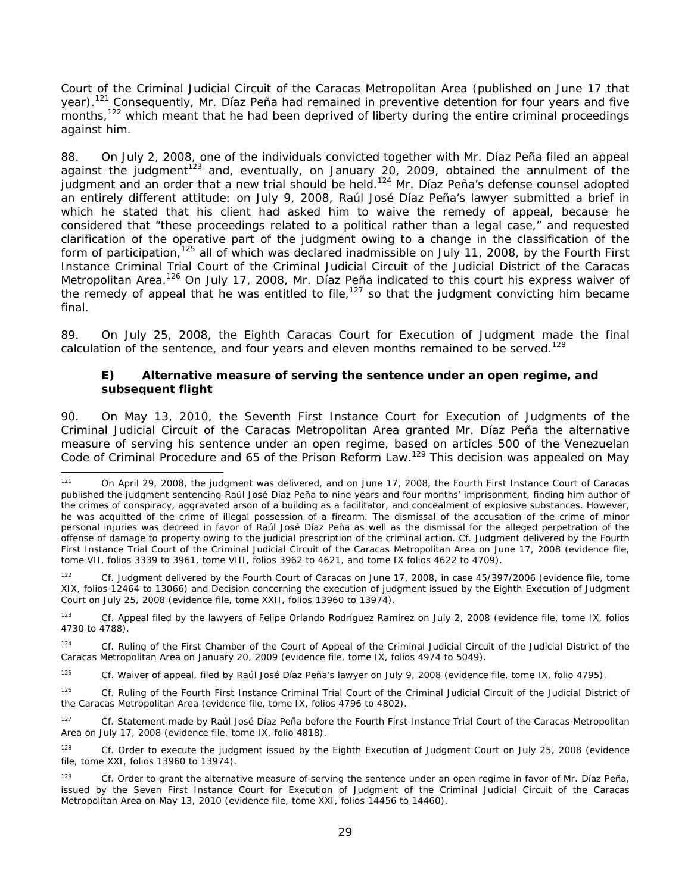Court of the Criminal Judicial Circuit of the Caracas Metropolitan Area (published on June 17 that year).[121] Consequently, Mr. Díaz Peña had remained in preventive detention for four years and five months,[122] which meant that he had been deprived of liberty during the entire criminal proceedings against him.

88. On July 2, 2008, one of the individuals convicted together with Mr. Díaz Peña filed an appeal against the judgment[123] and, eventually, on January 20, 2009, obtained the annulment of the judgment and an order that a new trial should be held.[124] Mr. Díaz Peña's defense counsel adopted an entirely different attitude: on July 9, 2008, Raúl José Díaz Peña's lawyer submitted a brief in which he stated that his client had asked him to waive the remedy of appeal, because he considered that "these proceedings related to a political rather than a legal case," and requested clarification of the operative part of the judgment owing to a change in the classification of the form of participation,[125] all of which was declared inadmissible on July 11, 2008, by the Fourth First Instance Criminal Trial Court of the Criminal Judicial Circuit of the Judicial District of the Caracas Metropolitan Area.[126] On July 17, 2008, Mr. Díaz Peña indicated to this court his express waiver of the remedy of appeal that he was entitled to file,[127] so that the judgment convicting him became final.

89. On July 25, 2008, the Eighth Caracas Court for Execution of Judgment made the final calculation of the sentence, and four years and eleven months remained to be served.[128]

### E) Alternative measure of serving the sentence under an open regime, and subsequent flight

90. On May 13, 2010, the Seventh First Instance Court for Execution of Judgments of the Criminal Judicial Circuit of the Caracas Metropolitan Area granted Mr. Díaz Peña the alternative measure of serving his sentence under an open regime, based on articles 500 of the Venezuelan Code of Criminal Procedure and 65 of the Prison Reform Law.[129] This decision was appealed on May

---

[121] On April 29, 2008, the judgment was delivered, and on June 17, 2008, the Fourth First Instance Court of Caracas published the judgment sentencing Raúl José Díaz Peña to nine years and four months' imprisonment, finding him author of the crimes of conspiracy, aggravated arson of a building as a facilitator, and concealment of explosive substances. However, he was acquitted of the crime of illegal possession of a firearm. The dismissal of the accusation of the crime of minor personal injuries was decreed in favor of Raúl José Díaz Peña as well as the dismissal for the alleged perpetration of the offense of damage to property owing to the judicial prescription of the criminal action. Cf. Judgment delivered by the Fourth First Instance Trial Court of the Criminal Judicial Circuit of the Caracas Metropolitan Area on June 17, 2008 (evidence file, tome VII, folios 3339 to 3961, tome VIII, folios 3962 to 4621, and tome IX folios 4622 to 4709).

[122] Cf. Judgment delivered by the Fourth Court of Caracas on June 17, 2008, in case 45/397/2006 (evidence file, tome XIX, folios 12464 to 13066) and Decision concerning the execution of judgment issued by the Eighth Execution of Judgment Court on July 25, 2008 (evidence file, tome XXII, folios 13960 to 13974).

[123] Cf. Appeal filed by the lawyers of Felipe Orlando Rodríguez Ramírez on July 2, 2008 (evidence file, tome IX, folios 4730 to 4788).

[124] Cf. Ruling of the First Chamber of the Court of Appeal of the Criminal Judicial Circuit of the Judicial District of the Caracas Metropolitan Area on January 20, 2009 (evidence file, tome IX, folios 4974 to 5049).

[125] Cf. Waiver of appeal, filed by Raúl José Díaz Peña's lawyer on July 9, 2008 (evidence file, tome IX, folio 4795).

[126] Cf. Ruling of the Fourth First Instance Criminal Trial Court of the Criminal Judicial Circuit of the Judicial District of the Caracas Metropolitan Area (evidence file, tome IX, folios 4796 to 4802).

[127] Cf. Statement made by Raúl José Díaz Peña before the Fourth First Instance Trial Court of the Caracas Metropolitan Area on July 17, 2008 (evidence file, tome IX, folio 4818).

[128] Cf. Order to execute the judgment issued by the Eighth Execution of Judgment Court on July 25, 2008 (evidence file, tome XXI, folios 13960 to 13974).

[129] Cf. Order to grant the alternative measure of serving the sentence under an open regime in favor of Mr. Díaz Peña, issued by the Seven First Instance Court for Execution of Judgment of the Criminal Judicial Circuit of the Caracas Metropolitan Area on May 13, 2010 (evidence file, tome XXI, folios 14456 to 14460).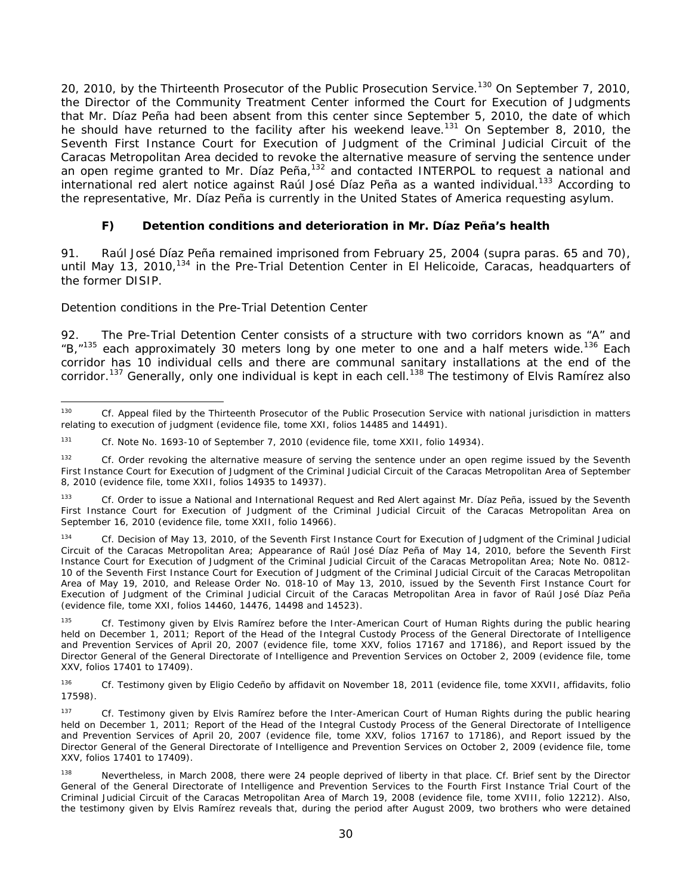20, 2010, by the Thirteenth Prosecutor of the Public Prosecution Service.[130] On September 7, 2010, the Director of the Community Treatment Center informed the Court for Execution of Judgments that Mr. Díaz Peña had been absent from this center since September 5, 2010, the date of which he should have returned to the facility after his weekend leave.[131] On September 8, 2010, the Seventh First Instance Court for Execution of Judgment of the Criminal Judicial Circuit of the Caracas Metropolitan Area decided to revoke the alternative measure of serving the sentence under an open regime granted to Mr. Díaz Peña,[132] and contacted INTERPOL to request a national and international red alert notice against Raúl José Díaz Peña as a wanted individual.[133] According to the representative, Mr. Díaz Peña is currently in the United States of America requesting asylum.

### F) Detention conditions and deterioration in Mr. Díaz Peña's health

91. Raúl José Díaz Peña remained imprisoned from February 25, 2004 (supra paras. 65 and 70), until May 13, 2010,[134] in the Pre-Trial Detention Center in El Helicoide, Caracas, headquarters of the former DISIP.

*Detention conditions in the Pre-Trial Detention Center*

92. The Pre-Trial Detention Center consists of a structure with two corridors known as "A" and "B,"[135] each approximately 30 meters long by one meter to one and a half meters wide.[136] Each corridor has 10 individual cells and there are communal sanitary installations at the end of the corridor.[137] Generally, only one individual is kept in each cell.[138] The testimony of Elvis Ramírez also

---

[130] Cf. Appeal filed by the Thirteenth Prosecutor of the Public Prosecution Service with national jurisdiction in matters relating to execution of judgment (evidence file, tome XXI, folios 14485 and 14491).

[131] Cf. Note No. 1693-10 of September 7, 2010 (evidence file, tome XXII, folio 14934).

[132] Cf. Order revoking the alternative measure of serving the sentence under an open regime issued by the Seventh First Instance Court for Execution of Judgment of the Criminal Judicial Circuit of the Caracas Metropolitan Area of September 8, 2010 (evidence file, tome XXII, folios 14935 to 14937).

[133] Cf. Order to issue a National and International Request and Red Alert against Mr. Díaz Peña, issued by the Seventh First Instance Court for Execution of Judgment of the Criminal Judicial Circuit of the Caracas Metropolitan Area on September 16, 2010 (evidence file, tome XXII, folio 14966).

[134] Cf. Decision of May 13, 2010, of the Seventh First Instance Court for Execution of Judgment of the Criminal Judicial Circuit of the Caracas Metropolitan Area; Appearance of Raúl José Díaz Peña of May 14, 2010, before the Seventh First Instance Court for Execution of Judgment of the Criminal Judicial Circuit of the Caracas Metropolitan Area; Note No. 0812-10 of the Seventh First Instance Court for Execution of Judgment of the Criminal Judicial Circuit of the Caracas Metropolitan Area of May 19, 2010, and Release Order No. 018-10 of May 13, 2010, issued by the Seventh First Instance Court for Execution of Judgment of the Criminal Judicial Circuit of the Caracas Metropolitan Area in favor of Raúl José Díaz Peña (evidence file, tome XXI, folios 14460, 14476, 14498 and 14523).

[135] Cf. Testimony given by Elvis Ramírez before the Inter-American Court of Human Rights during the public hearing held on December 1, 2011; Report of the Head of the Integral Custody Process of the General Directorate of Intelligence and Prevention Services of April 20, 2007 (evidence file, tome XXV, folios 17167 and 17186), and Report issued by the Director General of the General Directorate of Intelligence and Prevention Services on October 2, 2009 (evidence file, tome XXV, folios 17401 to 17409).

[136] Cf. Testimony given by Eligio Cedeño by affidavit on November 18, 2011 (evidence file, tome XXVII, affidavits, folio 17598).

[137] Cf. Testimony given by Elvis Ramírez before the Inter-American Court of Human Rights during the public hearing held on December 1, 2011; Report of the Head of the Integral Custody Process of the General Directorate of Intelligence and Prevention Services of April 20, 2007 (evidence file, tome XXV, folios 17167 to 17186), and Report issued by the Director General of the General Directorate of Intelligence and Prevention Services on October 2, 2009 (evidence file, tome XXV, folios 17401 to 17409).

[138] Nevertheless, in March 2008, there were 24 people deprived of liberty in that place. Cf. Brief sent by the Director General of the General Directorate of Intelligence and Prevention Services to the Fourth First Instance Trial Court of the Criminal Judicial Circuit of the Caracas Metropolitan Area of March 19, 2008 (evidence file, tome XVIII, folio 12212). Also, the testimony given by Elvis Ramírez reveals that, during the period after August 2009, two brothers who were detained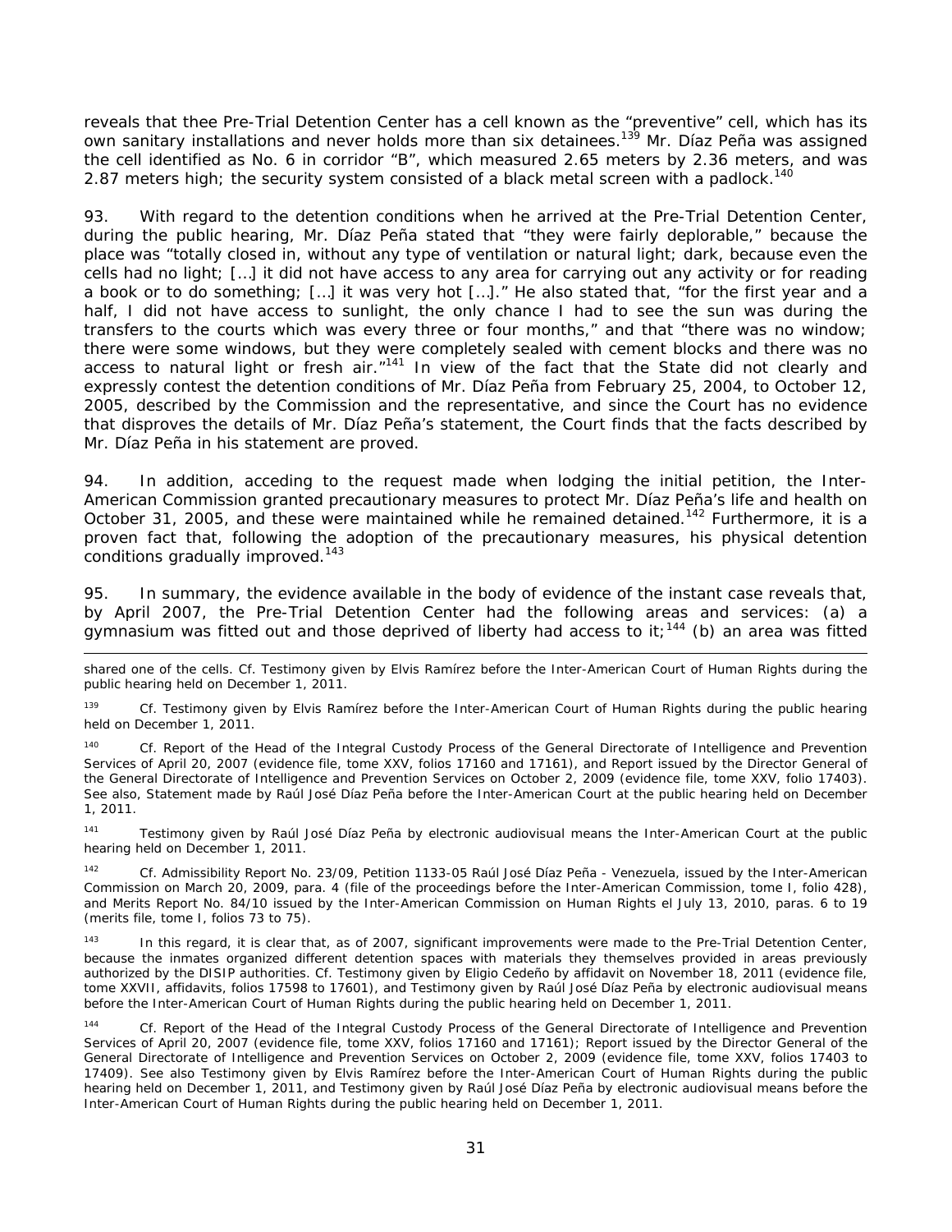reveals that thee Pre-Trial Detention Center has a cell known as the "preventive" cell, which has its own sanitary installations and never holds more than six detainees.[139] Mr. Díaz Peña was assigned the cell identified as No. 6 in corridor "B", which measured 2.65 meters by 2.36 meters, and was 2.87 meters high; the security system consisted of a black metal screen with a padlock.[140]

93. With regard to the detention conditions when he arrived at the Pre-Trial Detention Center, during the public hearing, Mr. Díaz Peña stated that "they were fairly deplorable," because the place was "totally closed in, without any type of ventilation or natural light; dark, because even the cells had no light; […] it did not have access to any area for carrying out any activity or for reading a book or to do something; […] it was very hot […]." He also stated that, "for the first year and a half, I did not have access to sunlight, the only chance I had to see the sun was during the transfers to the courts which was every three or four months," and that "there was no window; there were some windows, but they were completely sealed with cement blocks and there was no access to natural light or fresh air."[141] In view of the fact that the State did not clearly and expressly contest the detention conditions of Mr. Díaz Peña from February 25, 2004, to October 12, 2005, described by the Commission and the representative, and since the Court has no evidence that disproves the details of Mr. Díaz Peña's statement, the Court finds that the facts described by Mr. Díaz Peña in his statement are proved.

94. In addition, acceding to the request made when lodging the initial petition, the Inter-American Commission granted precautionary measures to protect Mr. Díaz Peña's life and health on October 31, 2005, and these were maintained while he remained detained.[142] Furthermore, it is a proven fact that, following the adoption of the precautionary measures, his physical detention conditions gradually improved.[143]

95. In summary, the evidence available in the body of evidence of the instant case reveals that, by April 2007, the Pre-Trial Detention Center had the following areas and services: (a) a gymnasium was fitted out and those deprived of liberty had access to it;[144] (b) an area was fitted

---

shared one of the cells. Cf. Testimony given by Elvis Ramírez before the Inter-American Court of Human Rights during the public hearing held on December 1, 2011.

[139] Cf. Testimony given by Elvis Ramírez before the Inter-American Court of Human Rights during the public hearing held on December 1, 2011.

[140] Cf. Report of the Head of the Integral Custody Process of the General Directorate of Intelligence and Prevention Services of April 20, 2007 (evidence file, tome XXV, folios 17160 and 17161), and Report issued by the Director General of the General Directorate of Intelligence and Prevention Services on October 2, 2009 (evidence file, tome XXV, folio 17403). See also, Statement made by Raúl José Díaz Peña before the Inter-American Court at the public hearing held on December 1, 2011.

[141] Testimony given by Raúl José Díaz Peña by electronic audiovisual means the Inter-American Court at the public hearing held on December 1, 2011.

[142] Cf. Admissibility Report No. 23/09, Petition 1133-05 Raúl José Díaz Peña - Venezuela, issued by the Inter-American Commission on March 20, 2009, para. 4 (file of the proceedings before the Inter-American Commission, tome I, folio 428), and Merits Report No. 84/10 issued by the Inter-American Commission on Human Rights el July 13, 2010, paras. 6 to 19 (merits file, tome I, folios 73 to 75).

[143] In this regard, it is clear that, as of 2007, significant improvements were made to the Pre-Trial Detention Center, because the inmates organized different detention spaces with materials they themselves provided in areas previously authorized by the DISIP authorities. Cf. Testimony given by Eligio Cedeño by affidavit on November 18, 2011 (evidence file, tome XXVII, affidavits, folios 17598 to 17601), and Testimony given by Raúl José Díaz Peña by electronic audiovisual means before the Inter-American Court of Human Rights during the public hearing held on December 1, 2011.

[144] Cf. Report of the Head of the Integral Custody Process of the General Directorate of Intelligence and Prevention Services of April 20, 2007 (evidence file, tome XXV, folios 17160 and 17161); Report issued by the Director General of the General Directorate of Intelligence and Prevention Services on October 2, 2009 (evidence file, tome XXV, folios 17403 to 17409). See also Testimony given by Elvis Ramírez before the Inter-American Court of Human Rights during the public hearing held on December 1, 2011, and Testimony given by Raúl José Díaz Peña by electronic audiovisual means before the Inter-American Court of Human Rights during the public hearing held on December 1, 2011.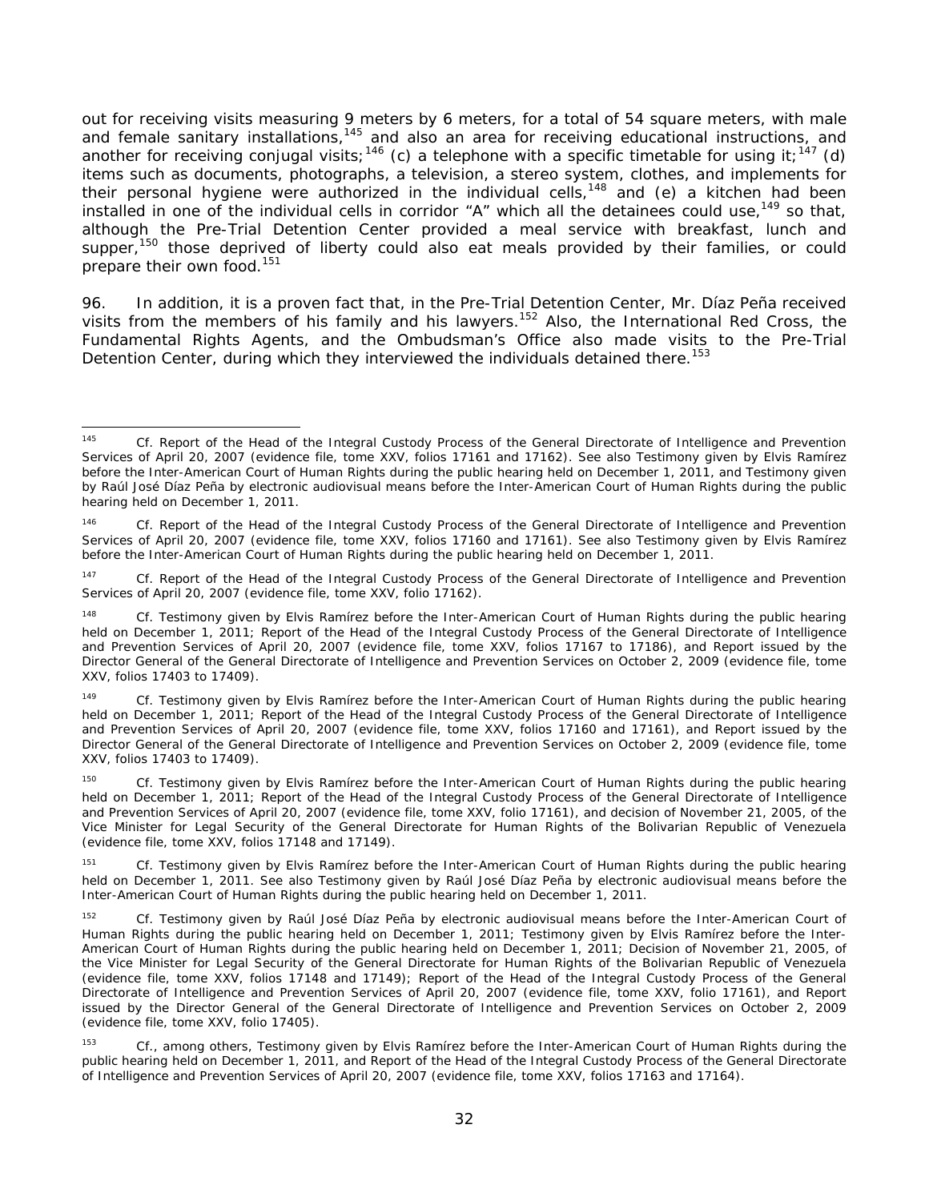out for receiving visits measuring 9 meters by 6 meters, for a total of 54 square meters, with male and female sanitary installations,[145] and also an area for receiving educational instructions, and another for receiving conjugal visits;[146] (c) a telephone with a specific timetable for using it;[147] (d) items such as documents, photographs, a television, a stereo system, clothes, and implements for their personal hygiene were authorized in the individual cells,[148] and (e) a kitchen had been installed in one of the individual cells in corridor "A" which all the detainees could use,[149] so that, although the Pre-Trial Detention Center provided a meal service with breakfast, lunch and supper,[150] those deprived of liberty could also eat meals provided by their families, or could prepare their own food.[151]

96. In addition, it is a proven fact that, in the Pre-Trial Detention Center, Mr. Díaz Peña received visits from the members of his family and his lawyers.[152] Also, the International Red Cross, the Fundamental Rights Agents, and the Ombudsman's Office also made visits to the Pre-Trial Detention Center, during which they interviewed the individuals detained there.[153]

---

[145] *Cf.* Report of the Head of the Integral Custody Process of the General Directorate of Intelligence and Prevention Services of April 20, 2007 (evidence file, tome XXV, folios 17161 and 17162). See also Testimony given by Elvis Ramírez before the Inter-American Court of Human Rights during the public hearing held on December 1, 2011, and Testimony given by Raúl José Díaz Peña by electronic audiovisual means before the Inter-American Court of Human Rights during the public hearing held on December 1, 2011.

[146] *Cf.* Report of the Head of the Integral Custody Process of the General Directorate of Intelligence and Prevention Services of April 20, 2007 (evidence file, tome XXV, folios 17160 and 17161). See also Testimony given by Elvis Ramírez before the Inter-American Court of Human Rights during the public hearing held on December 1, 2011.

[147] *Cf.* Report of the Head of the Integral Custody Process of the General Directorate of Intelligence and Prevention Services of April 20, 2007 (evidence file, tome XXV, folio 17162).

[148] *Cf.* Testimony given by Elvis Ramírez before the Inter-American Court of Human Rights during the public hearing held on December 1, 2011; Report of the Head of the Integral Custody Process of the General Directorate of Intelligence and Prevention Services of April 20, 2007 (evidence file, tome XXV, folios 17167 to 17186), and Report issued by the Director General of the General Directorate of Intelligence and Prevention Services on October 2, 2009 (evidence file, tome XXV, folios 17403 to 17409).

[149] *Cf.* Testimony given by Elvis Ramírez before the Inter-American Court of Human Rights during the public hearing held on December 1, 2011; Report of the Head of the Integral Custody Process of the General Directorate of Intelligence and Prevention Services of April 20, 2007 (evidence file, tome XXV, folios 17160 and 17161), and Report issued by the Director General of the General Directorate of Intelligence and Prevention Services on October 2, 2009 (evidence file, tome XXV, folios 17403 to 17409).

[150] *Cf.* Testimony given by Elvis Ramírez before the Inter-American Court of Human Rights during the public hearing held on December 1, 2011; Report of the Head of the Integral Custody Process of the General Directorate of Intelligence and Prevention Services of April 20, 2007 (evidence file, tome XXV, folio 17161), and decision of November 21, 2005, of the Vice Minister for Legal Security of the General Directorate for Human Rights of the Bolivarian Republic of Venezuela (evidence file, tome XXV, folios 17148 and 17149).

[151] *Cf.* Testimony given by Elvis Ramírez before the Inter-American Court of Human Rights during the public hearing held on December 1, 2011. See also Testimony given by Raúl José Díaz Peña by electronic audiovisual means before the Inter-American Court of Human Rights during the public hearing held on December 1, 2011.

[152] *Cf.* Testimony given by Raúl José Díaz Peña by electronic audiovisual means before the Inter-American Court of Human Rights during the public hearing held on December 1, 2011; Testimony given by Elvis Ramírez before the Inter-American Court of Human Rights during the public hearing held on December 1, 2011; Decision of November 21, 2005, of the Vice Minister for Legal Security of the General Directorate for Human Rights of the Bolivarian Republic of Venezuela (evidence file, tome XXV, folios 17148 and 17149); Report of the Head of the Integral Custody Process of the General Directorate of Intelligence and Prevention Services of April 20, 2007 (evidence file, tome XXV, folio 17161), and Report issued by the Director General of the General Directorate of Intelligence and Prevention Services on October 2, 2009 (evidence file, tome XXV, folio 17405).

[153] *Cf.*, among others, Testimony given by Elvis Ramírez before the Inter-American Court of Human Rights during the public hearing held on December 1, 2011, and Report of the Head of the Integral Custody Process of the General Directorate of Intelligence and Prevention Services of April 20, 2007 (evidence file, tome XXV, folios 17163 and 17164).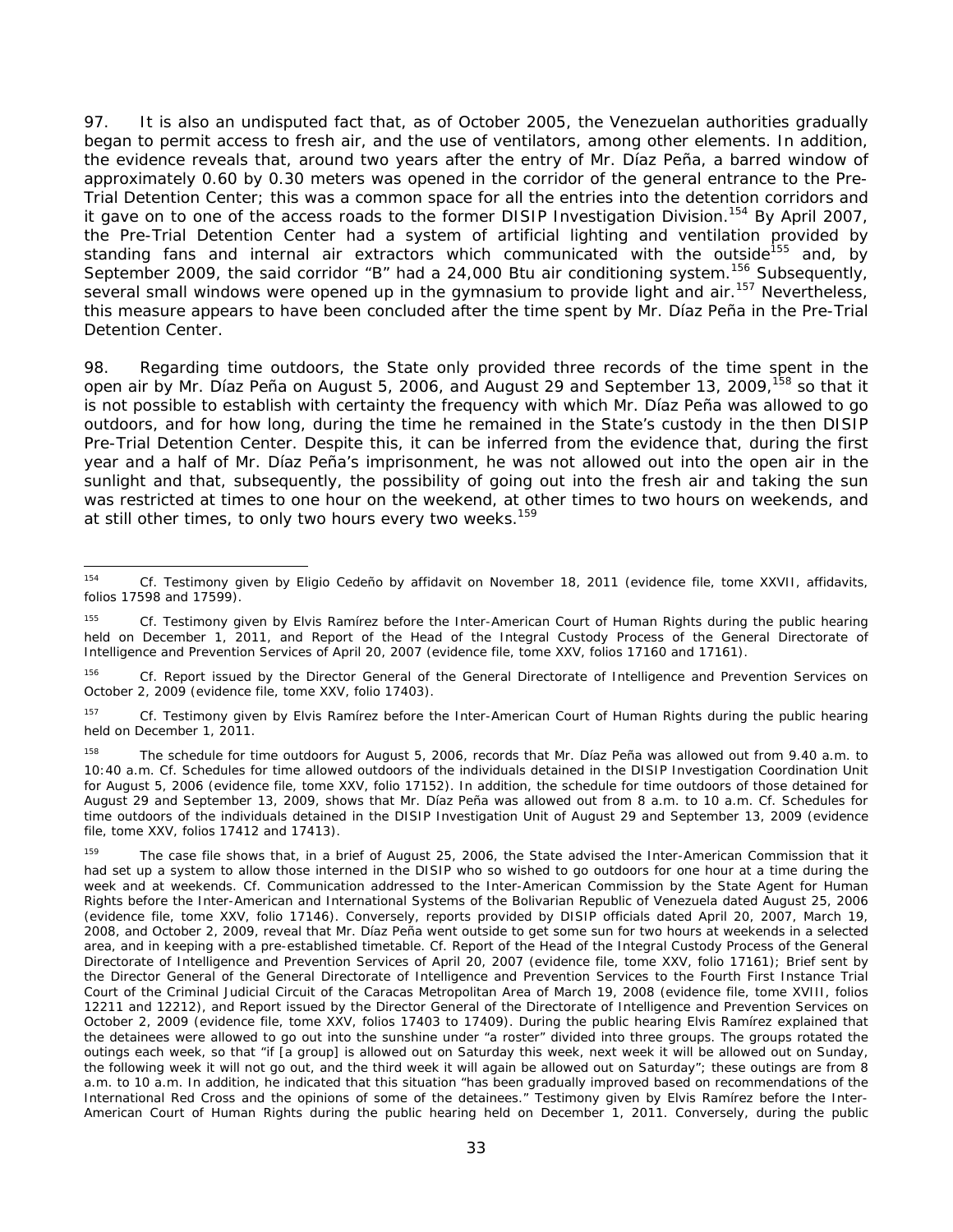97. It is also an undisputed fact that, as of October 2005, the Venezuelan authorities gradually began to permit access to fresh air, and the use of ventilators, among other elements. In addition, the evidence reveals that, around two years after the entry of Mr. Díaz Peña, a barred window of approximately 0.60 by 0.30 meters was opened in the corridor of the general entrance to the Pre-Trial Detention Center; this was a common space for all the entries into the detention corridors and it gave on to one of the access roads to the former DISIP Investigation Division.[154] By April 2007, the Pre-Trial Detention Center had a system of artificial lighting and ventilation provided by standing fans and internal air extractors which communicated with the outside[155] and, by September 2009, the said corridor "B" had a 24,000 Btu air conditioning system.[156] Subsequently, several small windows were opened up in the gymnasium to provide light and air.[157] Nevertheless, this measure appears to have been concluded after the time spent by Mr. Díaz Peña in the Pre-Trial Detention Center.

98. Regarding time outdoors, the State only provided three records of the time spent in the open air by Mr. Díaz Peña on August 5, 2006, and August 29 and September 13, 2009,[158] so that it is not possible to establish with certainty the frequency with which Mr. Díaz Peña was allowed to go outdoors, and for how long, during the time he remained in the State's custody in the then DISIP Pre-Trial Detention Center. Despite this, it can be inferred from the evidence that, during the first year and a half of Mr. Díaz Peña's imprisonment, he was not allowed out into the open air in the sunlight and that, subsequently, the possibility of going out into the fresh air and taking the sun was restricted at times to one hour on the weekend, at other times to two hours on weekends, and at still other times, to only two hours every two weeks.[159]

---

[154] Cf. Testimony given by Eligio Cedeño by affidavit on November 18, 2011 (evidence file, tome XXVII, affidavits, folios 17598 and 17599).

[155] Cf. Testimony given by Elvis Ramírez before the Inter-American Court of Human Rights during the public hearing held on December 1, 2011, and Report of the Head of the Integral Custody Process of the General Directorate of Intelligence and Prevention Services of April 20, 2007 (evidence file, tome XXV, folios 17160 and 17161).

[156] Cf. Report issued by the Director General of the General Directorate of Intelligence and Prevention Services on October 2, 2009 (evidence file, tome XXV, folio 17403).

[157] Cf. Testimony given by Elvis Ramírez before the Inter-American Court of Human Rights during the public hearing held on December 1, 2011.

[158] The schedule for time outdoors for August 5, 2006, records that Mr. Díaz Peña was allowed out from 9.40 a.m. to 10:40 a.m. Cf. Schedules for time allowed outdoors of the individuals detained in the DISIP Investigation Coordination Unit for August 5, 2006 (evidence file, tome XXV, folio 17152). In addition, the schedule for time outdoors of those detained for August 29 and September 13, 2009, shows that Mr. Díaz Peña was allowed out from 8 a.m. to 10 a.m. Cf. Schedules for time outdoors of the individuals detained in the DISIP Investigation Unit of August 29 and September 13, 2009 (evidence file, tome XXV, folios 17412 and 17413).

[159] The case file shows that, in a brief of August 25, 2006, the State advised the Inter-American Commission that it had set up a system to allow those interned in the DISIP who so wished to go outdoors for one hour at a time during the week and at weekends. Cf. Communication addressed to the Inter-American Commission by the State Agent for Human Rights before the Inter-American and International Systems of the Bolivarian Republic of Venezuela dated August 25, 2006 (evidence file, tome XXV, folio 17146). Conversely, reports provided by DISIP officials dated April 20, 2007, March 19, 2008, and October 2, 2009, reveal that Mr. Díaz Peña went outside to get some sun for two hours at weekends in a selected area, and in keeping with a pre-established timetable. Cf. Report of the Head of the Integral Custody Process of the General Directorate of Intelligence and Prevention Services of April 20, 2007 (evidence file, tome XXV, folio 17161); Brief sent by the Director General of the General Directorate of Intelligence and Prevention Services to the Fourth First Instance Trial Court of the Criminal Judicial Circuit of the Caracas Metropolitan Area of March 19, 2008 (evidence file, tome XVIII, folios 12211 and 12212), and Report issued by the Director General of the Directorate of Intelligence and Prevention Services on October 2, 2009 (evidence file, tome XXV, folios 17403 to 17409). During the public hearing Elvis Ramírez explained that the detainees were allowed to go out into the sunshine under "a roster" divided into three groups. The groups rotated the outings each week, so that "if [a group] is allowed out on Saturday this week, next week it will be allowed out on Sunday, the following week it will not go out, and the third week it will again be allowed out on Saturday"; these outings are from 8 a.m. to 10 a.m. In addition, he indicated that this situation "has been gradually improved based on recommendations of the International Red Cross and the opinions of some of the detainees." Testimony given by Elvis Ramírez before the Inter-American Court of Human Rights during the public hearing held on December 1, 2011. Conversely, during the public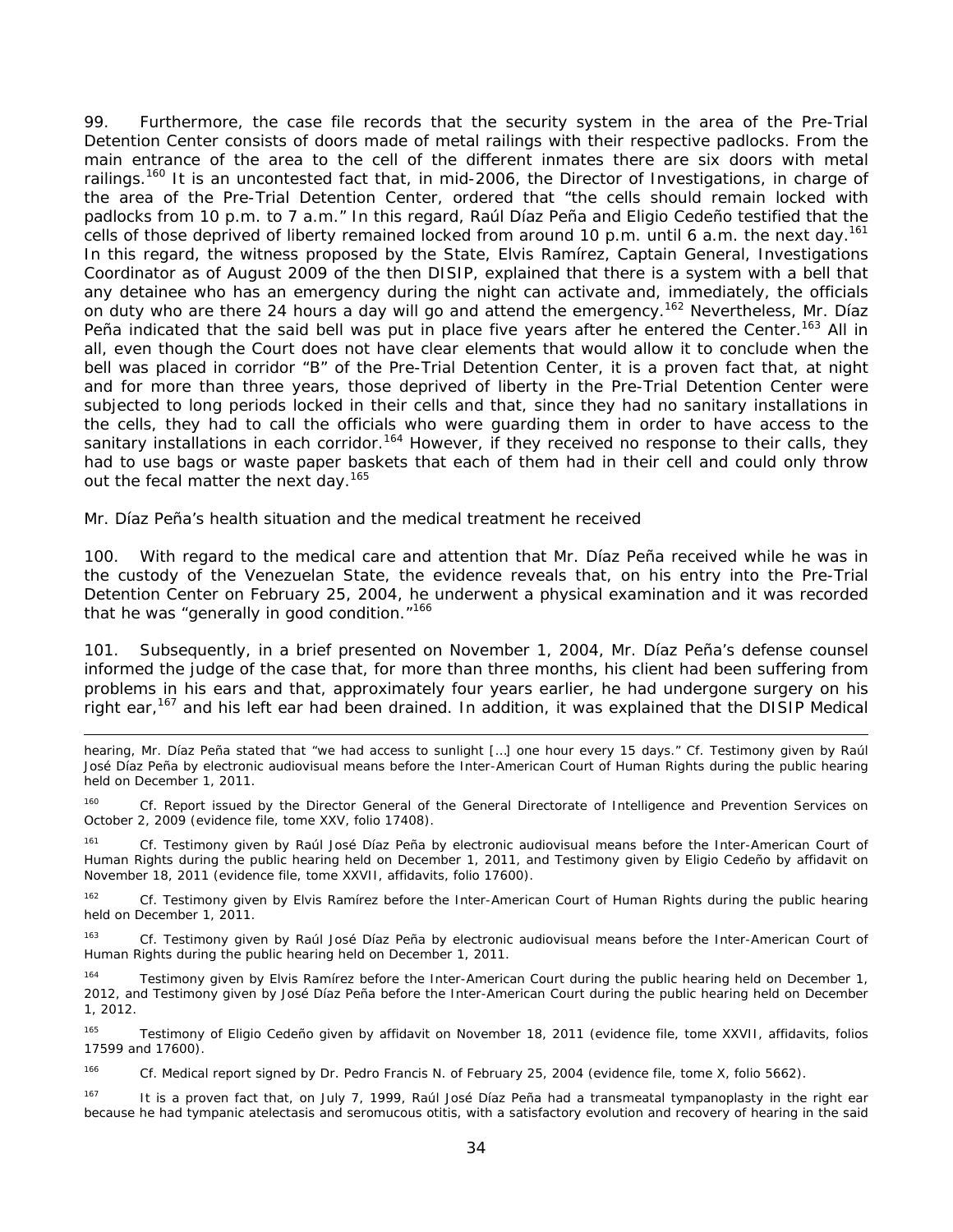99. Furthermore, the case file records that the security system in the area of the Pre-Trial Detention Center consists of doors made of metal railings with their respective padlocks. From the main entrance of the area to the cell of the different inmates there are six doors with metal railings.[160] It is an uncontested fact that, in mid-2006, the Director of Investigations, in charge of the area of the Pre-Trial Detention Center, ordered that "the cells should remain locked with padlocks from 10 p.m. to 7 a.m." In this regard, Raúl Díaz Peña and Eligio Cedeño testified that the cells of those deprived of liberty remained locked from around 10 p.m. until 6 a.m. the next day.[161] In this regard, the witness proposed by the State, Elvis Ramírez, Captain General, Investigations Coordinator as of August 2009 of the then DISIP, explained that there is a system with a bell that any detainee who has an emergency during the night can activate and, immediately, the officials on duty who are there 24 hours a day will go and attend the emergency.[162] Nevertheless, Mr. Díaz Peña indicated that the said bell was put in place five years after he entered the Center.[163] All in all, even though the Court does not have clear elements that would allow it to conclude when the bell was placed in corridor "B" of the Pre-Trial Detention Center, it is a proven fact that, at night and for more than three years, those deprived of liberty in the Pre-Trial Detention Center were subjected to long periods locked in their cells and that, since they had no sanitary installations in the cells, they had to call the officials who were guarding them in order to have access to the sanitary installations in each corridor.[164] However, if they received no response to their calls, they had to use bags or waste paper baskets that each of them had in their cell and could only throw out the fecal matter the next day.[165]

*Mr. Díaz Peña's health situation and the medical treatment he received*

100. With regard to the medical care and attention that Mr. Díaz Peña received while he was in the custody of the Venezuelan State, the evidence reveals that, on his entry into the Pre-Trial Detention Center on February 25, 2004, he underwent a physical examination and it was recorded that he was "generally in good condition."[166]

101. Subsequently, in a brief presented on November 1, 2004, Mr. Díaz Peña's defense counsel informed the judge of the case that, for more than three months, his client had been suffering from problems in his ears and that, approximately four years earlier, he had undergone surgery on his right ear,[167] and his left ear had been drained. In addition, it was explained that the DISIP Medical

---

hearing, Mr. Díaz Peña stated that "we had access to sunlight […] one hour every 15 days." Cf. Testimony given by Raúl José Díaz Peña by electronic audiovisual means before the Inter-American Court of Human Rights during the public hearing held on December 1, 2011.

[160] Cf. Report issued by the Director General of the General Directorate of Intelligence and Prevention Services on October 2, 2009 (evidence file, tome XXV, folio 17408).

[161] Cf. Testimony given by Raúl José Díaz Peña by electronic audiovisual means before the Inter-American Court of Human Rights during the public hearing held on December 1, 2011, and Testimony given by Eligio Cedeño by affidavit on November 18, 2011 (evidence file, tome XXVII, affidavits, folio 17600).

[162] Cf. Testimony given by Elvis Ramírez before the Inter-American Court of Human Rights during the public hearing held on December 1, 2011.

[163] Cf. Testimony given by Raúl José Díaz Peña by electronic audiovisual means before the Inter-American Court of Human Rights during the public hearing held on December 1, 2011.

[164] Testimony given by Elvis Ramírez before the Inter-American Court during the public hearing held on December 1, 2012, and Testimony given by José Díaz Peña before the Inter-American Court during the public hearing held on December 1, 2012.

[165] Testimony of Eligio Cedeño given by affidavit on November 18, 2011 (evidence file, tome XXVII, affidavits, folios 17599 and 17600).

[166] Cf. Medical report signed by Dr. Pedro Francis N. of February 25, 2004 (evidence file, tome X, folio 5662).

[167] It is a proven fact that, on July 7, 1999, Raúl José Díaz Peña had a transmeatal tympanoplasty in the right ear because he had tympanic atelectasis and seromucous otitis, with a satisfactory evolution and recovery of hearing in the said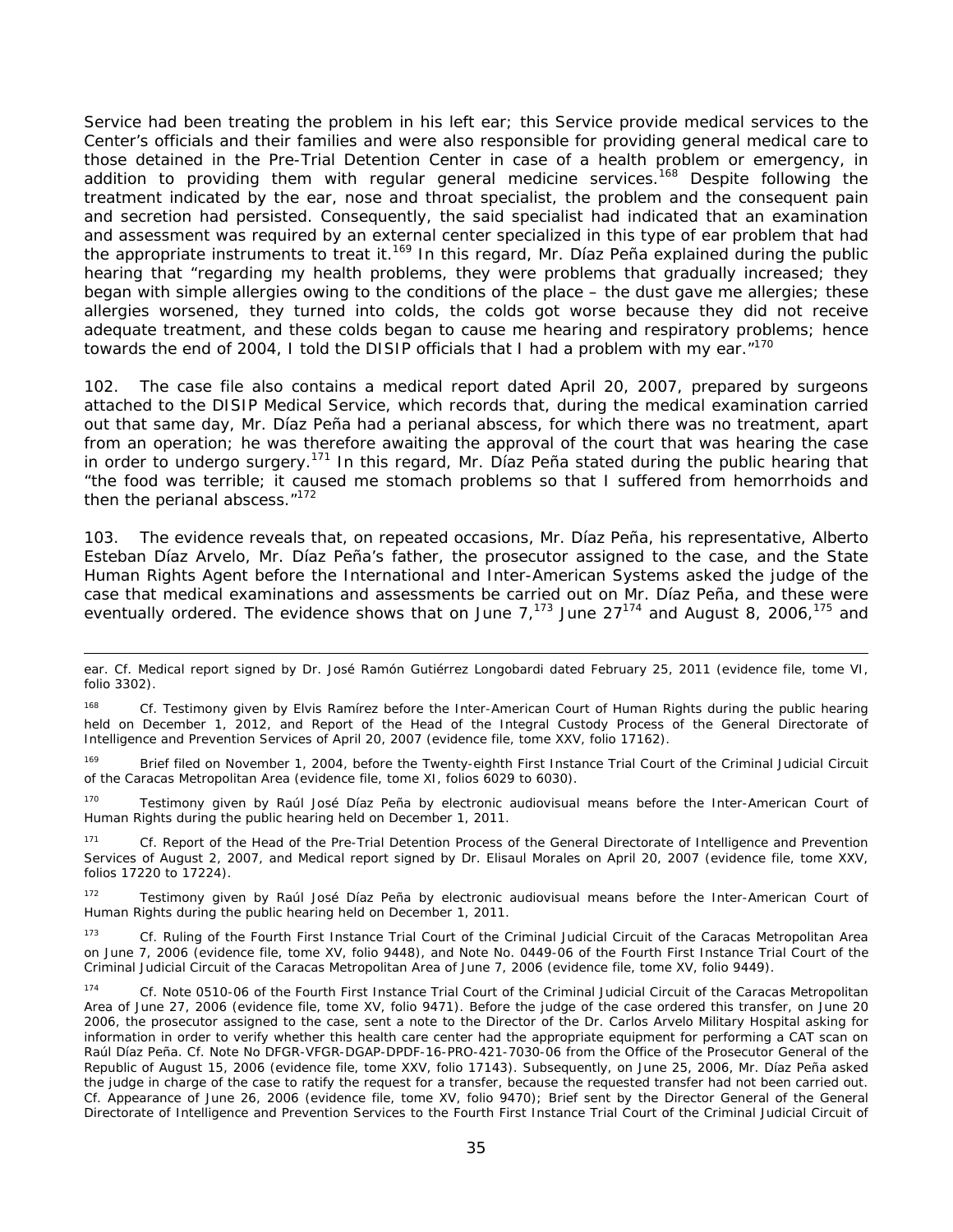Service had been treating the problem in his left ear; this Service provide medical services to the Center's officials and their families and were also responsible for providing general medical care to those detained in the Pre-Trial Detention Center in case of a health problem or emergency, in addition to providing them with regular general medicine services.[168] Despite following the treatment indicated by the ear, nose and throat specialist, the problem and the consequent pain and secretion had persisted. Consequently, the said specialist had indicated that an examination and assessment was required by an external center specialized in this type of ear problem that had the appropriate instruments to treat it.[169] In this regard, Mr. Díaz Peña explained during the public hearing that "regarding my health problems, they were problems that gradually increased; they began with simple allergies owing to the conditions of the place – the dust gave me allergies; these allergies worsened, they turned into colds, the colds got worse because they did not receive adequate treatment, and these colds began to cause me hearing and respiratory problems; hence towards the end of 2004, I told the DISIP officials that I had a problem with my ear."[170]

102. The case file also contains a medical report dated April 20, 2007, prepared by surgeons attached to the DISIP Medical Service, which records that, during the medical examination carried out that same day, Mr. Díaz Peña had a perianal abscess, for which there was no treatment, apart from an operation; he was therefore awaiting the approval of the court that was hearing the case in order to undergo surgery.[171] In this regard, Mr. Díaz Peña stated during the public hearing that "the food was terrible; it caused me stomach problems so that I suffered from hemorrhoids and then the perianal abscess."[172]

103. The evidence reveals that, on repeated occasions, Mr. Díaz Peña, his representative, Alberto Esteban Díaz Arvelo, Mr. Díaz Peña's father, the prosecutor assigned to the case, and the State Human Rights Agent before the International and Inter-American Systems asked the judge of the case that medical examinations and assessments be carried out on Mr. Díaz Peña, and these were eventually ordered. The evidence shows that on June 7,[173] June 27[174] and August 8, 2006,[175] and

---

ear. Cf. Medical report signed by Dr. José Ramón Gutiérrez Longobardi dated February 25, 2011 (evidence file, tome VI, folio 3302).

[168] Cf. Testimony given by Elvis Ramírez before the Inter-American Court of Human Rights during the public hearing held on December 1, 2012, and Report of the Head of the Integral Custody Process of the General Directorate of Intelligence and Prevention Services of April 20, 2007 (evidence file, tome XXV, folio 17162).

[169] Brief filed on November 1, 2004, before the Twenty-eighth First Instance Trial Court of the Criminal Judicial Circuit of the Caracas Metropolitan Area (evidence file, tome XI, folios 6029 to 6030).

[170] Testimony given by Raúl José Díaz Peña by electronic audiovisual means before the Inter-American Court of Human Rights during the public hearing held on December 1, 2011.

[171] Cf. Report of the Head of the Pre-Trial Detention Process of the General Directorate of Intelligence and Prevention Services of August 2, 2007, and Medical report signed by Dr. Elisaul Morales on April 20, 2007 (evidence file, tome XXV, folios 17220 to 17224).

[172] Testimony given by Raúl José Díaz Peña by electronic audiovisual means before the Inter-American Court of Human Rights during the public hearing held on December 1, 2011.

[173] Cf. Ruling of the Fourth First Instance Trial Court of the Criminal Judicial Circuit of the Caracas Metropolitan Area on June 7, 2006 (evidence file, tome XV, folio 9448), and Note No. 0449-06 of the Fourth First Instance Trial Court of the Criminal Judicial Circuit of the Caracas Metropolitan Area of June 7, 2006 (evidence file, tome XV, folio 9449).

[174] Cf. Note 0510-06 of the Fourth First Instance Trial Court of the Criminal Judicial Circuit of the Caracas Metropolitan Area of June 27, 2006 (evidence file, tome XV, folio 9471). Before the judge of the case ordered this transfer, on June 20 2006, the prosecutor assigned to the case, sent a note to the Director of the Dr. Carlos Arvelo Military Hospital asking for information in order to verify whether this health care center had the appropriate equipment for performing a CAT scan on Raúl Díaz Peña. Cf. Note No DFGR-VFGR-DGAP-DPDF-16-PRO-421-7030-06 from the Office of the Prosecutor General of the Republic of August 15, 2006 (evidence file, tome XXV, folio 17143). Subsequently, on June 25, 2006, Mr. Díaz Peña asked the judge in charge of the case to ratify the request for a transfer, because the requested transfer had not been carried out. Cf. Appearance of June 26, 2006 (evidence file, tome XV, folio 9470); Brief sent by the Director General of the General Directorate of Intelligence and Prevention Services to the Fourth First Instance Trial Court of the Criminal Judicial Circuit of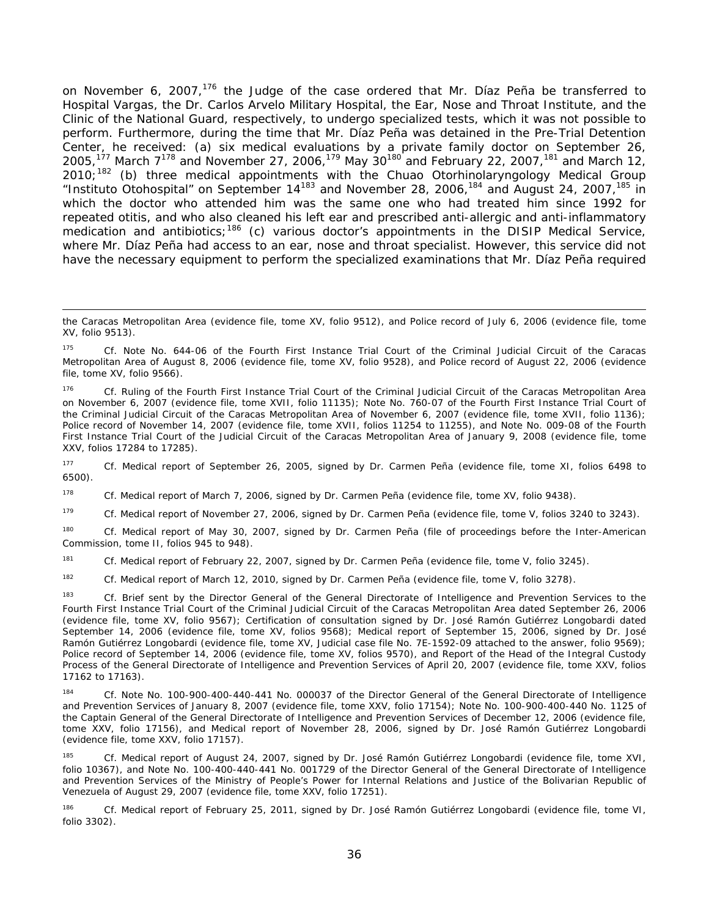on November 6, 2007,[176] the Judge of the case ordered that Mr. Díaz Peña be transferred to Hospital Vargas, the Dr. Carlos Arvelo Military Hospital, the Ear, Nose and Throat Institute, and the Clinic of the National Guard, respectively, to undergo specialized tests, which it was not possible to perform. Furthermore, during the time that Mr. Díaz Peña was detained in the Pre-Trial Detention Center, he received: (a) six medical evaluations by a private family doctor on September 26, 2005,[177] March 7[178] and November 27, 2006,[179] May 30[180] and February 22, 2007,[181] and March 12, 2010;[182] (b) three medical appointments with the Chuao Otorhinolaryngology Medical Group "Instituto Otohospital" on September 14[183] and November 28, 2006,[184] and August 24, 2007,[185] in which the doctor who attended him was the same one who had treated him since 1992 for repeated otitis, and who also cleaned his left ear and prescribed anti-allergic and anti-inflammatory medication and antibiotics;[186] (c) various doctor's appointments in the DISIP Medical Service, where Mr. Díaz Peña had access to an ear, nose and throat specialist. However, this service did not have the necessary equipment to perform the specialized examinations that Mr. Díaz Peña required

---

the Caracas Metropolitan Area (evidence file, tome XV, folio 9512), and Police record of July 6, 2006 (evidence file, tome XV, folio 9513).

[175] Cf. Note No. 644-06 of the Fourth First Instance Trial Court of the Criminal Judicial Circuit of the Caracas Metropolitan Area of August 8, 2006 (evidence file, tome XV, folio 9528), and Police record of August 22, 2006 (evidence file, tome XV, folio 9566).

[176] Cf. Ruling of the Fourth First Instance Trial Court of the Criminal Judicial Circuit of the Caracas Metropolitan Area on November 6, 2007 (evidence file, tome XVII, folio 11135); Note No. 760-07 of the Fourth First Instance Trial Court of the Criminal Judicial Circuit of the Caracas Metropolitan Area of November 6, 2007 (evidence file, tome XVII, folio 1136); Police record of November 14, 2007 (evidence file, tome XVII, folios 11254 to 11255), and Note No. 009-08 of the Fourth First Instance Trial Court of the Judicial Circuit of the Caracas Metropolitan Area of January 9, 2008 (evidence file, tome XXV, folios 17284 to 17285).

[177] Cf. Medical report of September 26, 2005, signed by Dr. Carmen Peña (evidence file, tome XI, folios 6498 to 6500).

[178] Cf. Medical report of March 7, 2006, signed by Dr. Carmen Peña (evidence file, tome XV, folio 9438).

[179] Cf. Medical report of November 27, 2006, signed by Dr. Carmen Peña (evidence file, tome V, folios 3240 to 3243).

[180] Cf. Medical report of May 30, 2007, signed by Dr. Carmen Peña (file of proceedings before the Inter-American Commission, tome II, folios 945 to 948).

[181] Cf. Medical report of February 22, 2007, signed by Dr. Carmen Peña (evidence file, tome V, folio 3245).

[182] Cf. Medical report of March 12, 2010, signed by Dr. Carmen Peña (evidence file, tome V, folio 3278).

[183] Cf. Brief sent by the Director General of the General Directorate of Intelligence and Prevention Services to the Fourth First Instance Trial Court of the Criminal Judicial Circuit of the Caracas Metropolitan Area dated September 26, 2006 (evidence file, tome XV, folio 9567); Certification of consultation signed by Dr. José Ramón Gutiérrez Longobardi dated September 14, 2006 (evidence file, tome XV, folios 9568); Medical report of September 15, 2006, signed by Dr. José Ramón Gutiérrez Longobardi (evidence file, tome XV, Judicial case file No. 7E-1592-09 attached to the answer, folio 9569); Police record of September 14, 2006 (evidence file, tome XV, folios 9570), and Report of the Head of the Integral Custody Process of the General Directorate of Intelligence and Prevention Services of April 20, 2007 (evidence file, tome XXV, folios 17162 to 17163).

[184] Cf. Note No. 100-900-400-440-441 No. 000037 of the Director General of the General Directorate of Intelligence and Prevention Services of January 8, 2007 (evidence file, tome XXV, folio 17154); Note No. 100-900-400-440 No. 1125 of the Captain General of the General Directorate of Intelligence and Prevention Services of December 12, 2006 (evidence file, tome XXV, folio 17156), and Medical report of November 28, 2006, signed by Dr. José Ramón Gutiérrez Longobardi (evidence file, tome XXV, folio 17157).

[185] Cf. Medical report of August 24, 2007, signed by Dr. José Ramón Gutiérrez Longobardi (evidence file, tome XVI, folio 10367), and Note No. 100-400-440-441 No. 001729 of the Director General of the General Directorate of Intelligence and Prevention Services of the Ministry of People's Power for Internal Relations and Justice of the Bolivarian Republic of Venezuela of August 29, 2007 (evidence file, tome XXV, folio 17251).

[186] Cf. Medical report of February 25, 2011, signed by Dr. José Ramón Gutiérrez Longobardi (evidence file, tome VI, folio 3302).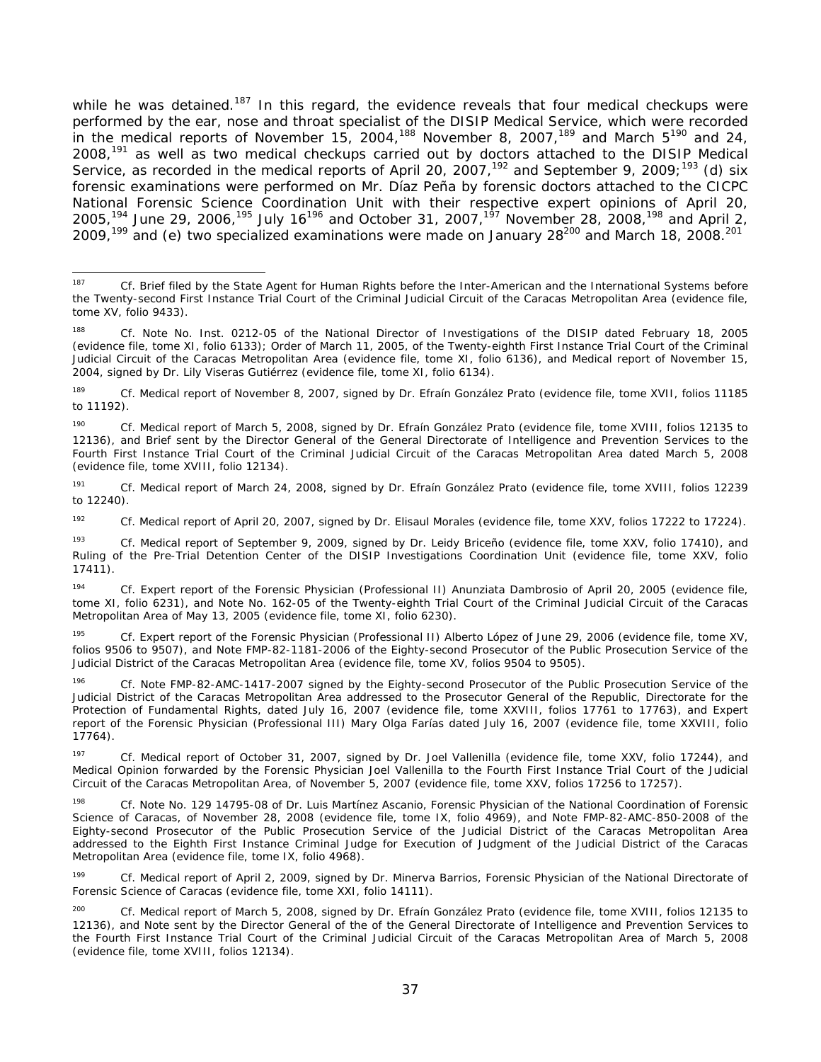while he was detained.[187] In this regard, the evidence reveals that four medical checkups were performed by the ear, nose and throat specialist of the DISIP Medical Service, which were recorded in the medical reports of November 15, 2004,[188] November 8, 2007,[189] and March 5[190] and 24, 2008,[191] as well as two medical checkups carried out by doctors attached to the DISIP Medical Service, as recorded in the medical reports of April 20, 2007,[192] and September 9, 2009;[193] (d) six forensic examinations were performed on Mr. Díaz Peña by forensic doctors attached to the CICPC National Forensic Science Coordination Unit with their respective expert opinions of April 20, 2005,[194] June 29, 2006,[195] July 16[196] and October 31, 2007,[197] November 28, 2008,[198] and April 2, 2009,[199] and (e) two specialized examinations were made on January 28[200] and March 18, 2008.[201]

---

[187] Cf. Brief filed by the State Agent for Human Rights before the Inter-American and the International Systems before the Twenty-second First Instance Trial Court of the Criminal Judicial Circuit of the Caracas Metropolitan Area (evidence file, tome XV, folio 9433).

[188] Cf. Note No. Inst. 0212-05 of the National Director of Investigations of the DISIP dated February 18, 2005 (evidence file, tome XI, folio 6133); Order of March 11, 2005, of the Twenty-eighth First Instance Trial Court of the Criminal Judicial Circuit of the Caracas Metropolitan Area (evidence file, tome XI, folio 6136), and Medical report of November 15, 2004, signed by Dr. Lily Viseras Gutiérrez (evidence file, tome XI, folio 6134).

[189] Cf. Medical report of November 8, 2007, signed by Dr. Efraín González Prato (evidence file, tome XVII, folios 11185 to 11192).

[190] Cf. Medical report of March 5, 2008, signed by Dr. Efraín González Prato (evidence file, tome XVIII, folios 12135 to 12136), and Brief sent by the Director General of the General Directorate of Intelligence and Prevention Services to the Fourth First Instance Trial Court of the Criminal Judicial Circuit of the Caracas Metropolitan Area dated March 5, 2008 (evidence file, tome XVIII, folio 12134).

[191] Cf. Medical report of March 24, 2008, signed by Dr. Efraín González Prato (evidence file, tome XVIII, folios 12239 to 12240).

[192] Cf. Medical report of April 20, 2007, signed by Dr. Elisaul Morales (evidence file, tome XXV, folios 17222 to 17224).

[193] Cf. Medical report of September 9, 2009, signed by Dr. Leidy Briceño (evidence file, tome XXV, folio 17410), and Ruling of the Pre-Trial Detention Center of the DISIP Investigations Coordination Unit (evidence file, tome XXV, folio 17411).

[194] Cf. Expert report of the Forensic Physician (Professional II) Anunziata Dambrosio of April 20, 2005 (evidence file, tome XI, folio 6231), and Note No. 162-05 of the Twenty-eighth Trial Court of the Criminal Judicial Circuit of the Caracas Metropolitan Area of May 13, 2005 (evidence file, tome XI, folio 6230).

[195] Cf. Expert report of the Forensic Physician (Professional II) Alberto López of June 29, 2006 (evidence file, tome XV, folios 9506 to 9507), and Note FMP-82-1181-2006 of the Eighty-second Prosecutor of the Public Prosecution Service of the Judicial District of the Caracas Metropolitan Area (evidence file, tome XV, folios 9504 to 9505).

[196] Cf. Note FMP-82-AMC-1417-2007 signed by the Eighty-second Prosecutor of the Public Prosecution Service of the Judicial District of the Caracas Metropolitan Area addressed to the Prosecutor General of the Republic, Directorate for the Protection of Fundamental Rights, dated July 16, 2007 (evidence file, tome XXVIII, folios 17761 to 17763), and Expert report of the Forensic Physician (Professional III) Mary Olga Farías dated July 16, 2007 (evidence file, tome XXVIII, folio 17764).

[197] Cf. Medical report of October 31, 2007, signed by Dr. Joel Vallenilla (evidence file, tome XXV, folio 17244), and Medical Opinion forwarded by the Forensic Physician Joel Vallenilla to the Fourth First Instance Trial Court of the Judicial Circuit of the Caracas Metropolitan Area, of November 5, 2007 (evidence file, tome XXV, folios 17256 to 17257).

[198] Cf. Note No. 129 14795-08 of Dr. Luis Martínez Ascanio, Forensic Physician of the National Coordination of Forensic Science of Caracas, of November 28, 2008 (evidence file, tome IX, folio 4969), and Note FMP-82-AMC-850-2008 of the Eighty-second Prosecutor of the Public Prosecution Service of the Judicial District of the Caracas Metropolitan Area addressed to the Eighth First Instance Criminal Judge for Execution of Judgment of the Judicial District of the Caracas Metropolitan Area (evidence file, tome IX, folio 4968).

[199] Cf. Medical report of April 2, 2009, signed by Dr. Minerva Barrios, Forensic Physician of the National Directorate of Forensic Science of Caracas (evidence file, tome XXI, folio 14111).

[200] Cf. Medical report of March 5, 2008, signed by Dr. Efraín González Prato (evidence file, tome XVIII, folios 12135 to 12136), and Note sent by the Director General of the of the of the General Directorate of Intelligence and Prevention Services to the Fourth First Instance Trial Court of the Criminal Judicial Circuit of the Caracas Metropolitan Area of March 5, 2008 (evidence file, tome XVIII, folios 12134).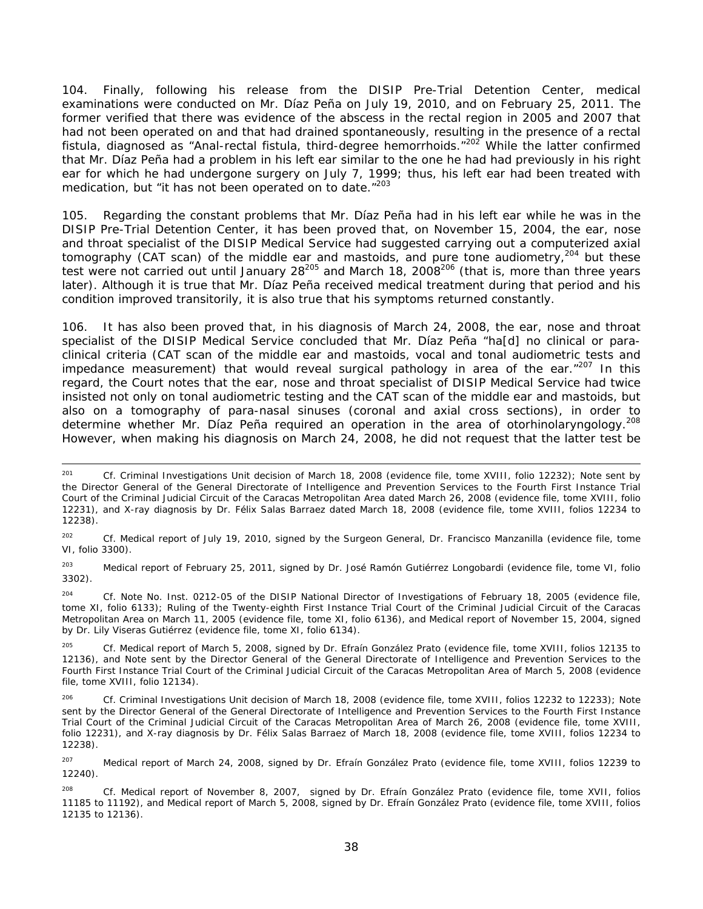104. Finally, following his release from the DISIP Pre-Trial Detention Center, medical examinations were conducted on Mr. Díaz Peña on July 19, 2010, and on February 25, 2011. The former verified that there was evidence of the abscess in the rectal region in 2005 and 2007 that had not been operated on and that had drained spontaneously, resulting in the presence of a rectal fistula, diagnosed as "Anal-rectal fistula, third-degree hemorrhoids."[202] While the latter confirmed that Mr. Díaz Peña had a problem in his left ear similar to the one he had had previously in his right ear for which he had undergone surgery on July 7, 1999; thus, his left ear had been treated with medication, but "it has not been operated on to date."[203]

105. Regarding the constant problems that Mr. Díaz Peña had in his left ear while he was in the DISIP Pre-Trial Detention Center, it has been proved that, on November 15, 2004, the ear, nose and throat specialist of the DISIP Medical Service had suggested carrying out a computerized axial tomography (CAT scan) of the middle ear and mastoids, and pure tone audiometry,[204] but these test were not carried out until January 28[205] and March 18, 2008[206] (that is, more than three years later). Although it is true that Mr. Díaz Peña received medical treatment during that period and his condition improved transitorily, it is also true that his symptoms returned constantly.

106. It has also been proved that, in his diagnosis of March 24, 2008, the ear, nose and throat specialist of the DISIP Medical Service concluded that Mr. Díaz Peña "ha[d] no clinical or para-clinical criteria (CAT scan of the middle ear and mastoids, vocal and tonal audiometric tests and impedance measurement) that would reveal surgical pathology in area of the ear."[207] In this regard, the Court notes that the ear, nose and throat specialist of DISIP Medical Service had twice insisted not only on tonal audiometric testing and the CAT scan of the middle ear and mastoids, but also on a tomography of para-nasal sinuses (coronal and axial cross sections), in order to determine whether Mr. Díaz Peña required an operation in the area of otorhinolaryngology.[208] However, when making his diagnosis on March 24, 2008, he did not request that the latter test be

---

[201] Cf. Criminal Investigations Unit decision of March 18, 2008 (evidence file, tome XVIII, folio 12232); Note sent by the Director General of the General Directorate of Intelligence and Prevention Services to the Fourth First Instance Trial Court of the Criminal Judicial Circuit of the Caracas Metropolitan Area dated March 26, 2008 (evidence file, tome XVIII, folio 12231), and X-ray diagnosis by Dr. Félix Salas Barraez dated March 18, 2008 (evidence file, tome XVIII, folios 12234 to 12238).

[202] Cf. Medical report of July 19, 2010, signed by the Surgeon General, Dr. Francisco Manzanilla (evidence file, tome VI, folio 3300).

[203] Medical report of February 25, 2011, signed by Dr. José Ramón Gutiérrez Longobardi (evidence file, tome VI, folio 3302).

[204] Cf. Note No. Inst. 0212-05 of the DISIP National Director of Investigations of February 18, 2005 (evidence file, tome XI, folio 6133); Ruling of the Twenty-eighth First Instance Trial Court of the Criminal Judicial Circuit of the Caracas Metropolitan Area on March 11, 2005 (evidence file, tome XI, folio 6136), and Medical report of November 15, 2004, signed by Dr. Lily Viseras Gutiérrez (evidence file, tome XI, folio 6134).

[205] Cf. Medical report of March 5, 2008, signed by Dr. Efraín González Prato (evidence file, tome XVIII, folios 12135 to 12136), and Note sent by the Director General of the General Directorate of Intelligence and Prevention Services to the Fourth First Instance Trial Court of the Criminal Judicial Circuit of the Caracas Metropolitan Area of March 5, 2008 (evidence file, tome XVIII, folio 12134).

[206] Cf. Criminal Investigations Unit decision of March 18, 2008 (evidence file, tome XVIII, folios 12232 to 12233); Note sent by the Director General of the General Directorate of Intelligence and Prevention Services to the Fourth First Instance Trial Court of the Criminal Judicial Circuit of the Caracas Metropolitan Area of March 26, 2008 (evidence file, tome XVIII, folio 12231), and X-ray diagnosis by Dr. Félix Salas Barraez of March 18, 2008 (evidence file, tome XVIII, folios 12234 to 12238).

[207] Medical report of March 24, 2008, signed by Dr. Efraín González Prato (evidence file, tome XVIII, folios 12239 to 12240).

[208] Cf. Medical report of November 8, 2007, signed by Dr. Efraín González Prato (evidence file, tome XVII, folios 11185 to 11192), and Medical report of March 5, 2008, signed by Dr. Efraín González Prato (evidence file, tome XVIII, folios 12135 to 12136).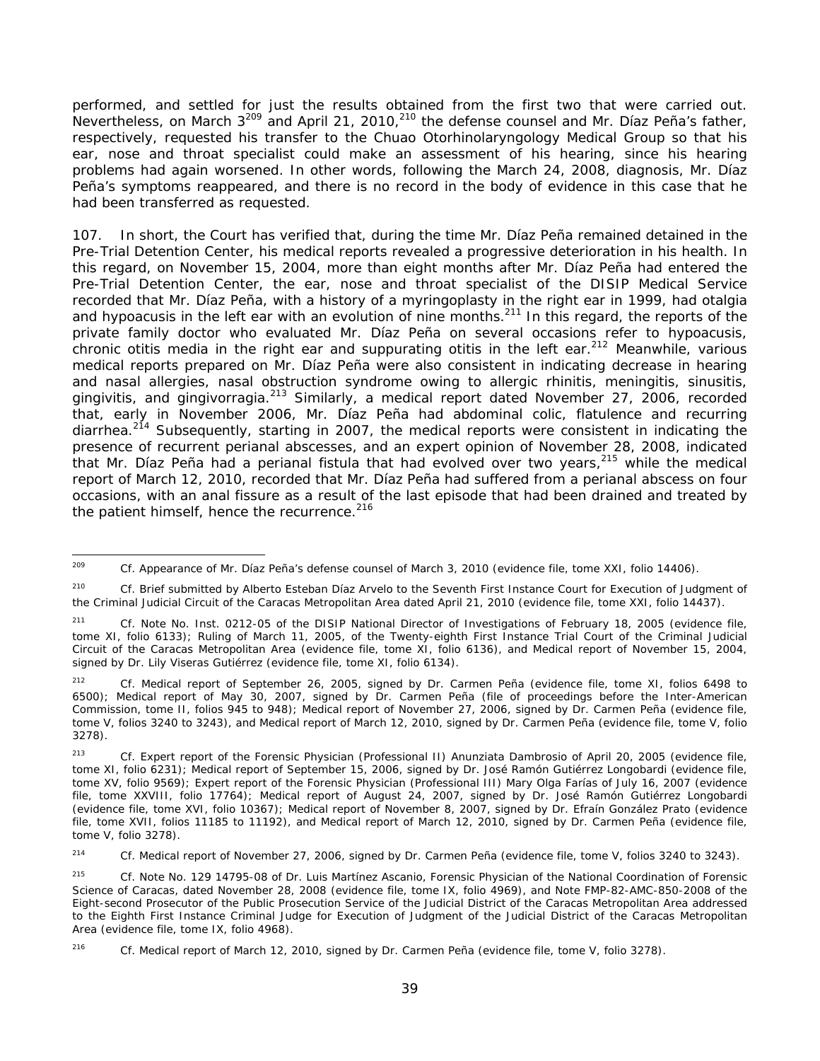performed, and settled for just the results obtained from the first two that were carried out. Nevertheless, on March 3[209] and April 21, 2010,[210] the defense counsel and Mr. Díaz Peña's father, respectively, requested his transfer to the Chuao Otorhinolaryngology Medical Group so that his ear, nose and throat specialist could make an assessment of his hearing, since his hearing problems had again worsened. In other words, following the March 24, 2008, diagnosis, Mr. Díaz Peña's symptoms reappeared, and there is no record in the body of evidence in this case that he had been transferred as requested.

107. In short, the Court has verified that, during the time Mr. Díaz Peña remained detained in the Pre-Trial Detention Center, his medical reports revealed a progressive deterioration in his health. In this regard, on November 15, 2004, more than eight months after Mr. Díaz Peña had entered the Pre-Trial Detention Center, the ear, nose and throat specialist of the DISIP Medical Service recorded that Mr. Díaz Peña, with a history of a myringoplasty in the right ear in 1999, had otalgia and hypoacusis in the left ear with an evolution of nine months.[211] In this regard, the reports of the private family doctor who evaluated Mr. Díaz Peña on several occasions refer to hypoacusis, chronic otitis media in the right ear and suppurating otitis in the left ear.[212] Meanwhile, various medical reports prepared on Mr. Díaz Peña were also consistent in indicating decrease in hearing and nasal allergies, nasal obstruction syndrome owing to allergic rhinitis, meningitis, sinusitis, gingivitis, and gingivorragia.[213] Similarly, a medical report dated November 27, 2006, recorded that, early in November 2006, Mr. Díaz Peña had abdominal colic, flatulence and recurring diarrhea.[214] Subsequently, starting in 2007, the medical reports were consistent in indicating the presence of recurrent perianal abscesses, and an expert opinion of November 28, 2008, indicated that Mr. Díaz Peña had a perianal fistula that had evolved over two years,[215] while the medical report of March 12, 2010, recorded that Mr. Díaz Peña had suffered from a perianal abscess on four occasions, with an anal fissure as a result of the last episode that had been drained and treated by the patient himself, hence the recurrence.[216]

---

[209] Cf. Appearance of Mr. Díaz Peña's defense counsel of March 3, 2010 (evidence file, tome XXI, folio 14406).

[210] Cf. Brief submitted by Alberto Esteban Díaz Arvelo to the Seventh First Instance Court for Execution of Judgment of the Criminal Judicial Circuit of the Caracas Metropolitan Area dated April 21, 2010 (evidence file, tome XXI, folio 14437).

[211] Cf. Note No. Inst. 0212-05 of the DISIP National Director of Investigations of February 18, 2005 (evidence file, tome XI, folio 6133); Ruling of March 11, 2005, of the Twenty-eighth First Instance Trial Court of the Criminal Judicial Circuit of the Caracas Metropolitan Area (evidence file, tome XI, folio 6136), and Medical report of November 15, 2004, signed by Dr. Lily Viseras Gutiérrez (evidence file, tome XI, folio 6134).

[212] Cf. Medical report of September 26, 2005, signed by Dr. Carmen Peña (evidence file, tome XI, folios 6498 to 6500); Medical report of May 30, 2007, signed by Dr. Carmen Peña (file of proceedings before the Inter-American Commission, tome II, folios 945 to 948); Medical report of November 27, 2006, signed by Dr. Carmen Peña (evidence file, tome V, folios 3240 to 3243), and Medical report of March 12, 2010, signed by Dr. Carmen Peña (evidence file, tome V, folio 3278).

[213] Cf. Expert report of the Forensic Physician (Professional II) Anunziata Dambrosio of April 20, 2005 (evidence file, tome XI, folio 6231); Medical report of September 15, 2006, signed by Dr. José Ramón Gutiérrez Longobardi (evidence file, tome XV, folio 9569); Expert report of the Forensic Physician (Professional III) Mary Olga Farías of July 16, 2007 (evidence file, tome XXVIII, folio 17764); Medical report of August 24, 2007, signed by Dr. José Ramón Gutiérrez Longobardi (evidence file, tome XVI, folio 10367); Medical report of November 8, 2007, signed by Dr. Efraín González Prato (evidence file, tome XVII, folios 11185 to 11192), and Medical report of March 12, 2010, signed by Dr. Carmen Peña (evidence file, tome V, folio 3278).

[214] Cf. Medical report of November 27, 2006, signed by Dr. Carmen Peña (evidence file, tome V, folios 3240 to 3243).

[215] Cf. Note No. 129 14795-08 of Dr. Luis Martínez Ascanio, Forensic Physician of the National Coordination of Forensic Science of Caracas, dated November 28, 2008 (evidence file, tome IX, folio 4969), and Note FMP-82-AMC-850-2008 of the Eight-second Prosecutor of the Public Prosecution Service of the Judicial District of the Caracas Metropolitan Area addressed to the Eighth First Instance Criminal Judge for Execution of Judgment of the Judicial District of the Caracas Metropolitan Area (evidence file, tome IX, folio 4968).

[216] Cf. Medical report of March 12, 2010, signed by Dr. Carmen Peña (evidence file, tome V, folio 3278).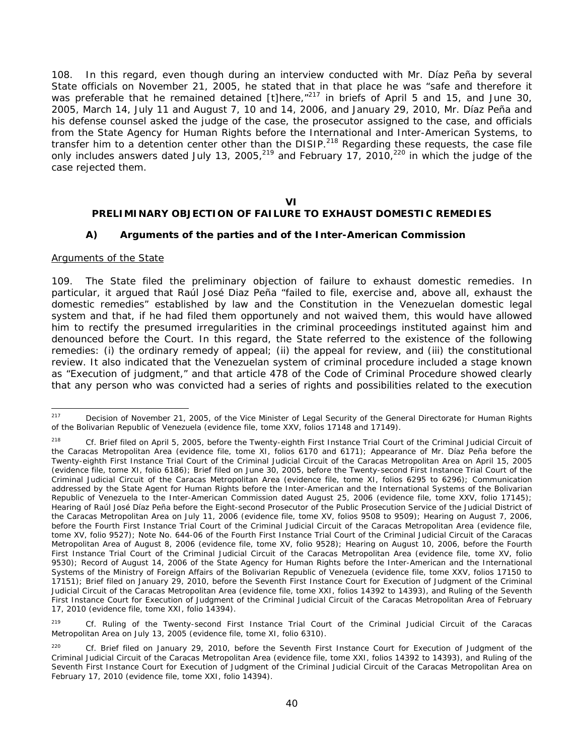108. In this regard, even though during an interview conducted with Mr. Díaz Peña by several State officials on November 21, 2005, he stated that in that place he was "safe and therefore it was preferable that he remained detained [t]here,"[217] in briefs of April 5 and 15, and June 30, 2005, March 14, July 11 and August 7, 10 and 14, 2006, and January 29, 2010, Mr. Díaz Peña and his defense counsel asked the judge of the case, the prosecutor assigned to the case, and officials from the State Agency for Human Rights before the International and Inter-American Systems, to transfer him to a detention center other than the DISIP.[218] Regarding these requests, the case file only includes answers dated July 13, 2005,[219] and February 17, 2010,[220] in which the judge of the case rejected them.

## VI
## PRELIMINARY OBJECTION OF FAILURE TO EXHAUST DOMESTIC REMEDIES

### A) Arguments of the parties and of the Inter-American Commission

Arguments of the State

109. The State filed the preliminary objection of failure to exhaust domestic remedies. In particular, it argued that Raúl José Diaz Peña "failed to file, exercise and, above all, exhaust the domestic remedies" established by law and the Constitution in the Venezuelan domestic legal system and that, if he had filed them opportunely and not waived them, this would have allowed him to rectify the presumed irregularities in the criminal proceedings instituted against him and denounced before the Court. In this regard, the State referred to the existence of the following remedies: (i) the ordinary remedy of appeal; (ii) the appeal for review, and (iii) the constitutional review. It also indicated that the Venezuelan system of criminal procedure included a stage known as "Execution of judgment," and that article 478 of the Code of Criminal Procedure showed clearly that any person who was convicted had a series of rights and possibilities related to the execution

---

[217] Decision of November 21, 2005, of the Vice Minister of Legal Security of the General Directorate for Human Rights of the Bolivarian Republic of Venezuela (evidence file, tome XXV, folios 17148 and 17149).

[218] Cf. Brief filed on April 5, 2005, before the Twenty-eighth First Instance Trial Court of the Criminal Judicial Circuit of the Caracas Metropolitan Area (evidence file, tome XI, folios 6170 and 6171); Appearance of Mr. Díaz Peña before the Twenty-eighth First Instance Trial Court of the Criminal Judicial Circuit of the Caracas Metropolitan Area on April 15, 2005 (evidence file, tome XI, folio 6186); Brief filed on June 30, 2005, before the Twenty-second First Instance Trial Court of the Criminal Judicial Circuit of the Caracas Metropolitan Area (evidence file, tome XI, folios 6295 to 6296); Communication addressed by the State Agent for Human Rights before the Inter-American and the International Systems of the Bolivarian Republic of Venezuela to the Inter-American Commission dated August 25, 2006 (evidence file, tome XXV, folio 17145); Hearing of Raúl José Díaz Peña before the Eight-second Prosecutor of the Public Prosecution Service of the Judicial District of the Caracas Metropolitan Area on July 11, 2006 (evidence file, tome XV, folios 9508 to 9509); Hearing on August 7, 2006, before the Fourth First Instance Trial Court of the Criminal Judicial Circuit of the Caracas Metropolitan Area (evidence file, tome XV, folio 9527); Note No. 644-06 of the Fourth First Instance Trial Court of the Criminal Judicial Circuit of the Caracas Metropolitan Area of August 8, 2006 (evidence file, tome XV, folio 9528); Hearing on August 10, 2006, before the Fourth First Instance Trial Court of the Criminal Judicial Circuit of the Caracas Metropolitan Area (evidence file, tome XV, folio 9530); Record of August 14, 2006 of the State Agency for Human Rights before the Inter-American and the International Systems of the Ministry of Foreign Affairs of the Bolivarian Republic of Venezuela (evidence file, tome XXV, folios 17150 to 17151); Brief filed on January 29, 2010, before the Seventh First Instance Court for Execution of Judgment of the Criminal Judicial Circuit of the Caracas Metropolitan Area (evidence file, tome XXI, folios 14392 to 14393), and Ruling of the Seventh First Instance Court for Execution of Judgment of the Criminal Judicial Circuit of the Caracas Metropolitan Area of February 17, 2010 (evidence file, tome XXI, folio 14394).

[219] Cf. Ruling of the Twenty-second First Instance Trial Court of the Criminal Judicial Circuit of the Caracas Metropolitan Area on July 13, 2005 (evidence file, tome XI, folio 6310).

[220] Cf. Brief filed on January 29, 2010, before the Seventh First Instance Court for Execution of Judgment of the Criminal Judicial Circuit of the Caracas Metropolitan Area (evidence file, tome XXI, folios 14392 to 14393), and Ruling of the Seventh First Instance Court for Execution of Judgment of the Criminal Judicial Circuit of the Caracas Metropolitan Area on February 17, 2010 (evidence file, tome XXI, folio 14394).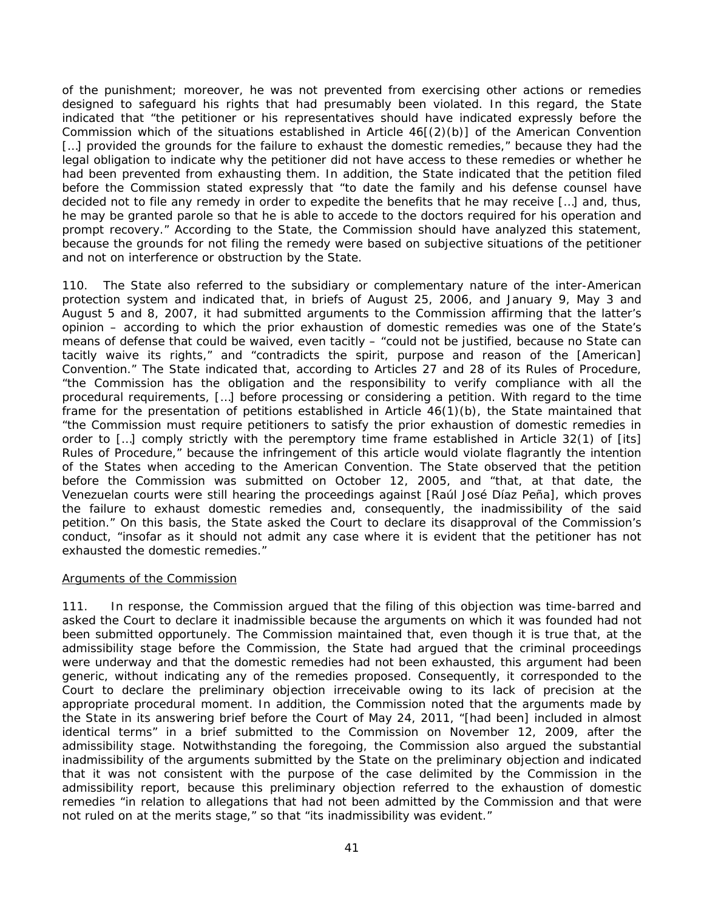of the punishment; moreover, he was not prevented from exercising other actions or remedies designed to safeguard his rights that had presumably been violated. In this regard, the State indicated that "the petitioner or his representatives should have indicated expressly before the Commission which of the situations established in Article 46[(2)(b)] of the American Convention […] provided the grounds for the failure to exhaust the domestic remedies," because they had the legal obligation to indicate why the petitioner did not have access to these remedies or whether he had been prevented from exhausting them. In addition, the State indicated that the petition filed before the Commission stated expressly that "to date the family and his defense counsel have decided not to file any remedy in order to expedite the benefits that he may receive […] and, thus, he may be granted parole so that he is able to accede to the doctors required for his operation and prompt recovery." According to the State, the Commission should have analyzed this statement, because the grounds for not filing the remedy were based on subjective situations of the petitioner and not on interference or obstruction by the State.

110. The State also referred to the subsidiary or complementary nature of the inter-American protection system and indicated that, in briefs of August 25, 2006, and January 9, May 3 and August 5 and 8, 2007, it had submitted arguments to the Commission affirming that the latter's opinion – according to which the prior exhaustion of domestic remedies was one of the State's means of defense that could be waived, even tacitly – "could not be justified, because no State can tacitly waive its rights," and "contradicts the spirit, purpose and reason of the [American] Convention." The State indicated that, according to Articles 27 and 28 of its Rules of Procedure, "the Commission has the obligation and the responsibility to verify compliance with all the procedural requirements, […] before processing or considering a petition. With regard to the time frame for the presentation of petitions established in Article 46(1)(b), the State maintained that "the Commission must require petitioners to satisfy the prior exhaustion of domestic remedies in order to […] comply strictly with the peremptory time frame established in Article 32(1) of [its] Rules of Procedure," because the infringement of this article would violate flagrantly the intention of the States when acceding to the American Convention. The State observed that the petition before the Commission was submitted on October 12, 2005, and "that, at that date, the Venezuelan courts were still hearing the proceedings against [Raúl José Díaz Peña], which proves the failure to exhaust domestic remedies and, consequently, the inadmissibility of the said petition." On this basis, the State asked the Court to declare its disapproval of the Commission's conduct, "insofar as it should not admit any case where it is evident that the petitioner has not exhausted the domestic remedies."

Arguments of the Commission

111. In response, the Commission argued that the filing of this objection was time-barred and asked the Court to declare it inadmissible because the arguments on which it was founded had not been submitted opportunely. The Commission maintained that, even though it is true that, at the admissibility stage before the Commission, the State had argued that the criminal proceedings were underway and that the domestic remedies had not been exhausted, this argument had been generic, without indicating any of the remedies proposed. Consequently, it corresponded to the Court to declare the preliminary objection irreceivable owing to its lack of precision at the appropriate procedural moment. In addition, the Commission noted that the arguments made by the State in its answering brief before the Court of May 24, 2011, "[had been] included in almost identical terms" in a brief submitted to the Commission on November 12, 2009, after the admissibility stage. Notwithstanding the foregoing, the Commission also argued the substantial inadmissibility of the arguments submitted by the State on the preliminary objection and indicated that it was not consistent with the purpose of the case delimited by the Commission in the admissibility report, because this preliminary objection referred to the exhaustion of domestic remedies "in relation to allegations that had not been admitted by the Commission and that were not ruled on at the merits stage," so that "its inadmissibility was evident."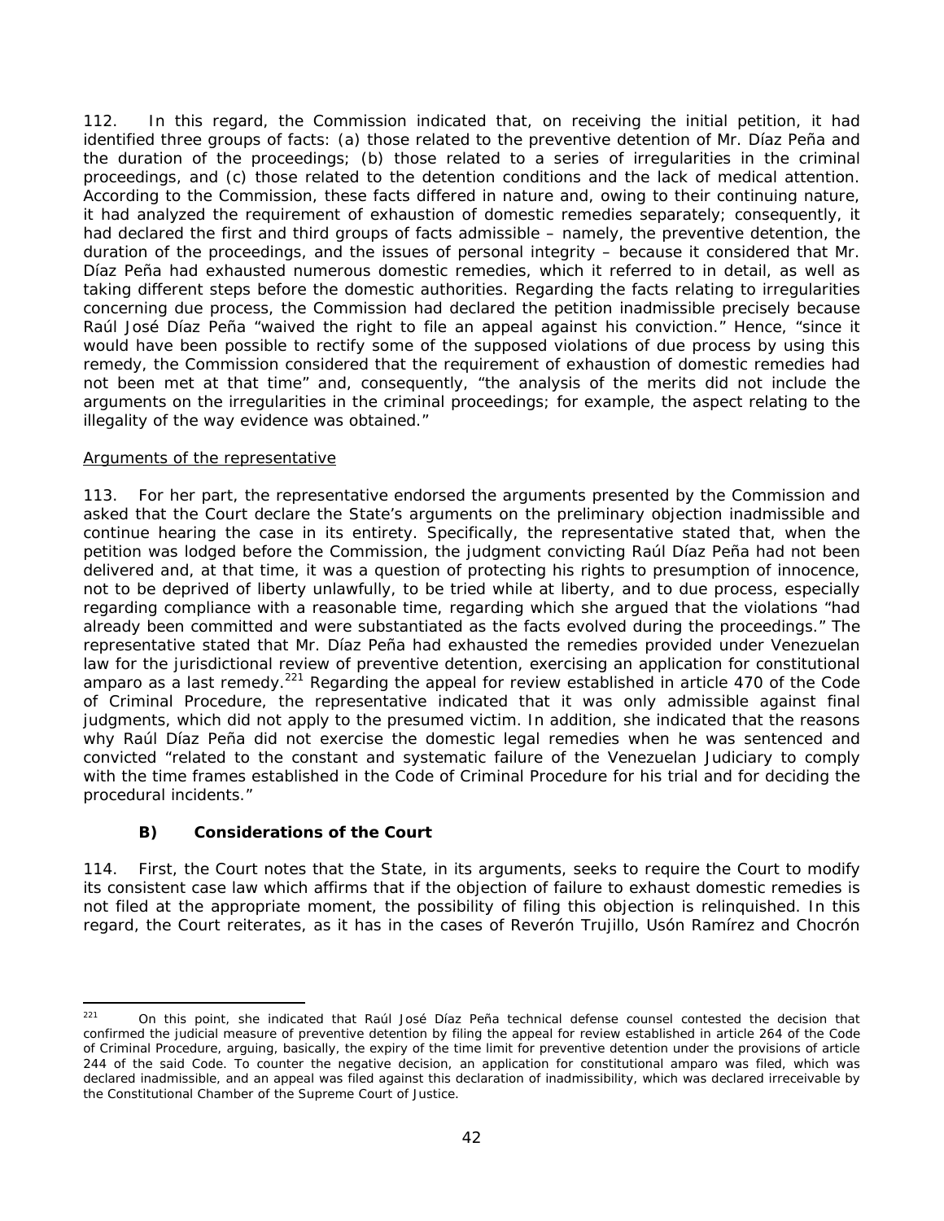112. In this regard, the Commission indicated that, on receiving the initial petition, it had identified three groups of facts: (a) those related to the preventive detention of Mr. Díaz Peña and the duration of the proceedings; (b) those related to a series of irregularities in the criminal proceedings, and (c) those related to the detention conditions and the lack of medical attention. According to the Commission, these facts differed in nature and, owing to their continuing nature, it had analyzed the requirement of exhaustion of domestic remedies separately; consequently, it had declared the first and third groups of facts admissible – namely, the preventive detention, the duration of the proceedings, and the issues of personal integrity – because it considered that Mr. Díaz Peña had exhausted numerous domestic remedies, which it referred to in detail, as well as taking different steps before the domestic authorities. Regarding the facts relating to irregularities concerning due process, the Commission had declared the petition inadmissible precisely because Raúl José Díaz Peña "waived the right to file an appeal against his conviction." Hence, "since it would have been possible to rectify some of the supposed violations of due process by using this remedy, the Commission considered that the requirement of exhaustion of domestic remedies had not been met at that time" and, consequently, "the analysis of the merits did not include the arguments on the irregularities in the criminal proceedings; for example, the aspect relating to the illegality of the way evidence was obtained."

Arguments of the representative

113. For her part, the representative endorsed the arguments presented by the Commission and asked that the Court declare the State's arguments on the preliminary objection inadmissible and continue hearing the case in its entirety. Specifically, the representative stated that, when the petition was lodged before the Commission, the judgment convicting Raúl Díaz Peña had not been delivered and, at that time, it was a question of protecting his rights to presumption of innocence, not to be deprived of liberty unlawfully, to be tried while at liberty, and to due process, especially regarding compliance with a reasonable time, regarding which she argued that the violations "had already been committed and were substantiated as the facts evolved during the proceedings." The representative stated that Mr. Díaz Peña had exhausted the remedies provided under Venezuelan law for the jurisdictional review of preventive detention, exercising an application for constitutional amparo as a last remedy.[221] Regarding the appeal for review established in article 470 of the Code of Criminal Procedure, the representative indicated that it was only admissible against final judgments, which did not apply to the presumed victim. In addition, she indicated that the reasons why Raúl Díaz Peña did not exercise the domestic legal remedies when he was sentenced and convicted "related to the constant and systematic failure of the Venezuelan Judiciary to comply with the time frames established in the Code of Criminal Procedure for his trial and for deciding the procedural incidents."

### B) Considerations of the Court

114. First, the Court notes that the State, in its arguments, seeks to require the Court to modify its consistent case law which affirms that if the objection of failure to exhaust domestic remedies is not filed at the appropriate moment, the possibility of filing this objection is relinquished. In this regard, the Court reiterates, as it has in the cases of Reverón Trujillo, Usón Ramírez and Chocrón

---

[221] On this point, she indicated that Raúl José Díaz Peña technical defense counsel contested the decision that confirmed the judicial measure of preventive detention by filing the appeal for review established in article 264 of the Code of Criminal Procedure, arguing, basically, the expiry of the time limit for preventive detention under the provisions of article 244 of the said Code. To counter the negative decision, an application for constitutional amparo was filed, which was declared inadmissible, and an appeal was filed against this declaration of inadmissibility, which was declared irreceivable by the Constitutional Chamber of the Supreme Court of Justice.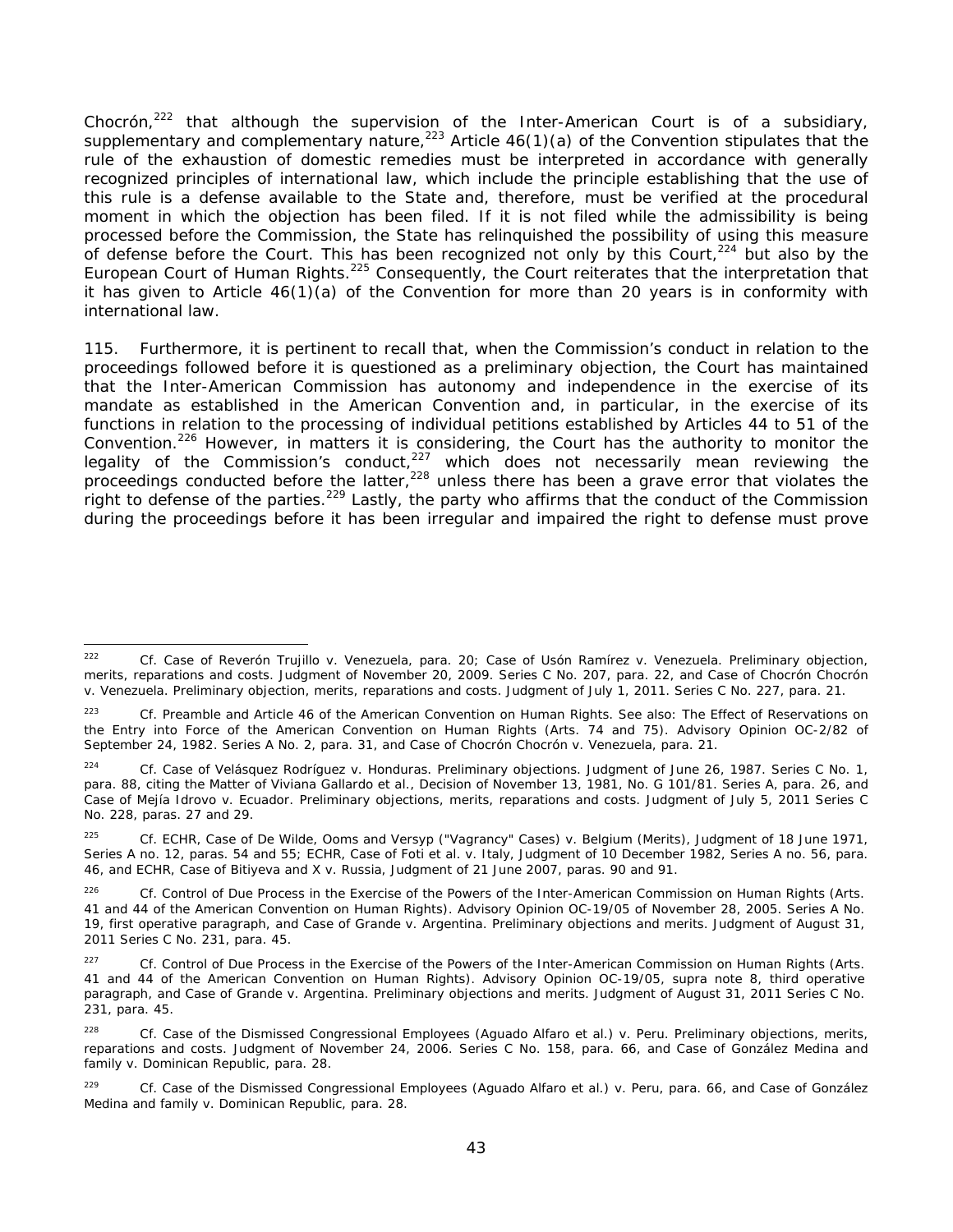Chocrón,[222] that although the supervision of the Inter-American Court is of a subsidiary, supplementary and complementary nature,[223] Article 46(1)(a) of the Convention stipulates that the rule of the exhaustion of domestic remedies must be interpreted in accordance with generally recognized principles of international law, which include the principle establishing that the use of this rule is a defense available to the State and, therefore, must be verified at the procedural moment in which the objection has been filed. If it is not filed while the admissibility is being processed before the Commission, the State has relinquished the possibility of using this measure of defense before the Court. This has been recognized not only by this Court,[224] but also by the European Court of Human Rights.[225] Consequently, the Court reiterates that the interpretation that it has given to Article 46(1)(a) of the Convention for more than 20 years is in conformity with international law.

115. Furthermore, it is pertinent to recall that, when the Commission's conduct in relation to the proceedings followed before it is questioned as a preliminary objection, the Court has maintained that the Inter-American Commission has autonomy and independence in the exercise of its mandate as established in the American Convention and, in particular, in the exercise of its functions in relation to the processing of individual petitions established by Articles 44 to 51 of the Convention.[226] However, in matters it is considering, the Court has the authority to monitor the legality of the Commission's conduct,[227] which does not necessarily mean reviewing the proceedings conducted before the latter,[228] unless there has been a grave error that violates the right to defense of the parties.[229] Lastly, the party who affirms that the conduct of the Commission during the proceedings before it has been irregular and impaired the right to defense must prove

---

[222] Cf. Case of Reverón Trujillo v. Venezuela, para. 20; Case of Usón Ramírez v. Venezuela. Preliminary objection, merits, reparations and costs. Judgment of November 20, 2009. Series C No. 207, para. 22, and Case of Chocrón Chocrón v. Venezuela. Preliminary objection, merits, reparations and costs. Judgment of July 1, 2011. Series C No. 227, para. 21.

[223] Cf. Preamble and Article 46 of the American Convention on Human Rights. See also: The Effect of Reservations on the Entry into Force of the American Convention on Human Rights (Arts. 74 and 75). Advisory Opinion OC-2/82 of September 24, 1982. Series A No. 2, para. 31, and Case of Chocrón Chocrón v. Venezuela, para. 21.

[224] Cf. Case of Velásquez Rodríguez v. Honduras. Preliminary objections. Judgment of June 26, 1987. Series C No. 1, para. 88, citing the Matter of Viviana Gallardo et al., Decision of November 13, 1981, No. G 101/81. Series A, para. 26, and Case of Mejía Idrovo v. Ecuador. Preliminary objections, merits, reparations and costs. Judgment of July 5, 2011 Series C No. 228, paras. 27 and 29.

[225] Cf. ECHR, Case of De Wilde, Ooms and Versyp ("Vagrancy" Cases) v. Belgium (Merits), Judgment of 18 June 1971, Series A no. 12, paras. 54 and 55; ECHR, Case of Foti et al. v. Italy, Judgment of 10 December 1982, Series A no. 56, para. 46, and ECHR, Case of Bitiyeva and X v. Russia, Judgment of 21 June 2007, paras. 90 and 91.

[226] Cf. Control of Due Process in the Exercise of the Powers of the Inter-American Commission on Human Rights (Arts. 41 and 44 of the American Convention on Human Rights). Advisory Opinion OC-19/05 of November 28, 2005. Series A No. 19, first operative paragraph, and Case of Grande v. Argentina. Preliminary objections and merits. Judgment of August 31, 2011 Series C No. 231, para. 45.

[227] Cf. Control of Due Process in the Exercise of the Powers of the Inter-American Commission on Human Rights (Arts. 41 and 44 of the American Convention on Human Rights). Advisory Opinion OC-19/05, supra note 8, third operative paragraph, and Case of Grande v. Argentina. Preliminary objections and merits. Judgment of August 31, 2011 Series C No. 231, para. 45.

[228] Cf. Case of the Dismissed Congressional Employees (Aguado Alfaro et al.) v. Peru. Preliminary objections, merits, reparations and costs. Judgment of November 24, 2006. Series C No. 158, para. 66, and Case of González Medina and family v. Dominican Republic, para. 28.

[229] Cf. Case of the Dismissed Congressional Employees (Aguado Alfaro et al.) v. Peru, para. 66, and Case of González Medina and family v. Dominican Republic, para. 28.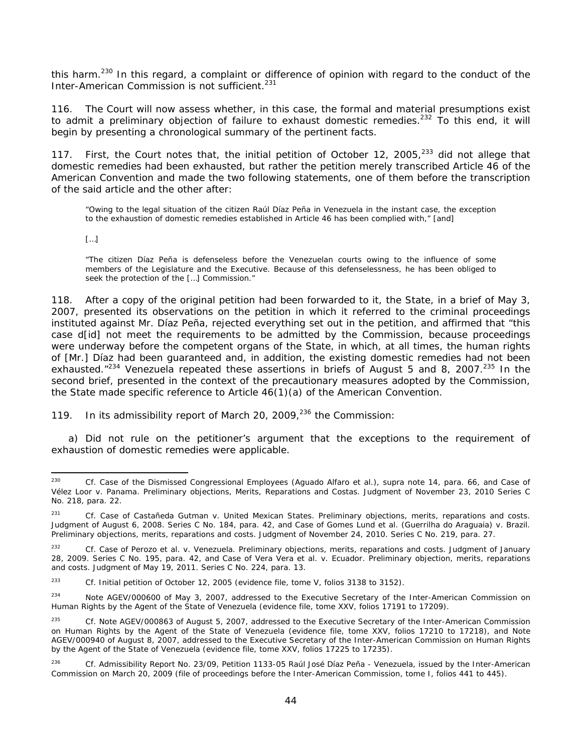this harm.[230] In this regard, a complaint or difference of opinion with regard to the conduct of the Inter-American Commission is not sufficient.[231]

116. The Court will now assess whether, in this case, the formal and material presumptions exist to admit a preliminary objection of failure to exhaust domestic remedies.[232] To this end, it will begin by presenting a chronological summary of the pertinent facts.

117. First, the Court notes that, the initial petition of October 12, 2005,[233] did not allege that domestic remedies had been exhausted, but rather the petition merely transcribed Article 46 of the American Convention and made the two following statements, one of them before the transcription of the said article and the other after:

> "Owing to the legal situation of the citizen Raúl Díaz Peña in Venezuela in the instant case, the exception to the exhaustion of domestic remedies established in Article 46 has been complied with," [and]
>
> [...]
>
> "The citizen Díaz Peña is defenseless before the Venezuelan courts owing to the influence of some members of the Legislature and the Executive. Because of this defenselessness, he has been obliged to seek the protection of the [...] Commission."

118. After a copy of the original petition had been forwarded to it, the State, in a brief of May 3, 2007, presented its observations on the petition in which it referred to the criminal proceedings instituted against Mr. Díaz Peña, rejected everything set out in the petition, and affirmed that "this case d[id] not meet the requirements to be admitted by the Commission, because proceedings were underway before the competent organs of the State, in which, at all times, the human rights of [Mr.] Díaz had been guaranteed and, in addition, the existing domestic remedies had not been exhausted."[234] Venezuela repeated these assertions in briefs of August 5 and 8, 2007.[235] In the second brief, presented in the context of the precautionary measures adopted by the Commission, the State made specific reference to Article 46(1)(a) of the American Convention.

119. In its admissibility report of March 20, 2009,[236] the Commission:

a) Did not rule on the petitioner's argument that the exceptions to the requirement of exhaustion of domestic remedies were applicable.

---

[230] Cf. Case of the Dismissed Congressional Employees (Aguado Alfaro et al.), supra note 14, para. 66, and Case of Vélez Loor v. Panama. Preliminary objections, Merits, Reparations and Costas. Judgment of November 23, 2010 Series C No. 218, para. 22.

[231] Cf. Case of Castañeda Gutman v. United Mexican States. Preliminary objections, merits, reparations and costs. Judgment of August 6, 2008. Series C No. 184, para. 42, and Case of Gomes Lund et al. (Guerrilha do Araguaia) v. Brazil. Preliminary objections, merits, reparations and costs. Judgment of November 24, 2010. Series C No. 219, para. 27.

[232] Cf. Case of Perozo et al. v. Venezuela. Preliminary objections, merits, reparations and costs. Judgment of January 28, 2009. Series C No. 195, para. 42, and Case of Vera Vera et al. v. Ecuador. Preliminary objection, merits, reparations and costs. Judgment of May 19, 2011. Series C No. 224, para. 13.

[233] Cf. Initial petition of October 12, 2005 (evidence file, tome V, folios 3138 to 3152).

[234] Note AGEV/000600 of May 3, 2007, addressed to the Executive Secretary of the Inter-American Commission on Human Rights by the Agent of the State of Venezuela (evidence file, tome XXV, folios 17191 to 17209).

[235] Cf. Note AGEV/000863 of August 5, 2007, addressed to the Executive Secretary of the Inter-American Commission on Human Rights by the Agent of the State of Venezuela (evidence file, tome XXV, folios 17210 to 17218), and Note AGEV/000940 of August 8, 2007, addressed to the Executive Secretary of the Inter-American Commission on Human Rights by the Agent of the State of Venezuela (evidence file, tome XXV, folios 17225 to 17235).

[236] Cf. Admissibility Report No. 23/09, Petition 1133-05 Raúl José Díaz Peña - Venezuela, issued by the Inter-American Commission on March 20, 2009 (file of proceedings before the Inter-American Commission, tome I, folios 441 to 445).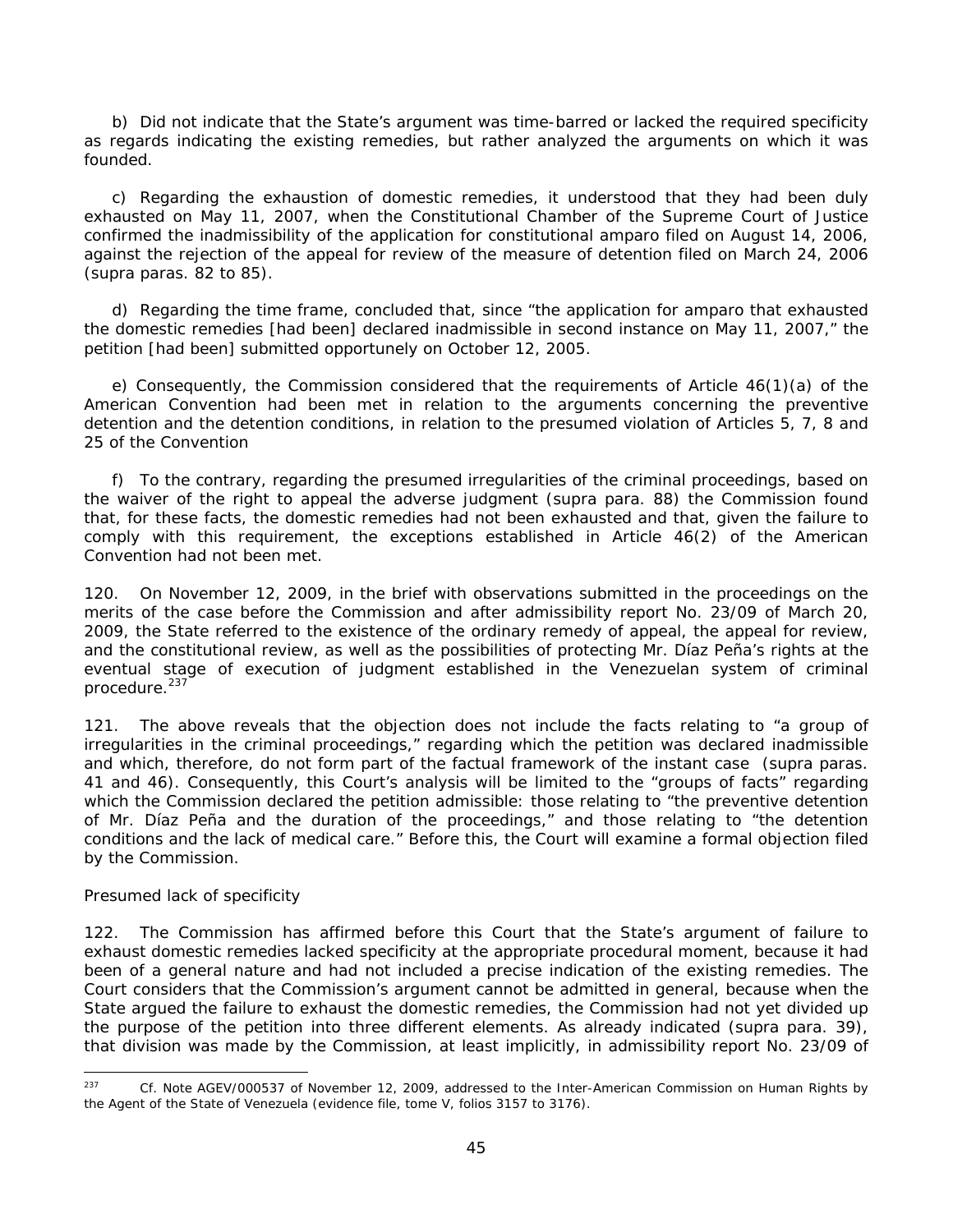b) Did not indicate that the State's argument was time-barred or lacked the required specificity as regards indicating the existing remedies, but rather analyzed the arguments on which it was founded.

c) Regarding the exhaustion of domestic remedies, it understood that they had been duly exhausted on May 11, 2007, when the Constitutional Chamber of the Supreme Court of Justice confirmed the inadmissibility of the application for constitutional amparo filed on August 14, 2006, against the rejection of the appeal for review of the measure of detention filed on March 24, 2006 (supra paras. 82 to 85).

d) Regarding the time frame, concluded that, since "the application for amparo that exhausted the domestic remedies [had been] declared inadmissible in second instance on May 11, 2007," the petition [had been] submitted opportunely on October 12, 2005.

e) Consequently, the Commission considered that the requirements of Article 46(1)(a) of the American Convention had been met in relation to the arguments concerning the preventive detention and the detention conditions, in relation to the presumed violation of Articles 5, 7, 8 and 25 of the Convention

f) To the contrary, regarding the presumed irregularities of the criminal proceedings, based on the waiver of the right to appeal the adverse judgment (supra para. 88) the Commission found that, for these facts, the domestic remedies had not been exhausted and that, given the failure to comply with this requirement, the exceptions established in Article 46(2) of the American Convention had not been met.

120. On November 12, 2009, in the brief with observations submitted in the proceedings on the merits of the case before the Commission and after admissibility report No. 23/09 of March 20, 2009, the State referred to the existence of the ordinary remedy of appeal, the appeal for review, and the constitutional review, as well as the possibilities of protecting Mr. Díaz Peña's rights at the eventual stage of execution of judgment established in the Venezuelan system of criminal procedure.[237]

121. The above reveals that the objection does not include the facts relating to "a group of irregularities in the criminal proceedings," regarding which the petition was declared inadmissible and which, therefore, do not form part of the factual framework of the instant case (supra paras. 41 and 46). Consequently, this Court's analysis will be limited to the "groups of facts" regarding which the Commission declared the petition admissible: those relating to "the preventive detention of Mr. Díaz Peña and the duration of the proceedings," and those relating to "the detention conditions and the lack of medical care." Before this, the Court will examine a formal objection filed by the Commission.

*Presumed lack of specificity*

122. The Commission has affirmed before this Court that the State's argument of failure to exhaust domestic remedies lacked specificity at the appropriate procedural moment, because it had been of a general nature and had not included a precise indication of the existing remedies. The Court considers that the Commission's argument cannot be admitted in general, because when the State argued the failure to exhaust the domestic remedies, the Commission had not yet divided up the purpose of the petition into three different elements. As already indicated (supra para. 39), that division was made by the Commission, at least implicitly, in admissibility report No. 23/09 of

[237] Cf. Note AGEV/000537 of November 12, 2009, addressed to the Inter-American Commission on Human Rights by the Agent of the State of Venezuela (evidence file, tome V, folios 3157 to 3176).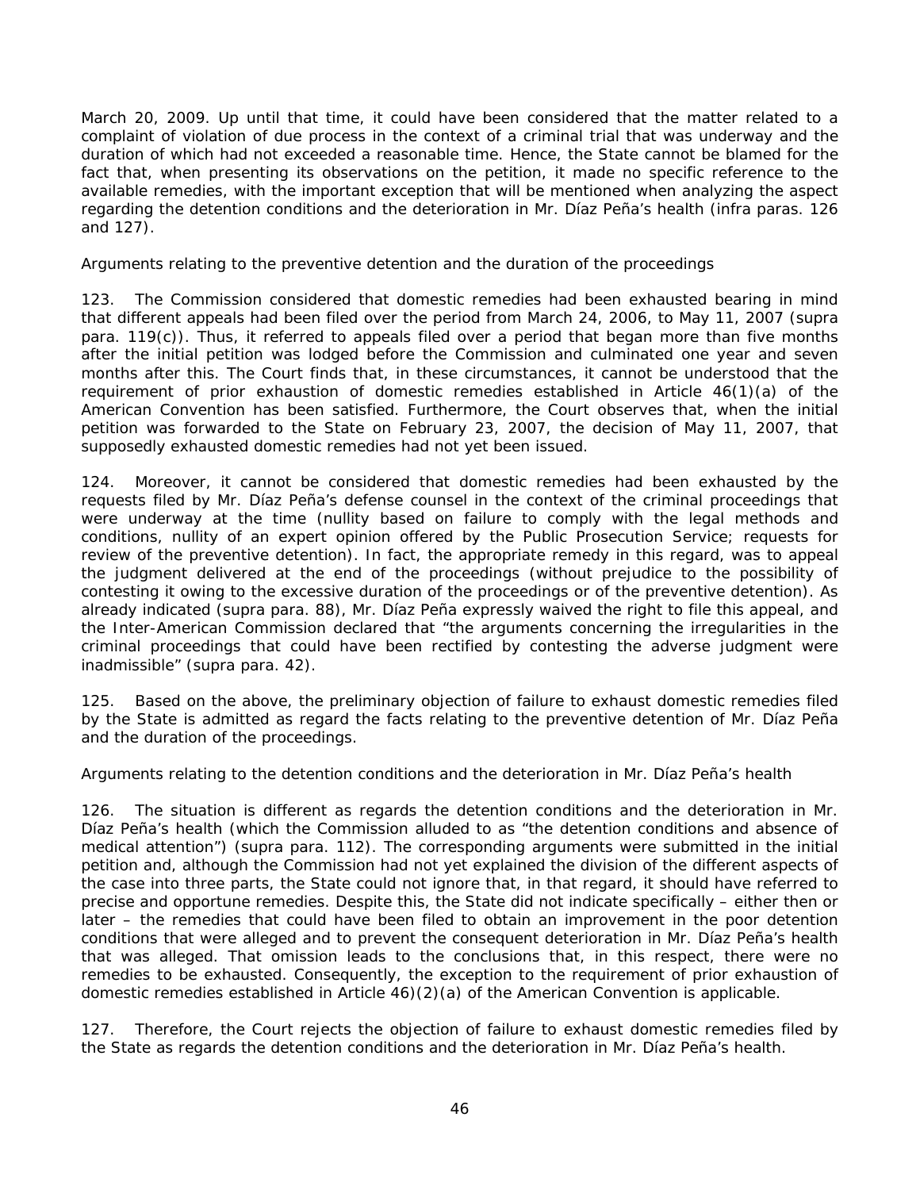March 20, 2009. Up until that time, it could have been considered that the matter related to a complaint of violation of due process in the context of a criminal trial that was underway and the duration of which had not exceeded a reasonable time. Hence, the State cannot be blamed for the fact that, when presenting its observations on the petition, it made no specific reference to the available remedies, with the important exception that will be mentioned when analyzing the aspect regarding the detention conditions and the deterioration in Mr. Díaz Peña's health (infra paras. 126 and 127).

*Arguments relating to the preventive detention and the duration of the proceedings*

123. The Commission considered that domestic remedies had been exhausted bearing in mind that different appeals had been filed over the period from March 24, 2006, to May 11, 2007 (supra para. 119(c)). Thus, it referred to appeals filed over a period that began more than five months after the initial petition was lodged before the Commission and culminated one year and seven months after this. The Court finds that, in these circumstances, it cannot be understood that the requirement of prior exhaustion of domestic remedies established in Article 46(1)(a) of the American Convention has been satisfied. Furthermore, the Court observes that, when the initial petition was forwarded to the State on February 23, 2007, the decision of May 11, 2007, that supposedly exhausted domestic remedies had not yet been issued.

124. Moreover, it cannot be considered that domestic remedies had been exhausted by the requests filed by Mr. Díaz Peña's defense counsel in the context of the criminal proceedings that were underway at the time (nullity based on failure to comply with the legal methods and conditions, nullity of an expert opinion offered by the Public Prosecution Service; requests for review of the preventive detention). In fact, the appropriate remedy in this regard, was to appeal the judgment delivered at the end of the proceedings (without prejudice to the possibility of contesting it owing to the excessive duration of the proceedings or of the preventive detention). As already indicated (supra para. 88), Mr. Díaz Peña expressly waived the right to file this appeal, and the Inter-American Commission declared that "the arguments concerning the irregularities in the criminal proceedings that could have been rectified by contesting the adverse judgment were inadmissible" (supra para. 42).

125. Based on the above, the preliminary objection of failure to exhaust domestic remedies filed by the State is admitted as regard the facts relating to the preventive detention of Mr. Díaz Peña and the duration of the proceedings.

*Arguments relating to the detention conditions and the deterioration in Mr. Díaz Peña's health*

126. The situation is different as regards the detention conditions and the deterioration in Mr. Díaz Peña's health (which the Commission alluded to as "the detention conditions and absence of medical attention") (supra para. 112). The corresponding arguments were submitted in the initial petition and, although the Commission had not yet explained the division of the different aspects of the case into three parts, the State could not ignore that, in that regard, it should have referred to precise and opportune remedies. Despite this, the State did not indicate specifically – either then or later – the remedies that could have been filed to obtain an improvement in the poor detention conditions that were alleged and to prevent the consequent deterioration in Mr. Díaz Peña's health that was alleged. That omission leads to the conclusions that, in this respect, there were no remedies to be exhausted. Consequently, the exception to the requirement of prior exhaustion of domestic remedies established in Article 46)(2)(a) of the American Convention is applicable.

127. Therefore, the Court rejects the objection of failure to exhaust domestic remedies filed by the State as regards the detention conditions and the deterioration in Mr. Díaz Peña's health.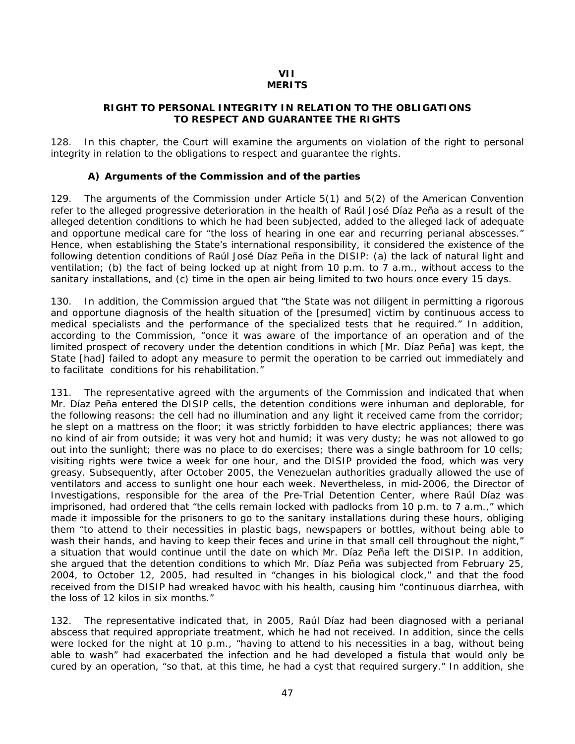# VII
# MERITS

## RIGHT TO PERSONAL INTEGRITY IN RELATION TO THE OBLIGATIONS TO RESPECT AND GUARANTEE THE RIGHTS

128. In this chapter, the Court will examine the arguments on violation of the right to personal integrity in relation to the obligations to respect and guarantee the rights.

### A) Arguments of the Commission and of the parties

129. The arguments of the Commission under Article 5(1) and 5(2) of the American Convention refer to the alleged progressive deterioration in the health of Raúl José Díaz Peña as a result of the alleged detention conditions to which he had been subjected, added to the alleged lack of adequate and opportune medical care for "the loss of hearing in one ear and recurring perianal abscesses." Hence, when establishing the State's international responsibility, it considered the existence of the following detention conditions of Raúl José Díaz Peña in the DISIP: (a) the lack of natural light and ventilation; (b) the fact of being locked up at night from 10 p.m. to 7 a.m., without access to the sanitary installations, and (c) time in the open air being limited to two hours once every 15 days.

130. In addition, the Commission argued that "the State was not diligent in permitting a rigorous and opportune diagnosis of the health situation of the [presumed] victim by continuous access to medical specialists and the performance of the specialized tests that he required." In addition, according to the Commission, "once it was aware of the importance of an operation and of the limited prospect of recovery under the detention conditions in which [Mr. Díaz Peña] was kept, the State [had] failed to adopt any measure to permit the operation to be carried out immediately and to facilitate conditions for his rehabilitation."

131. The representative agreed with the arguments of the Commission and indicated that when Mr. Díaz Peña entered the DISIP cells, the detention conditions were inhuman and deplorable, for the following reasons: the cell had no illumination and any light it received came from the corridor; he slept on a mattress on the floor; it was strictly forbidden to have electric appliances; there was no kind of air from outside; it was very hot and humid; it was very dusty; he was not allowed to go out into the sunlight; there was no place to do exercises; there was a single bathroom for 10 cells; visiting rights were twice a week for one hour, and the DISIP provided the food, which was very greasy. Subsequently, after October 2005, the Venezuelan authorities gradually allowed the use of ventilators and access to sunlight one hour each week. Nevertheless, in mid-2006, the Director of Investigations, responsible for the area of the Pre-Trial Detention Center, where Raúl Díaz was imprisoned, had ordered that "the cells remain locked with padlocks from 10 p.m. to 7 a.m.," which made it impossible for the prisoners to go to the sanitary installations during these hours, obliging them "to attend to their necessities in plastic bags, newspapers or bottles, without being able to wash their hands, and having to keep their feces and urine in that small cell throughout the night," a situation that would continue until the date on which Mr. Díaz Peña left the DISIP. In addition, she argued that the detention conditions to which Mr. Díaz Peña was subjected from February 25, 2004, to October 12, 2005, had resulted in "changes in his biological clock," and that the food received from the DISIP had wreaked havoc with his health, causing him "continuous diarrhea, with the loss of 12 kilos in six months."

132. The representative indicated that, in 2005, Raúl Díaz had been diagnosed with a perianal abscess that required appropriate treatment, which he had not received. In addition, since the cells were locked for the night at 10 p.m., "having to attend to his necessities in a bag, without being able to wash" had exacerbated the infection and he had developed a fistula that would only be cured by an operation, "so that, at this time, he had a cyst that required surgery." In addition, she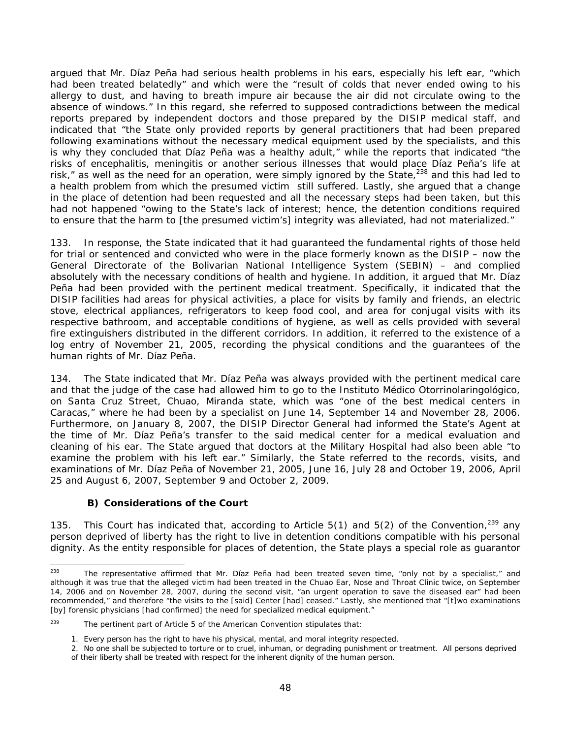argued that Mr. Díaz Peña had serious health problems in his ears, especially his left ear, "which had been treated belatedly" and which were the "result of colds that never ended owing to his allergy to dust, and having to breath impure air because the air did not circulate owing to the absence of windows." In this regard, she referred to supposed contradictions between the medical reports prepared by independent doctors and those prepared by the DISIP medical staff, and indicated that "the State only provided reports by general practitioners that had been prepared following examinations without the necessary medical equipment used by the specialists, and this is why they concluded that Díaz Peña was a healthy adult," while the reports that indicated "the risks of encephalitis, meningitis or another serious illnesses that would place Díaz Peña's life at risk," as well as the need for an operation, were simply ignored by the State,[238] and this had led to a health problem from which the presumed victim still suffered. Lastly, she argued that a change in the place of detention had been requested and all the necessary steps had been taken, but this had not happened "owing to the State's lack of interest; hence, the detention conditions required to ensure that the harm to [the presumed victim's] integrity was alleviated, had not materialized."

133. In response, the State indicated that it had guaranteed the fundamental rights of those held for trial or sentenced and convicted who were in the place formerly known as the DISIP – now the General Directorate of the Bolivarian National Intelligence System (SEBIN) – and complied absolutely with the necessary conditions of health and hygiene. In addition, it argued that Mr. Díaz Peña had been provided with the pertinent medical treatment. Specifically, it indicated that the DISIP facilities had areas for physical activities, a place for visits by family and friends, an electric stove, electrical appliances, refrigerators to keep food cool, and area for conjugal visits with its respective bathroom, and acceptable conditions of hygiene, as well as cells provided with several fire extinguishers distributed in the different corridors. In addition, it referred to the existence of a log entry of November 21, 2005, recording the physical conditions and the guarantees of the human rights of Mr. Díaz Peña.

134. The State indicated that Mr. Díaz Peña was always provided with the pertinent medical care and that the judge of the case had allowed him to go to the Instituto Médico Otorrinolaringológico, on Santa Cruz Street, Chuao, Miranda state, which was "one of the best medical centers in Caracas," where he had been by a specialist on June 14, September 14 and November 28, 2006. Furthermore, on January 8, 2007, the DISIP Director General had informed the State's Agent at the time of Mr. Díaz Peña's transfer to the said medical center for a medical evaluation and cleaning of his ear. The State argued that doctors at the Military Hospital had also been able "to examine the problem with his left ear." Similarly, the State referred to the records, visits, and examinations of Mr. Díaz Peña of November 21, 2005, June 16, July 28 and October 19, 2006, April 25 and August 6, 2007, September 9 and October 2, 2009.

### B) Considerations of the Court

135. This Court has indicated that, according to Article 5(1) and 5(2) of the Convention,[239] any person deprived of liberty has the right to live in detention conditions compatible with his personal dignity. As the entity responsible for places of detention, the State plays a special role as guarantor

---

[238] The representative affirmed that Mr. Díaz Peña had been treated seven time, "only not by a specialist," and although it was true that the alleged victim had been treated in the Chuao Ear, Nose and Throat Clinic twice, on September 14, 2006 and on November 28, 2007, during the second visit, "an urgent operation to save the diseased ear" had been recommended," and therefore "the visits to the [said] Center [had] ceased." Lastly, she mentioned that "[t]wo examinations [by] forensic physicians [had confirmed] the need for specialized medical equipment."

[239] The pertinent part of Article 5 of the American Convention stipulates that:

1. Every person has the right to have his physical, mental, and moral integrity respected.
2. No one shall be subjected to torture or to cruel, inhuman, or degrading punishment or treatment. All persons deprived of their liberty shall be treated with respect for the inherent dignity of the human person.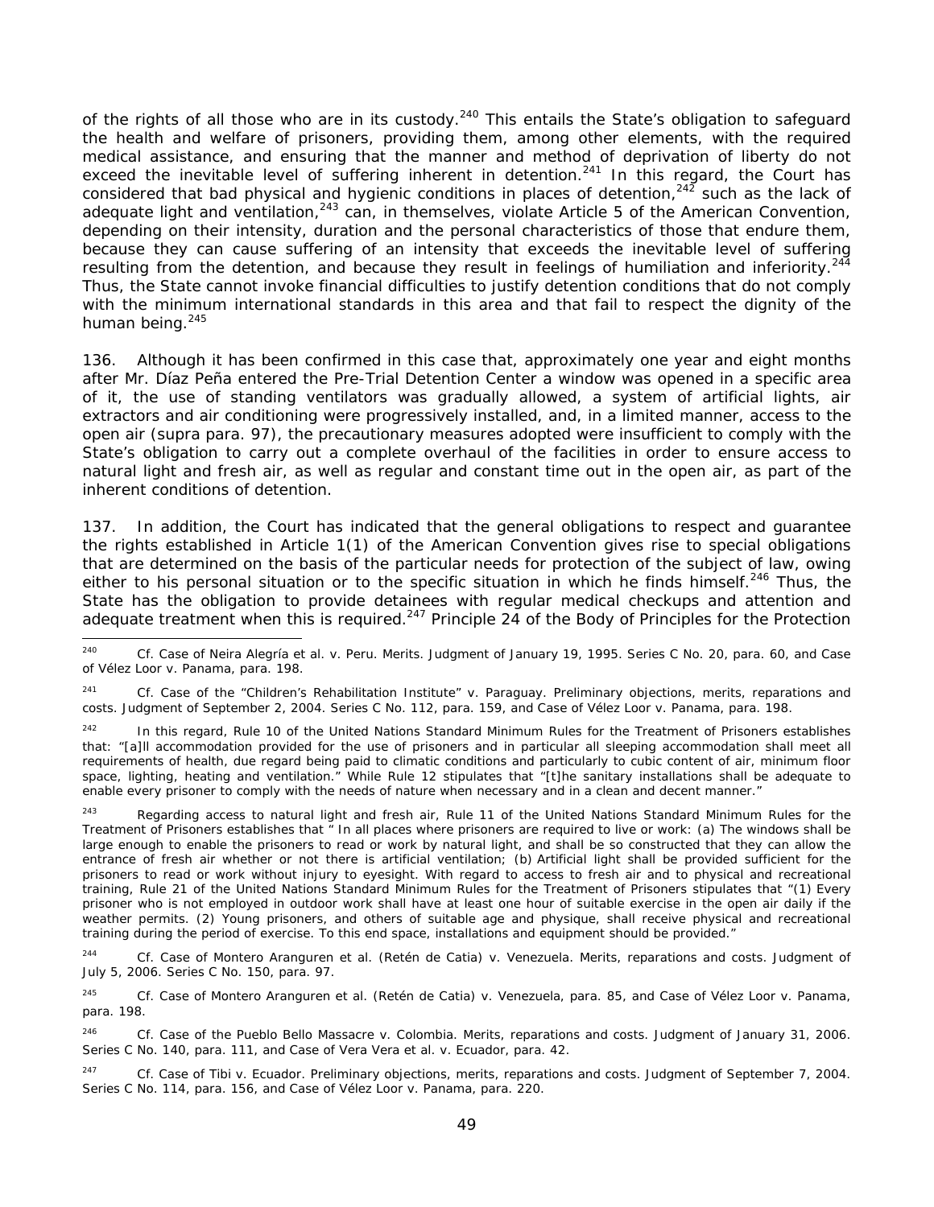of the rights of all those who are in its custody.[240] This entails the State's obligation to safeguard the health and welfare of prisoners, providing them, among other elements, with the required medical assistance, and ensuring that the manner and method of deprivation of liberty do not exceed the inevitable level of suffering inherent in detention.[241] In this regard, the Court has considered that bad physical and hygienic conditions in places of detention,[242] such as the lack of adequate light and ventilation,[243] can, in themselves, violate Article 5 of the American Convention, depending on their intensity, duration and the personal characteristics of those that endure them, because they can cause suffering of an intensity that exceeds the inevitable level of suffering resulting from the detention, and because they result in feelings of humiliation and inferiority.[244] Thus, the State cannot invoke financial difficulties to justify detention conditions that do not comply with the minimum international standards in this area and that fail to respect the dignity of the human being.[245]

136. Although it has been confirmed in this case that, approximately one year and eight months after Mr. Díaz Peña entered the Pre-Trial Detention Center a window was opened in a specific area of it, the use of standing ventilators was gradually allowed, a system of artificial lights, air extractors and air conditioning were progressively installed, and, in a limited manner, access to the open air (*supra* para. 97), the precautionary measures adopted were insufficient to comply with the State's obligation to carry out a complete overhaul of the facilities in order to ensure access to natural light and fresh air, as well as regular and constant time out in the open air, as part of the inherent conditions of detention.

137. In addition, the Court has indicated that the general obligations to respect and guarantee the rights established in Article 1(1) of the American Convention gives rise to special obligations that are determined on the basis of the particular needs for protection of the subject of law, owing either to his personal situation or to the specific situation in which he finds himself.[246] Thus, the State has the obligation to provide detainees with regular medical checkups and attention and adequate treatment when this is required.[247] Principle 24 of the Body of Principles for the Protection

---

[240] *Cf. Case of Neira Alegría et al. v. Peru. Merits.* Judgment of January 19, 1995. Series C No. 20, para. 60, and *Case of Vélez Loor v. Panama*, para. 198.

[241] *Cf. Case of the "Children's Rehabilitation Institute" v. Paraguay. Preliminary objections, merits, reparations and costs.* Judgment of September 2, 2004. Series C No. 112, para. 159, and *Case of Vélez Loor v. Panama*, para. 198.

[242] In this regard, Rule 10 of the United Nations Standard Minimum Rules for the Treatment of Prisoners establishes that: "[a]ll accommodation provided for the use of prisoners and in particular all sleeping accommodation shall meet all requirements of health, due regard being paid to climatic conditions and particularly to cubic content of air, minimum floor space, lighting, heating and ventilation." While Rule 12 stipulates that "[t]he sanitary installations shall be adequate to enable every prisoner to comply with the needs of nature when necessary and in a clean and decent manner."

[243] Regarding access to natural light and fresh air, Rule 11 of the United Nations Standard Minimum Rules for the Treatment of Prisoners establishes that " In all places where prisoners are required to live or work: (a) The windows shall be large enough to enable the prisoners to read or work by natural light, and shall be so constructed that they can allow the entrance of fresh air whether or not there is artificial ventilation; (b) Artificial light shall be provided sufficient for the prisoners to read or work without injury to eyesight. With regard to access to fresh air and to physical and recreational training, Rule 21 of the United Nations Standard Minimum Rules for the Treatment of Prisoners stipulates that "(1) Every prisoner who is not employed in outdoor work shall have at least one hour of suitable exercise in the open air daily if the weather permits. (2) Young prisoners, and others of suitable age and physique, shall receive physical and recreational training during the period of exercise. To this end space, installations and equipment should be provided."

[244] *Cf. Case of Montero Aranguren et al. (Retén de Catia) v. Venezuela. Merits, reparations and costs.* Judgment of July 5, 2006. Series C No. 150, para. 97.

[245] *Cf. Case of Montero Aranguren et al. (Retén de Catia) v. Venezuela*, para. 85, and *Case of Vélez Loor v. Panama*, para. 198.

[246] *Cf. Case of the Pueblo Bello Massacre v. Colombia. Merits, reparations and costs.* Judgment of January 31, 2006. Series C No. 140, para. 111, and *Case of Vera Vera et al. v. Ecuador*, para. 42.

[247] *Cf. Case of Tibi v. Ecuador. Preliminary objections, merits, reparations and costs.* Judgment of September 7, 2004. Series C No. 114, para. 156, and *Case of Vélez Loor v. Panama*, para. 220.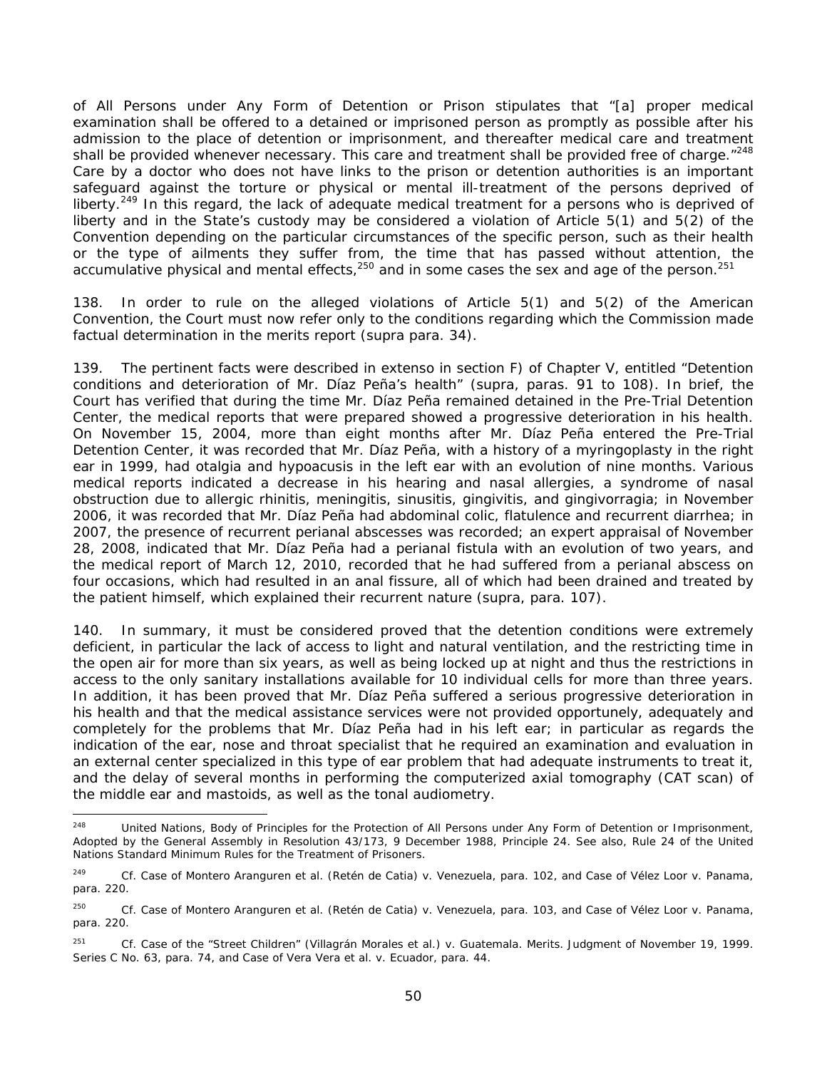of All Persons under Any Form of Detention or Prison stipulates that "[a] proper medical examination shall be offered to a detained or imprisoned person as promptly as possible after his admission to the place of detention or imprisonment, and thereafter medical care and treatment shall be provided whenever necessary. This care and treatment shall be provided free of charge."[248] Care by a doctor who does not have links to the prison or detention authorities is an important safeguard against the torture or physical or mental ill-treatment of the persons deprived of liberty.[249] In this regard, the lack of adequate medical treatment for a persons who is deprived of liberty and in the State's custody may be considered a violation of Article 5(1) and 5(2) of the Convention depending on the particular circumstances of the specific person, such as their health or the type of ailments they suffer from, the time that has passed without attention, the accumulative physical and mental effects,[250] and in some cases the sex and age of the person.[251]

138. In order to rule on the alleged violations of Article 5(1) and 5(2) of the American Convention, the Court must now refer only to the conditions regarding which the Commission made factual determination in the merits report (*supra* para. 34).

139. The pertinent facts were described *in extenso* in section F) of Chapter V, entitled "Detention conditions and deterioration of Mr. Díaz Peña's health" (*supra*, paras. 91 to 108). In brief, the Court has verified that during the time Mr. Díaz Peña remained detained in the Pre-Trial Detention Center, the medical reports that were prepared showed a progressive deterioration in his health. On November 15, 2004, more than eight months after Mr. Díaz Peña entered the Pre-Trial Detention Center, it was recorded that Mr. Díaz Peña, with a history of a myringoplasty in the right ear in 1999, had otalgia and hypoacusis in the left ear with an evolution of nine months. Various medical reports indicated a decrease in his hearing and nasal allergies, a syndrome of nasal obstruction due to allergic rhinitis, meningitis, sinusitis, gingivitis, and gingivorragia; in November 2006, it was recorded that Mr. Díaz Peña had abdominal colic, flatulence and recurrent diarrhea; in 2007, the presence of recurrent perianal abscesses was recorded; an expert appraisal of November 28, 2008, indicated that Mr. Díaz Peña had a perianal fistula with an evolution of two years, and the medical report of March 12, 2010, recorded that he had suffered from a perianal abscess on four occasions, which had resulted in an anal fissure, all of which had been drained and treated by the patient himself, which explained their recurrent nature (*supra*, para. 107).

140. In summary, it must be considered proved that the detention conditions were extremely deficient, in particular the lack of access to light and natural ventilation, and the restricting time in the open air for more than six years, as well as being locked up at night and thus the restrictions in access to the only sanitary installations available for 10 individual cells for more than three years. In addition, it has been proved that Mr. Díaz Peña suffered a serious progressive deterioration in his health and that the medical assistance services were not provided opportunely, adequately and completely for the problems that Mr. Díaz Peña had in his left ear; in particular as regards the indication of the ear, nose and throat specialist that he required an examination and evaluation in an external center specialized in this type of ear problem that had adequate instruments to treat it, and the delay of several months in performing the computerized axial tomography (CAT scan) of the middle ear and mastoids, as well as the tonal audiometry.

---

[248] United Nations, Body of Principles for the Protection of All Persons under Any Form of Detention or Imprisonment, Adopted by the General Assembly in Resolution 43/173, 9 December 1988, Principle 24. See also, Rule 24 of the United Nations Standard Minimum Rules for the Treatment of Prisoners.

[249] *Cf. Case of Montero Aranguren et al. (Retén de Catia) v. Venezuela*, para. 102, and *Case of Vélez Loor v. Panama*, para. 220.

[250] *Cf. Case of Montero Aranguren et al. (Retén de Catia) v. Venezuela*, para. 103, and *Case of Vélez Loor v. Panama*, para. 220.

[251] *Cf. Case of the "Street Children" (Villagrán Morales et al.) v. Guatemala. Merits*. Judgment of November 19, 1999. Series C No. 63, para. 74, and *Case of Vera Vera et al. v. Ecuador*, para. 44.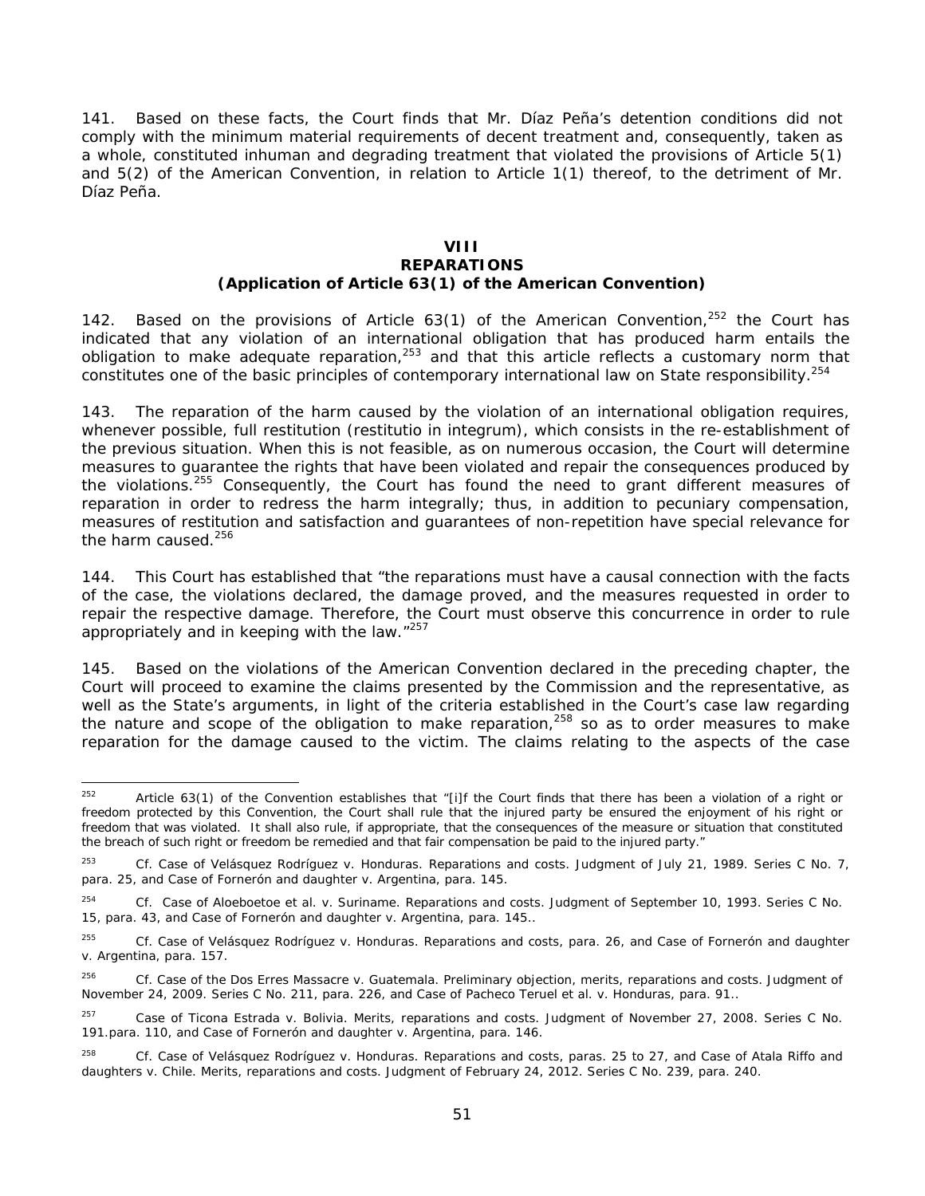141. Based on these facts, the Court finds that Mr. Díaz Peña's detention conditions did not comply with the minimum material requirements of decent treatment and, consequently, taken as a whole, constituted inhuman and degrading treatment that violated the provisions of Article 5(1) and 5(2) of the American Convention, in relation to Article 1(1) thereof, to the detriment of Mr. Díaz Peña.

## VIII
## REPARATIONS
### (Application of Article 63(1) of the American Convention)

142. Based on the provisions of Article 63(1) of the American Convention,[252] the Court has indicated that any violation of an international obligation that has produced harm entails the obligation to make adequate reparation,[253] and that this article reflects a customary norm that constitutes one of the basic principles of contemporary international law on State responsibility.[254]

143. The reparation of the harm caused by the violation of an international obligation requires, whenever possible, full restitution (restitutio in integrum), which consists in the re-establishment of the previous situation. When this is not feasible, as on numerous occasion, the Court will determine measures to guarantee the rights that have been violated and repair the consequences produced by the violations.[255] Consequently, the Court has found the need to grant different measures of reparation in order to redress the harm integrally; thus, in addition to pecuniary compensation, measures of restitution and satisfaction and guarantees of non-repetition have special relevance for the harm caused.[256]

144. This Court has established that "the reparations must have a causal connection with the facts of the case, the violations declared, the damage proved, and the measures requested in order to repair the respective damage. Therefore, the Court must observe this concurrence in order to rule appropriately and in keeping with the law."[257]

145. Based on the violations of the American Convention declared in the preceding chapter, the Court will proceed to examine the claims presented by the Commission and the representative, as well as the State's arguments, in light of the criteria established in the Court's case law regarding the nature and scope of the obligation to make reparation,[258] so as to order measures to make reparation for the damage caused to the victim. The claims relating to the aspects of the case

---

[252] Article 63(1) of the Convention establishes that "[i]f the Court finds that there has been a violation of a right or freedom protected by this Convention, the Court shall rule that the injured party be ensured the enjoyment of his right or freedom that was violated. It shall also rule, if appropriate, that the consequences of the measure or situation that constituted the breach of such right or freedom be remedied and that fair compensation be paid to the injured party."

[253] *Cf. Case of Velásquez Rodríguez v. Honduras. Reparations and costs.* Judgment of July 21, 1989. Series C No. 7, para. 25, and *Case of Fornerón and daughter v. Argentina*, para. 145.

[254] *Cf. Case of Aloeboetoe et al. v. Suriname. Reparations and costs.* Judgment of September 10, 1993. Series C No. 15, para. 43, and *Case of Fornerón and daughter v. Argentina*, para. 145..

[255] *Cf. Case of Velásquez Rodríguez v. Honduras. Reparations and costs*, para. 26, and *Case of Fornerón and daughter v. Argentina*, para. 157.

[256] *Cf. Case of the Dos Erres Massacre v. Guatemala. Preliminary objection, merits, reparations and costs.* Judgment of November 24, 2009. Series C No. 211, para. 226, and *Case of Pacheco Teruel et al. v. Honduras*, para. 91..

[257] *Case of Ticona Estrada v. Bolivia. Merits, reparations and costs.* Judgment of November 27, 2008. Series C No. 191.para. 110, and *Case of Fornerón and daughter v. Argentina*, para. 146.

[258] *Cf. Case of Velásquez Rodríguez v. Honduras. Reparations and costs*, paras. 25 to 27, and *Case of Atala Riffo and daughters v. Chile. Merits, reparations and costs.* Judgment of February 24, 2012. Series C No. 239, para. 240.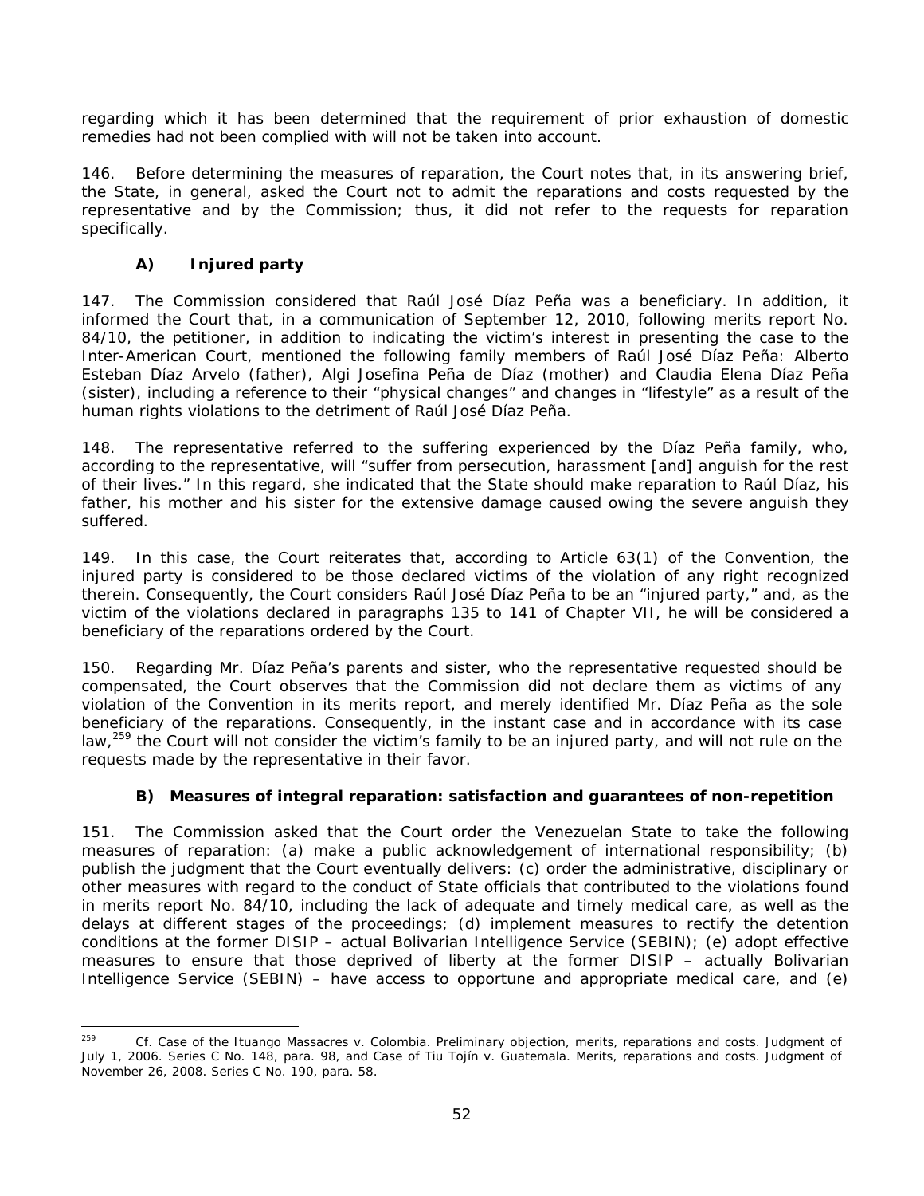regarding which it has been determined that the requirement of prior exhaustion of domestic remedies had not been complied with will not be taken into account.

146. Before determining the measures of reparation, the Court notes that, in its answering brief, the State, in general, asked the Court not to admit the reparations and costs requested by the representative and by the Commission; thus, it did not refer to the requests for reparation specifically.

### A) Injured party

147. The Commission considered that Raúl José Díaz Peña was a beneficiary. In addition, it informed the Court that, in a communication of September 12, 2010, following merits report No. 84/10, the petitioner, in addition to indicating the victim's interest in presenting the case to the Inter-American Court, mentioned the following family members of Raúl José Díaz Peña: Alberto Esteban Díaz Arvelo (father), Algi Josefina Peña de Díaz (mother) and Claudia Elena Díaz Peña (sister), including a reference to their "physical changes" and changes in "lifestyle" as a result of the human rights violations to the detriment of Raúl José Díaz Peña.

148. The representative referred to the suffering experienced by the Díaz Peña family, who, according to the representative, will "suffer from persecution, harassment [and] anguish for the rest of their lives." In this regard, she indicated that the State should make reparation to Raúl Díaz, his father, his mother and his sister for the extensive damage caused owing the severe anguish they suffered.

149. In this case, the Court reiterates that, according to Article 63(1) of the Convention, the injured party is considered to be those declared victims of the violation of any right recognized therein. Consequently, the Court considers Raúl José Díaz Peña to be an "injured party," and, as the victim of the violations declared in paragraphs 135 to 141 of Chapter VII, he will be considered a beneficiary of the reparations ordered by the Court.

150. Regarding Mr. Díaz Peña's parents and sister, who the representative requested should be compensated, the Court observes that the Commission did not declare them as victims of any violation of the Convention in its merits report, and merely identified Mr. Díaz Peña as the sole beneficiary of the reparations. Consequently, in the instant case and in accordance with its case law,[259] the Court will not consider the victim's family to be an injured party, and will not rule on the requests made by the representative in their favor.

### B) Measures of integral reparation: satisfaction and guarantees of non-repetition

151. The Commission asked that the Court order the Venezuelan State to take the following measures of reparation: (a) make a public acknowledgement of international responsibility; (b) publish the judgment that the Court eventually delivers: (c) order the administrative, disciplinary or other measures with regard to the conduct of State officials that contributed to the violations found in merits report No. 84/10, including the lack of adequate and timely medical care, as well as the delays at different stages of the proceedings; (d) implement measures to rectify the detention conditions at the former DISIP – actual Bolivarian Intelligence Service (SEBIN); (e) adopt effective measures to ensure that those deprived of liberty at the former DISIP – actually Bolivarian Intelligence Service (SEBIN) – have access to opportune and appropriate medical care, and (e)

---

[259] *Cf. Case of the Ituango Massacres v. Colombia. Preliminary objection, merits, reparations and costs.* Judgment of July 1, 2006. Series C No. 148, para. 98, and *Case of Tiu Tojín v. Guatemala. Merits, reparations and costs.* Judgment of November 26, 2008. Series C No. 190, para. 58.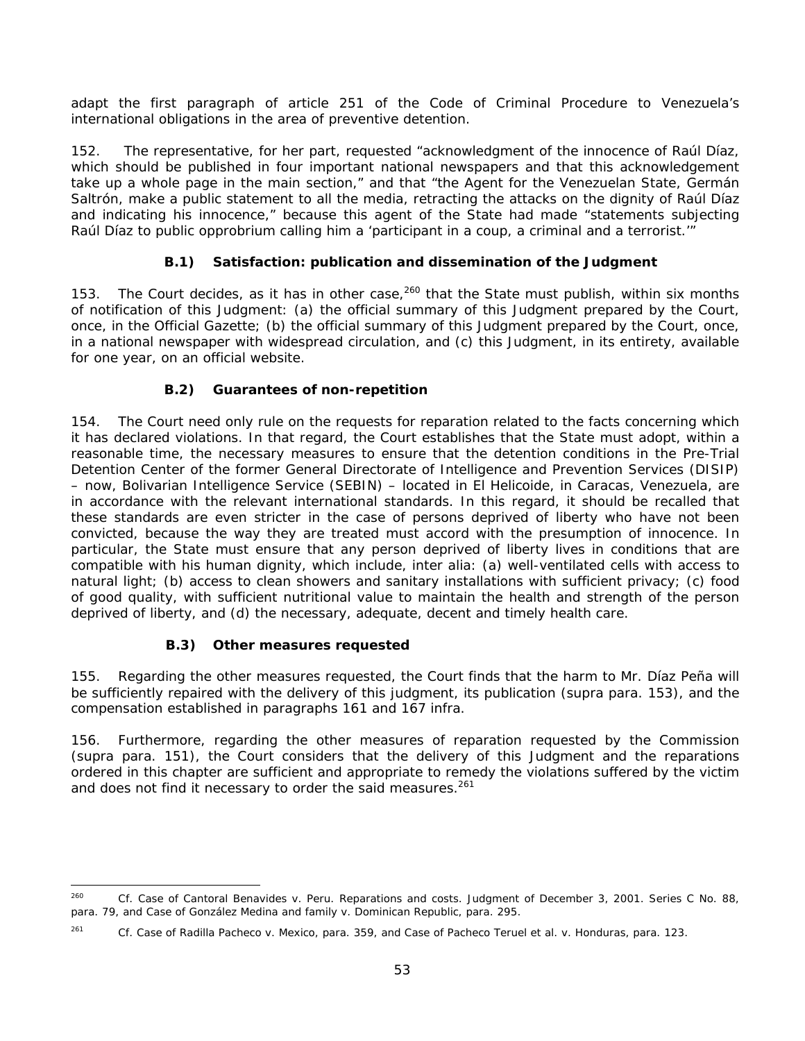adapt the first paragraph of article 251 of the Code of Criminal Procedure to Venezuela's international obligations in the area of preventive detention.

152. The representative, for her part, requested "acknowledgment of the innocence of Raúl Díaz, which should be published in four important national newspapers and that this acknowledgement take up a whole page in the main section," and that "the Agent for the Venezuelan State, Germán Saltrón, make a public statement to all the media, retracting the attacks on the dignity of Raúl Díaz and indicating his innocence," because this agent of the State had made "statements subjecting Raúl Díaz to public opprobrium calling him a 'participant in a coup, a criminal and a terrorist.'"

### B.1) Satisfaction: publication and dissemination of the Judgment

153. The Court decides, as it has in other case,[260] that the State must publish, within six months of notification of this Judgment: (a) the official summary of this Judgment prepared by the Court, once, in the Official Gazette; (b) the official summary of this Judgment prepared by the Court, once, in a national newspaper with widespread circulation, and (c) this Judgment, in its entirety, available for one year, on an official website.

### B.2) Guarantees of non-repetition

154. The Court need only rule on the requests for reparation related to the facts concerning which it has declared violations. In that regard, the Court establishes that the State must adopt, within a reasonable time, the necessary measures to ensure that the detention conditions in the Pre-Trial Detention Center of the former General Directorate of Intelligence and Prevention Services (DISIP) – now, Bolivarian Intelligence Service (SEBIN) – located in El Helicoide, in Caracas, Venezuela, are in accordance with the relevant international standards. In this regard, it should be recalled that these standards are even stricter in the case of persons deprived of liberty who have not been convicted, because the way they are treated must accord with the presumption of innocence. In particular, the State must ensure that any person deprived of liberty lives in conditions that are compatible with his human dignity, which include, inter alia: (a) well-ventilated cells with access to natural light; (b) access to clean showers and sanitary installations with sufficient privacy; (c) food of good quality, with sufficient nutritional value to maintain the health and strength of the person deprived of liberty, and (d) the necessary, adequate, decent and timely health care.

### B.3) Other measures requested

155. Regarding the other measures requested, the Court finds that the harm to Mr. Díaz Peña will be sufficiently repaired with the delivery of this judgment, its publication (supra para. 153), and the compensation established in paragraphs 161 and 167 infra.

156. Furthermore, regarding the other measures of reparation requested by the Commission (supra para. 151), the Court considers that the delivery of this Judgment and the reparations ordered in this chapter are sufficient and appropriate to remedy the violations suffered by the victim and does not find it necessary to order the said measures.[261]

---

[260] Cf. Case of Cantoral Benavides v. Peru. Reparations and costs. Judgment of December 3, 2001. Series C No. 88, para. 79, and Case of González Medina and family v. Dominican Republic, para. 295.

[261] Cf. Case of Radilla Pacheco v. Mexico, para. 359, and Case of Pacheco Teruel et al. v. Honduras, para. 123.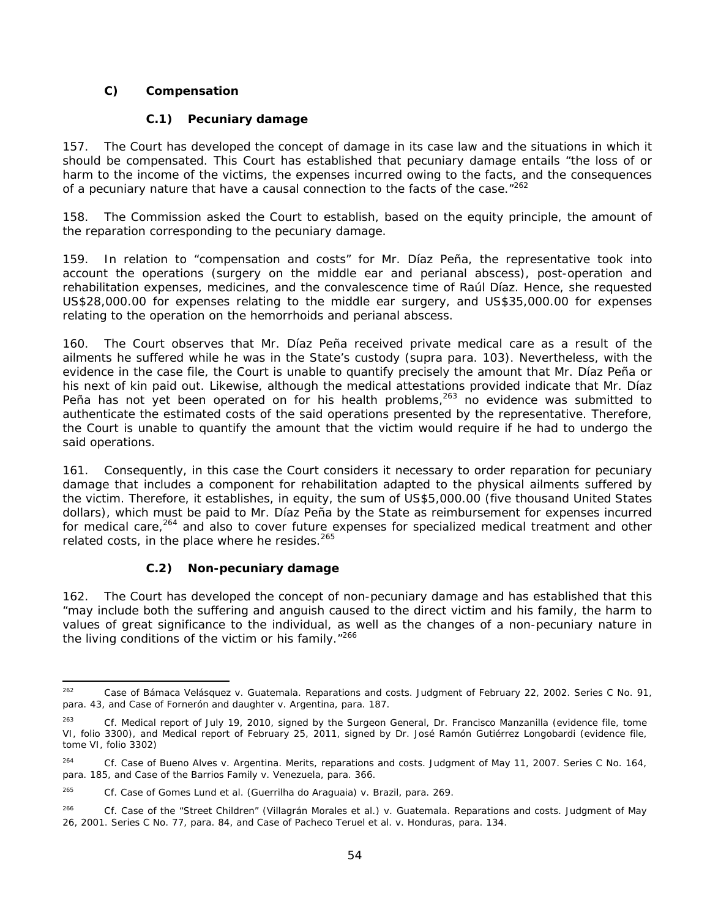### C) Compensation

#### C.1) Pecuniary damage

157. The Court has developed the concept of damage in its case law and the situations in which it should be compensated. This Court has established that pecuniary damage entails "the loss of or harm to the income of the victims, the expenses incurred owing to the facts, and the consequences of a pecuniary nature that have a causal connection to the facts of the case."[262]

158. The Commission asked the Court to establish, based on the equity principle, the amount of the reparation corresponding to the pecuniary damage.

159. In relation to "compensation and costs" for Mr. Díaz Peña, the representative took into account the operations (surgery on the middle ear and perianal abscess), post-operation and rehabilitation expenses, medicines, and the convalescence time of Raúl Díaz. Hence, she requested US$28,000.00 for expenses relating to the middle ear surgery, and US$35,000.00 for expenses relating to the operation on the hemorrhoids and perianal abscess.

160. The Court observes that Mr. Díaz Peña received private medical care as a result of the ailments he suffered while he was in the State's custody (supra para. 103). Nevertheless, with the evidence in the case file, the Court is unable to quantify precisely the amount that Mr. Díaz Peña or his next of kin paid out. Likewise, although the medical attestations provided indicate that Mr. Díaz Peña has not yet been operated on for his health problems,[263] no evidence was submitted to authenticate the estimated costs of the said operations presented by the representative. Therefore, the Court is unable to quantify the amount that the victim would require if he had to undergo the said operations.

161. Consequently, in this case the Court considers it necessary to order reparation for pecuniary damage that includes a component for rehabilitation adapted to the physical ailments suffered by the victim. Therefore, it establishes, in equity, the sum of US$5,000.00 (five thousand United States dollars), which must be paid to Mr. Díaz Peña by the State as reimbursement for expenses incurred for medical care,[264] and also to cover future expenses for specialized medical treatment and other related costs, in the place where he resides.[265]

#### C.2) Non-pecuniary damage

162. The Court has developed the concept of non-pecuniary damage and has established that this "may include both the suffering and anguish caused to the direct victim and his family, the harm to values of great significance to the individual, as well as the changes of a non-pecuniary nature in the living conditions of the victim or his family."[266]

---

[262] *Case of Bámaca Velásquez v. Guatemala. Reparations and costs.* Judgment of February 22, 2002. Series C No. 91, para. 43, and *Case of Fornerón and daughter v. Argentina*, para. 187.

[263] *Cf.* Medical report of July 19, 2010, signed by the Surgeon General, Dr. Francisco Manzanilla (evidence file, tome VI, folio 3300), and Medical report of February 25, 2011, signed by Dr. José Ramón Gutiérrez Longobardi (evidence file, tome VI, folio 3302)

[264] *Cf. Case of Bueno Alves v. Argentina. Merits, reparations and costs.* Judgment of May 11, 2007. Series C No. 164, para. 185, and *Case of the Barrios Family v. Venezuela*, para. 366.

[265] *Cf. Case of Gomes Lund et al. (Guerrilha do Araguaia) v. Brazil*, para. 269.

[266] *Cf. Case of the "Street Children" (Villagrán Morales et al.) v. Guatemala. Reparations and costs.* Judgment of May 26, 2001. Series C No. 77, para. 84, and *Case of Pacheco Teruel et al. v. Honduras*, para. 134.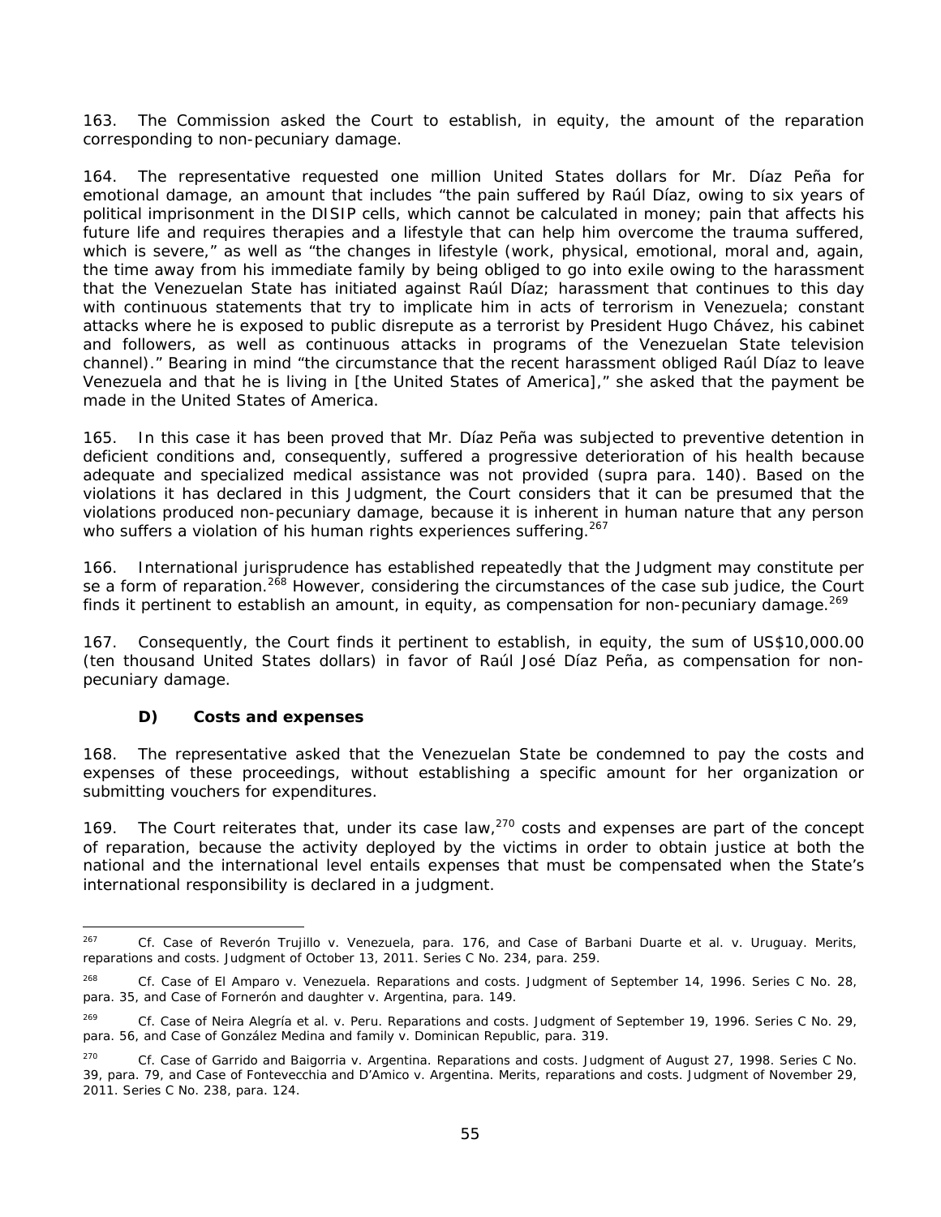163. The Commission asked the Court to establish, in equity, the amount of the reparation corresponding to non-pecuniary damage.

164. The representative requested one million United States dollars for Mr. Díaz Peña for emotional damage, an amount that includes "the pain suffered by Raúl Díaz, owing to six years of political imprisonment in the DISIP cells, which cannot be calculated in money; pain that affects his future life and requires therapies and a lifestyle that can help him overcome the trauma suffered, which is severe," as well as "the changes in lifestyle (work, physical, emotional, moral and, again, the time away from his immediate family by being obliged to go into exile owing to the harassment that the Venezuelan State has initiated against Raúl Díaz; harassment that continues to this day with continuous statements that try to implicate him in acts of terrorism in Venezuela; constant attacks where he is exposed to public disrepute as a terrorist by President Hugo Chávez, his cabinet and followers, as well as continuous attacks in programs of the Venezuelan State television channel)." Bearing in mind "the circumstance that the recent harassment obliged Raúl Díaz to leave Venezuela and that he is living in [the United States of America]," she asked that the payment be made in the United States of America.

165. In this case it has been proved that Mr. Díaz Peña was subjected to preventive detention in deficient conditions and, consequently, suffered a progressive deterioration of his health because adequate and specialized medical assistance was not provided (*supra* para. 140). Based on the violations it has declared in this Judgment, the Court considers that it can be presumed that the violations produced non-pecuniary damage, because it is inherent in human nature that any person who suffers a violation of his human rights experiences suffering.[267]

166. International jurisprudence has established repeatedly that the Judgment may constitute *per se* a form of reparation.[268] However, considering the circumstances of the case *sub judice*, the Court finds it pertinent to establish an amount, in equity, as compensation for non-pecuniary damage.[269]

167. Consequently, the Court finds it pertinent to establish, in equity, the sum of US$10,000.00 (ten thousand United States dollars) in favor of Raúl José Díaz Peña, as compensation for non-pecuniary damage.

### D) Costs and expenses

168. The representative asked that the Venezuelan State be condemned to pay the costs and expenses of these proceedings, without establishing a specific amount for her organization or submitting vouchers for expenditures.

169. The Court reiterates that, under its case law,[270] costs and expenses are part of the concept of reparation, because the activity deployed by the victims in order to obtain justice at both the national and the international level entails expenses that must be compensated when the State's international responsibility is declared in a judgment.

---

[267] *Cf. Case of Reverón Trujillo v. Venezuela*, para. 176, and *Case of Barbani Duarte et al. v. Uruguay. Merits, reparations and costs.* Judgment of October 13, 2011. Series C No. 234, para. 259.

[268] *Cf. Case of El Amparo v. Venezuela. Reparations and costs.* Judgment of September 14, 1996. Series C No. 28, para. 35, and *Case of Fornerón and daughter v. Argentina*, para. 149.

[269] *Cf. Case of Neira Alegría et al. v. Peru. Reparations and costs.* Judgment of September 19, 1996. Series C No. 29, para. 56, and *Case of González Medina and family v. Dominican Republic*, para. 319.

[270] *Cf. Case of Garrido and Baigorria v. Argentina. Reparations and costs.* Judgment of August 27, 1998. Series C No. 39, para. 79, and *Case of Fontevecchia and D'Amico v. Argentina. Merits, reparations and costs.* Judgment of November 29, 2011. Series C No. 238, para. 124.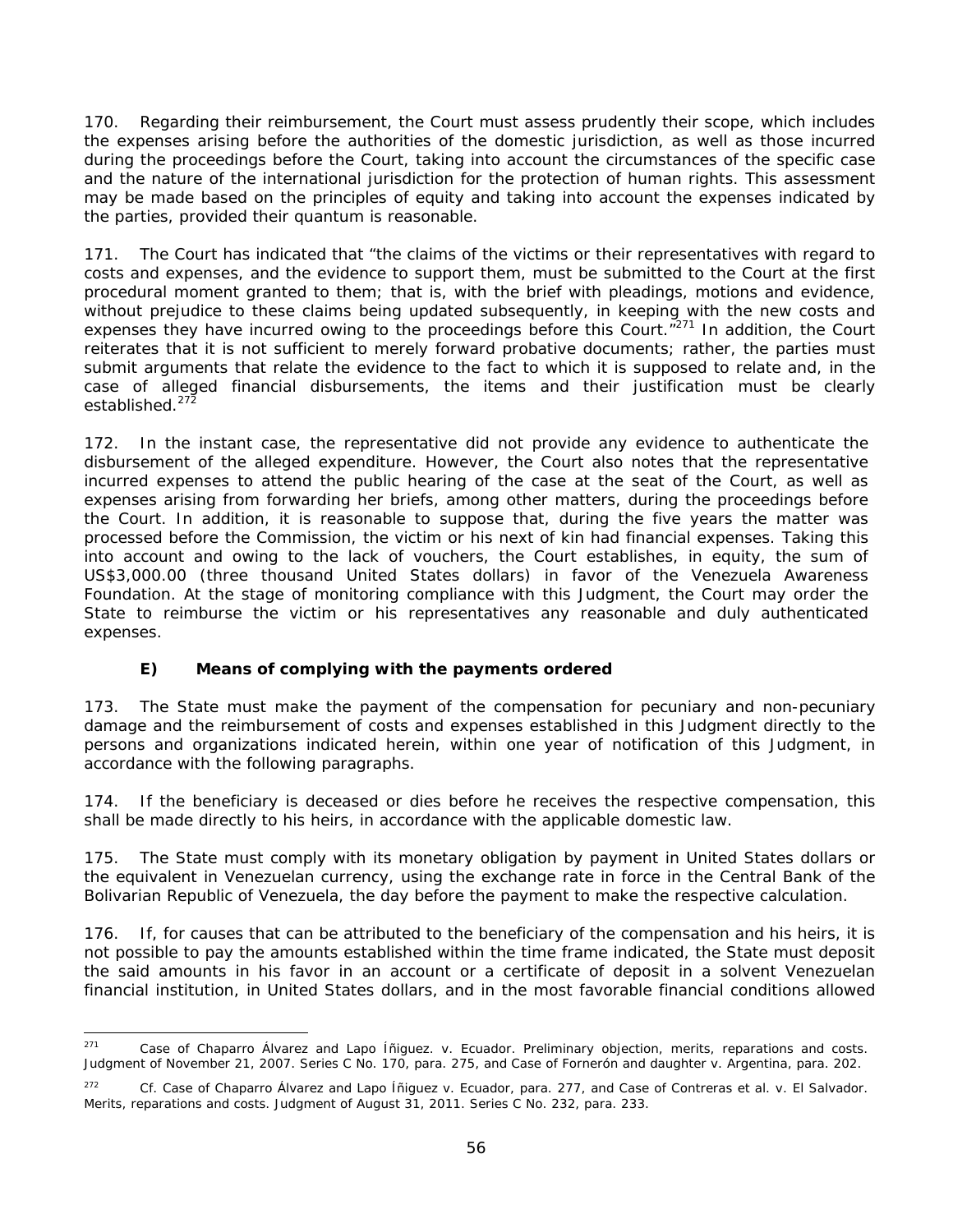170. Regarding their reimbursement, the Court must assess prudently their scope, which includes the expenses arising before the authorities of the domestic jurisdiction, as well as those incurred during the proceedings before the Court, taking into account the circumstances of the specific case and the nature of the international jurisdiction for the protection of human rights. This assessment may be made based on the principles of equity and taking into account the expenses indicated by the parties, provided their quantum is reasonable.

171. The Court has indicated that "the claims of the victims or their representatives with regard to costs and expenses, and the evidence to support them, must be submitted to the Court at the first procedural moment granted to them; that is, with the brief with pleadings, motions and evidence, without prejudice to these claims being updated subsequently, in keeping with the new costs and expenses they have incurred owing to the proceedings before this Court."[271] In addition, the Court reiterates that it is not sufficient to merely forward probative documents; rather, the parties must submit arguments that relate the evidence to the fact to which it is supposed to relate and, in the case of alleged financial disbursements, the items and their justification must be clearly established.[272]

172. In the instant case, the representative did not provide any evidence to authenticate the disbursement of the alleged expenditure. However, the Court also notes that the representative incurred expenses to attend the public hearing of the case at the seat of the Court, as well as expenses arising from forwarding her briefs, among other matters, during the proceedings before the Court. In addition, it is reasonable to suppose that, during the five years the matter was processed before the Commission, the victim or his next of kin had financial expenses. Taking this into account and owing to the lack of vouchers, the Court establishes, in equity, the sum of US$3,000.00 (three thousand United States dollars) in favor of the Venezuela Awareness Foundation. At the stage of monitoring compliance with this Judgment, the Court may order the State to reimburse the victim or his representatives any reasonable and duly authenticated expenses.

### E) Means of complying with the payments ordered

173. The State must make the payment of the compensation for pecuniary and non-pecuniary damage and the reimbursement of costs and expenses established in this Judgment directly to the persons and organizations indicated herein, within one year of notification of this Judgment, in accordance with the following paragraphs.

174. If the beneficiary is deceased or dies before he receives the respective compensation, this shall be made directly to his heirs, in accordance with the applicable domestic law.

175. The State must comply with its monetary obligation by payment in United States dollars or the equivalent in Venezuelan currency, using the exchange rate in force in the Central Bank of the Bolivarian Republic of Venezuela, the day before the payment to make the respective calculation.

176. If, for causes that can be attributed to the beneficiary of the compensation and his heirs, it is not possible to pay the amounts established within the time frame indicated, the State must deposit the said amounts in his favor in an account or a certificate of deposit in a solvent Venezuelan financial institution, in United States dollars, and in the most favorable financial conditions allowed

---

[271] *Case of Chaparro Álvarez and Lapo Íñiguez. v. Ecuador. Preliminary objection, merits, reparations and costs. Judgment of November 21, 2007. Series C No. 170*, para. 275, and *Case of Fornerón and daughter v. Argentina*, para. 202.

[272] *Cf. Case of Chaparro Álvarez and Lapo Íñiguez v. Ecuador*, para. 277, and *Case of Contreras et al. v. El Salvador. Merits, reparations and costs. Judgment of August 31, 2011. Series C No. 232*, para. 233.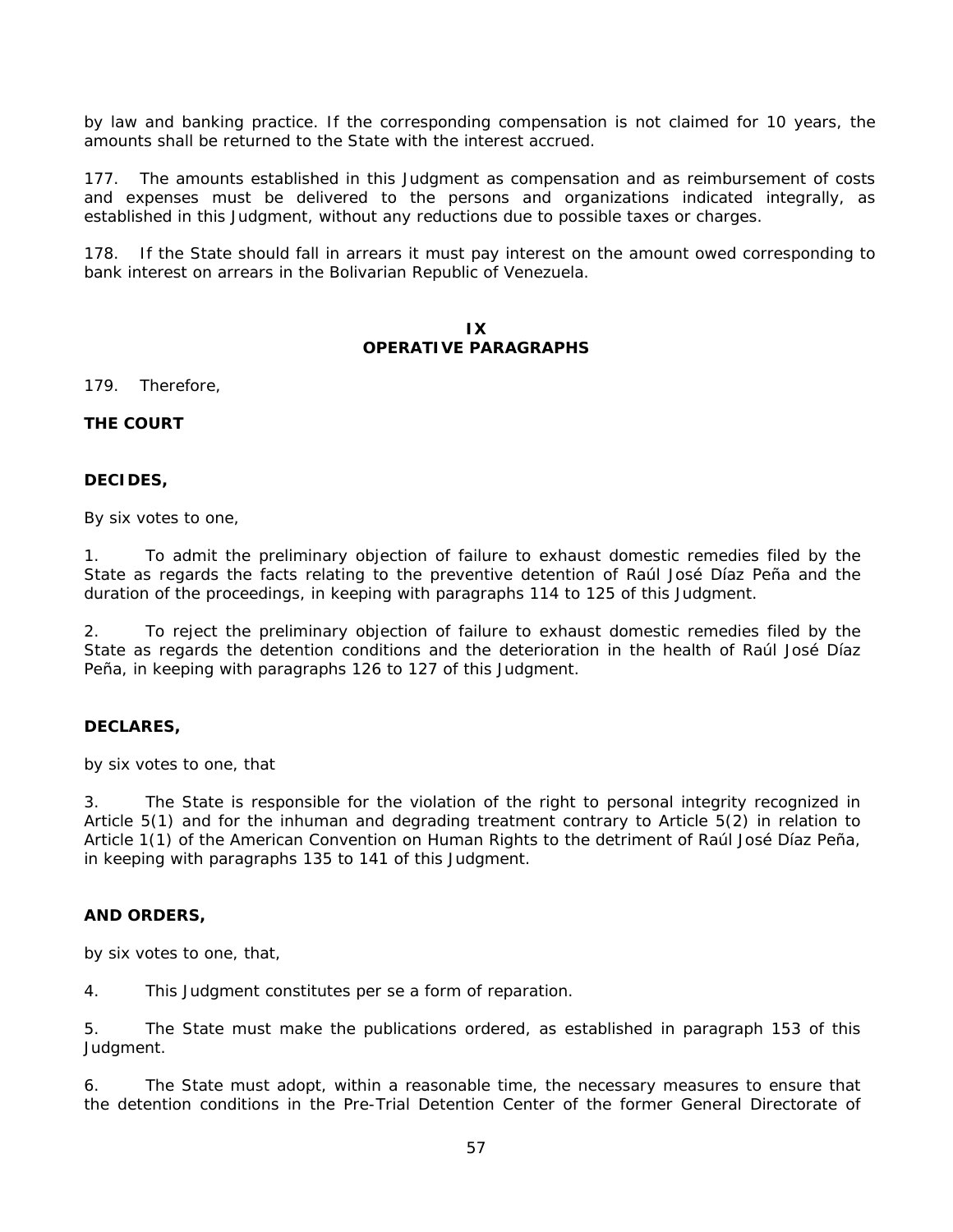by law and banking practice. If the corresponding compensation is not claimed for 10 years, the amounts shall be returned to the State with the interest accrued.

177. The amounts established in this Judgment as compensation and as reimbursement of costs and expenses must be delivered to the persons and organizations indicated integrally, as established in this Judgment, without any reductions due to possible taxes or charges.

178. If the State should fall in arrears it must pay interest on the amount owed corresponding to bank interest on arrears in the Bolivarian Republic of Venezuela.

## IX
## OPERATIVE PARAGRAPHS

179. Therefore,

**THE COURT**

**DECIDES,**

By six votes to one,

1. To admit the preliminary objection of failure to exhaust domestic remedies filed by the State as regards the facts relating to the preventive detention of Raúl José Díaz Peña and the duration of the proceedings, in keeping with paragraphs 114 to 125 of this Judgment.

2. To reject the preliminary objection of failure to exhaust domestic remedies filed by the State as regards the detention conditions and the deterioration in the health of Raúl José Díaz Peña, in keeping with paragraphs 126 to 127 of this Judgment.

**DECLARES,**

by six votes to one, that

3. The State is responsible for the violation of the right to personal integrity recognized in Article 5(1) and for the inhuman and degrading treatment contrary to Article 5(2) in relation to Article 1(1) of the American Convention on Human Rights to the detriment of Raúl José Díaz Peña, in keeping with paragraphs 135 to 141 of this Judgment.

**AND ORDERS,**

by six votes to one, that,

4. This Judgment constitutes per se a form of reparation.

5. The State must make the publications ordered, as established in paragraph 153 of this Judgment.

6. The State must adopt, within a reasonable time, the necessary measures to ensure that the detention conditions in the Pre-Trial Detention Center of the former General Directorate of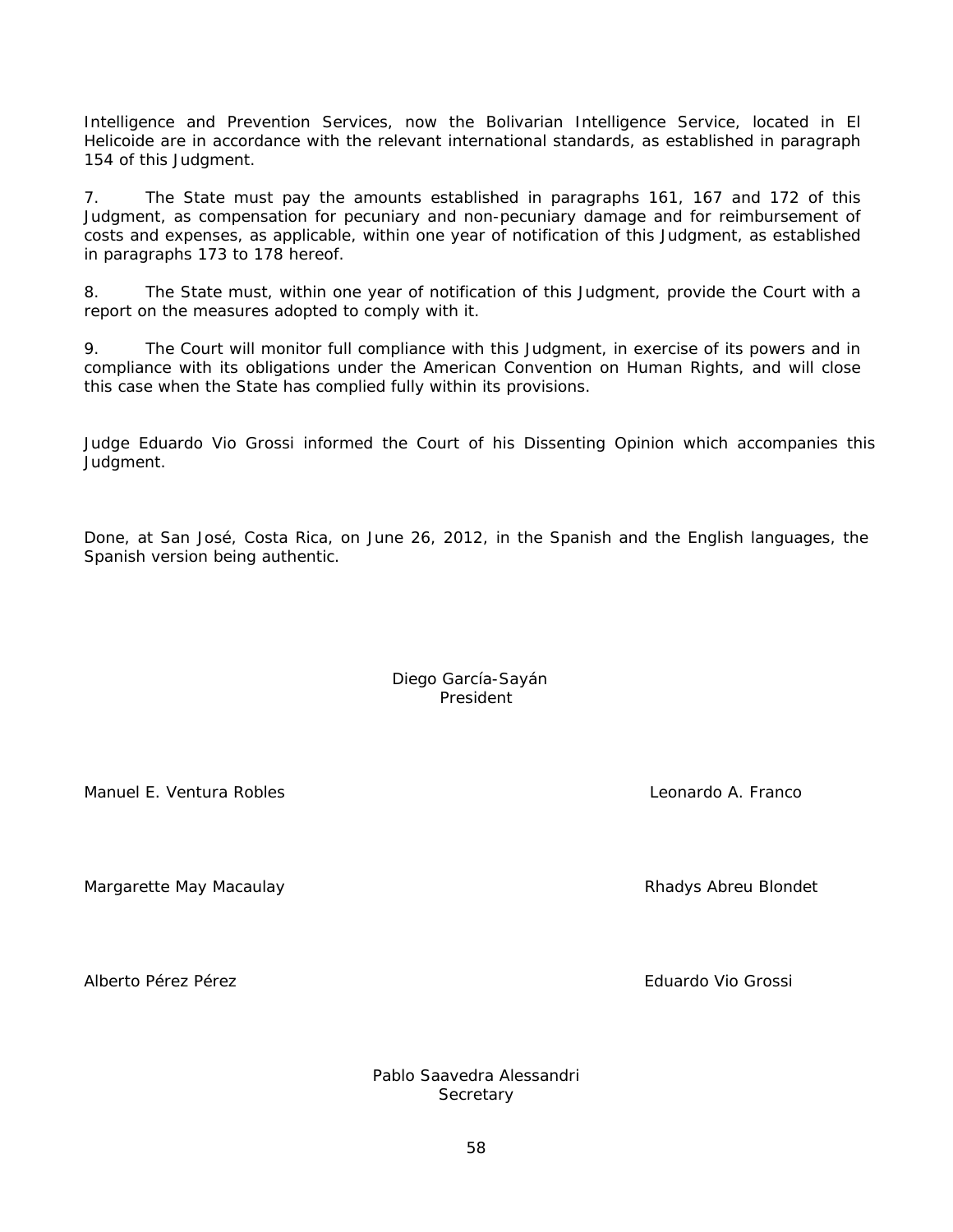Intelligence and Prevention Services, now the Bolivarian Intelligence Service, located in El Helicoide are in accordance with the relevant international standards, as established in paragraph 154 of this Judgment.

7. The State must pay the amounts established in paragraphs 161, 167 and 172 of this Judgment, as compensation for pecuniary and non-pecuniary damage and for reimbursement of costs and expenses, as applicable, within one year of notification of this Judgment, as established in paragraphs 173 to 178 hereof.

8. The State must, within one year of notification of this Judgment, provide the Court with a report on the measures adopted to comply with it.

9. The Court will monitor full compliance with this Judgment, in exercise of its powers and in compliance with its obligations under the American Convention on Human Rights, and will close this case when the State has complied fully within its provisions.

Judge Eduardo Vio Grossi informed the Court of his Dissenting Opinion which accompanies this Judgment.

Done, at San José, Costa Rica, on June 26, 2012, in the Spanish and the English languages, the Spanish version being authentic.

Diego García-Sayán
President

Manuel E. Ventura Robles

Leonardo A. Franco

Margarette May Macaulay

Rhadys Abreu Blondet

Alberto Pérez Pérez

Eduardo Vio Grossi

Pablo Saavedra Alessandri
Secretary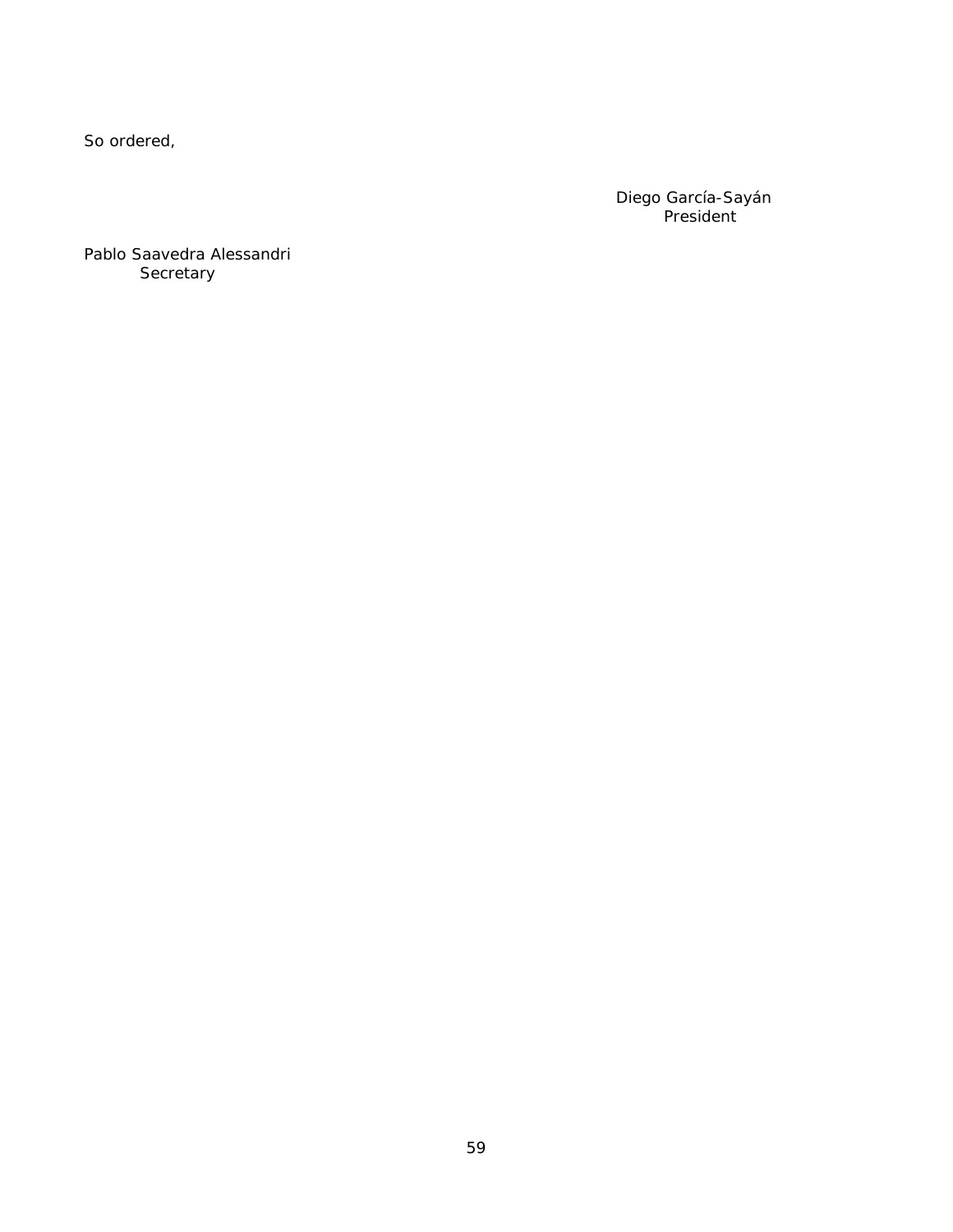So ordered,

Diego García-Sayán
President

Pablo Saavedra Alessandri
Secretary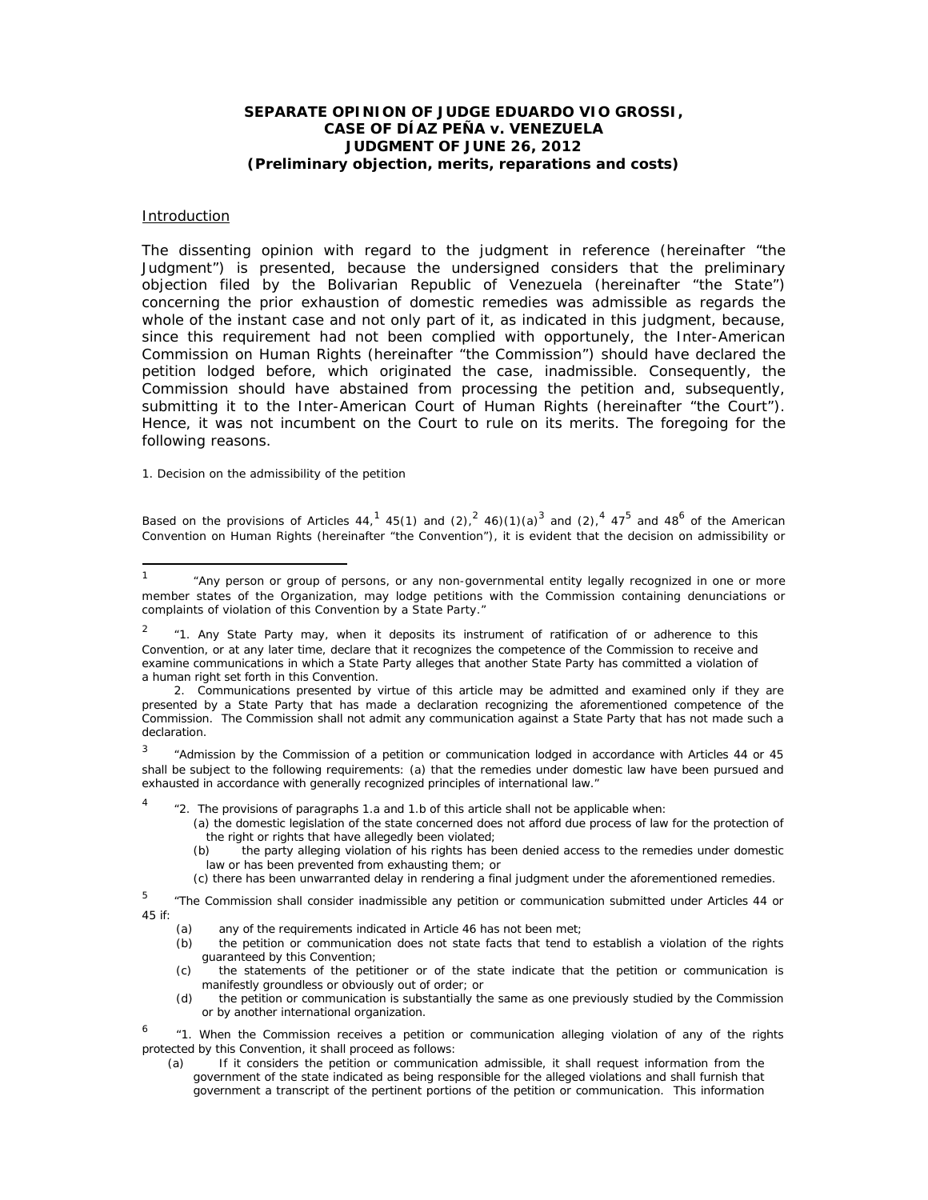**SEPARATE OPINION OF JUDGE EDUARDO VIO GROSSI,**
**CASE OF DÍAZ PEÑA v. VENEZUELA**
**JUDGMENT OF JUNE 26, 2012**
**(Preliminary objection, merits, reparations and costs)**

Introduction

The dissenting opinion with regard to the judgment in reference (hereinafter "the Judgment") is presented, because the undersigned considers that the preliminary objection filed by the Bolivarian Republic of Venezuela (hereinafter "the State") concerning the prior exhaustion of domestic remedies was admissible as regards the whole of the instant case and not only part of it, as indicated in this judgment, because, since this requirement had not been complied with opportunely, the Inter-American Commission on Human Rights (hereinafter "the Commission") should have declared the petition lodged before, which originated the case, inadmissible. Consequently, the Commission should have abstained from processing the petition and, subsequently, submitting it to the Inter-American Court of Human Rights (hereinafter "the Court"). Hence, it was not incumbent on the Court to rule on its merits. The foregoing for the following reasons.

1. Decision on the admissibility of the petition

Based on the provisions of Articles 44,[1] 45(1) and (2),[2] 46)(1)(a)[3] and (2),[4] 47[5] and 48[6] of the American Convention on Human Rights (hereinafter "the Convention"), it is evident that the decision on admissibility or

---

[1] "Any person or group of persons, or any non-governmental entity legally recognized in one or more member states of the Organization, may lodge petitions with the Commission containing denunciations or complaints of violation of this Convention by a State Party."

[2] "1. Any State Party may, when it deposits its instrument of ratification of or adherence to this Convention, or at any later time, declare that it recognizes the competence of the Commission to receive and examine communications in which a State Party alleges that another State Party has committed a violation of a human right set forth in this Convention.

2. Communications presented by virtue of this article may be admitted and examined only if they are presented by a State Party that has made a declaration recognizing the aforementioned competence of the Commission. The Commission shall not admit any communication against a State Party that has not made such a declaration.

[3] "Admission by the Commission of a petition or communication lodged in accordance with Articles 44 or 45 shall be subject to the following requirements: (a) that the remedies under domestic law have been pursued and exhausted in accordance with generally recognized principles of international law."

[4] "2. The provisions of paragraphs 1.a and 1.b of this article shall not be applicable when:

(a) the domestic legislation of the state concerned does not afford due process of law for the protection of the right or rights that have allegedly been violated;

(b) the party alleging violation of his rights has been denied access to the remedies under domestic law or has been prevented from exhausting them; or

(c) there has been unwarranted delay in rendering a final judgment under the aforementioned remedies.

[5] "The Commission shall consider inadmissible any petition or communication submitted under Articles 44 or 45 if:

(a) any of the requirements indicated in Article 46 has not been met;

(b) the petition or communication does not state facts that tend to establish a violation of the rights guaranteed by this Convention;

(c) the statements of the petitioner or of the state indicate that the petition or communication is manifestly groundless or obviously out of order; or

(d) the petition or communication is substantially the same as one previously studied by the Commission or by another international organization.

[6] "1. When the Commission receives a petition or communication alleging violation of any of the rights protected by this Convention, it shall proceed as follows:

(a) If it considers the petition or communication admissible, it shall request information from the government of the state indicated as being responsible for the alleged violations and shall furnish that government a transcript of the pertinent portions of the petition or communication. This information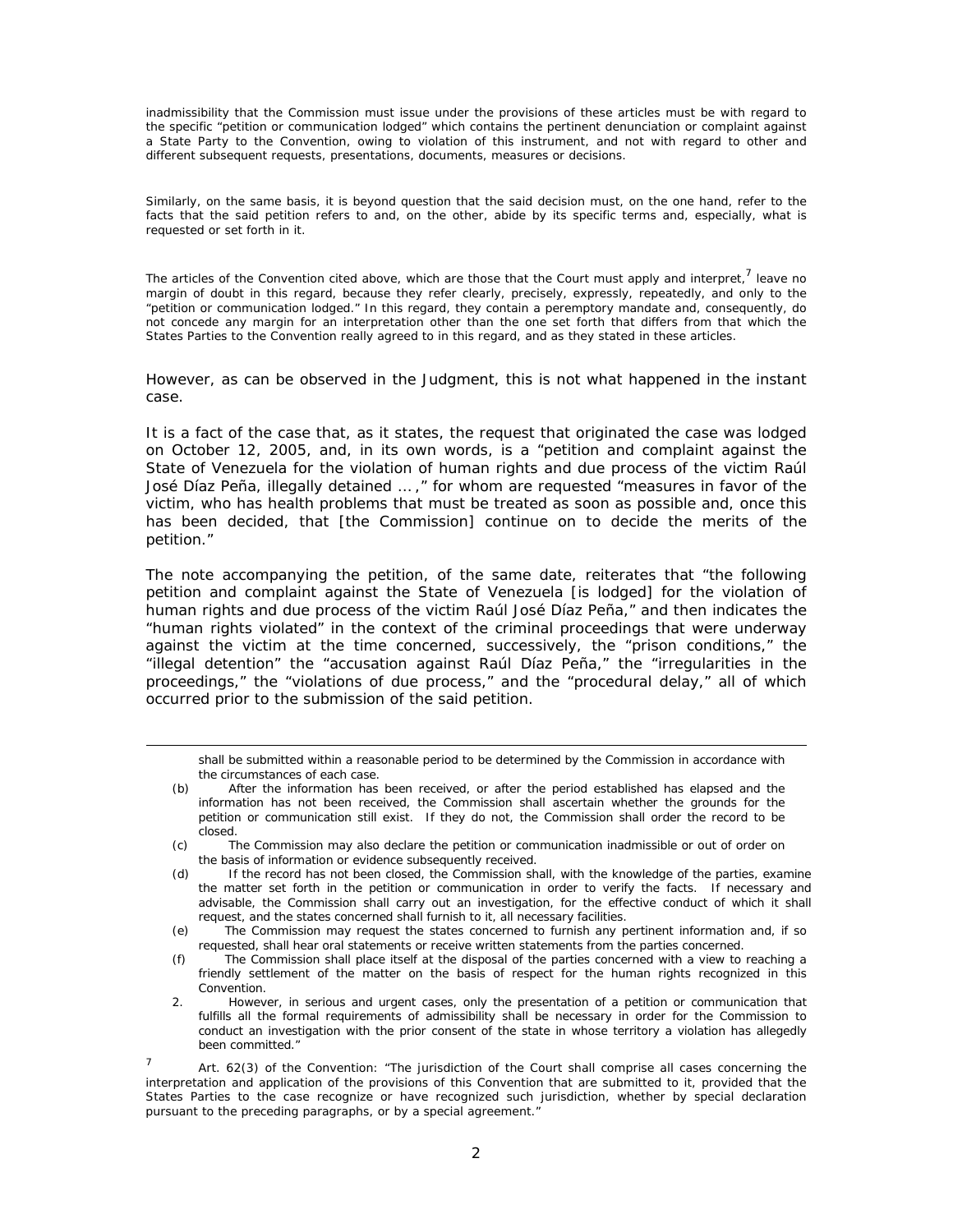inadmissibility that the Commission must issue under the provisions of these articles must be with regard to the specific "petition or communication lodged" which contains the pertinent denunciation or complaint against a State Party to the Convention, owing to violation of this instrument, and not with regard to other and different subsequent requests, presentations, documents, measures or decisions.

Similarly, on the same basis, it is beyond question that the said decision must, on the one hand, refer to the facts that the said petition refers to and, on the other, abide by its specific terms and, especially, what is requested or set forth in it.

The articles of the Convention cited above, which are those that the Court must apply and interpret,[7] leave no margin of doubt in this regard, because they refer clearly, precisely, expressly, repeatedly, and only to the "petition or communication lodged." In this regard, they contain a peremptory mandate and, consequently, do not concede any margin for an interpretation other than the one set forth that differs from that which the States Parties to the Convention really agreed to in this regard, and as they stated in these articles.

However, as can be observed in the Judgment, this is not what happened in the instant case.

It is a fact of the case that, as it states, the request that originated the case was lodged on October 12, 2005, and, in its own words, is a "petition and complaint against the State of Venezuela for the violation of human rights and due process of the victim Raúl José Díaz Peña, illegally detained … ," for whom are requested "measures in favor of the victim, who has health problems that must be treated as soon as possible and, once this has been decided, that [the Commission] continue on to decide the merits of the petition."

The note accompanying the petition, of the same date, reiterates that "the following petition and complaint against the State of Venezuela [is lodged] for the violation of human rights and due process of the victim Raúl José Díaz Peña," and then indicates the "human rights violated" in the context of the criminal proceedings that were underway against the victim at the time concerned, successively, the "prison conditions," the "illegal detention" the "accusation against Raúl Díaz Peña," the "irregularities in the proceedings," the "violations of due process," and the "procedural delay," all of which occurred prior to the submission of the said petition.

---

shall be submitted within a reasonable period to be determined by the Commission in accordance with the circumstances of each case.

(b) After the information has been received, or after the period established has elapsed and the information has not been received, the Commission shall ascertain whether the grounds for the petition or communication still exist. If they do not, the Commission shall order the record to be closed.

(c) The Commission may also declare the petition or communication inadmissible or out of order on the basis of information or evidence subsequently received.

(d) If the record has not been closed, the Commission shall, with the knowledge of the parties, examine the matter set forth in the petition or communication in order to verify the facts. If necessary and advisable, the Commission shall carry out an investigation, for the effective conduct of which it shall request, and the states concerned shall furnish to it, all necessary facilities.

(e) The Commission may request the states concerned to furnish any pertinent information and, if so requested, shall hear oral statements or receive written statements from the parties concerned.

(f) The Commission shall place itself at the disposal of the parties concerned with a view to reaching a friendly settlement of the matter on the basis of respect for the human rights recognized in this Convention.

2. However, in serious and urgent cases, only the presentation of a petition or communication that fulfills all the formal requirements of admissibility shall be necessary in order for the Commission to conduct an investigation with the prior consent of the state in whose territory a violation has allegedly been committed."

[7] Art. 62(3) of the Convention: "The jurisdiction of the Court shall comprise all cases concerning the interpretation and application of the provisions of this Convention that are submitted to it, provided that the States Parties to the case recognize or have recognized such jurisdiction, whether by special declaration pursuant to the preceding paragraphs, or by a special agreement."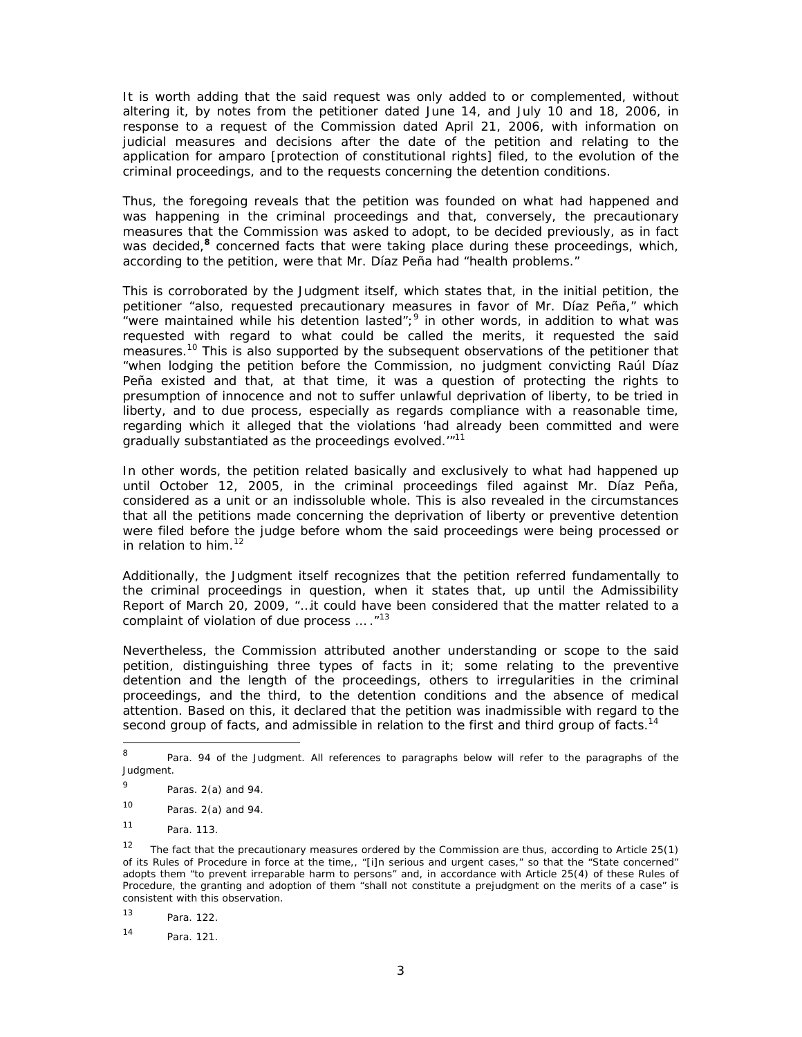It is worth adding that the said request was only added to or complemented, without altering it, by notes from the petitioner dated June 14, and July 10 and 18, 2006, in response to a request of the Commission dated April 21, 2006, with information on judicial measures and decisions after the date of the petition and relating to the application for amparo [protection of constitutional rights] filed, to the evolution of the criminal proceedings, and to the requests concerning the detention conditions.

Thus, the foregoing reveals that the petition was founded on what had happened and was happening in the criminal proceedings and that, conversely, the precautionary measures that the Commission was asked to adopt, to be decided previously, as in fact was decided,[8] concerned facts that were taking place during these proceedings, which, according to the petition, were that Mr. Díaz Peña had "health problems."

This is corroborated by the Judgment itself, which states that, in the initial petition, the petitioner "also, requested precautionary measures in favor of Mr. Díaz Peña," which "were maintained while his detention lasted";[9] in other words, in addition to what was requested with regard to what could be called the merits, it requested the said measures.[10] This is also supported by the subsequent observations of the petitioner that "when lodging the petition before the Commission, no judgment convicting Raúl Díaz Peña existed and that, at that time, it was a question of protecting the rights to presumption of innocence and not to suffer unlawful deprivation of liberty, to be tried in liberty, and to due process, especially as regards compliance with a reasonable time, regarding which it alleged that the violations 'had already been committed and were gradually substantiated as the proceedings evolved.'"[11]

In other words, the petition related basically and exclusively to what had happened up until October 12, 2005, in the criminal proceedings filed against Mr. Díaz Peña, considered as a unit or an indissoluble whole. This is also revealed in the circumstances that all the petitions made concerning the deprivation of liberty or preventive detention were filed before the judge before whom the said proceedings were being processed or in relation to him.[12]

Additionally, the Judgment itself recognizes that the petition referred fundamentally to the criminal proceedings in question, when it states that, up until the Admissibility Report of March 20, 2009, "…it could have been considered that the matter related to a complaint of violation of due process … ."[13]

Nevertheless, the Commission attributed another understanding or scope to the said petition, distinguishing three types of facts in it; some relating to the preventive detention and the length of the proceedings, others to irregularities in the criminal proceedings, and the third, to the detention conditions and the absence of medical attention. Based on this, it declared that the petition was inadmissible with regard to the second group of facts, and admissible in relation to the first and third group of facts.[14]

---

[8] Para. 94 of the Judgment. All references to paragraphs below will refer to the paragraphs of the Judgment.

[9] Paras. 2(a) and 94.

[10] Paras. 2(a) and 94.

[11] Para. 113.

[12] The fact that the precautionary measures ordered by the Commission are thus, according to Article 25(1) of its Rules of Procedure in force at the time,, "[i]n serious and urgent cases," so that the "State concerned" adopts them "to prevent irreparable harm to persons" and, in accordance with Article 25(4) of these Rules of Procedure, the granting and adoption of them "shall not constitute a prejudgment on the merits of a case" is consistent with this observation.

[13] Para. 122.

[14] Para. 121.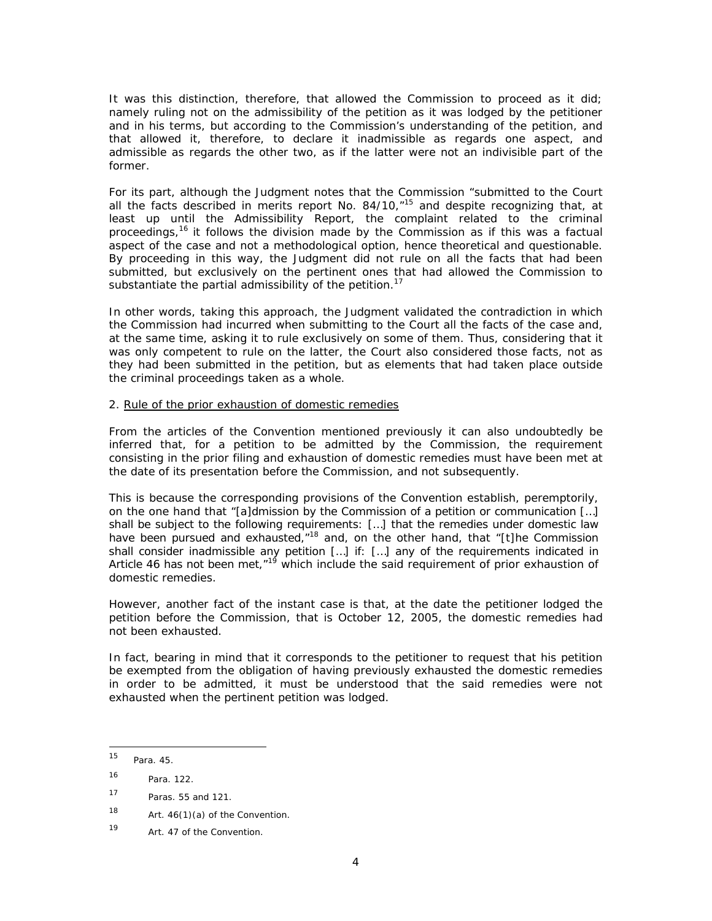It was this distinction, therefore, that allowed the Commission to proceed as it did; namely ruling not on the admissibility of the petition as it was lodged by the petitioner and in his terms, but according to the Commission's understanding of the petition, and that allowed it, therefore, to declare it inadmissible as regards one aspect, and admissible as regards the other two, as if the latter were not an indivisible part of the former.

For its part, although the Judgment notes that the Commission "submitted to the Court all the facts described in merits report No. 84/10,"[15] and despite recognizing that, at least up until the Admissibility Report, the complaint related to the criminal proceedings,[16] it follows the division made by the Commission as if this was a factual aspect of the case and not a methodological option, hence theoretical and questionable. By proceeding in this way, the Judgment did not rule on all the facts that had been submitted, but exclusively on the pertinent ones that had allowed the Commission to substantiate the partial admissibility of the petition.[17]

In other words, taking this approach, the Judgment validated the contradiction in which the Commission had incurred when submitting to the Court all the facts of the case and, at the same time, asking it to rule exclusively on some of them. Thus, considering that it was only competent to rule on the latter, the Court also considered those facts, not as they had been submitted in the petition, but as elements that had taken place outside the criminal proceedings taken as a whole.

2. Rule of the prior exhaustion of domestic remedies

From the articles of the Convention mentioned previously it can also undoubtedly be inferred that, for a petition to be admitted by the Commission, the requirement consisting in the prior filing and exhaustion of domestic remedies must have been met at the date of its presentation before the Commission, and not subsequently.

This is because the corresponding provisions of the Convention establish, peremptorily, on the one hand that "[a]dmission by the Commission of a petition or communication […] shall be subject to the following requirements: […] that the remedies under domestic law have been pursued and exhausted,"[18] and, on the other hand, that "[t]he Commission shall consider inadmissible any petition […] if: […] any of the requirements indicated in Article 46 has not been met,"[19] which include the said requirement of prior exhaustion of domestic remedies.

However, another fact of the instant case is that, at the date the petitioner lodged the petition before the Commission, that is October 12, 2005, the domestic remedies had not been exhausted.

In fact, bearing in mind that it corresponds to the petitioner to request that his petition be exempted from the obligation of having previously exhausted the domestic remedies in order to be admitted, it must be understood that the said remedies were not exhausted when the pertinent petition was lodged.

---

[15] Para. 45.

[16] Para. 122.

[17] Paras. 55 and 121.

[18] Art. 46(1)(a) of the Convention.

[19] Art. 47 of the Convention.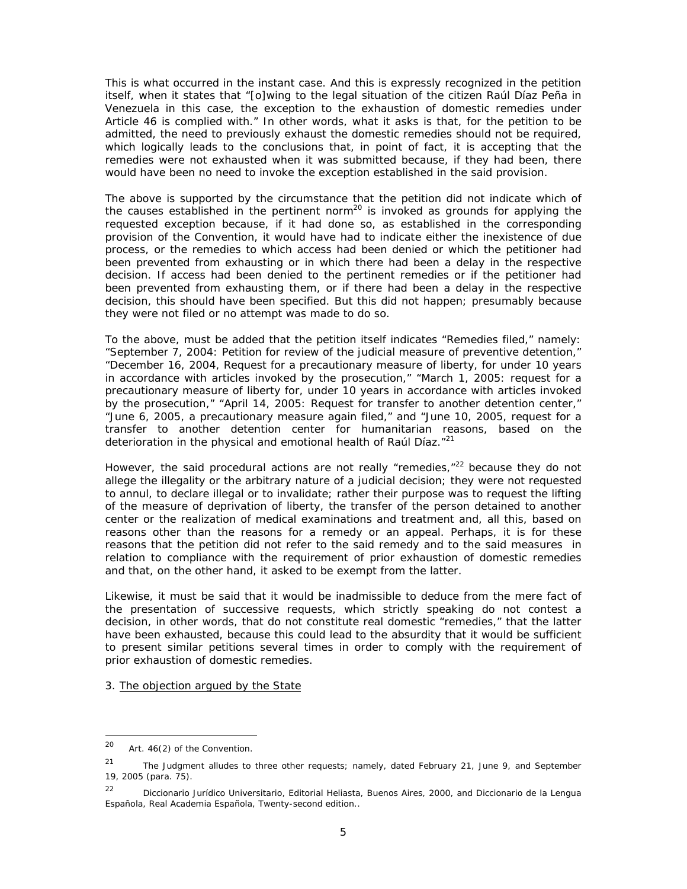This is what occurred in the instant case. And this is expressly recognized in the petition itself, when it states that "[o]wing to the legal situation of the citizen Raúl Díaz Peña in Venezuela in this case, the exception to the exhaustion of domestic remedies under Article 46 is complied with." In other words, what it asks is that, for the petition to be admitted, the need to previously exhaust the domestic remedies should not be required, which logically leads to the conclusions that, in point of fact, it is accepting that the remedies were not exhausted when it was submitted because, if they had been, there would have been no need to invoke the exception established in the said provision.

The above is supported by the circumstance that the petition did not indicate which of the causes established in the pertinent norm[20] is invoked as grounds for applying the requested exception because, if it had done so, as established in the corresponding provision of the Convention, it would have had to indicate either the inexistence of due process, or the remedies to which access had been denied or which the petitioner had been prevented from exhausting or in which there had been a delay in the respective decision. If access had been denied to the pertinent remedies or if the petitioner had been prevented from exhausting them, or if there had been a delay in the respective decision, this should have been specified. But this did not happen; presumably because they were not filed or no attempt was made to do so.

To the above, must be added that the petition itself indicates "Remedies filed," namely: "September 7, 2004: Petition for review of the judicial measure of preventive detention," "December 16, 2004, Request for a precautionary measure of liberty, for under 10 years in accordance with articles invoked by the prosecution," "March 1, 2005: request for a precautionary measure of liberty for, under 10 years in accordance with articles invoked by the prosecution," "April 14, 2005: Request for transfer to another detention center," "June 6, 2005, a precautionary measure again filed," and "June 10, 2005, request for a transfer to another detention center for humanitarian reasons, based on the deterioration in the physical and emotional health of Raúl Díaz."[21]

However, the said procedural actions are not really "remedies,"[22] because they do not allege the illegality or the arbitrary nature of a judicial decision; they were not requested to annul, to declare illegal or to invalidate; rather their purpose was to request the lifting of the measure of deprivation of liberty, the transfer of the person detained to another center or the realization of medical examinations and treatment and, all this, based on reasons other than the reasons for a remedy or an appeal. Perhaps, it is for these reasons that the petition did not refer to the said remedy and to the said measures in relation to compliance with the requirement of prior exhaustion of domestic remedies and that, on the other hand, it asked to be exempt from the latter.

Likewise, it must be said that it would be inadmissible to deduce from the mere fact of the presentation of successive requests, which strictly speaking do not contest a decision, in other words, that do not constitute real domestic "remedies," that the latter have been exhausted, because this could lead to the absurdity that it would be sufficient to present similar petitions several times in order to comply with the requirement of prior exhaustion of domestic remedies.

3. The objection argued by the State

---

[20] Art. 46(2) of the Convention.

[21] The Judgment alludes to three other requests; namely, dated February 21, June 9, and September 19, 2005 (para. 75).

[22] Diccionario Jurídico Universitario, Editorial Heliasta, Buenos Aires, 2000, and Diccionario de la Lengua Española, Real Academia Española, Twenty-second edition..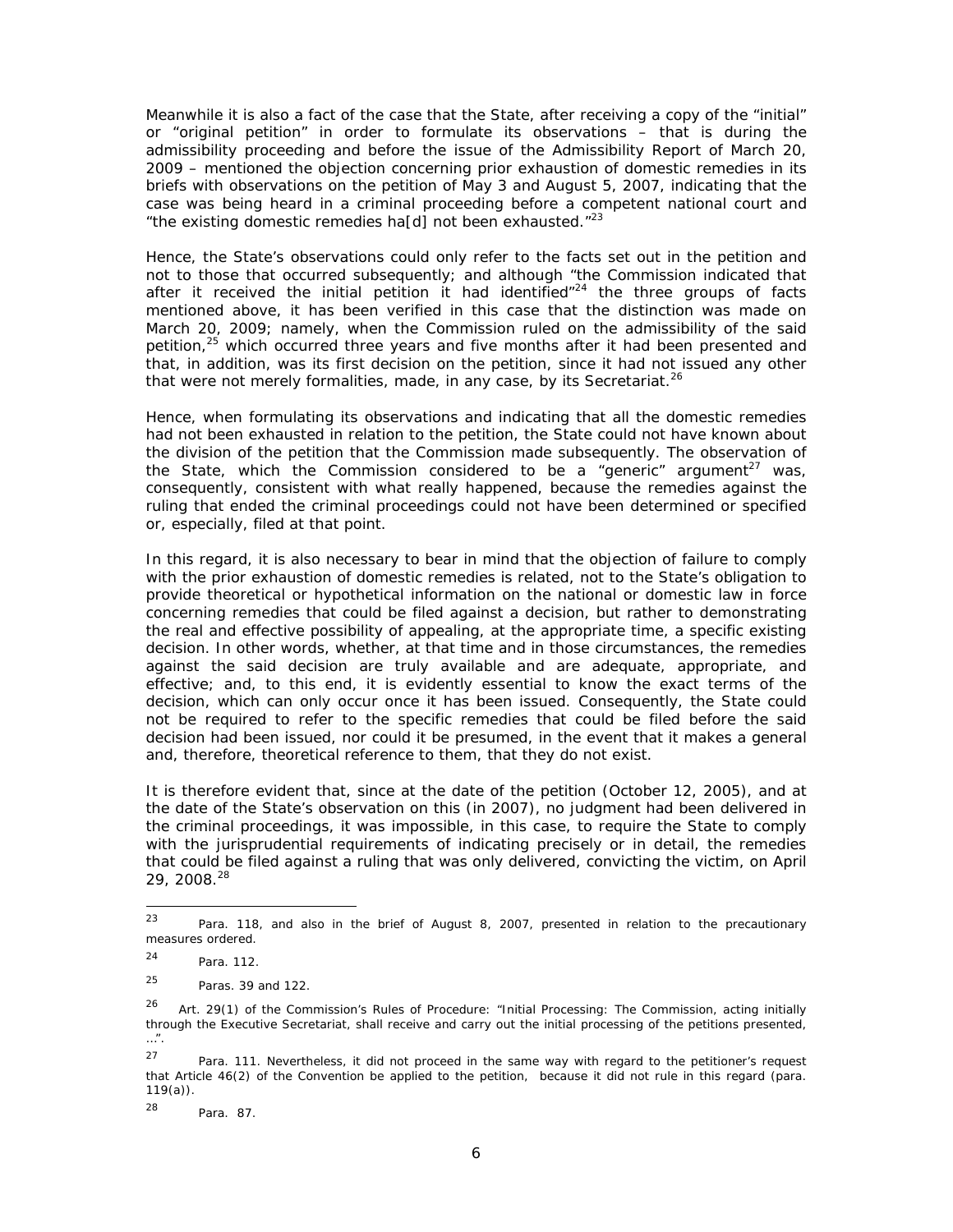Meanwhile it is also a fact of the case that the State, after receiving a copy of the "initial" or "original petition" in order to formulate its observations – that is during the admissibility proceeding and before the issue of the Admissibility Report of March 20, 2009 – mentioned the objection concerning prior exhaustion of domestic remedies in its briefs with observations on the petition of May 3 and August 5, 2007, indicating that the case was being heard in a criminal proceeding before a competent national court and "the existing domestic remedies ha[d] not been exhausted."[23]

Hence, the State's observations could only refer to the facts set out in the petition and not to those that occurred subsequently; and although "the Commission indicated that after it received the initial petition it had identified"[24] the three groups of facts mentioned above, it has been verified in this case that the distinction was made on March 20, 2009; namely, when the Commission ruled on the admissibility of the said petition,[25] which occurred three years and five months after it had been presented and that, in addition, was its first decision on the petition, since it had not issued any other that were not merely formalities, made, in any case, by its Secretariat.[26]

Hence, when formulating its observations and indicating that all the domestic remedies had not been exhausted in relation to the petition, the State could not have known about the division of the petition that the Commission made subsequently. The observation of the State, which the Commission considered to be a "generic" argument[27] was, consequently, consistent with what really happened, because the remedies against the ruling that ended the criminal proceedings could not have been determined or specified or, especially, filed at that point.

In this regard, it is also necessary to bear in mind that the objection of failure to comply with the prior exhaustion of domestic remedies is related, not to the State's obligation to provide theoretical or hypothetical information on the national or domestic law in force concerning remedies that could be filed against a decision, but rather to demonstrating the real and effective possibility of appealing, at the appropriate time, a specific existing decision. In other words, whether, at that time and in those circumstances, the remedies against the said decision are truly available and are adequate, appropriate, and effective; and, to this end, it is evidently essential to know the exact terms of the decision, which can only occur once it has been issued. Consequently, the State could not be required to refer to the specific remedies that could be filed before the said decision had been issued, nor could it be presumed, in the event that it makes a general and, therefore, theoretical reference to them, that they do not exist.

It is therefore evident that, since at the date of the petition (October 12, 2005), and at the date of the State's observation on this (in 2007), no judgment had been delivered in the criminal proceedings, it was impossible, in this case, to require the State to comply with the jurisprudential requirements of indicating precisely or in detail, the remedies that could be filed against a ruling that was only delivered, convicting the victim, on April 29, 2008.[28]

---

[23] Para. 118, and also in the brief of August 8, 2007, presented in relation to the precautionary measures ordered.

[24] Para. 112.

[25] Paras. 39 and 122.

[26] Art. 29(1) of the Commission's Rules of Procedure: "Initial Processing: The Commission, acting initially through the Executive Secretariat, shall receive and carry out the initial processing of the petitions presented, …".

[27] Para. 111. Nevertheless, it did not proceed in the same way with regard to the petitioner's request that Article 46(2) of the Convention be applied to the petition, because it did not rule in this regard (para. 119(a)).

[28] Para. 87.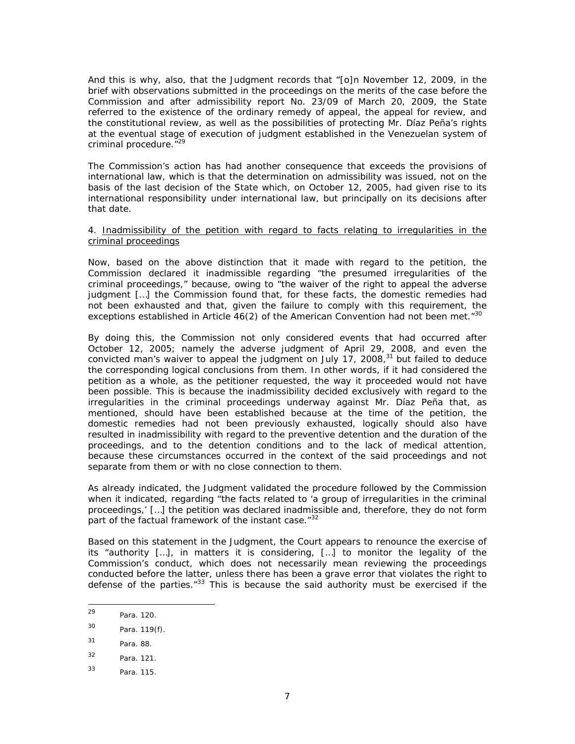And this is why, also, that the Judgment records that "[o]n November 12, 2009, in the brief with observations submitted in the proceedings on the merits of the case before the Commission and after admissibility report No. 23/09 of March 20, 2009, the State referred to the existence of the ordinary remedy of appeal, the appeal for review, and the constitutional review, as well as the possibilities of protecting Mr. Díaz Peña's rights at the eventual stage of execution of judgment established in the Venezuelan system of criminal procedure."[29]

The Commission's action has had another consequence that exceeds the provisions of international law, which is that the determination on admissibility was issued, not on the basis of the last decision of the State which, on October 12, 2005, had given rise to its international responsibility under international law, but principally on its decisions after that date.

4. Inadmissibility of the petition with regard to facts relating to irregularities in the criminal proceedings

Now, based on the above distinction that it made with regard to the petition, the Commission declared it inadmissible regarding "the presumed irregularities of the criminal proceedings," because, owing to "the waiver of the right to appeal the adverse judgment […] the Commission found that, for these facts, the domestic remedies had not been exhausted and that, given the failure to comply with this requirement, the exceptions established in Article 46(2) of the American Convention had not been met."[30]

By doing this, the Commission not only considered events that had occurred after October 12, 2005; namely the adverse judgment of April 29, 2008, and even the convicted man's waiver to appeal the judgment on July 17, 2008,[31] but failed to deduce the corresponding logical conclusions from them. In other words, if it had considered the petition as a whole, as the petitioner requested, the way it proceeded would not have been possible. This is because the inadmissibility decided exclusively with regard to the irregularities in the criminal proceedings underway against Mr. Díaz Peña that, as mentioned, should have been established because at the time of the petition, the domestic remedies had not been previously exhausted, logically should also have resulted in inadmissibility with regard to the preventive detention and the duration of the proceedings, and to the detention conditions and to the lack of medical attention, because these circumstances occurred in the context of the said proceedings and not separate from them or with no close connection to them.

As already indicated, the Judgment validated the procedure followed by the Commission when it indicated, regarding "the facts related to 'a group of irregularities in the criminal proceedings,' […] the petition was declared inadmissible and, therefore, they do not form part of the factual framework of the instant case."[32]

Based on this statement in the Judgment, the Court appears to renounce the exercise of its "authority […], in matters it is considering, […] to monitor the legality of the Commission's conduct, which does not necessarily mean reviewing the proceedings conducted before the latter, unless there has been a grave error that violates the right to defense of the parties."[33] This is because the said authority must be exercised if the

---

[29] Para. 120.

[30] Para. 119(f).

[31] Para. 88.

[32] Para. 121.

[33] Para. 115.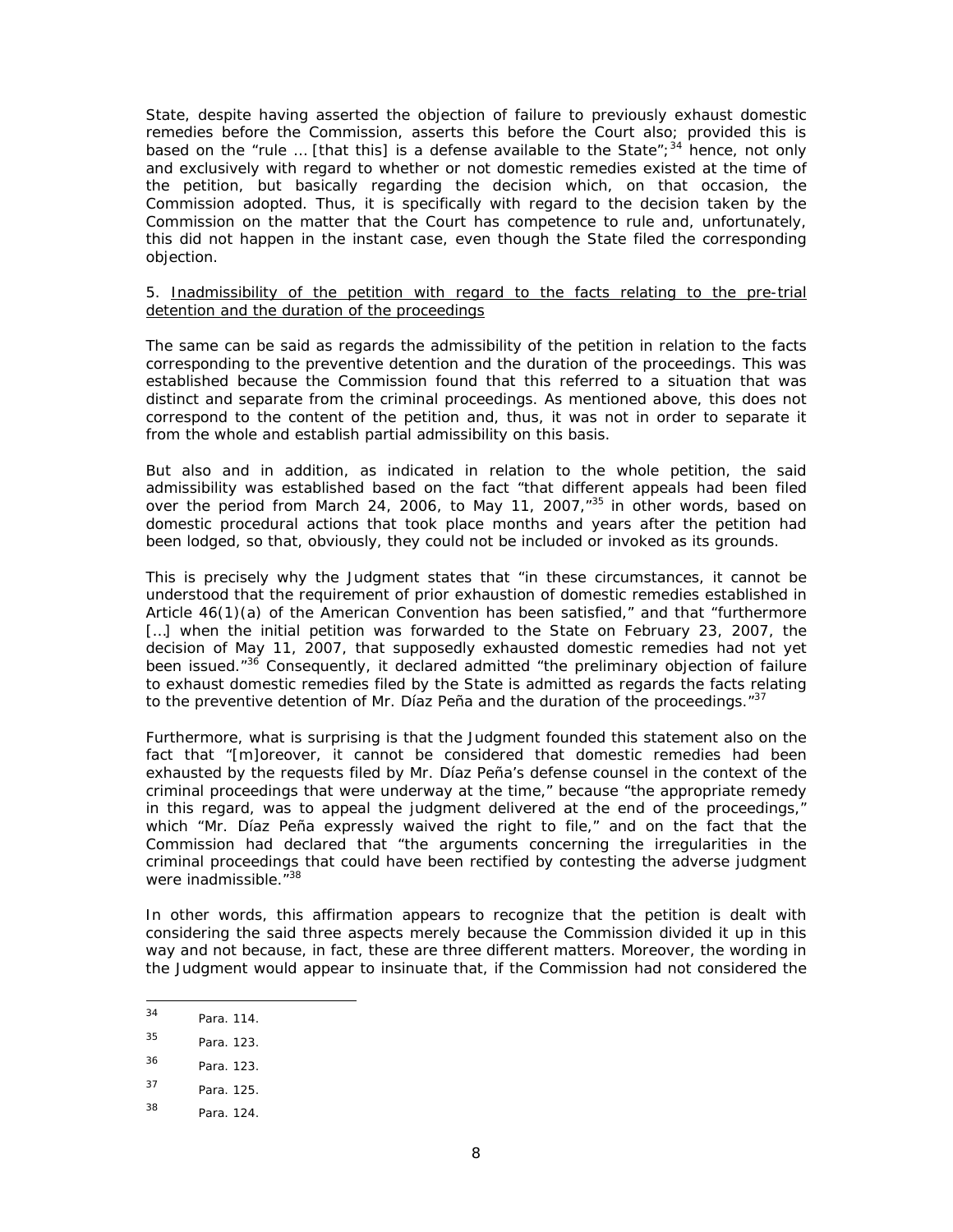State, despite having asserted the objection of failure to previously exhaust domestic remedies before the Commission, asserts this before the Court also; provided this is based on the "rule … [that this] is a defense available to the State";[34] hence, not only and exclusively with regard to whether or not domestic remedies existed at the time of the petition, but basically regarding the decision which, on that occasion, the Commission adopted. Thus, it is specifically with regard to the decision taken by the Commission on the matter that the Court has competence to rule and, unfortunately, this did not happen in the instant case, even though the State filed the corresponding objection.

5. Inadmissibility of the petition with regard to the facts relating to the pre-trial detention and the duration of the proceedings

The same can be said as regards the admissibility of the petition in relation to the facts corresponding to the preventive detention and the duration of the proceedings. This was established because the Commission found that this referred to a situation that was distinct and separate from the criminal proceedings. As mentioned above, this does not correspond to the content of the petition and, thus, it was not in order to separate it from the whole and establish partial admissibility on this basis.

But also and in addition, as indicated in relation to the whole petition, the said admissibility was established based on the fact "that different appeals had been filed over the period from March 24, 2006, to May 11, 2007,"[35] in other words, based on domestic procedural actions that took place months and years after the petition had been lodged, so that, obviously, they could not be included or invoked as its grounds.

This is precisely why the Judgment states that "in these circumstances, it cannot be understood that the requirement of prior exhaustion of domestic remedies established in Article 46(1)(a) of the American Convention has been satisfied," and that "furthermore […] when the initial petition was forwarded to the State on February 23, 2007, the decision of May 11, 2007, that supposedly exhausted domestic remedies had not yet been issued."[36] Consequently, it declared admitted "the preliminary objection of failure to exhaust domestic remedies filed by the State is admitted as regards the facts relating to the preventive detention of Mr. Díaz Peña and the duration of the proceedings."[37]

Furthermore, what is surprising is that the Judgment founded this statement also on the fact that "[m]oreover, it cannot be considered that domestic remedies had been exhausted by the requests filed by Mr. Díaz Peña's defense counsel in the context of the criminal proceedings that were underway at the time," because "the appropriate remedy in this regard, was to appeal the judgment delivered at the end of the proceedings," which "Mr. Díaz Peña expressly waived the right to file," and on the fact that the Commission had declared that "the arguments concerning the irregularities in the criminal proceedings that could have been rectified by contesting the adverse judgment were inadmissible."[38]

In other words, this affirmation appears to recognize that the petition is dealt with considering the said three aspects merely because the Commission divided it up in this way and not because, in fact, these are three different matters. Moreover, the wording in the Judgment would appear to insinuate that, if the Commission had not considered the

---

[34] Para. 114.

[35] Para. 123.

[36] Para. 123.

[37] Para. 125.

[38] Para. 124.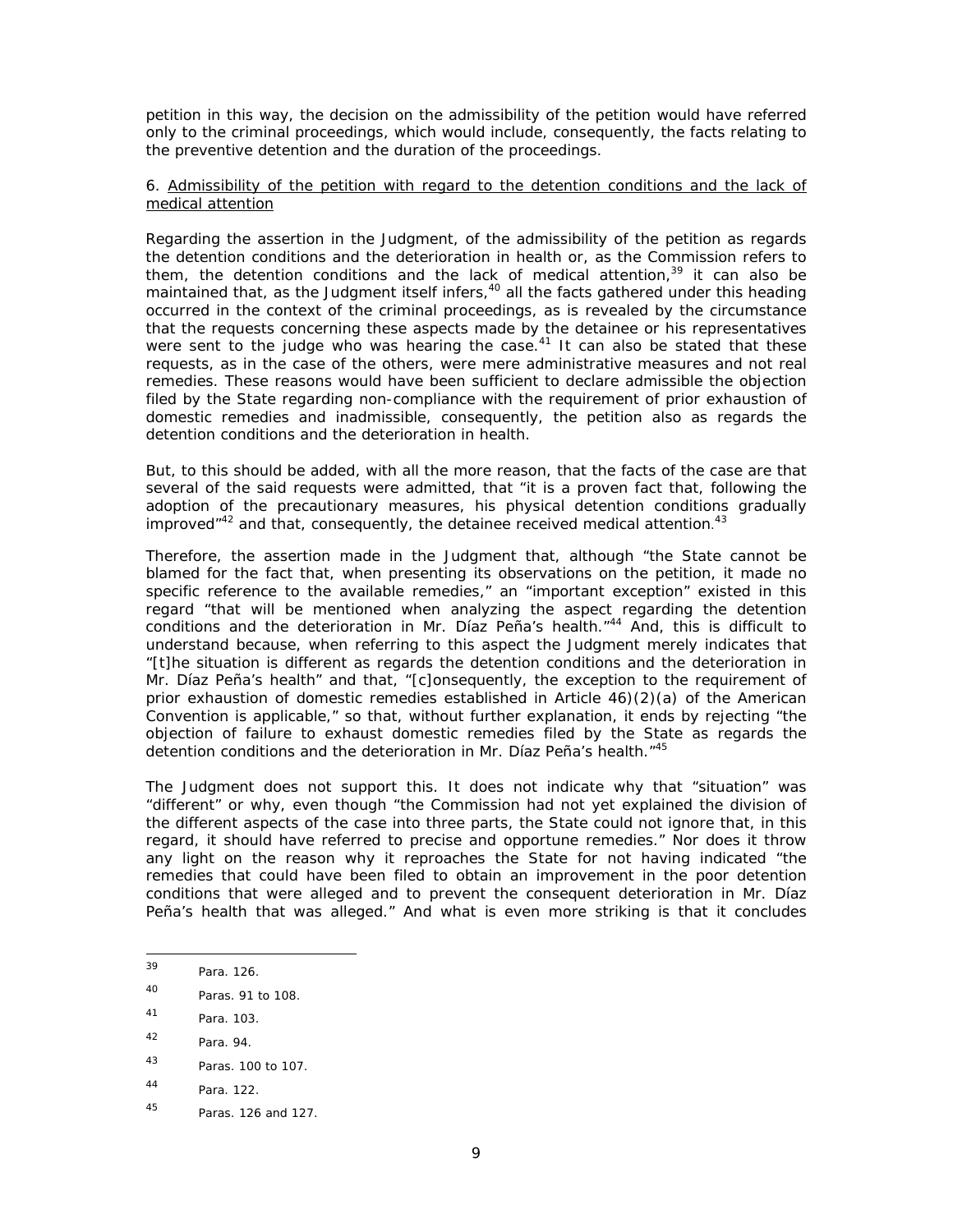petition in this way, the decision on the admissibility of the petition would have referred only to the criminal proceedings, which would include, consequently, the facts relating to the preventive detention and the duration of the proceedings.

6. Admissibility of the petition with regard to the detention conditions and the lack of medical attention

Regarding the assertion in the Judgment, of the admissibility of the petition as regards the detention conditions and the deterioration in health or, as the Commission refers to them, the detention conditions and the lack of medical attention,[39] it can also be maintained that, as the Judgment itself infers,[40] all the facts gathered under this heading occurred in the context of the criminal proceedings, as is revealed by the circumstance that the requests concerning these aspects made by the detainee or his representatives were sent to the judge who was hearing the case.[41] It can also be stated that these requests, as in the case of the others, were mere administrative measures and not real remedies. These reasons would have been sufficient to declare admissible the objection filed by the State regarding non-compliance with the requirement of prior exhaustion of domestic remedies and inadmissible, consequently, the petition also as regards the detention conditions and the deterioration in health.

But, to this should be added, with all the more reason, that the facts of the case are that several of the said requests were admitted, that "it is a proven fact that, following the adoption of the precautionary measures, his physical detention conditions gradually improved"[42] and that, consequently, the detainee received medical attention.[43]

Therefore, the assertion made in the Judgment that, although "the State cannot be blamed for the fact that, when presenting its observations on the petition, it made no specific reference to the available remedies," an "important exception" existed in this regard "that will be mentioned when analyzing the aspect regarding the detention conditions and the deterioration in Mr. Díaz Peña's health."[44] And, this is difficult to understand because, when referring to this aspect the Judgment merely indicates that "[t]he situation is different as regards the detention conditions and the deterioration in Mr. Díaz Peña's health" and that, "[c]onsequently, the exception to the requirement of prior exhaustion of domestic remedies established in Article 46)(2)(a) of the American Convention is applicable," so that, without further explanation, it ends by rejecting "the objection of failure to exhaust domestic remedies filed by the State as regards the detention conditions and the deterioration in Mr. Díaz Peña's health."[45]

The Judgment does not support this. It does not indicate why that "situation" was "different" or why, even though "the Commission had not yet explained the division of the different aspects of the case into three parts, the State could not ignore that, in this regard, it should have referred to precise and opportune remedies." Nor does it throw any light on the reason why it reproaches the State for not having indicated "the remedies that could have been filed to obtain an improvement in the poor detention conditions that were alleged and to prevent the consequent deterioration in Mr. Díaz Peña's health that was alleged." And what is even more striking is that it concludes

---

[39] Para. 126.

[40] Paras. 91 to 108.

[41] Para. 103.

[42] Para. 94.

[43] Paras. 100 to 107.

[44] Para. 122.

[45] Paras. 126 and 127.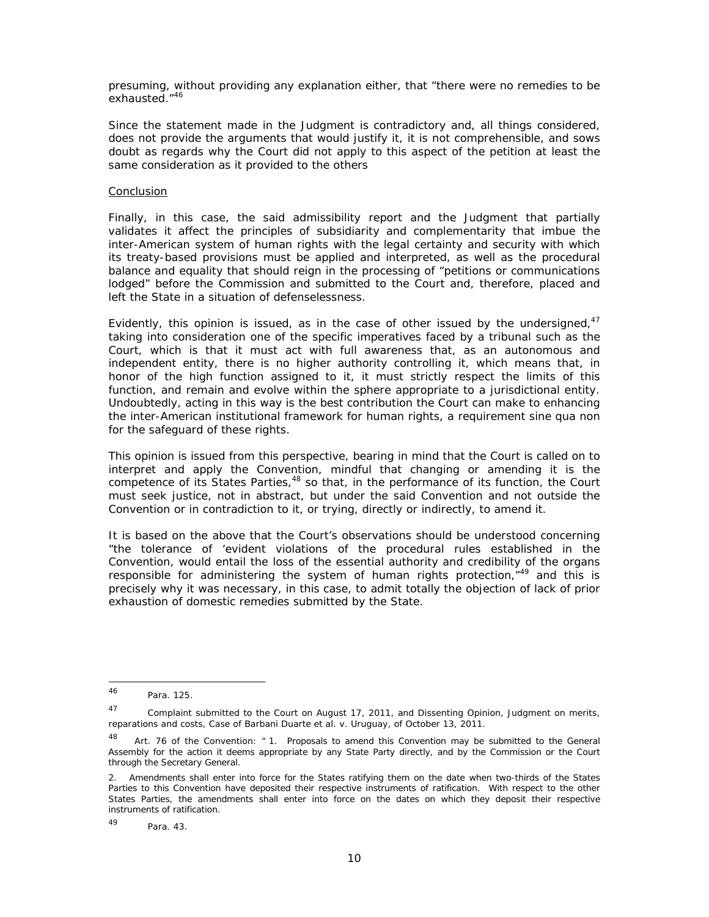presuming, without providing any explanation either, that "there were no remedies to be exhausted."[46]

Since the statement made in the Judgment is contradictory and, all things considered, does not provide the arguments that would justify it, it is not comprehensible, and sows doubt as regards why the Court did not apply to this aspect of the petition at least the same consideration as it provided to the others

Conclusion

Finally, in this case, the said admissibility report and the Judgment that partially validates it affect the principles of subsidiarity and complementarity that imbue the inter-American system of human rights with the legal certainty and security with which its treaty-based provisions must be applied and interpreted, as well as the procedural balance and equality that should reign in the processing of "petitions or communications lodged" before the Commission and submitted to the Court and, therefore, placed and left the State in a situation of defenselessness.

Evidently, this opinion is issued, as in the case of other issued by the undersigned,[47] taking into consideration one of the specific imperatives faced by a tribunal such as the Court, which is that it must act with full awareness that, as an autonomous and independent entity, there is no higher authority controlling it, which means that, in honor of the high function assigned to it, it must strictly respect the limits of this function, and remain and evolve within the sphere appropriate to a jurisdictional entity. Undoubtedly, acting in this way is the best contribution the Court can make to enhancing the inter-American institutional framework for human rights, a requirement sine qua non for the safeguard of these rights.

This opinion is issued from this perspective, bearing in mind that the Court is called on to interpret and apply the Convention, mindful that changing or amending it is the competence of its States Parties,[48] so that, in the performance of its function, the Court must seek justice, not in abstract, but under the said Convention and not outside the Convention or in contradiction to it, or trying, directly or indirectly, to amend it.

It is based on the above that the Court's observations should be understood concerning "the tolerance of 'evident violations of the procedural rules established in the Convention, would entail the loss of the essential authority and credibility of the organs responsible for administering the system of human rights protection,"[49] and this is precisely why it was necessary, in this case, to admit totally the objection of lack of prior exhaustion of domestic remedies submitted by the State.

---

[46] Para. 125.

[47] Complaint submitted to the Court on August 17, 2011, and Dissenting Opinion, Judgment on merits, reparations and costs, Case of Barbani Duarte et al. v. Uruguay, of October 13, 2011.

[48] Art. 76 of the Convention: " 1. Proposals to amend this Convention may be submitted to the General Assembly for the action it deems appropriate by any State Party directly, and by the Commission or the Court through the Secretary General.

2. Amendments shall enter into force for the States ratifying them on the date when two-thirds of the States Parties to this Convention have deposited their respective instruments of ratification. With respect to the other States Parties, the amendments shall enter into force on the dates on which they deposit their respective instruments of ratification.

[49] Para. 43.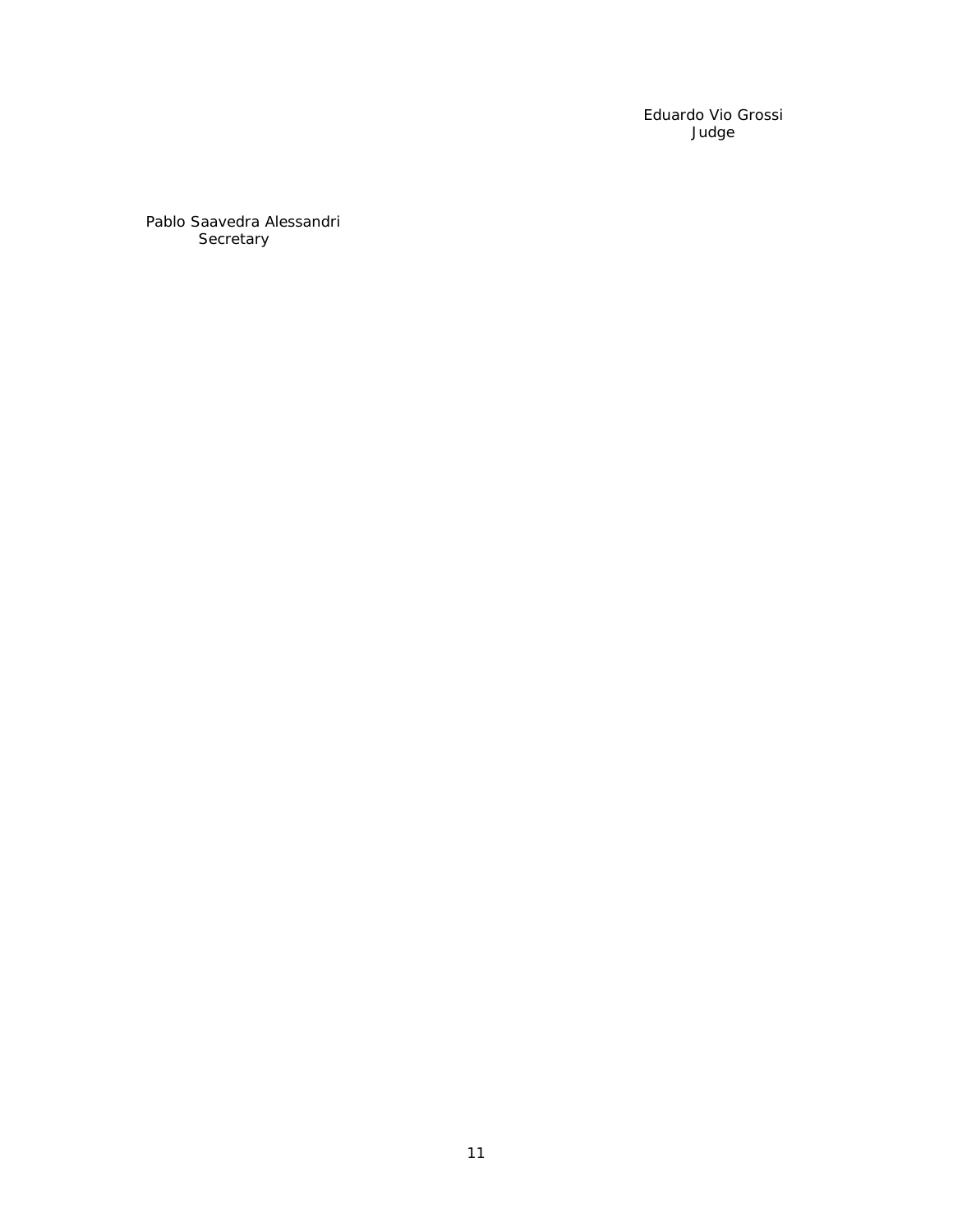Eduardo Vio Grossi
Judge

Pablo Saavedra Alessandri
Secretary